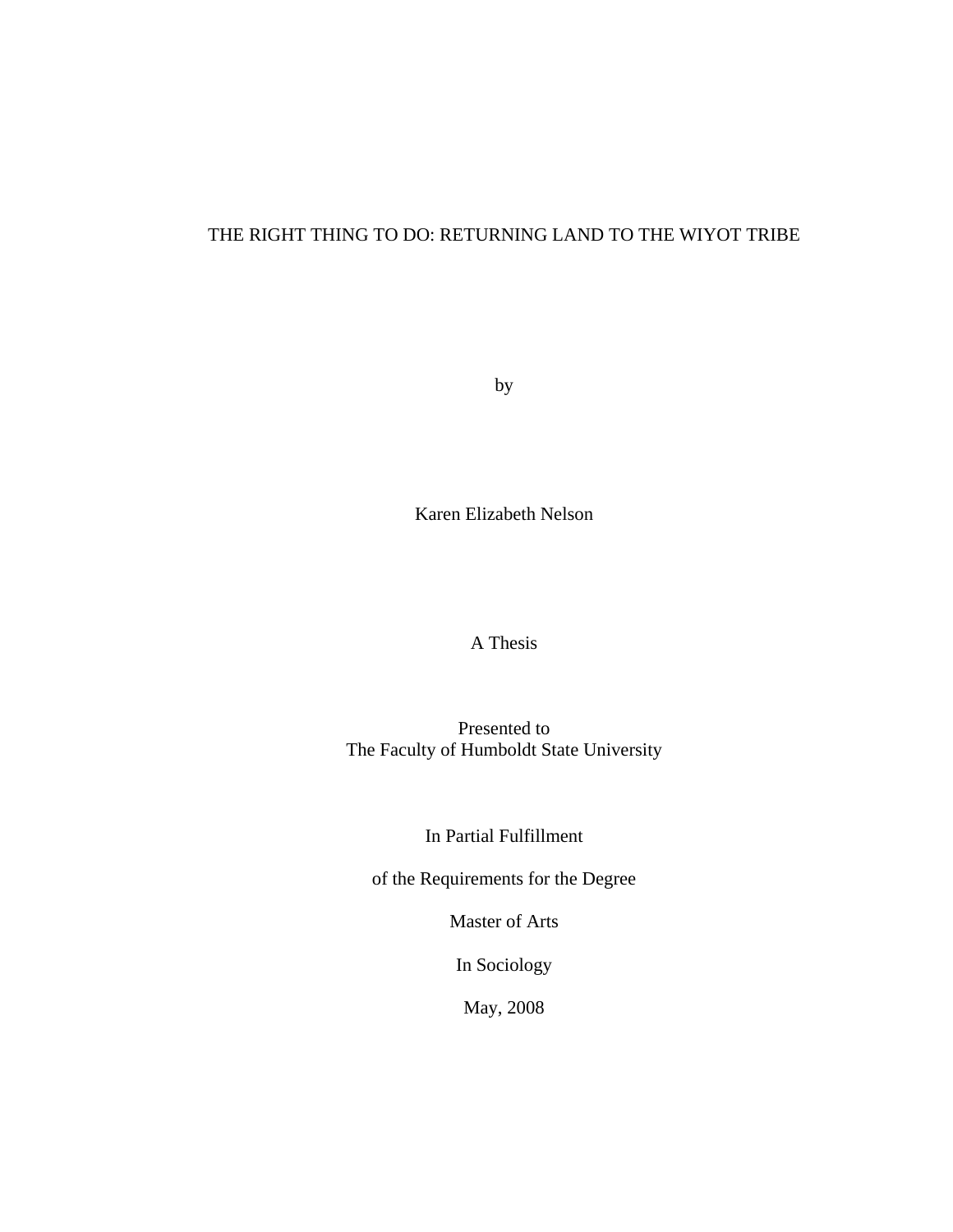# THE RIGHT THING TO DO: RETURNING LAND TO THE WIYOT TRIBE

by

Karen Elizabeth Nelson

A Thesis

Presented to
The Faculty of Humboldt State University

In Partial Fulfillment

of the Requirements for the Degree

Master of Arts

In Sociology

May, 2008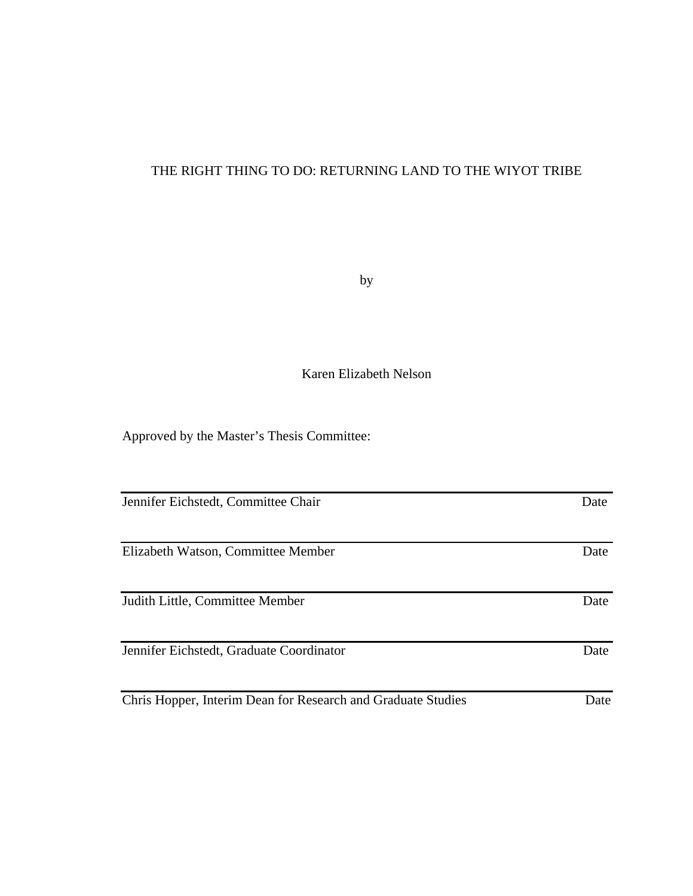THE RIGHT THING TO DO: RETURNING LAND TO THE WIYOT TRIBE

by

Karen Elizabeth Nelson

Approved by the Master's Thesis Committee:

---

Jennifer Eichstedt, Committee Chair　　　　　　　　　　　　　　　　Date

---

Elizabeth Watson, Committee Member　　　　　　　　　　　　　　　　Date

---

Judith Little, Committee Member　　　　　　　　　　　　　　　　　　Date

---

Jennifer Eichstedt, Graduate Coordinator　　　　　　　　　　　　　　Date

---

Chris Hopper, Interim Dean for Research and Graduate Studies　　　　　Date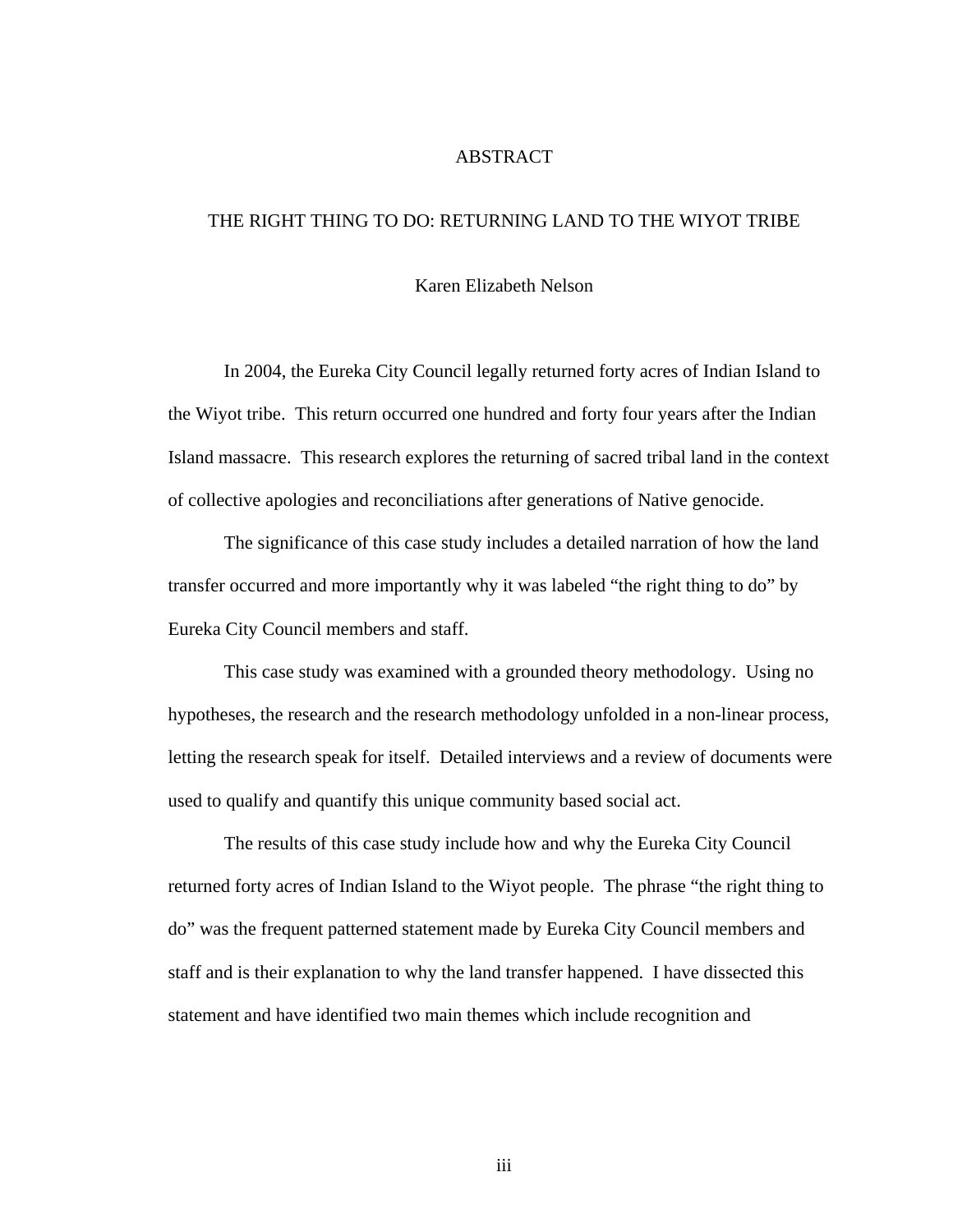# ABSTRACT

## THE RIGHT THING TO DO: RETURNING LAND TO THE WIYOT TRIBE

Karen Elizabeth Nelson

In 2004, the Eureka City Council legally returned forty acres of Indian Island to the Wiyot tribe. This return occurred one hundred and forty four years after the Indian Island massacre. This research explores the returning of sacred tribal land in the context of collective apologies and reconciliations after generations of Native genocide.

The significance of this case study includes a detailed narration of how the land transfer occurred and more importantly why it was labeled "the right thing to do" by Eureka City Council members and staff.

This case study was examined with a grounded theory methodology. Using no hypotheses, the research and the research methodology unfolded in a non-linear process, letting the research speak for itself. Detailed interviews and a review of documents were used to qualify and quantify this unique community based social act.

The results of this case study include how and why the Eureka City Council returned forty acres of Indian Island to the Wiyot people. The phrase "the right thing to do" was the frequent patterned statement made by Eureka City Council members and staff and is their explanation to why the land transfer happened. I have dissected this statement and have identified two main themes which include recognition and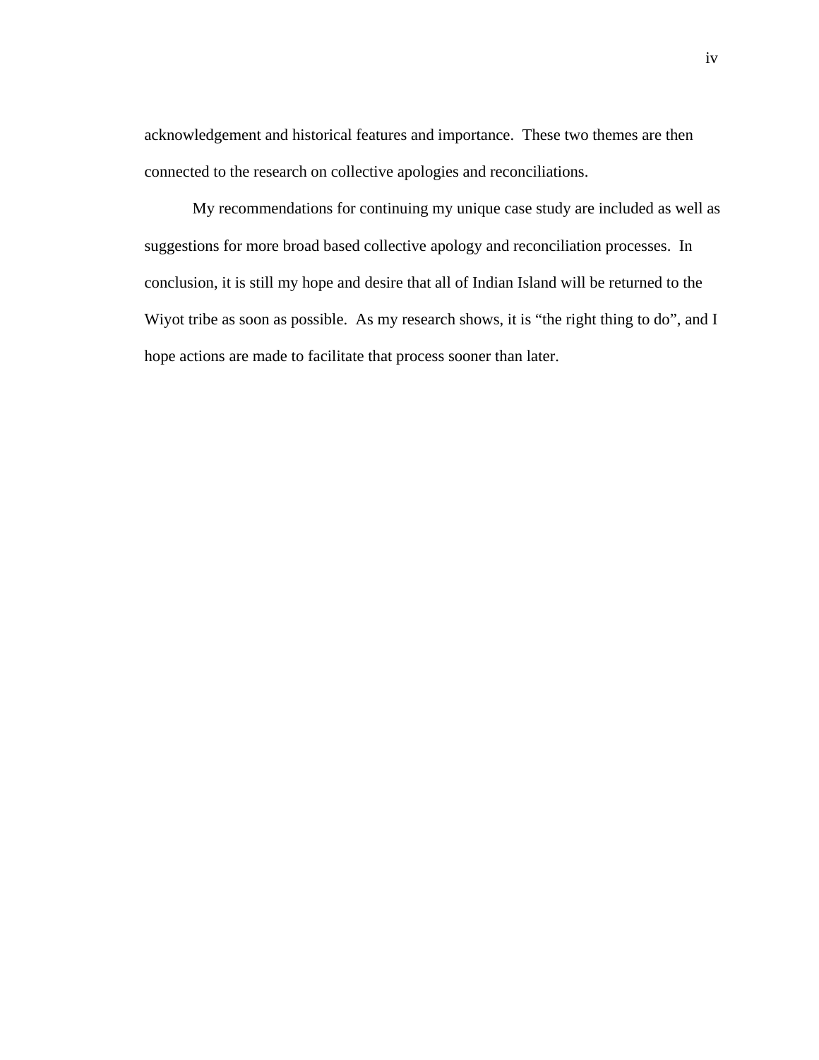acknowledgement and historical features and importance.  These two themes are then connected to the research on collective apologies and reconciliations.

My recommendations for continuing my unique case study are included as well as suggestions for more broad based collective apology and reconciliation processes.  In conclusion, it is still my hope and desire that all of Indian Island will be returned to the Wiyot tribe as soon as possible.  As my research shows, it is "the right thing to do", and I hope actions are made to facilitate that process sooner than later.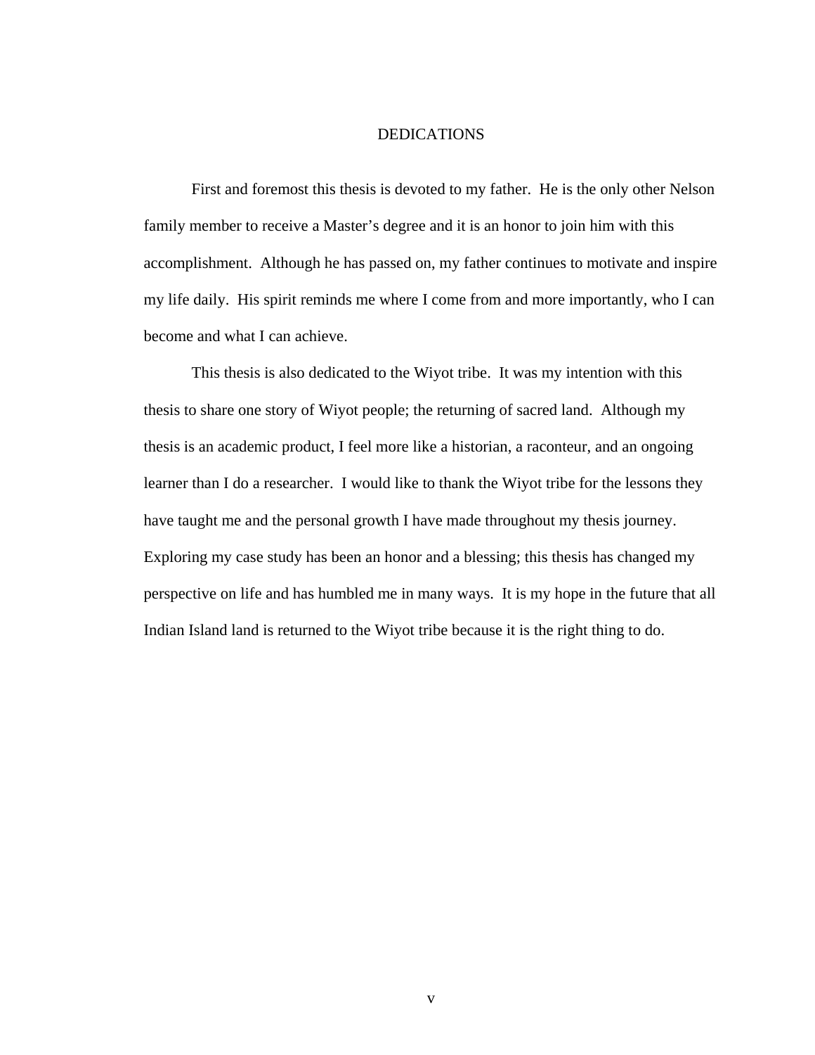# DEDICATIONS

First and foremost this thesis is devoted to my father. He is the only other Nelson family member to receive a Master's degree and it is an honor to join him with this accomplishment. Although he has passed on, my father continues to motivate and inspire my life daily. His spirit reminds me where I come from and more importantly, who I can become and what I can achieve.

This thesis is also dedicated to the Wiyot tribe. It was my intention with this thesis to share one story of Wiyot people; the returning of sacred land. Although my thesis is an academic product, I feel more like a historian, a raconteur, and an ongoing learner than I do a researcher. I would like to thank the Wiyot tribe for the lessons they have taught me and the personal growth I have made throughout my thesis journey. Exploring my case study has been an honor and a blessing; this thesis has changed my perspective on life and has humbled me in many ways. It is my hope in the future that all Indian Island land is returned to the Wiyot tribe because it is the right thing to do.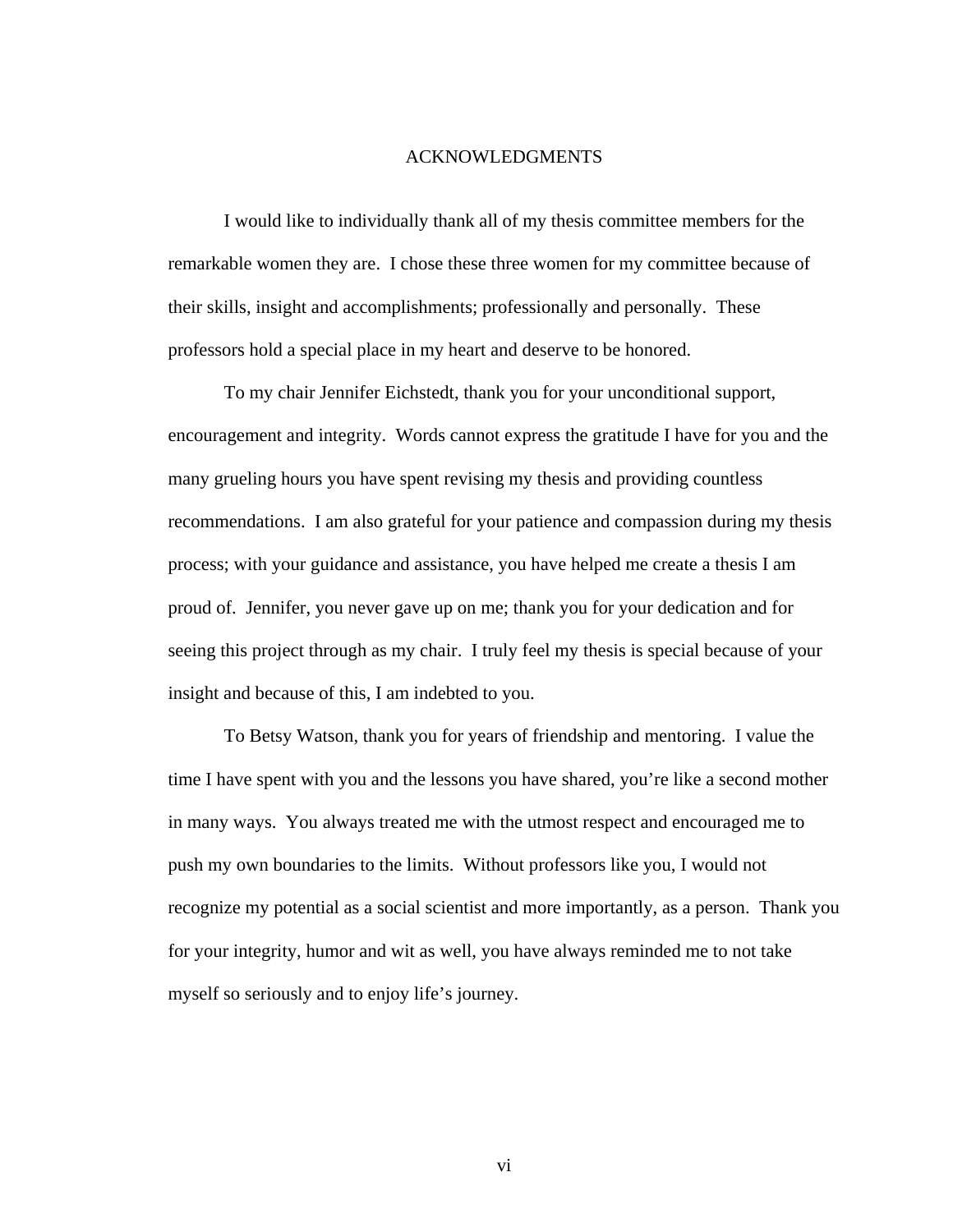# ACKNOWLEDGMENTS

I would like to individually thank all of my thesis committee members for the remarkable women they are. I chose these three women for my committee because of their skills, insight and accomplishments; professionally and personally. These professors hold a special place in my heart and deserve to be honored.

To my chair Jennifer Eichstedt, thank you for your unconditional support, encouragement and integrity. Words cannot express the gratitude I have for you and the many grueling hours you have spent revising my thesis and providing countless recommendations. I am also grateful for your patience and compassion during my thesis process; with your guidance and assistance, you have helped me create a thesis I am proud of. Jennifer, you never gave up on me; thank you for your dedication and for seeing this project through as my chair. I truly feel my thesis is special because of your insight and because of this, I am indebted to you.

To Betsy Watson, thank you for years of friendship and mentoring. I value the time I have spent with you and the lessons you have shared, you're like a second mother in many ways. You always treated me with the utmost respect and encouraged me to push my own boundaries to the limits. Without professors like you, I would not recognize my potential as a social scientist and more importantly, as a person. Thank you for your integrity, humor and wit as well, you have always reminded me to not take myself so seriously and to enjoy life's journey.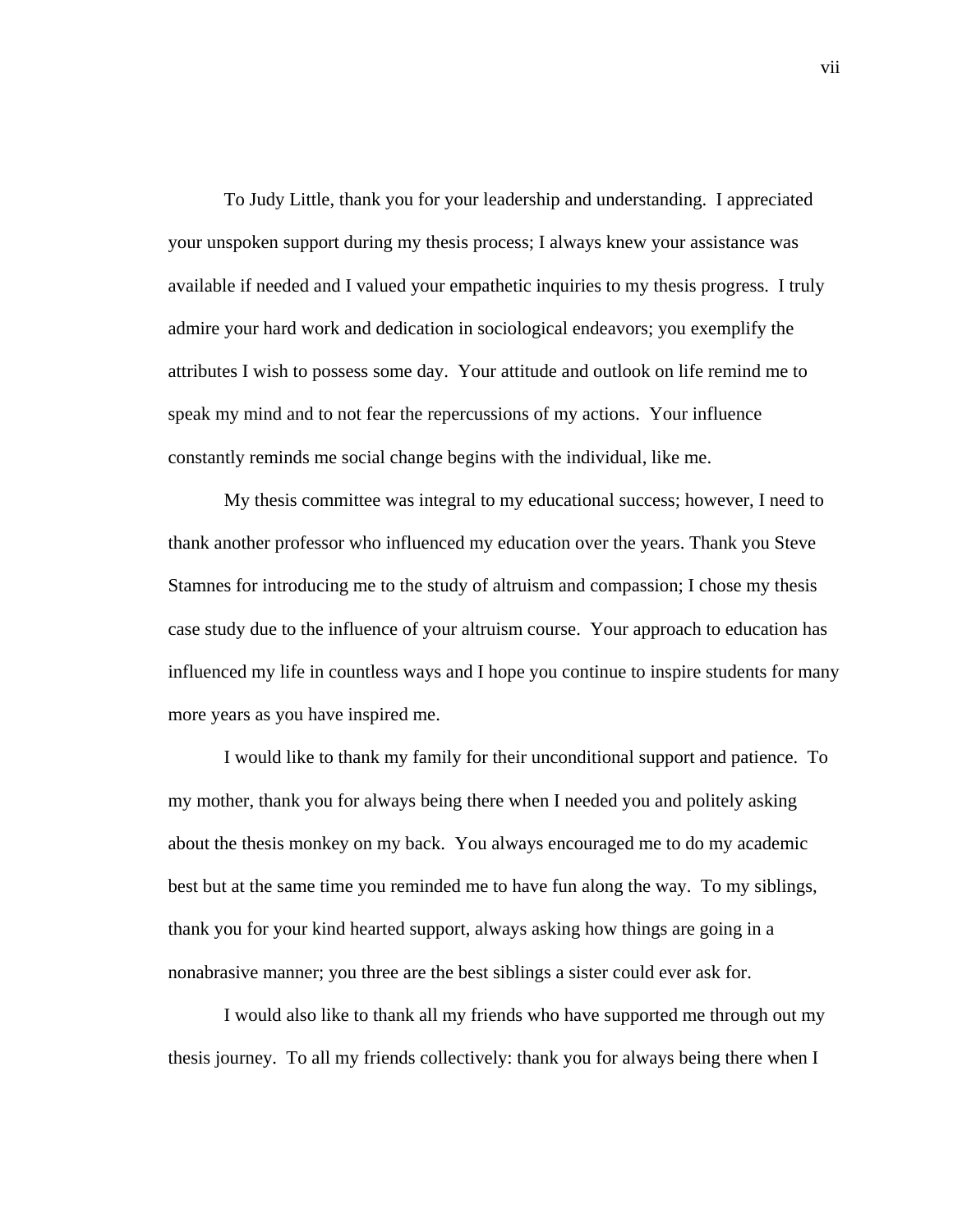To Judy Little, thank you for your leadership and understanding. I appreciated your unspoken support during my thesis process; I always knew your assistance was available if needed and I valued your empathetic inquiries to my thesis progress. I truly admire your hard work and dedication in sociological endeavors; you exemplify the attributes I wish to possess some day. Your attitude and outlook on life remind me to speak my mind and to not fear the repercussions of my actions. Your influence constantly reminds me social change begins with the individual, like me.

My thesis committee was integral to my educational success; however, I need to thank another professor who influenced my education over the years. Thank you Steve Stamnes for introducing me to the study of altruism and compassion; I chose my thesis case study due to the influence of your altruism course. Your approach to education has influenced my life in countless ways and I hope you continue to inspire students for many more years as you have inspired me.

I would like to thank my family for their unconditional support and patience. To my mother, thank you for always being there when I needed you and politely asking about the thesis monkey on my back. You always encouraged me to do my academic best but at the same time you reminded me to have fun along the way. To my siblings, thank you for your kind hearted support, always asking how things are going in a nonabrasive manner; you three are the best siblings a sister could ever ask for.

I would also like to thank all my friends who have supported me through out my thesis journey. To all my friends collectively: thank you for always being there when I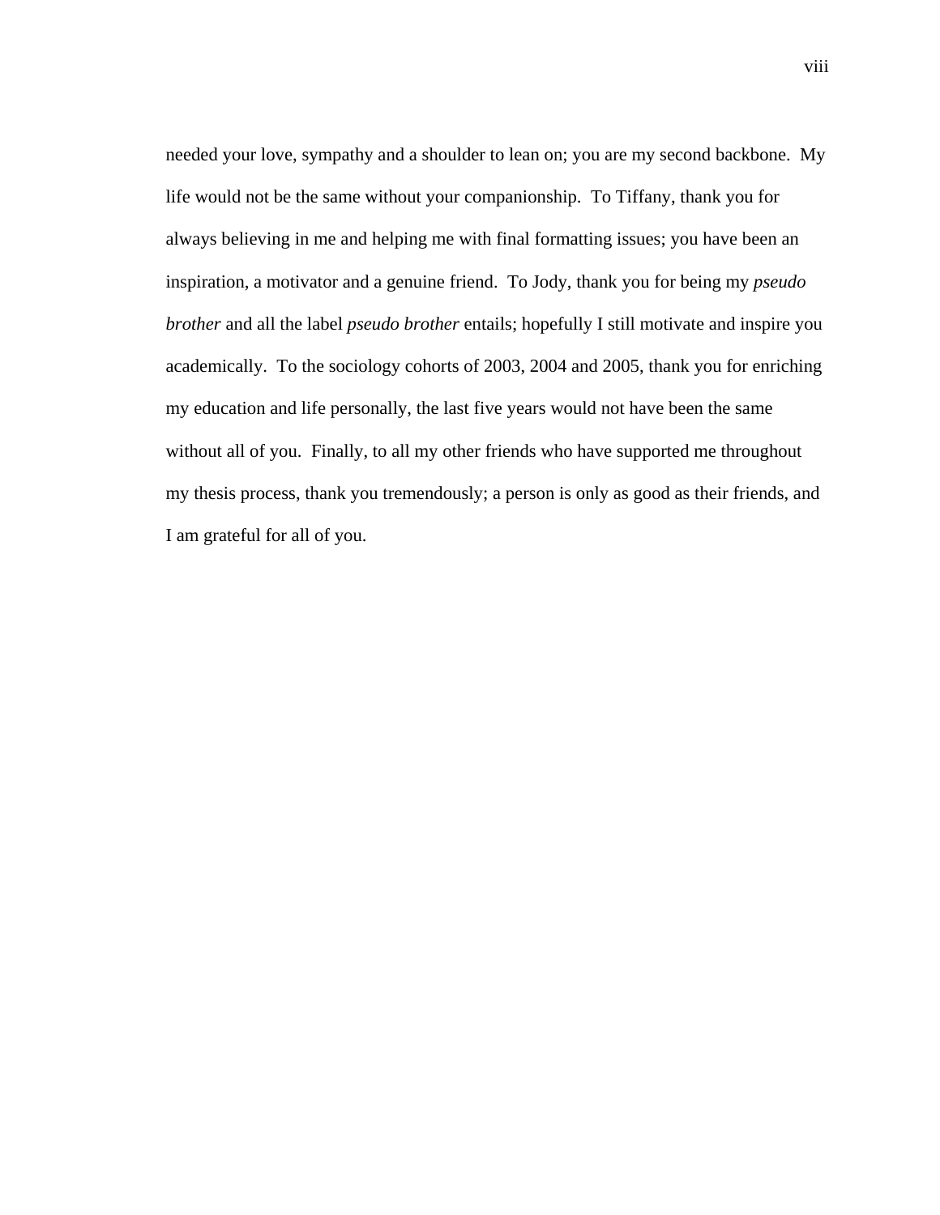needed your love, sympathy and a shoulder to lean on; you are my second backbone. My life would not be the same without your companionship. To Tiffany, thank you for always believing in me and helping me with final formatting issues; you have been an inspiration, a motivator and a genuine friend. To Jody, thank you for being my *pseudo brother* and all the label *pseudo brother* entails; hopefully I still motivate and inspire you academically. To the sociology cohorts of 2003, 2004 and 2005, thank you for enriching my education and life personally, the last five years would not have been the same without all of you. Finally, to all my other friends who have supported me throughout my thesis process, thank you tremendously; a person is only as good as their friends, and I am grateful for all of you.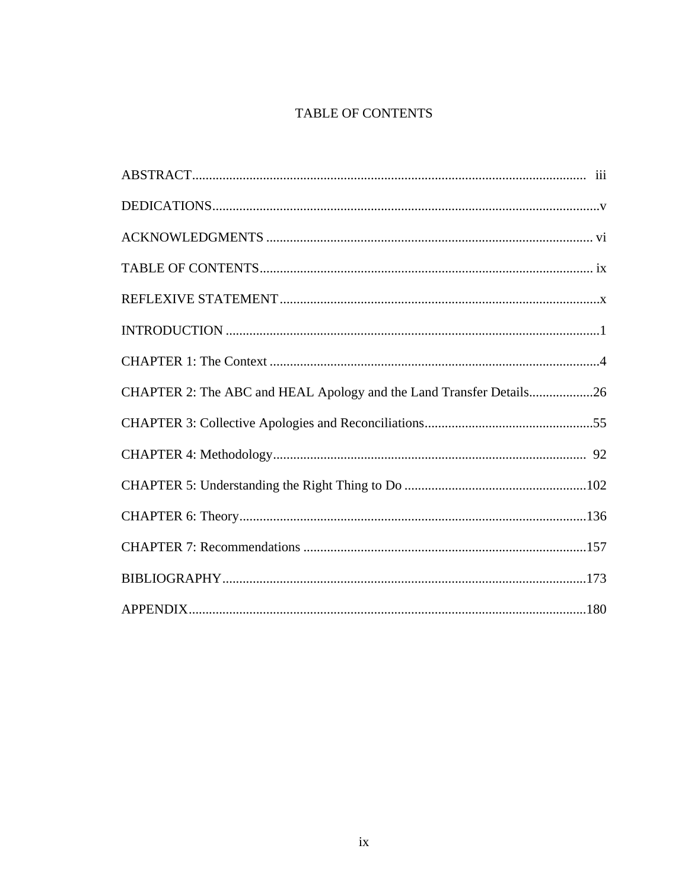# TABLE OF CONTENTS

ABSTRACT.................................................................................................................... iii

DEDICATIONS..................................................................................................................v

ACKNOWLEDGMENTS ................................................................................................ vi

TABLE OF CONTENTS.................................................................................................. ix

REFLEXIVE STATEMENT..............................................................................................x

INTRODUCTION ..............................................................................................................1

CHAPTER 1: The Context .................................................................................................4

CHAPTER 2: The ABC and HEAL Apology and the Land Transfer Details...................26

CHAPTER 3: Collective Apologies and Reconciliations..................................................55

CHAPTER 4: Methodology............................................................................................. 92

CHAPTER 5: Understanding the Right Thing to Do ......................................................102

CHAPTER 6: Theory.......................................................................................................136

CHAPTER 7: Recommendations ....................................................................................157

BIBLIOGRAPHY............................................................................................................173

APPENDIX......................................................................................................................180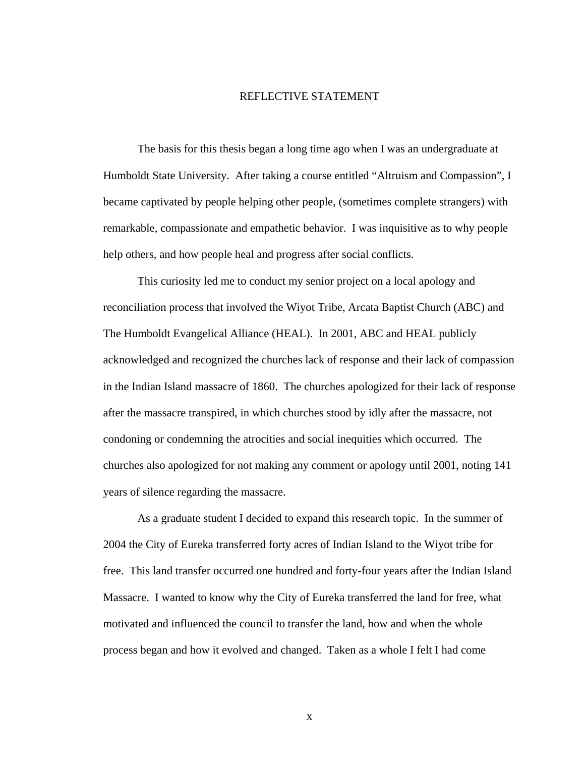# REFLECTIVE STATEMENT

The basis for this thesis began a long time ago when I was an undergraduate at Humboldt State University. After taking a course entitled "Altruism and Compassion", I became captivated by people helping other people, (sometimes complete strangers) with remarkable, compassionate and empathetic behavior. I was inquisitive as to why people help others, and how people heal and progress after social conflicts.

This curiosity led me to conduct my senior project on a local apology and reconciliation process that involved the Wiyot Tribe, Arcata Baptist Church (ABC) and The Humboldt Evangelical Alliance (HEAL). In 2001, ABC and HEAL publicly acknowledged and recognized the churches lack of response and their lack of compassion in the Indian Island massacre of 1860. The churches apologized for their lack of response after the massacre transpired, in which churches stood by idly after the massacre, not condoning or condemning the atrocities and social inequities which occurred. The churches also apologized for not making any comment or apology until 2001, noting 141 years of silence regarding the massacre.

As a graduate student I decided to expand this research topic. In the summer of 2004 the City of Eureka transferred forty acres of Indian Island to the Wiyot tribe for free. This land transfer occurred one hundred and forty-four years after the Indian Island Massacre. I wanted to know why the City of Eureka transferred the land for free, what motivated and influenced the council to transfer the land, how and when the whole process began and how it evolved and changed. Taken as a whole I felt I had come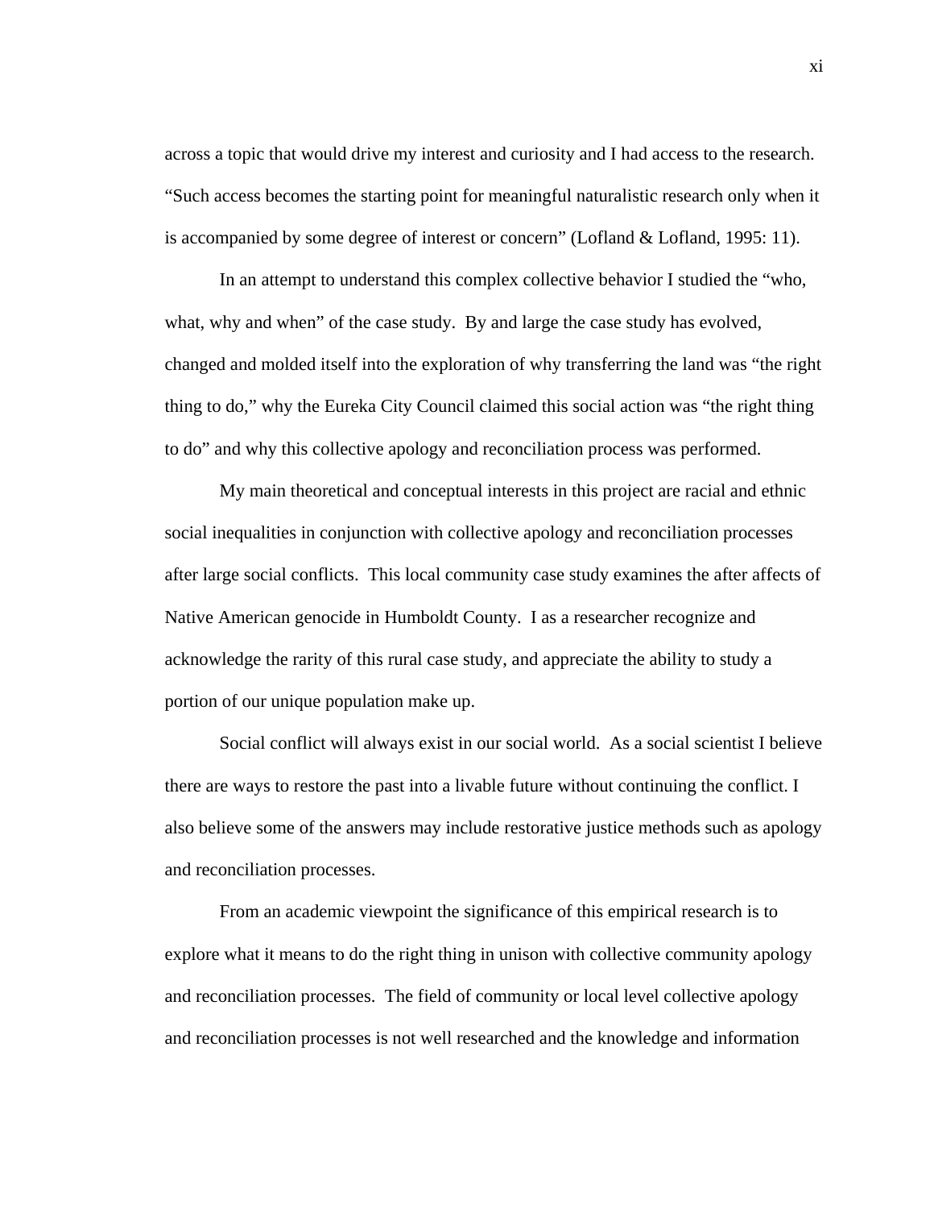across a topic that would drive my interest and curiosity and I had access to the research. "Such access becomes the starting point for meaningful naturalistic research only when it is accompanied by some degree of interest or concern" (Lofland & Lofland, 1995: 11).

In an attempt to understand this complex collective behavior I studied the "who, what, why and when" of the case study. By and large the case study has evolved, changed and molded itself into the exploration of why transferring the land was "the right thing to do," why the Eureka City Council claimed this social action was "the right thing to do" and why this collective apology and reconciliation process was performed.

My main theoretical and conceptual interests in this project are racial and ethnic social inequalities in conjunction with collective apology and reconciliation processes after large social conflicts. This local community case study examines the after affects of Native American genocide in Humboldt County. I as a researcher recognize and acknowledge the rarity of this rural case study, and appreciate the ability to study a portion of our unique population make up.

Social conflict will always exist in our social world. As a social scientist I believe there are ways to restore the past into a livable future without continuing the conflict. I also believe some of the answers may include restorative justice methods such as apology and reconciliation processes.

From an academic viewpoint the significance of this empirical research is to explore what it means to do the right thing in unison with collective community apology and reconciliation processes. The field of community or local level collective apology and reconciliation processes is not well researched and the knowledge and information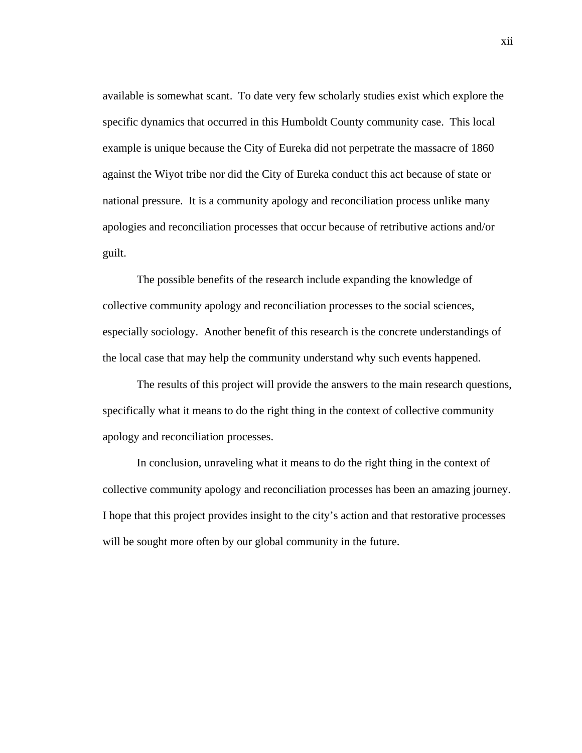available is somewhat scant. To date very few scholarly studies exist which explore the specific dynamics that occurred in this Humboldt County community case. This local example is unique because the City of Eureka did not perpetrate the massacre of 1860 against the Wiyot tribe nor did the City of Eureka conduct this act because of state or national pressure. It is a community apology and reconciliation process unlike many apologies and reconciliation processes that occur because of retributive actions and/or guilt.

The possible benefits of the research include expanding the knowledge of collective community apology and reconciliation processes to the social sciences, especially sociology. Another benefit of this research is the concrete understandings of the local case that may help the community understand why such events happened.

The results of this project will provide the answers to the main research questions, specifically what it means to do the right thing in the context of collective community apology and reconciliation processes.

In conclusion, unraveling what it means to do the right thing in the context of collective community apology and reconciliation processes has been an amazing journey. I hope that this project provides insight to the city's action and that restorative processes will be sought more often by our global community in the future.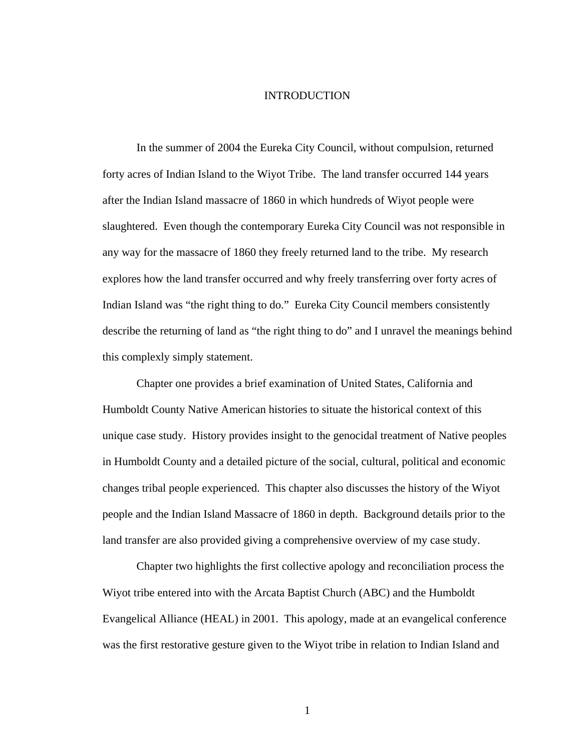# INTRODUCTION

In the summer of 2004 the Eureka City Council, without compulsion, returned forty acres of Indian Island to the Wiyot Tribe. The land transfer occurred 144 years after the Indian Island massacre of 1860 in which hundreds of Wiyot people were slaughtered. Even though the contemporary Eureka City Council was not responsible in any way for the massacre of 1860 they freely returned land to the tribe. My research explores how the land transfer occurred and why freely transferring over forty acres of Indian Island was "the right thing to do." Eureka City Council members consistently describe the returning of land as "the right thing to do" and I unravel the meanings behind this complexly simply statement.

Chapter one provides a brief examination of United States, California and Humboldt County Native American histories to situate the historical context of this unique case study. History provides insight to the genocidal treatment of Native peoples in Humboldt County and a detailed picture of the social, cultural, political and economic changes tribal people experienced. This chapter also discusses the history of the Wiyot people and the Indian Island Massacre of 1860 in depth. Background details prior to the land transfer are also provided giving a comprehensive overview of my case study.

Chapter two highlights the first collective apology and reconciliation process the Wiyot tribe entered into with the Arcata Baptist Church (ABC) and the Humboldt Evangelical Alliance (HEAL) in 2001. This apology, made at an evangelical conference was the first restorative gesture given to the Wiyot tribe in relation to Indian Island and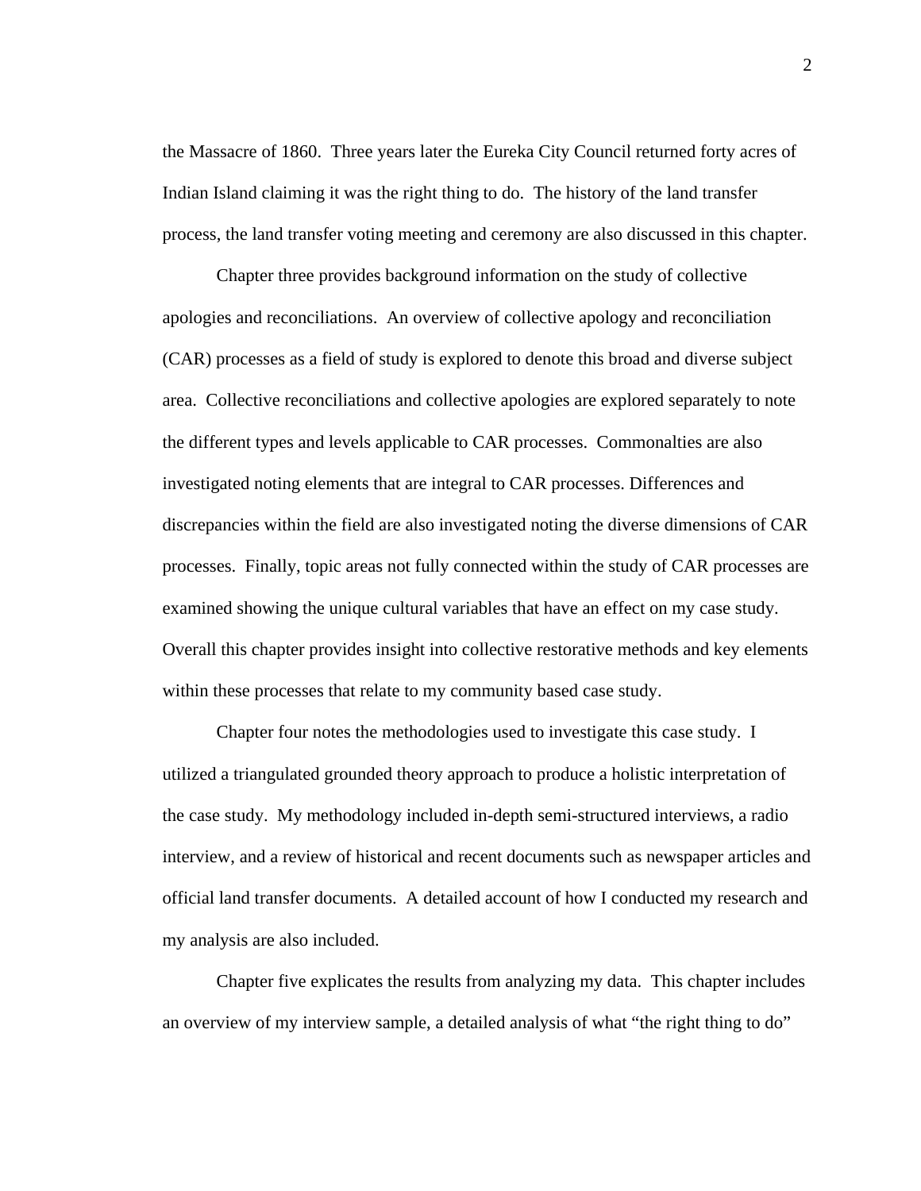the Massacre of 1860. Three years later the Eureka City Council returned forty acres of Indian Island claiming it was the right thing to do. The history of the land transfer process, the land transfer voting meeting and ceremony are also discussed in this chapter.

Chapter three provides background information on the study of collective apologies and reconciliations. An overview of collective apology and reconciliation (CAR) processes as a field of study is explored to denote this broad and diverse subject area. Collective reconciliations and collective apologies are explored separately to note the different types and levels applicable to CAR processes. Commonalties are also investigated noting elements that are integral to CAR processes. Differences and discrepancies within the field are also investigated noting the diverse dimensions of CAR processes. Finally, topic areas not fully connected within the study of CAR processes are examined showing the unique cultural variables that have an effect on my case study. Overall this chapter provides insight into collective restorative methods and key elements within these processes that relate to my community based case study.

Chapter four notes the methodologies used to investigate this case study. I utilized a triangulated grounded theory approach to produce a holistic interpretation of the case study. My methodology included in-depth semi-structured interviews, a radio interview, and a review of historical and recent documents such as newspaper articles and official land transfer documents. A detailed account of how I conducted my research and my analysis are also included.

Chapter five explicates the results from analyzing my data. This chapter includes an overview of my interview sample, a detailed analysis of what "the right thing to do"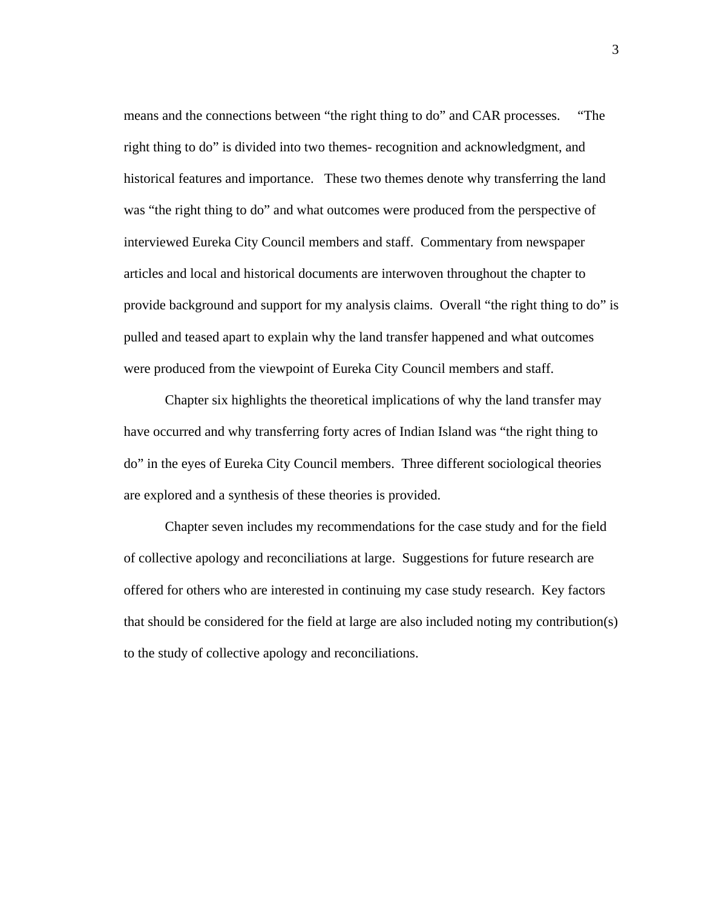means and the connections between "the right thing to do" and CAR processes. "The right thing to do" is divided into two themes- recognition and acknowledgment, and historical features and importance. These two themes denote why transferring the land was "the right thing to do" and what outcomes were produced from the perspective of interviewed Eureka City Council members and staff. Commentary from newspaper articles and local and historical documents are interwoven throughout the chapter to provide background and support for my analysis claims. Overall "the right thing to do" is pulled and teased apart to explain why the land transfer happened and what outcomes were produced from the viewpoint of Eureka City Council members and staff.

Chapter six highlights the theoretical implications of why the land transfer may have occurred and why transferring forty acres of Indian Island was "the right thing to do" in the eyes of Eureka City Council members. Three different sociological theories are explored and a synthesis of these theories is provided.

Chapter seven includes my recommendations for the case study and for the field of collective apology and reconciliations at large. Suggestions for future research are offered for others who are interested in continuing my case study research. Key factors that should be considered for the field at large are also included noting my contribution(s) to the study of collective apology and reconciliations.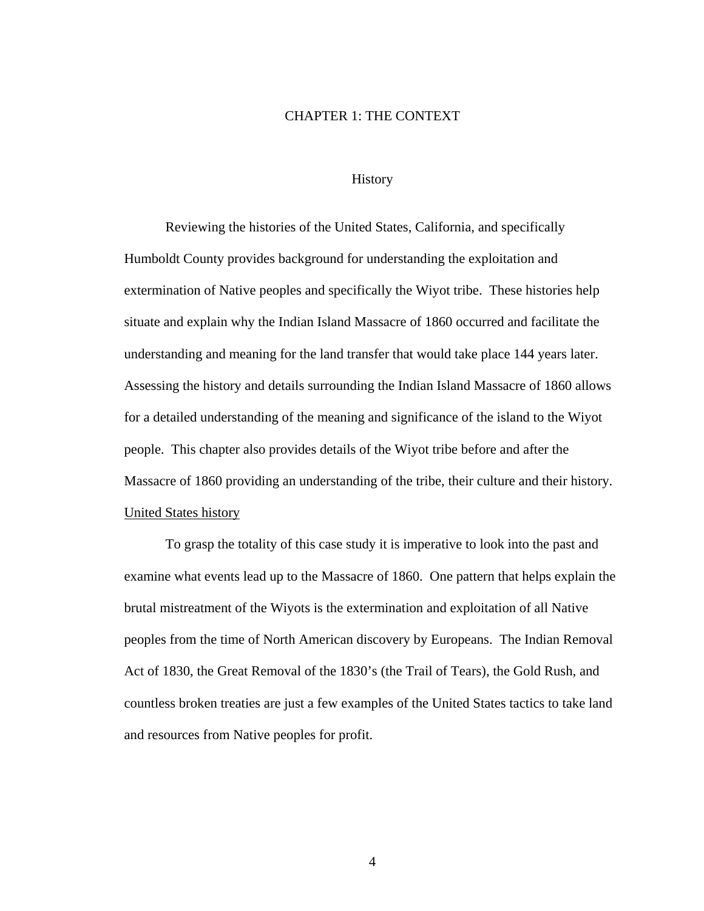# CHAPTER 1: THE CONTEXT

## History

Reviewing the histories of the United States, California, and specifically Humboldt County provides background for understanding the exploitation and extermination of Native peoples and specifically the Wiyot tribe. These histories help situate and explain why the Indian Island Massacre of 1860 occurred and facilitate the understanding and meaning for the land transfer that would take place 144 years later. Assessing the history and details surrounding the Indian Island Massacre of 1860 allows for a detailed understanding of the meaning and significance of the island to the Wiyot people. This chapter also provides details of the Wiyot tribe before and after the Massacre of 1860 providing an understanding of the tribe, their culture and their history.

### United States history

To grasp the totality of this case study it is imperative to look into the past and examine what events lead up to the Massacre of 1860. One pattern that helps explain the brutal mistreatment of the Wiyots is the extermination and exploitation of all Native peoples from the time of North American discovery by Europeans. The Indian Removal Act of 1830, the Great Removal of the 1830's (the Trail of Tears), the Gold Rush, and countless broken treaties are just a few examples of the United States tactics to take land and resources from Native peoples for profit.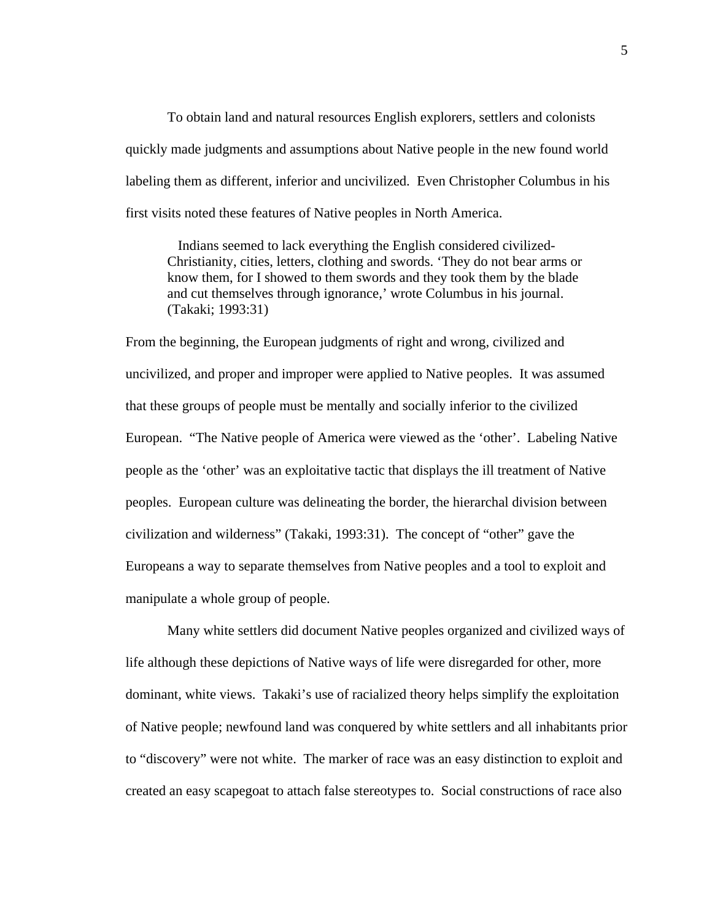To obtain land and natural resources English explorers, settlers and colonists quickly made judgments and assumptions about Native people in the new found world labeling them as different, inferior and uncivilized. Even Christopher Columbus in his first visits noted these features of Native peoples in North America.

> Indians seemed to lack everything the English considered civilized- Christianity, cities, letters, clothing and swords. 'They do not bear arms or know them, for I showed to them swords and they took them by the blade and cut themselves through ignorance,' wrote Columbus in his journal. (Takaki; 1993:31)

From the beginning, the European judgments of right and wrong, civilized and uncivilized, and proper and improper were applied to Native peoples. It was assumed that these groups of people must be mentally and socially inferior to the civilized European. "The Native people of America were viewed as the 'other'. Labeling Native people as the 'other' was an exploitative tactic that displays the ill treatment of Native peoples. European culture was delineating the border, the hierarchal division between civilization and wilderness" (Takaki, 1993:31). The concept of "other" gave the Europeans a way to separate themselves from Native peoples and a tool to exploit and manipulate a whole group of people.

Many white settlers did document Native peoples organized and civilized ways of life although these depictions of Native ways of life were disregarded for other, more dominant, white views. Takaki's use of racialized theory helps simplify the exploitation of Native people; newfound land was conquered by white settlers and all inhabitants prior to "discovery" were not white. The marker of race was an easy distinction to exploit and created an easy scapegoat to attach false stereotypes to. Social constructions of race also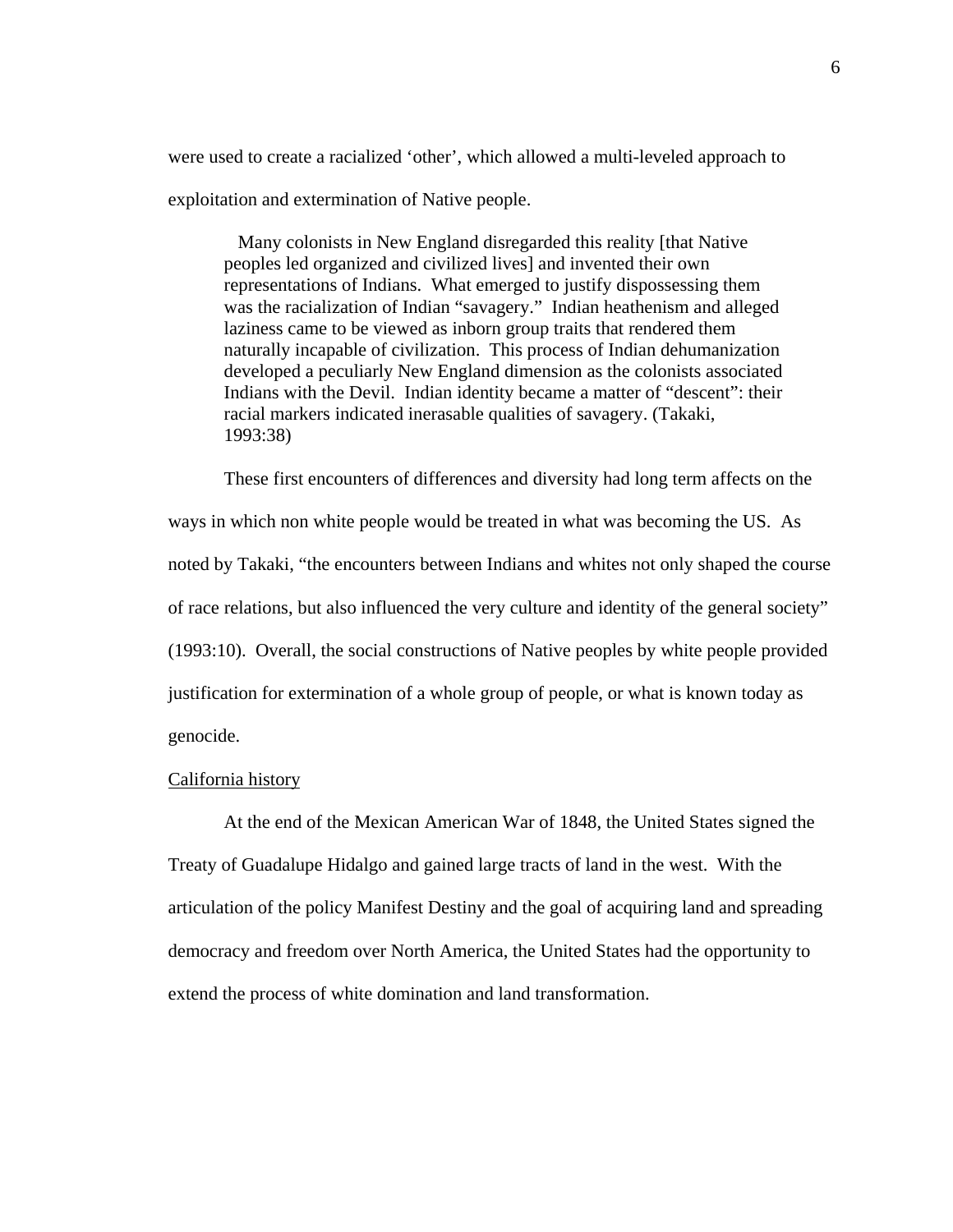were used to create a racialized 'other', which allowed a multi-leveled approach to exploitation and extermination of Native people.

> Many colonists in New England disregarded this reality [that Native peoples led organized and civilized lives] and invented their own representations of Indians. What emerged to justify dispossessing them was the racialization of Indian "savagery." Indian heathenism and alleged laziness came to be viewed as inborn group traits that rendered them naturally incapable of civilization. This process of Indian dehumanization developed a peculiarly New England dimension as the colonists associated Indians with the Devil. Indian identity became a matter of "descent": their racial markers indicated inerasable qualities of savagery. (Takaki, 1993:38)

These first encounters of differences and diversity had long term affects on the ways in which non white people would be treated in what was becoming the US. As noted by Takaki, "the encounters between Indians and whites not only shaped the course of race relations, but also influenced the very culture and identity of the general society" (1993:10). Overall, the social constructions of Native peoples by white people provided justification for extermination of a whole group of people, or what is known today as genocide.

<u>California history</u>

At the end of the Mexican American War of 1848, the United States signed the Treaty of Guadalupe Hidalgo and gained large tracts of land in the west. With the articulation of the policy Manifest Destiny and the goal of acquiring land and spreading democracy and freedom over North America, the United States had the opportunity to extend the process of white domination and land transformation.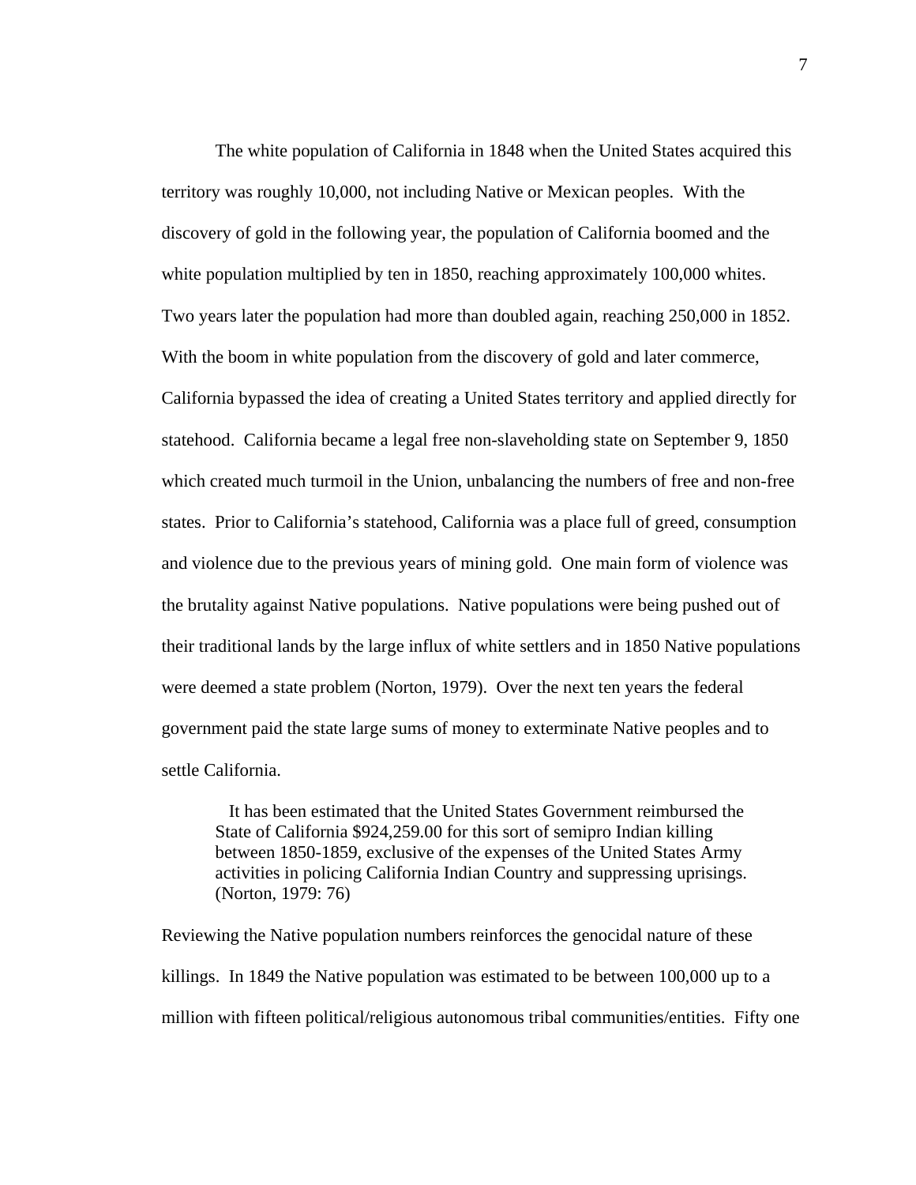The white population of California in 1848 when the United States acquired this territory was roughly 10,000, not including Native or Mexican peoples. With the discovery of gold in the following year, the population of California boomed and the white population multiplied by ten in 1850, reaching approximately 100,000 whites. Two years later the population had more than doubled again, reaching 250,000 in 1852. With the boom in white population from the discovery of gold and later commerce, California bypassed the idea of creating a United States territory and applied directly for statehood. California became a legal free non-slaveholding state on September 9, 1850 which created much turmoil in the Union, unbalancing the numbers of free and non-free states. Prior to California's statehood, California was a place full of greed, consumption and violence due to the previous years of mining gold. One main form of violence was the brutality against Native populations. Native populations were being pushed out of their traditional lands by the large influx of white settlers and in 1850 Native populations were deemed a state problem (Norton, 1979). Over the next ten years the federal government paid the state large sums of money to exterminate Native peoples and to settle California.

> It has been estimated that the United States Government reimbursed the State of California $924,259.00 for this sort of semipro Indian killing between 1850-1859, exclusive of the expenses of the United States Army activities in policing California Indian Country and suppressing uprisings. (Norton, 1979: 76)

Reviewing the Native population numbers reinforces the genocidal nature of these killings. In 1849 the Native population was estimated to be between 100,000 up to a million with fifteen political/religious autonomous tribal communities/entities. Fifty one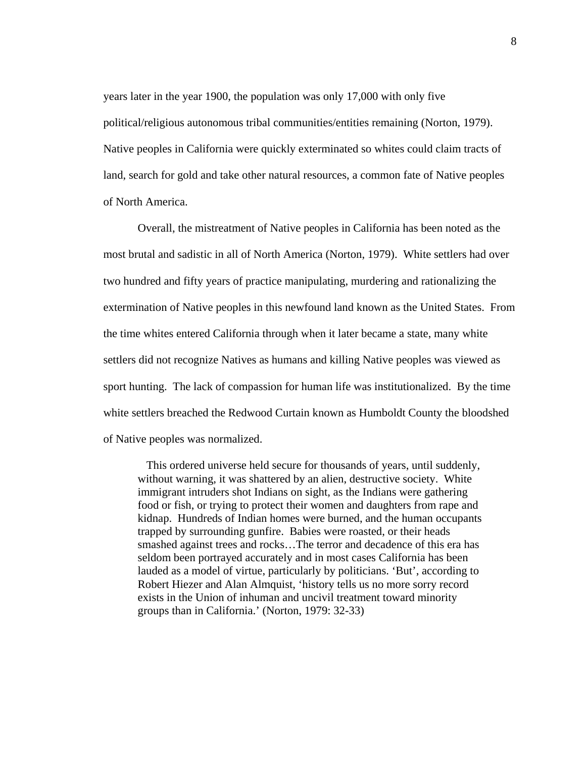years later in the year 1900, the population was only 17,000 with only five political/religious autonomous tribal communities/entities remaining (Norton, 1979). Native peoples in California were quickly exterminated so whites could claim tracts of land, search for gold and take other natural resources, a common fate of Native peoples of North America.

Overall, the mistreatment of Native peoples in California has been noted as the most brutal and sadistic in all of North America (Norton, 1979). White settlers had over two hundred and fifty years of practice manipulating, murdering and rationalizing the extermination of Native peoples in this newfound land known as the United States. From the time whites entered California through when it later became a state, many white settlers did not recognize Natives as humans and killing Native peoples was viewed as sport hunting. The lack of compassion for human life was institutionalized. By the time white settlers breached the Redwood Curtain known as Humboldt County the bloodshed of Native peoples was normalized.

> This ordered universe held secure for thousands of years, until suddenly, without warning, it was shattered by an alien, destructive society. White immigrant intruders shot Indians on sight, as the Indians were gathering food or fish, or trying to protect their women and daughters from rape and kidnap. Hundreds of Indian homes were burned, and the human occupants trapped by surrounding gunfire. Babies were roasted, or their heads smashed against trees and rocks…The terror and decadence of this era has seldom been portrayed accurately and in most cases California has been lauded as a model of virtue, particularly by politicians. 'But', according to Robert Hiezer and Alan Almquist, 'history tells us no more sorry record exists in the Union of inhuman and uncivil treatment toward minority groups than in California.' (Norton, 1979: 32-33)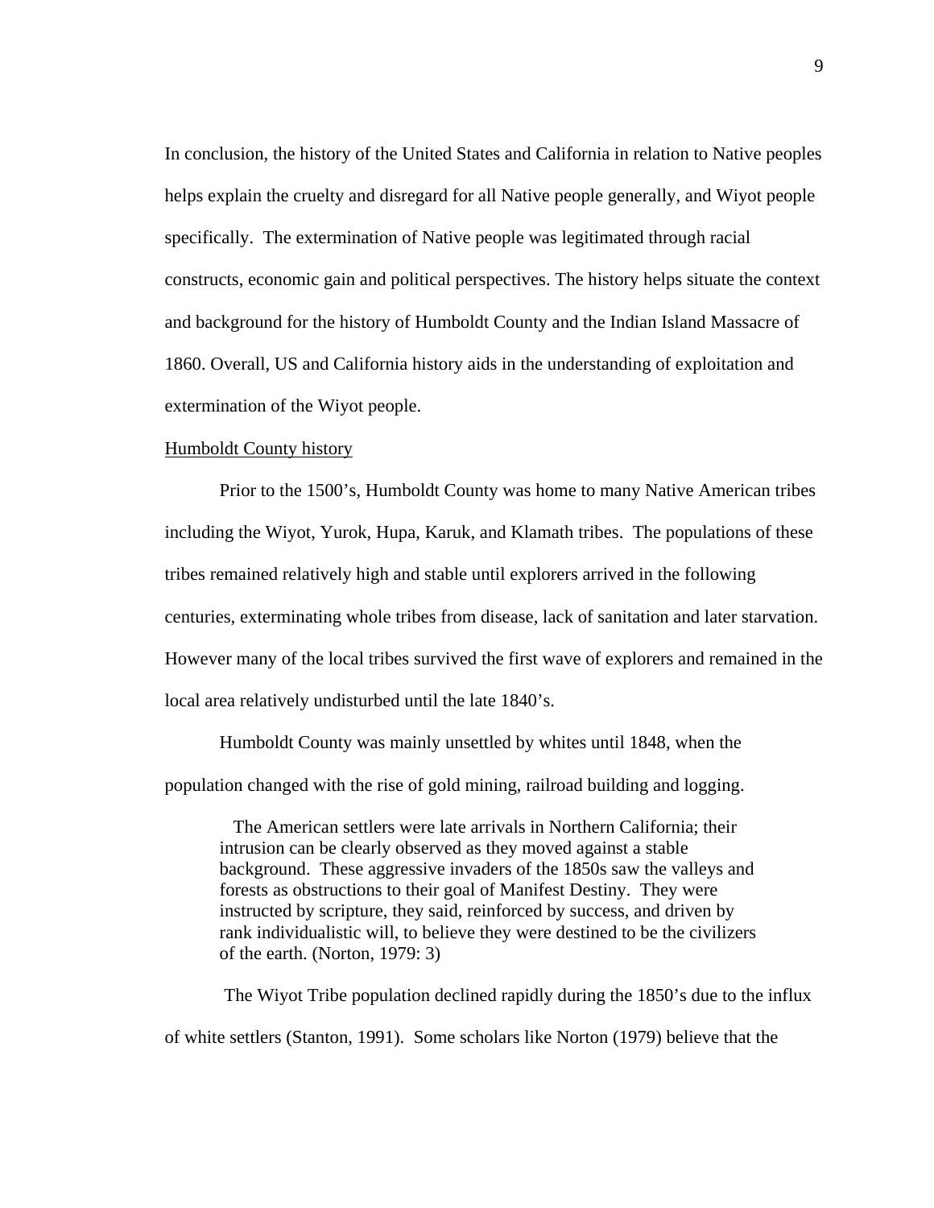In conclusion, the history of the United States and California in relation to Native peoples helps explain the cruelty and disregard for all Native people generally, and Wiyot people specifically. The extermination of Native people was legitimated through racial constructs, economic gain and political perspectives. The history helps situate the context and background for the history of Humboldt County and the Indian Island Massacre of 1860. Overall, US and California history aids in the understanding of exploitation and extermination of the Wiyot people.

## Humboldt County history

Prior to the 1500's, Humboldt County was home to many Native American tribes including the Wiyot, Yurok, Hupa, Karuk, and Klamath tribes. The populations of these tribes remained relatively high and stable until explorers arrived in the following centuries, exterminating whole tribes from disease, lack of sanitation and later starvation. However many of the local tribes survived the first wave of explorers and remained in the local area relatively undisturbed until the late 1840's.

Humboldt County was mainly unsettled by whites until 1848, when the population changed with the rise of gold mining, railroad building and logging.

> The American settlers were late arrivals in Northern California; their intrusion can be clearly observed as they moved against a stable background. These aggressive invaders of the 1850s saw the valleys and forests as obstructions to their goal of Manifest Destiny. They were instructed by scripture, they said, reinforced by success, and driven by rank individualistic will, to believe they were destined to be the civilizers of the earth. (Norton, 1979: 3)

The Wiyot Tribe population declined rapidly during the 1850's due to the influx of white settlers (Stanton, 1991). Some scholars like Norton (1979) believe that the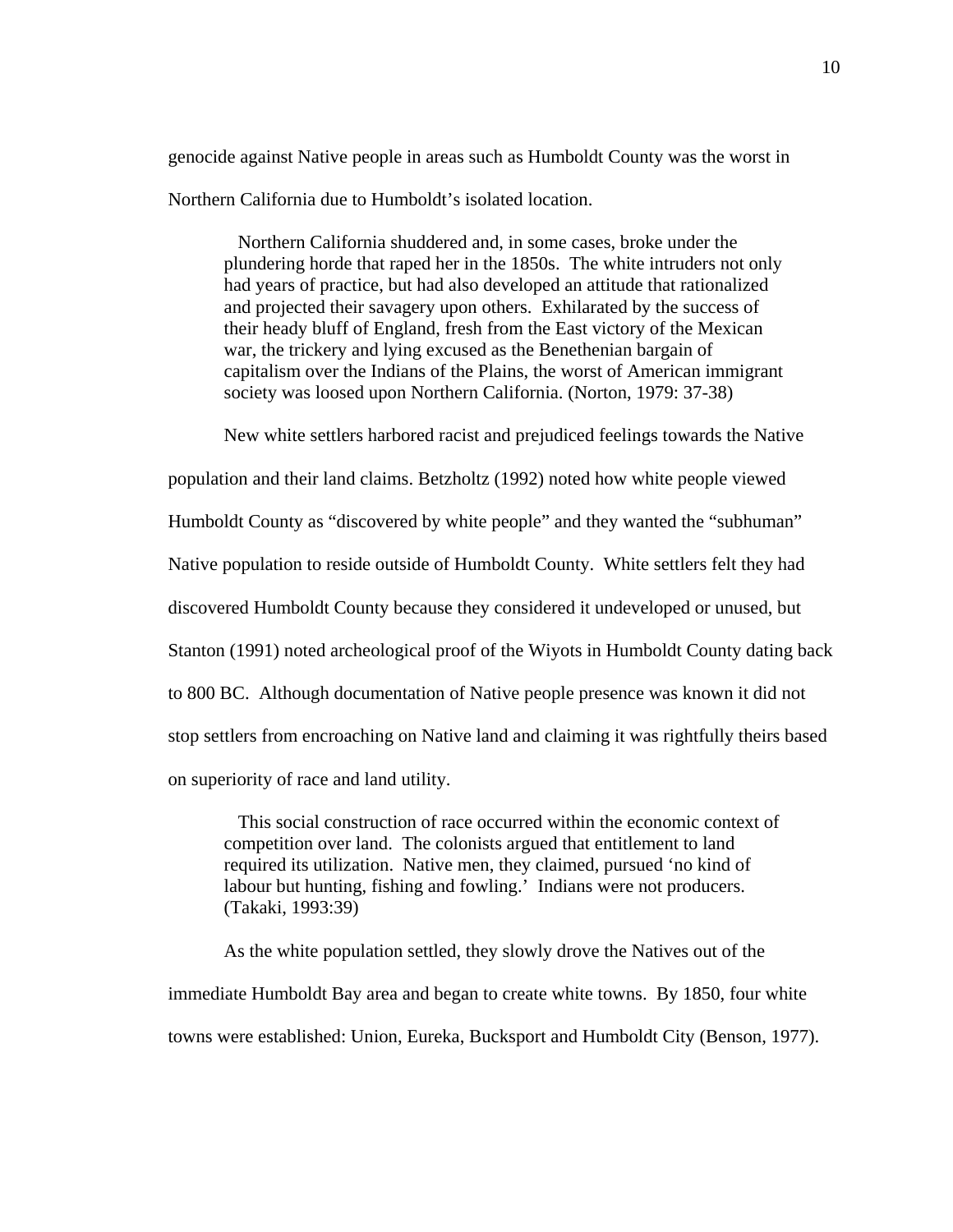genocide against Native people in areas such as Humboldt County was the worst in Northern California due to Humboldt's isolated location.

> Northern California shuddered and, in some cases, broke under the plundering horde that raped her in the 1850s. The white intruders not only had years of practice, but had also developed an attitude that rationalized and projected their savagery upon others. Exhilarated by the success of their heady bluff of England, fresh from the East victory of the Mexican war, the trickery and lying excused as the Benethenian bargain of capitalism over the Indians of the Plains, the worst of American immigrant society was loosed upon Northern California. (Norton, 1979: 37-38)

New white settlers harbored racist and prejudiced feelings towards the Native population and their land claims. Betzholtz (1992) noted how white people viewed Humboldt County as "discovered by white people" and they wanted the "subhuman" Native population to reside outside of Humboldt County. White settlers felt they had discovered Humboldt County because they considered it undeveloped or unused, but Stanton (1991) noted archeological proof of the Wiyots in Humboldt County dating back to 800 BC. Although documentation of Native people presence was known it did not stop settlers from encroaching on Native land and claiming it was rightfully theirs based on superiority of race and land utility.

> This social construction of race occurred within the economic context of competition over land. The colonists argued that entitlement to land required its utilization. Native men, they claimed, pursued 'no kind of labour but hunting, fishing and fowling.' Indians were not producers. (Takaki, 1993:39)

As the white population settled, they slowly drove the Natives out of the immediate Humboldt Bay area and began to create white towns. By 1850, four white towns were established: Union, Eureka, Bucksport and Humboldt City (Benson, 1977).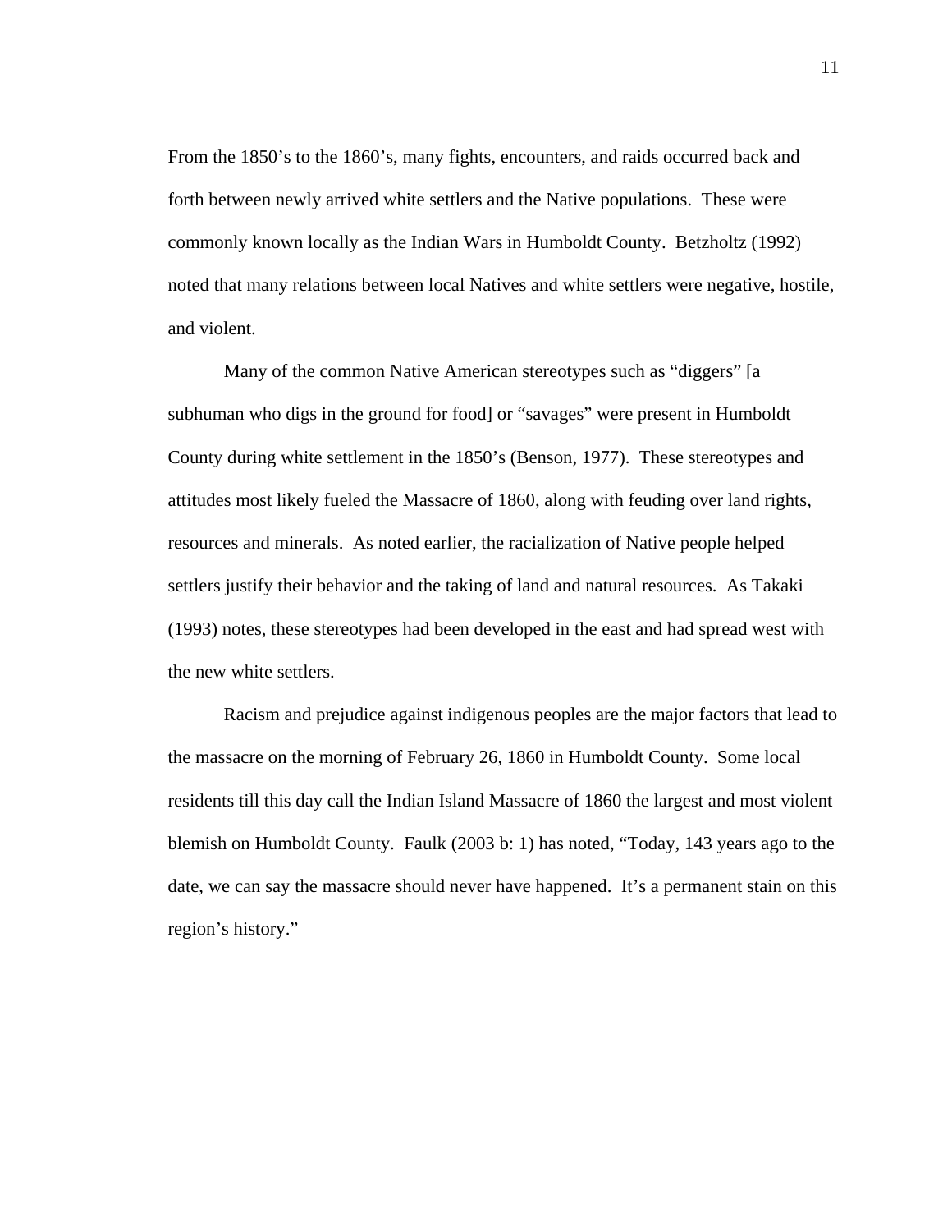From the 1850's to the 1860's, many fights, encounters, and raids occurred back and forth between newly arrived white settlers and the Native populations. These were commonly known locally as the Indian Wars in Humboldt County. Betzholtz (1992) noted that many relations between local Natives and white settlers were negative, hostile, and violent.

Many of the common Native American stereotypes such as "diggers" [a subhuman who digs in the ground for food] or "savages" were present in Humboldt County during white settlement in the 1850's (Benson, 1977). These stereotypes and attitudes most likely fueled the Massacre of 1860, along with feuding over land rights, resources and minerals. As noted earlier, the racialization of Native people helped settlers justify their behavior and the taking of land and natural resources. As Takaki (1993) notes, these stereotypes had been developed in the east and had spread west with the new white settlers.

Racism and prejudice against indigenous peoples are the major factors that lead to the massacre on the morning of February 26, 1860 in Humboldt County. Some local residents till this day call the Indian Island Massacre of 1860 the largest and most violent blemish on Humboldt County. Faulk (2003 b: 1) has noted, "Today, 143 years ago to the date, we can say the massacre should never have happened. It's a permanent stain on this region's history."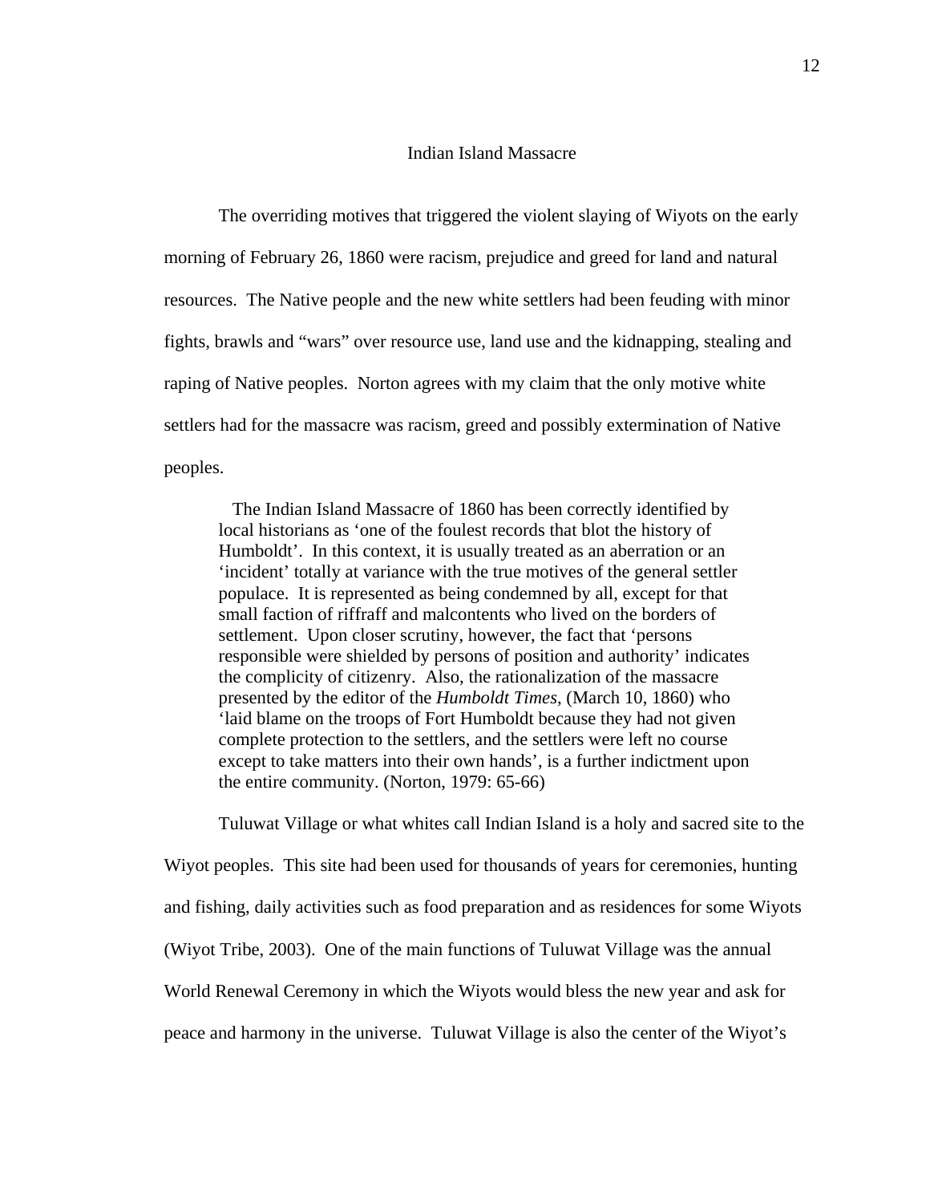## Indian Island Massacre

The overriding motives that triggered the violent slaying of Wiyots on the early morning of February 26, 1860 were racism, prejudice and greed for land and natural resources. The Native people and the new white settlers had been feuding with minor fights, brawls and "wars" over resource use, land use and the kidnapping, stealing and raping of Native peoples. Norton agrees with my claim that the only motive white settlers had for the massacre was racism, greed and possibly extermination of Native peoples.

> The Indian Island Massacre of 1860 has been correctly identified by local historians as 'one of the foulest records that blot the history of Humboldt'. In this context, it is usually treated as an aberration or an 'incident' totally at variance with the true motives of the general settler populace. It is represented as being condemned by all, except for that small faction of riffraff and malcontents who lived on the borders of settlement. Upon closer scrutiny, however, the fact that 'persons responsible were shielded by persons of position and authority' indicates the complicity of citizenry. Also, the rationalization of the massacre presented by the editor of the *Humboldt Times*, (March 10, 1860) who 'laid blame on the troops of Fort Humboldt because they had not given complete protection to the settlers, and the settlers were left no course except to take matters into their own hands', is a further indictment upon the entire community. (Norton, 1979: 65-66)

Tuluwat Village or what whites call Indian Island is a holy and sacred site to the Wiyot peoples. This site had been used for thousands of years for ceremonies, hunting and fishing, daily activities such as food preparation and as residences for some Wiyots (Wiyot Tribe, 2003). One of the main functions of Tuluwat Village was the annual World Renewal Ceremony in which the Wiyots would bless the new year and ask for peace and harmony in the universe. Tuluwat Village is also the center of the Wiyot's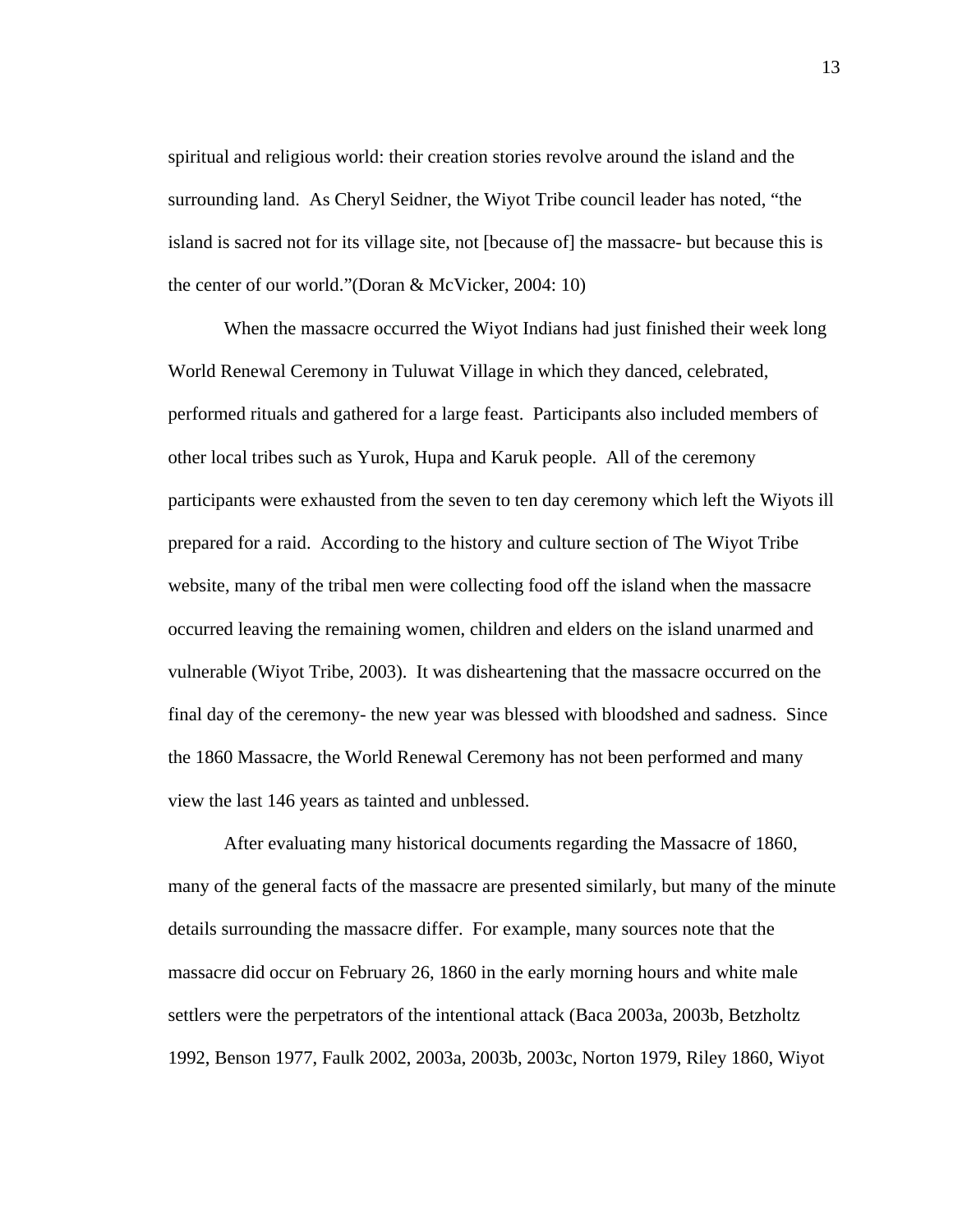spiritual and religious world: their creation stories revolve around the island and the surrounding land. As Cheryl Seidner, the Wiyot Tribe council leader has noted, "the island is sacred not for its village site, not [because of] the massacre- but because this is the center of our world."(Doran & McVicker, 2004: 10)

When the massacre occurred the Wiyot Indians had just finished their week long World Renewal Ceremony in Tuluwat Village in which they danced, celebrated, performed rituals and gathered for a large feast. Participants also included members of other local tribes such as Yurok, Hupa and Karuk people. All of the ceremony participants were exhausted from the seven to ten day ceremony which left the Wiyots ill prepared for a raid. According to the history and culture section of The Wiyot Tribe website, many of the tribal men were collecting food off the island when the massacre occurred leaving the remaining women, children and elders on the island unarmed and vulnerable (Wiyot Tribe, 2003). It was disheartening that the massacre occurred on the final day of the ceremony- the new year was blessed with bloodshed and sadness. Since the 1860 Massacre, the World Renewal Ceremony has not been performed and many view the last 146 years as tainted and unblessed.

After evaluating many historical documents regarding the Massacre of 1860, many of the general facts of the massacre are presented similarly, but many of the minute details surrounding the massacre differ. For example, many sources note that the massacre did occur on February 26, 1860 in the early morning hours and white male settlers were the perpetrators of the intentional attack (Baca 2003a, 2003b, Betzholtz 1992, Benson 1977, Faulk 2002, 2003a, 2003b, 2003c, Norton 1979, Riley 1860, Wiyot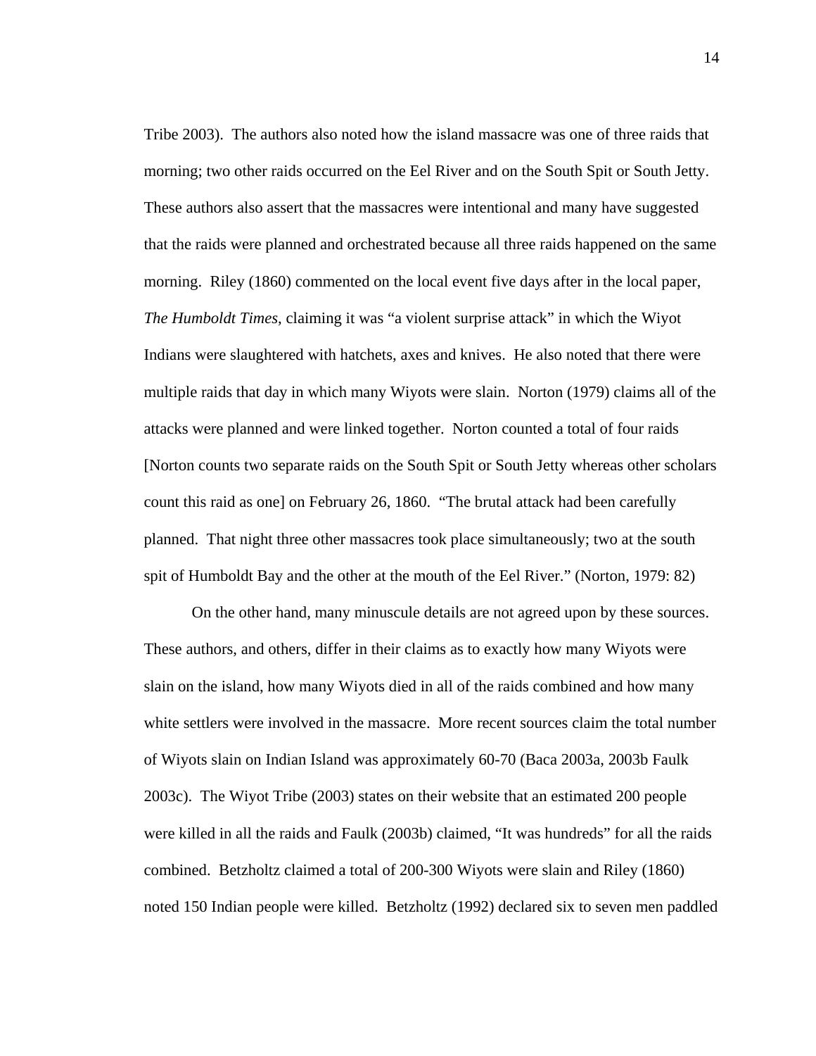Tribe 2003). The authors also noted how the island massacre was one of three raids that morning; two other raids occurred on the Eel River and on the South Spit or South Jetty. These authors also assert that the massacres were intentional and many have suggested that the raids were planned and orchestrated because all three raids happened on the same morning. Riley (1860) commented on the local event five days after in the local paper, *The Humboldt Times*, claiming it was "a violent surprise attack" in which the Wiyot Indians were slaughtered with hatchets, axes and knives. He also noted that there were multiple raids that day in which many Wiyots were slain. Norton (1979) claims all of the attacks were planned and were linked together. Norton counted a total of four raids [Norton counts two separate raids on the South Spit or South Jetty whereas other scholars count this raid as one] on February 26, 1860. "The brutal attack had been carefully planned. That night three other massacres took place simultaneously; two at the south spit of Humboldt Bay and the other at the mouth of the Eel River." (Norton, 1979: 82)

On the other hand, many minuscule details are not agreed upon by these sources. These authors, and others, differ in their claims as to exactly how many Wiyots were slain on the island, how many Wiyots died in all of the raids combined and how many white settlers were involved in the massacre. More recent sources claim the total number of Wiyots slain on Indian Island was approximately 60-70 (Baca 2003a, 2003b Faulk 2003c). The Wiyot Tribe (2003) states on their website that an estimated 200 people were killed in all the raids and Faulk (2003b) claimed, "It was hundreds" for all the raids combined. Betzholtz claimed a total of 200-300 Wiyots were slain and Riley (1860) noted 150 Indian people were killed. Betzholtz (1992) declared six to seven men paddled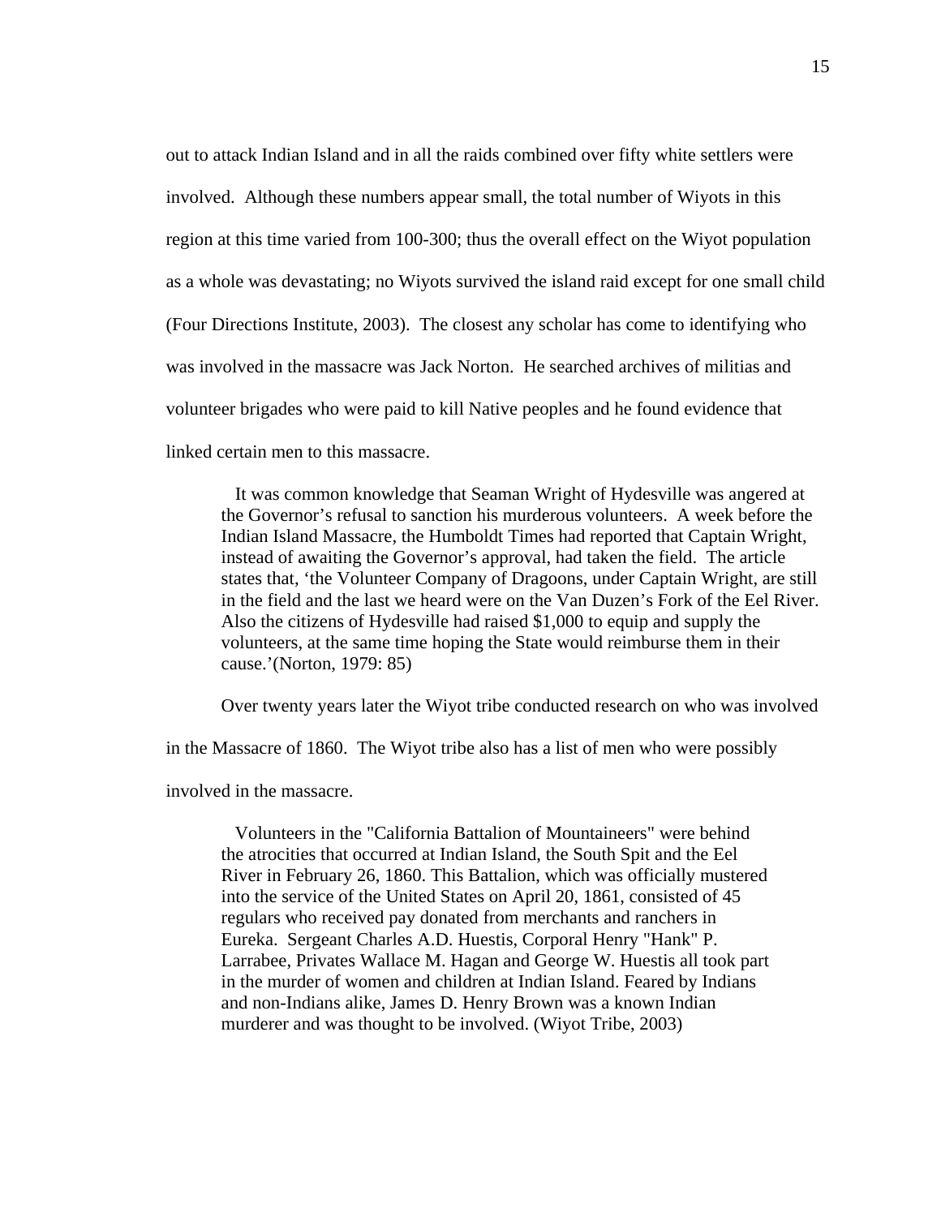out to attack Indian Island and in all the raids combined over fifty white settlers were involved. Although these numbers appear small, the total number of Wiyots in this region at this time varied from 100-300; thus the overall effect on the Wiyot population as a whole was devastating; no Wiyots survived the island raid except for one small child (Four Directions Institute, 2003). The closest any scholar has come to identifying who was involved in the massacre was Jack Norton. He searched archives of militias and volunteer brigades who were paid to kill Native peoples and he found evidence that linked certain men to this massacre.

> It was common knowledge that Seaman Wright of Hydesville was angered at the Governor's refusal to sanction his murderous volunteers. A week before the Indian Island Massacre, the Humboldt Times had reported that Captain Wright, instead of awaiting the Governor's approval, had taken the field. The article states that, 'the Volunteer Company of Dragoons, under Captain Wright, are still in the field and the last we heard were on the Van Duzen's Fork of the Eel River. Also the citizens of Hydesville had raised $1,000 to equip and supply the volunteers, at the same time hoping the State would reimburse them in their cause.'(Norton, 1979: 85)

Over twenty years later the Wiyot tribe conducted research on who was involved in the Massacre of 1860. The Wiyot tribe also has a list of men who were possibly involved in the massacre.

> Volunteers in the "California Battalion of Mountaineers" were behind the atrocities that occurred at Indian Island, the South Spit and the Eel River in February 26, 1860. This Battalion, which was officially mustered into the service of the United States on April 20, 1861, consisted of 45 regulars who received pay donated from merchants and ranchers in Eureka. Sergeant Charles A.D. Huestis, Corporal Henry "Hank" P. Larrabee, Privates Wallace M. Hagan and George W. Huestis all took part in the murder of women and children at Indian Island. Feared by Indians and non-Indians alike, James D. Henry Brown was a known Indian murderer and was thought to be involved. (Wiyot Tribe, 2003)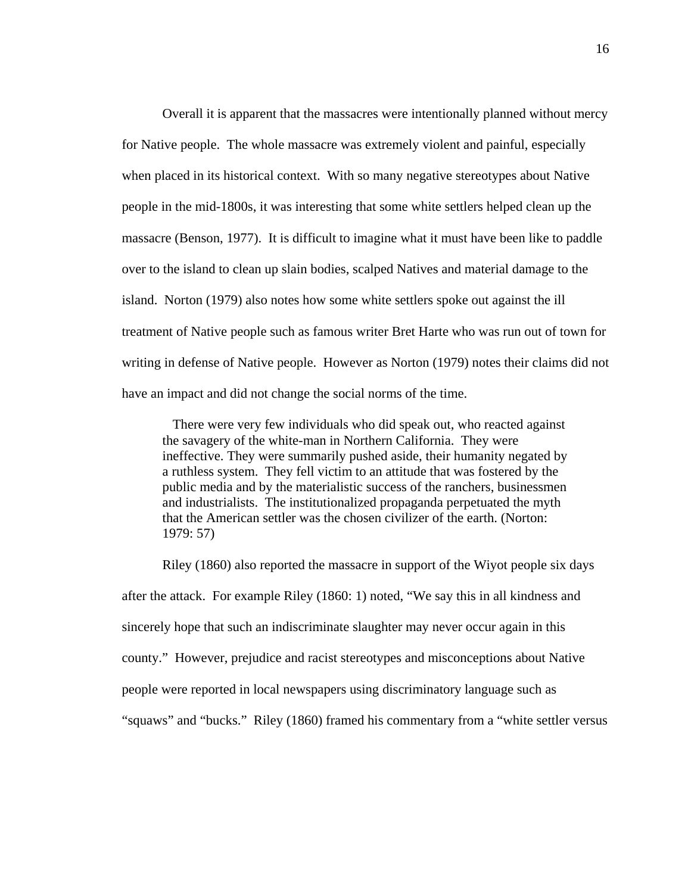Overall it is apparent that the massacres were intentionally planned without mercy for Native people. The whole massacre was extremely violent and painful, especially when placed in its historical context. With so many negative stereotypes about Native people in the mid-1800s, it was interesting that some white settlers helped clean up the massacre (Benson, 1977). It is difficult to imagine what it must have been like to paddle over to the island to clean up slain bodies, scalped Natives and material damage to the island. Norton (1979) also notes how some white settlers spoke out against the ill treatment of Native people such as famous writer Bret Harte who was run out of town for writing in defense of Native people. However as Norton (1979) notes their claims did not have an impact and did not change the social norms of the time.

> There were very few individuals who did speak out, who reacted against the savagery of the white-man in Northern California. They were ineffective. They were summarily pushed aside, their humanity negated by a ruthless system. They fell victim to an attitude that was fostered by the public media and by the materialistic success of the ranchers, businessmen and industrialists. The institutionalized propaganda perpetuated the myth that the American settler was the chosen civilizer of the earth. (Norton: 1979: 57)

Riley (1860) also reported the massacre in support of the Wiyot people six days after the attack. For example Riley (1860: 1) noted, "We say this in all kindness and sincerely hope that such an indiscriminate slaughter may never occur again in this county." However, prejudice and racist stereotypes and misconceptions about Native people were reported in local newspapers using discriminatory language such as "squaws" and "bucks." Riley (1860) framed his commentary from a "white settler versus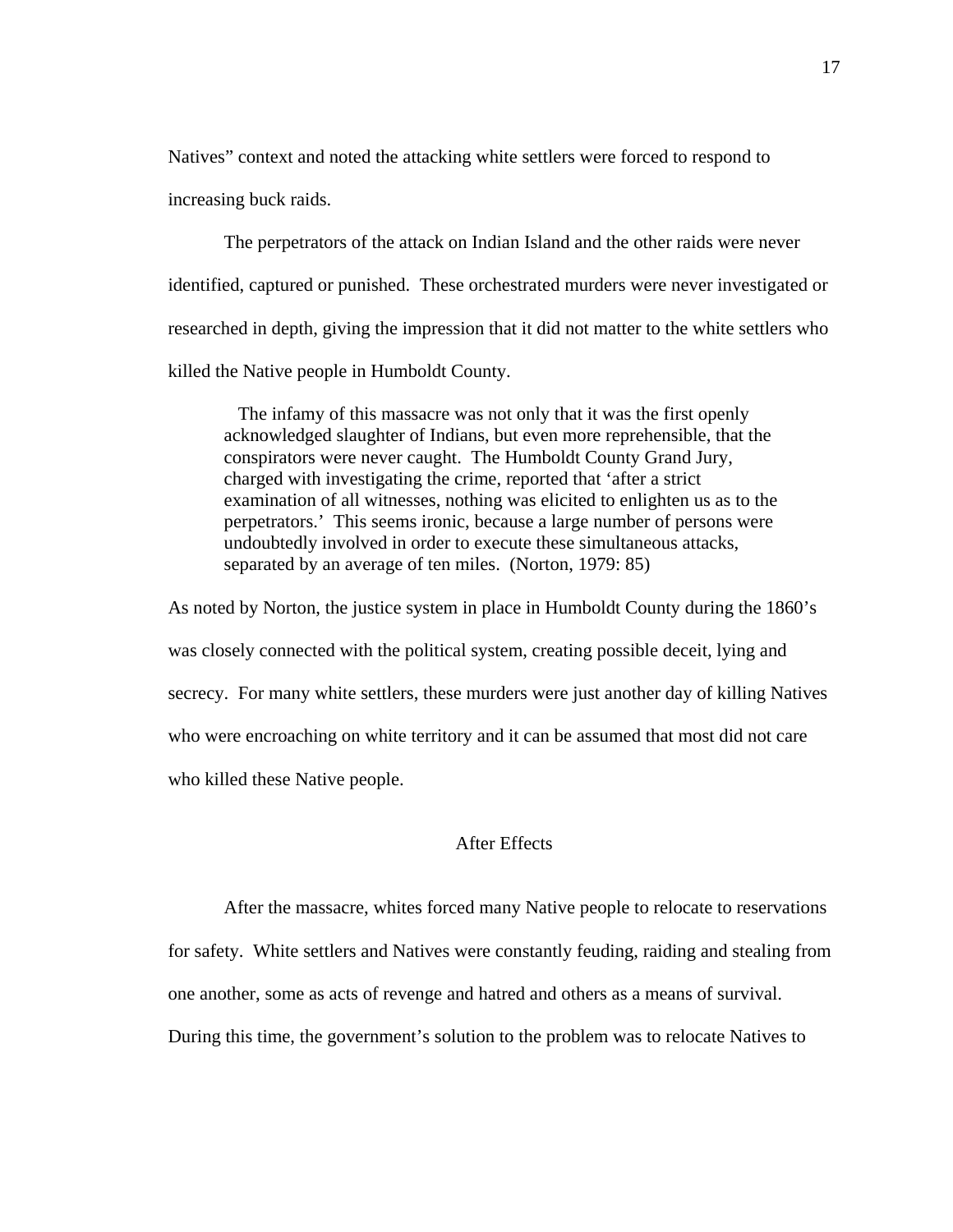Natives” context and noted the attacking white settlers were forced to respond to increasing buck raids.

The perpetrators of the attack on Indian Island and the other raids were never identified, captured or punished. These orchestrated murders were never investigated or researched in depth, giving the impression that it did not matter to the white settlers who killed the Native people in Humboldt County.

> The infamy of this massacre was not only that it was the first openly acknowledged slaughter of Indians, but even more reprehensible, that the conspirators were never caught. The Humboldt County Grand Jury, charged with investigating the crime, reported that ‘after a strict examination of all witnesses, nothing was elicited to enlighten us as to the perpetrators.’ This seems ironic, because a large number of persons were undoubtedly involved in order to execute these simultaneous attacks, separated by an average of ten miles. (Norton, 1979: 85)

As noted by Norton, the justice system in place in Humboldt County during the 1860’s was closely connected with the political system, creating possible deceit, lying and secrecy. For many white settlers, these murders were just another day of killing Natives who were encroaching on white territory and it can be assumed that most did not care who killed these Native people.

## After Effects

After the massacre, whites forced many Native people to relocate to reservations for safety. White settlers and Natives were constantly feuding, raiding and stealing from one another, some as acts of revenge and hatred and others as a means of survival. During this time, the government’s solution to the problem was to relocate Natives to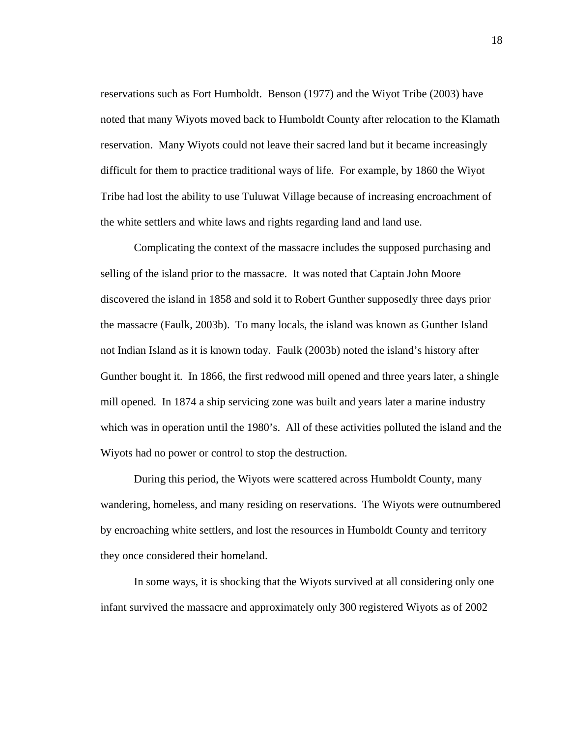reservations such as Fort Humboldt. Benson (1977) and the Wiyot Tribe (2003) have noted that many Wiyots moved back to Humboldt County after relocation to the Klamath reservation. Many Wiyots could not leave their sacred land but it became increasingly difficult for them to practice traditional ways of life. For example, by 1860 the Wiyot Tribe had lost the ability to use Tuluwat Village because of increasing encroachment of the white settlers and white laws and rights regarding land and land use.

Complicating the context of the massacre includes the supposed purchasing and selling of the island prior to the massacre. It was noted that Captain John Moore discovered the island in 1858 and sold it to Robert Gunther supposedly three days prior the massacre (Faulk, 2003b). To many locals, the island was known as Gunther Island not Indian Island as it is known today. Faulk (2003b) noted the island's history after Gunther bought it. In 1866, the first redwood mill opened and three years later, a shingle mill opened. In 1874 a ship servicing zone was built and years later a marine industry which was in operation until the 1980's. All of these activities polluted the island and the Wiyots had no power or control to stop the destruction.

During this period, the Wiyots were scattered across Humboldt County, many wandering, homeless, and many residing on reservations. The Wiyots were outnumbered by encroaching white settlers, and lost the resources in Humboldt County and territory they once considered their homeland.

In some ways, it is shocking that the Wiyots survived at all considering only one infant survived the massacre and approximately only 300 registered Wiyots as of 2002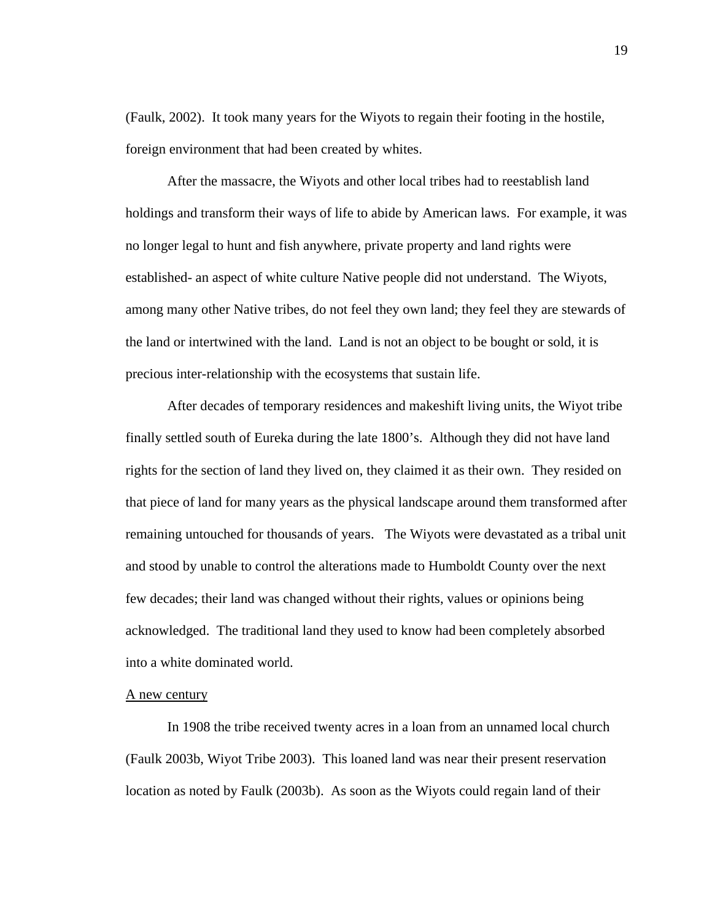(Faulk, 2002). It took many years for the Wiyots to regain their footing in the hostile, foreign environment that had been created by whites.

After the massacre, the Wiyots and other local tribes had to reestablish land holdings and transform their ways of life to abide by American laws. For example, it was no longer legal to hunt and fish anywhere, private property and land rights were established- an aspect of white culture Native people did not understand. The Wiyots, among many other Native tribes, do not feel they own land; they feel they are stewards of the land or intertwined with the land. Land is not an object to be bought or sold, it is precious inter-relationship with the ecosystems that sustain life.

After decades of temporary residences and makeshift living units, the Wiyot tribe finally settled south of Eureka during the late 1800's. Although they did not have land rights for the section of land they lived on, they claimed it as their own. They resided on that piece of land for many years as the physical landscape around them transformed after remaining untouched for thousands of years. The Wiyots were devastated as a tribal unit and stood by unable to control the alterations made to Humboldt County over the next few decades; their land was changed without their rights, values or opinions being acknowledged. The traditional land they used to know had been completely absorbed into a white dominated world.

<u>A new century</u>

In 1908 the tribe received twenty acres in a loan from an unnamed local church (Faulk 2003b, Wiyot Tribe 2003). This loaned land was near their present reservation location as noted by Faulk (2003b). As soon as the Wiyots could regain land of their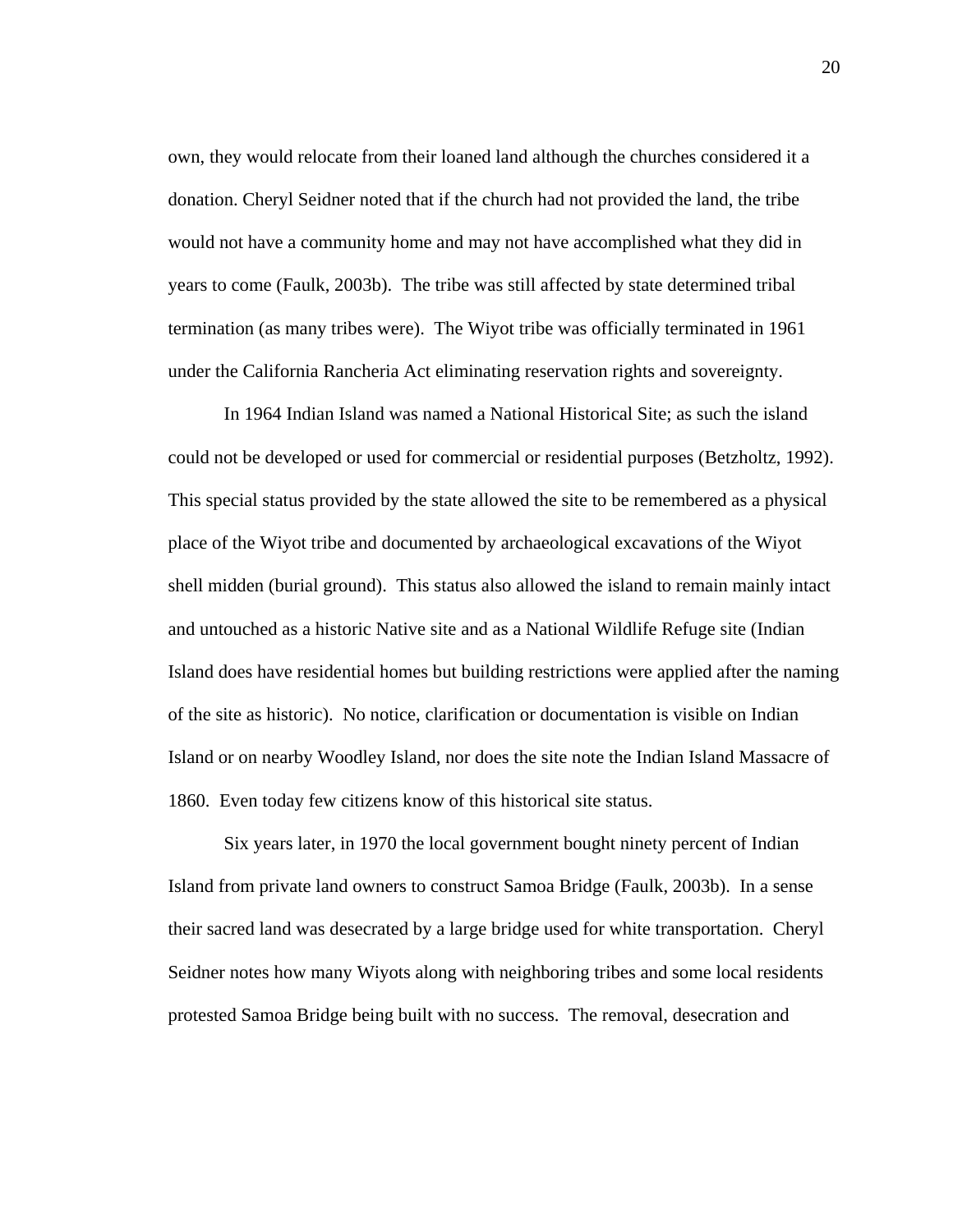own, they would relocate from their loaned land although the churches considered it a donation. Cheryl Seidner noted that if the church had not provided the land, the tribe would not have a community home and may not have accomplished what they did in years to come (Faulk, 2003b). The tribe was still affected by state determined tribal termination (as many tribes were). The Wiyot tribe was officially terminated in 1961 under the California Rancheria Act eliminating reservation rights and sovereignty.

In 1964 Indian Island was named a National Historical Site; as such the island could not be developed or used for commercial or residential purposes (Betzholtz, 1992). This special status provided by the state allowed the site to be remembered as a physical place of the Wiyot tribe and documented by archaeological excavations of the Wiyot shell midden (burial ground). This status also allowed the island to remain mainly intact and untouched as a historic Native site and as a National Wildlife Refuge site (Indian Island does have residential homes but building restrictions were applied after the naming of the site as historic). No notice, clarification or documentation is visible on Indian Island or on nearby Woodley Island, nor does the site note the Indian Island Massacre of 1860. Even today few citizens know of this historical site status.

Six years later, in 1970 the local government bought ninety percent of Indian Island from private land owners to construct Samoa Bridge (Faulk, 2003b). In a sense their sacred land was desecrated by a large bridge used for white transportation. Cheryl Seidner notes how many Wiyots along with neighboring tribes and some local residents protested Samoa Bridge being built with no success. The removal, desecration and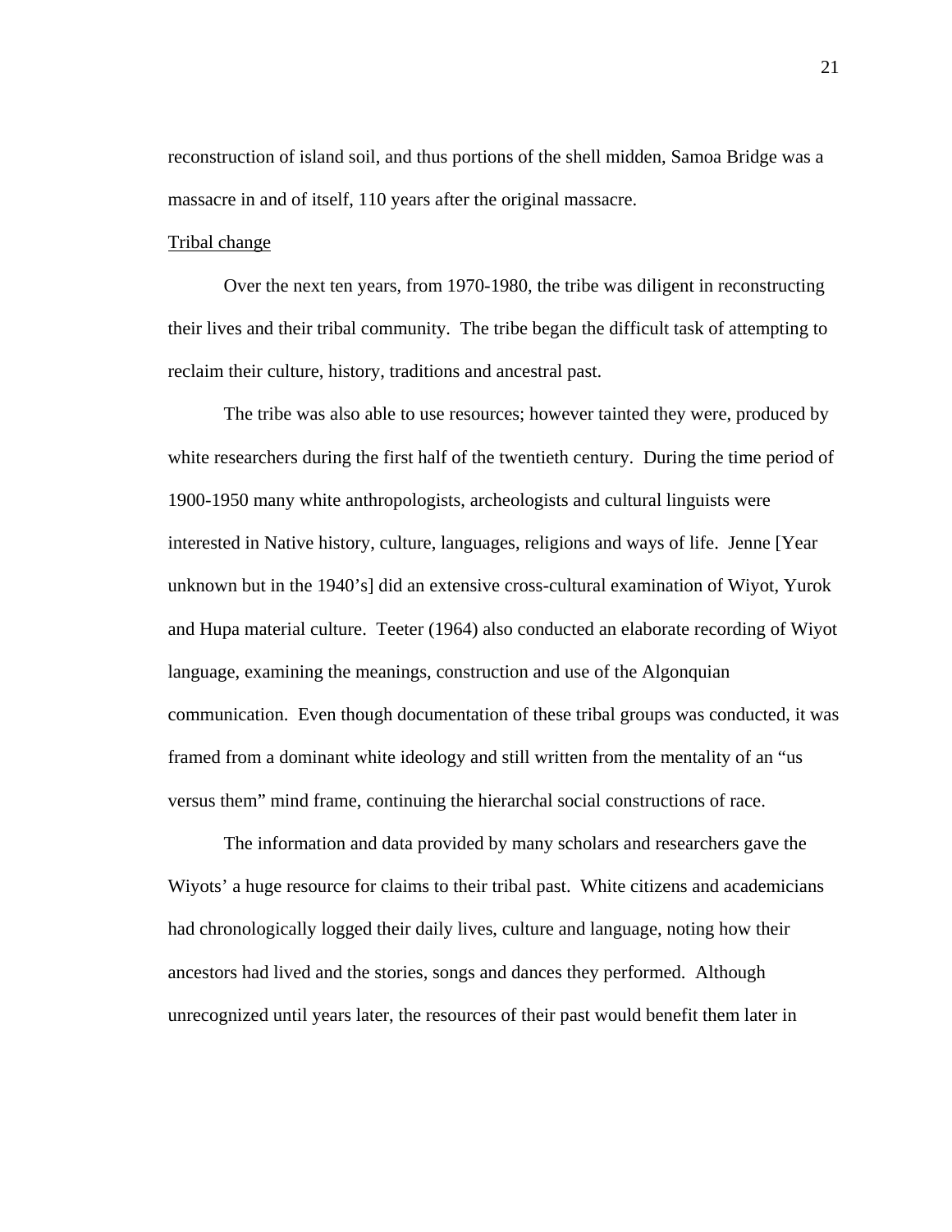reconstruction of island soil, and thus portions of the shell midden, Samoa Bridge was a massacre in and of itself, 110 years after the original massacre.

Tribal change

Over the next ten years, from 1970-1980, the tribe was diligent in reconstructing their lives and their tribal community. The tribe began the difficult task of attempting to reclaim their culture, history, traditions and ancestral past.

The tribe was also able to use resources; however tainted they were, produced by white researchers during the first half of the twentieth century. During the time period of 1900-1950 many white anthropologists, archeologists and cultural linguists were interested in Native history, culture, languages, religions and ways of life. Jenne [Year unknown but in the 1940's] did an extensive cross-cultural examination of Wiyot, Yurok and Hupa material culture. Teeter (1964) also conducted an elaborate recording of Wiyot language, examining the meanings, construction and use of the Algonquian communication. Even though documentation of these tribal groups was conducted, it was framed from a dominant white ideology and still written from the mentality of an "us versus them" mind frame, continuing the hierarchal social constructions of race.

The information and data provided by many scholars and researchers gave the Wiyots' a huge resource for claims to their tribal past. White citizens and academicians had chronologically logged their daily lives, culture and language, noting how their ancestors had lived and the stories, songs and dances they performed. Although unrecognized until years later, the resources of their past would benefit them later in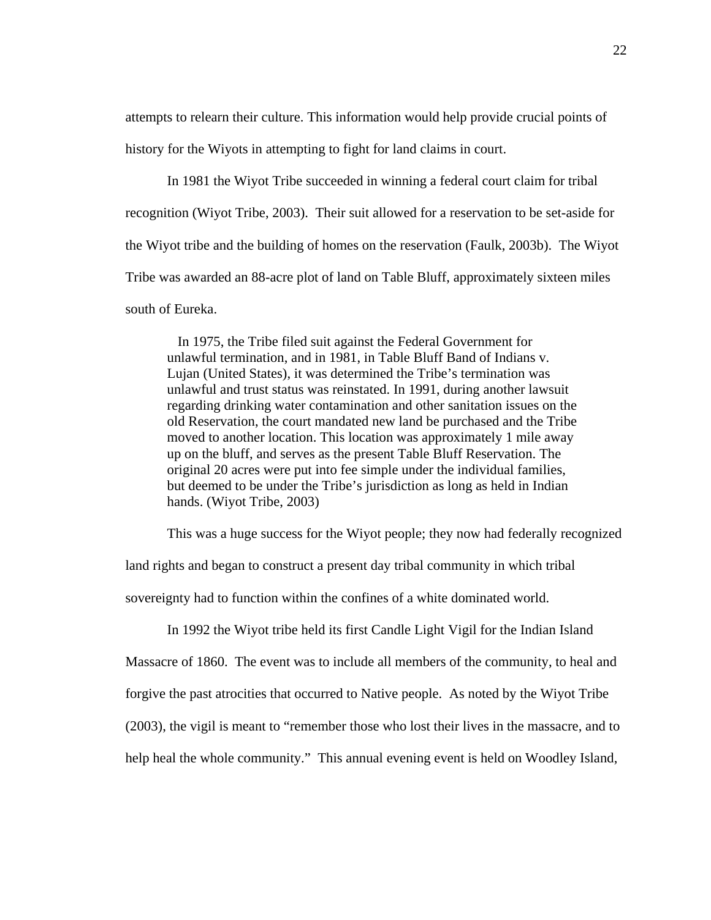attempts to relearn their culture. This information would help provide crucial points of history for the Wiyots in attempting to fight for land claims in court.

In 1981 the Wiyot Tribe succeeded in winning a federal court claim for tribal recognition (Wiyot Tribe, 2003). Their suit allowed for a reservation to be set-aside for the Wiyot tribe and the building of homes on the reservation (Faulk, 2003b). The Wiyot Tribe was awarded an 88-acre plot of land on Table Bluff, approximately sixteen miles south of Eureka.

> In 1975, the Tribe filed suit against the Federal Government for unlawful termination, and in 1981, in Table Bluff Band of Indians v. Lujan (United States), it was determined the Tribe's termination was unlawful and trust status was reinstated. In 1991, during another lawsuit regarding drinking water contamination and other sanitation issues on the old Reservation, the court mandated new land be purchased and the Tribe moved to another location. This location was approximately 1 mile away up on the bluff, and serves as the present Table Bluff Reservation. The original 20 acres were put into fee simple under the individual families, but deemed to be under the Tribe's jurisdiction as long as held in Indian hands. (Wiyot Tribe, 2003)

This was a huge success for the Wiyot people; they now had federally recognized land rights and began to construct a present day tribal community in which tribal sovereignty had to function within the confines of a white dominated world.

In 1992 the Wiyot tribe held its first Candle Light Vigil for the Indian Island Massacre of 1860. The event was to include all members of the community, to heal and forgive the past atrocities that occurred to Native people. As noted by the Wiyot Tribe (2003), the vigil is meant to "remember those who lost their lives in the massacre, and to help heal the whole community." This annual evening event is held on Woodley Island,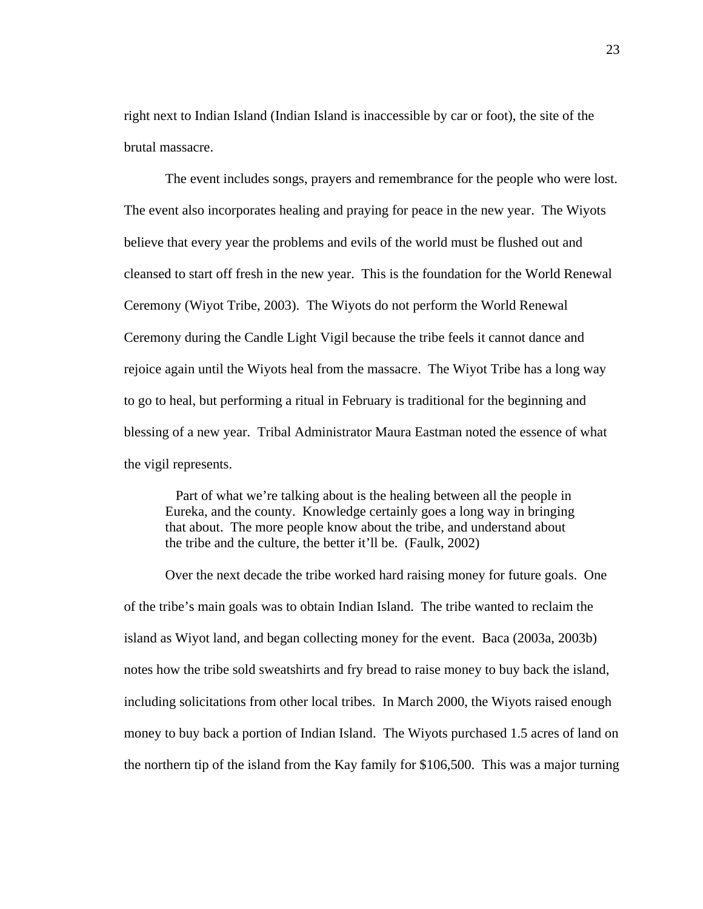right next to Indian Island (Indian Island is inaccessible by car or foot), the site of the brutal massacre.

The event includes songs, prayers and remembrance for the people who were lost. The event also incorporates healing and praying for peace in the new year. The Wiyots believe that every year the problems and evils of the world must be flushed out and cleansed to start off fresh in the new year. This is the foundation for the World Renewal Ceremony (Wiyot Tribe, 2003). The Wiyots do not perform the World Renewal Ceremony during the Candle Light Vigil because the tribe feels it cannot dance and rejoice again until the Wiyots heal from the massacre. The Wiyot Tribe has a long way to go to heal, but performing a ritual in February is traditional for the beginning and blessing of a new year. Tribal Administrator Maura Eastman noted the essence of what the vigil represents.

> Part of what we're talking about is the healing between all the people in Eureka, and the county. Knowledge certainly goes a long way in bringing that about. The more people know about the tribe, and understand about the tribe and the culture, the better it'll be. (Faulk, 2002)

Over the next decade the tribe worked hard raising money for future goals. One of the tribe's main goals was to obtain Indian Island. The tribe wanted to reclaim the island as Wiyot land, and began collecting money for the event. Baca (2003a, 2003b) notes how the tribe sold sweatshirts and fry bread to raise money to buy back the island, including solicitations from other local tribes. In March 2000, the Wiyots raised enough money to buy back a portion of Indian Island. The Wiyots purchased 1.5 acres of land on the northern tip of the island from the Kay family for $106,500. This was a major turning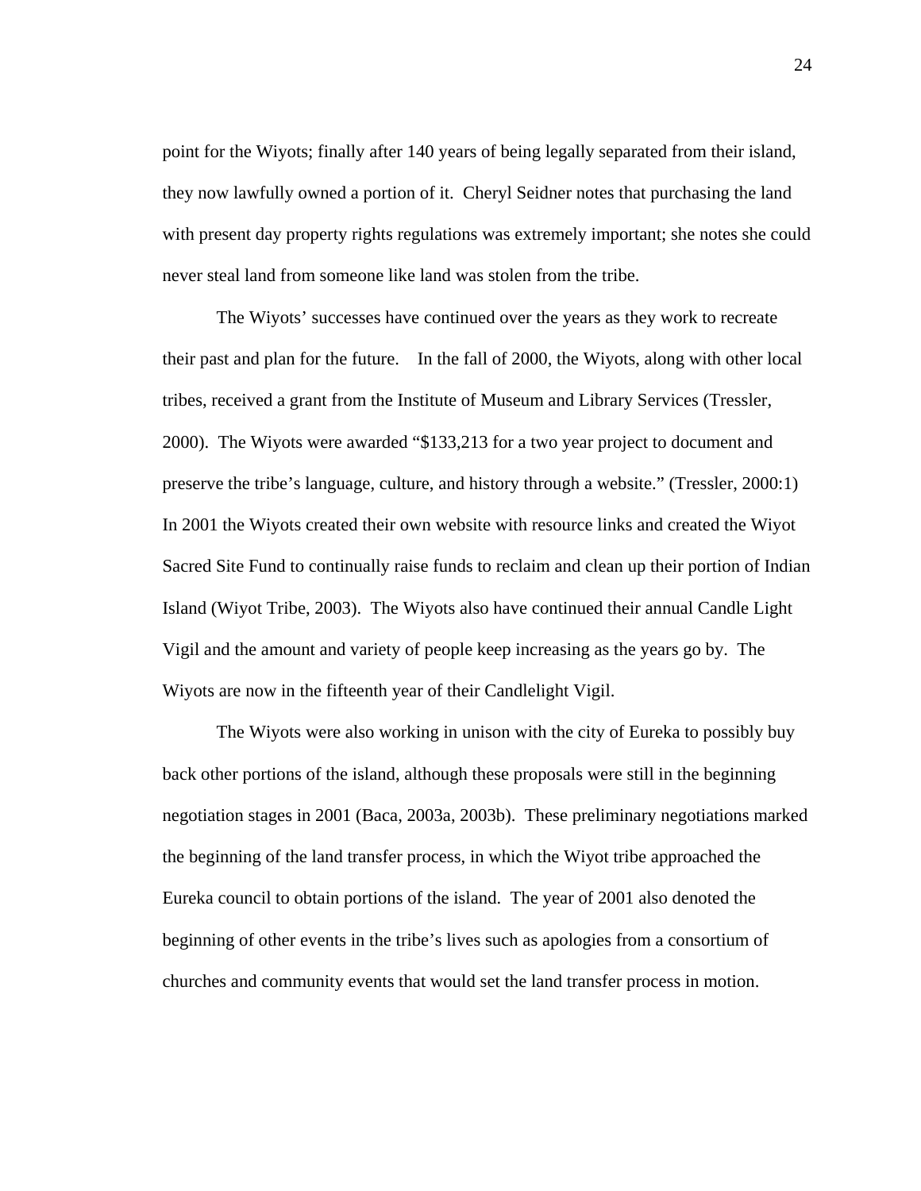point for the Wiyots; finally after 140 years of being legally separated from their island, they now lawfully owned a portion of it. Cheryl Seidner notes that purchasing the land with present day property rights regulations was extremely important; she notes she could never steal land from someone like land was stolen from the tribe.

The Wiyots' successes have continued over the years as they work to recreate their past and plan for the future. In the fall of 2000, the Wiyots, along with other local tribes, received a grant from the Institute of Museum and Library Services (Tressler, 2000). The Wiyots were awarded "$133,213 for a two year project to document and preserve the tribe's language, culture, and history through a website." (Tressler, 2000:1) In 2001 the Wiyots created their own website with resource links and created the Wiyot Sacred Site Fund to continually raise funds to reclaim and clean up their portion of Indian Island (Wiyot Tribe, 2003). The Wiyots also have continued their annual Candle Light Vigil and the amount and variety of people keep increasing as the years go by. The Wiyots are now in the fifteenth year of their Candlelight Vigil.

The Wiyots were also working in unison with the city of Eureka to possibly buy back other portions of the island, although these proposals were still in the beginning negotiation stages in 2001 (Baca, 2003a, 2003b). These preliminary negotiations marked the beginning of the land transfer process, in which the Wiyot tribe approached the Eureka council to obtain portions of the island. The year of 2001 also denoted the beginning of other events in the tribe's lives such as apologies from a consortium of churches and community events that would set the land transfer process in motion.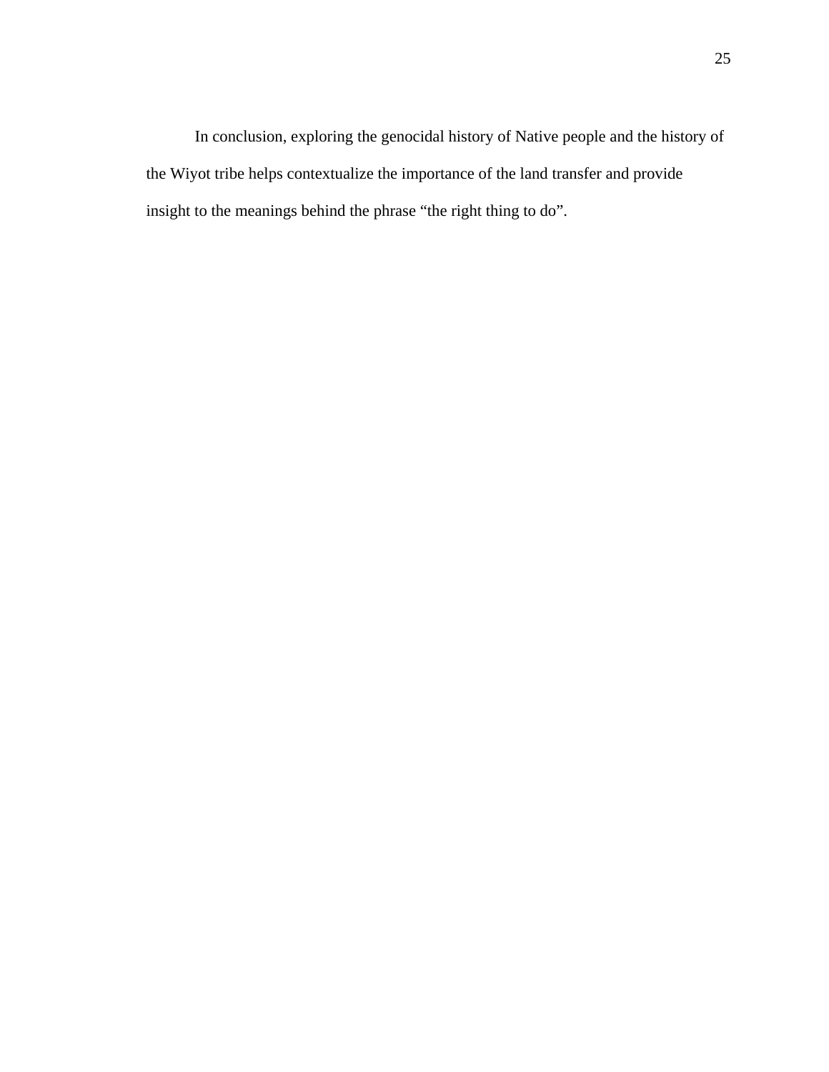In conclusion, exploring the genocidal history of Native people and the history of the Wiyot tribe helps contextualize the importance of the land transfer and provide insight to the meanings behind the phrase “the right thing to do”.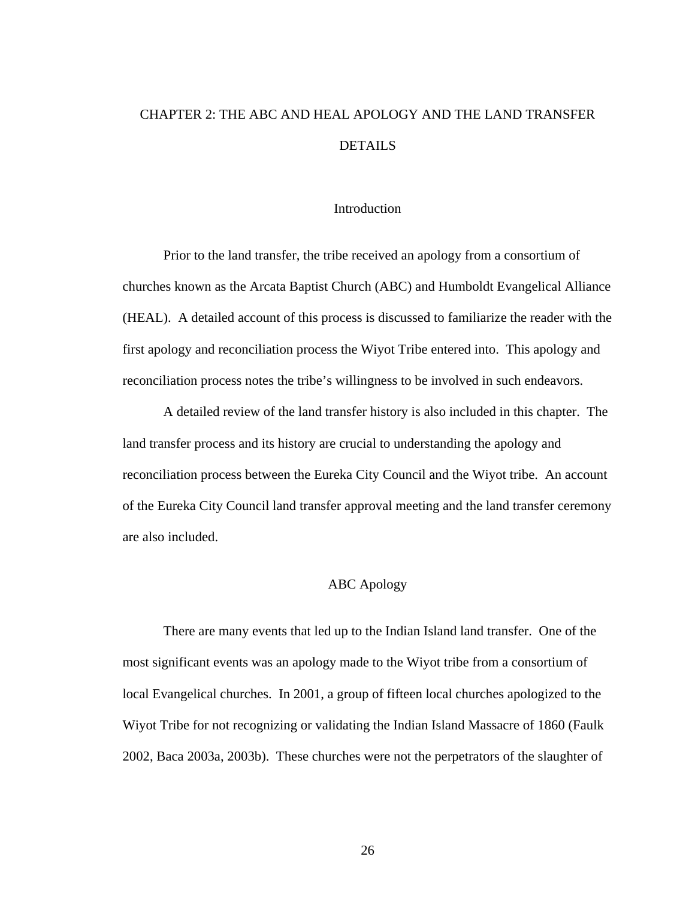# CHAPTER 2: THE ABC AND HEAL APOLOGY AND THE LAND TRANSFER DETAILS

## Introduction

Prior to the land transfer, the tribe received an apology from a consortium of churches known as the Arcata Baptist Church (ABC) and Humboldt Evangelical Alliance (HEAL). A detailed account of this process is discussed to familiarize the reader with the first apology and reconciliation process the Wiyot Tribe entered into. This apology and reconciliation process notes the tribe's willingness to be involved in such endeavors.

A detailed review of the land transfer history is also included in this chapter. The land transfer process and its history are crucial to understanding the apology and reconciliation process between the Eureka City Council and the Wiyot tribe. An account of the Eureka City Council land transfer approval meeting and the land transfer ceremony are also included.

## ABC Apology

There are many events that led up to the Indian Island land transfer. One of the most significant events was an apology made to the Wiyot tribe from a consortium of local Evangelical churches. In 2001, a group of fifteen local churches apologized to the Wiyot Tribe for not recognizing or validating the Indian Island Massacre of 1860 (Faulk 2002, Baca 2003a, 2003b). These churches were not the perpetrators of the slaughter of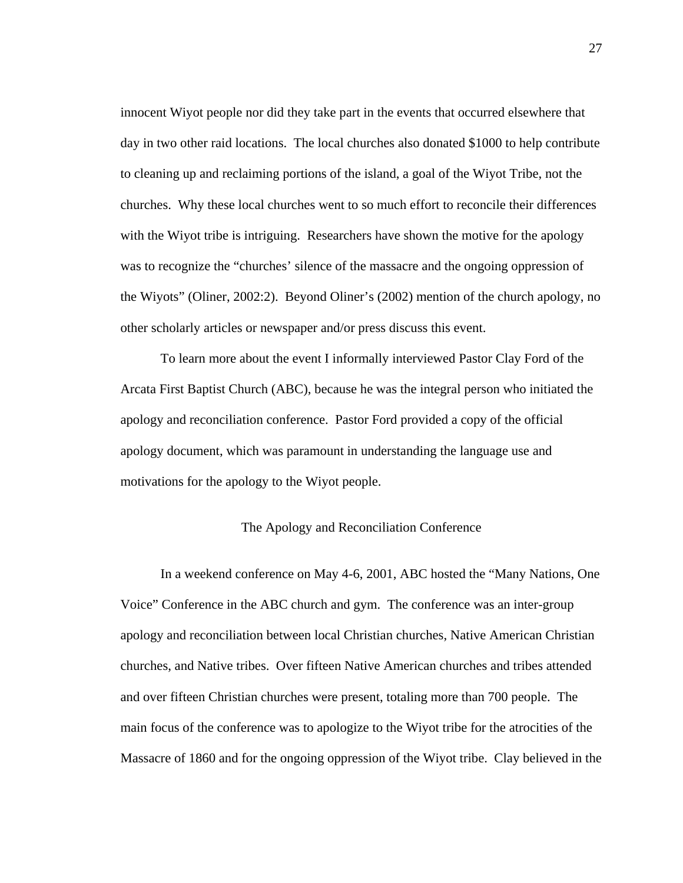innocent Wiyot people nor did they take part in the events that occurred elsewhere that day in two other raid locations. The local churches also donated $1000 to help contribute to cleaning up and reclaiming portions of the island, a goal of the Wiyot Tribe, not the churches. Why these local churches went to so much effort to reconcile their differences with the Wiyot tribe is intriguing. Researchers have shown the motive for the apology was to recognize the "churches' silence of the massacre and the ongoing oppression of the Wiyots" (Oliner, 2002:2). Beyond Oliner's (2002) mention of the church apology, no other scholarly articles or newspaper and/or press discuss this event.

To learn more about the event I informally interviewed Pastor Clay Ford of the Arcata First Baptist Church (ABC), because he was the integral person who initiated the apology and reconciliation conference. Pastor Ford provided a copy of the official apology document, which was paramount in understanding the language use and motivations for the apology to the Wiyot people.

## The Apology and Reconciliation Conference

In a weekend conference on May 4-6, 2001, ABC hosted the "Many Nations, One Voice" Conference in the ABC church and gym. The conference was an inter-group apology and reconciliation between local Christian churches, Native American Christian churches, and Native tribes. Over fifteen Native American churches and tribes attended and over fifteen Christian churches were present, totaling more than 700 people. The main focus of the conference was to apologize to the Wiyot tribe for the atrocities of the Massacre of 1860 and for the ongoing oppression of the Wiyot tribe. Clay believed in the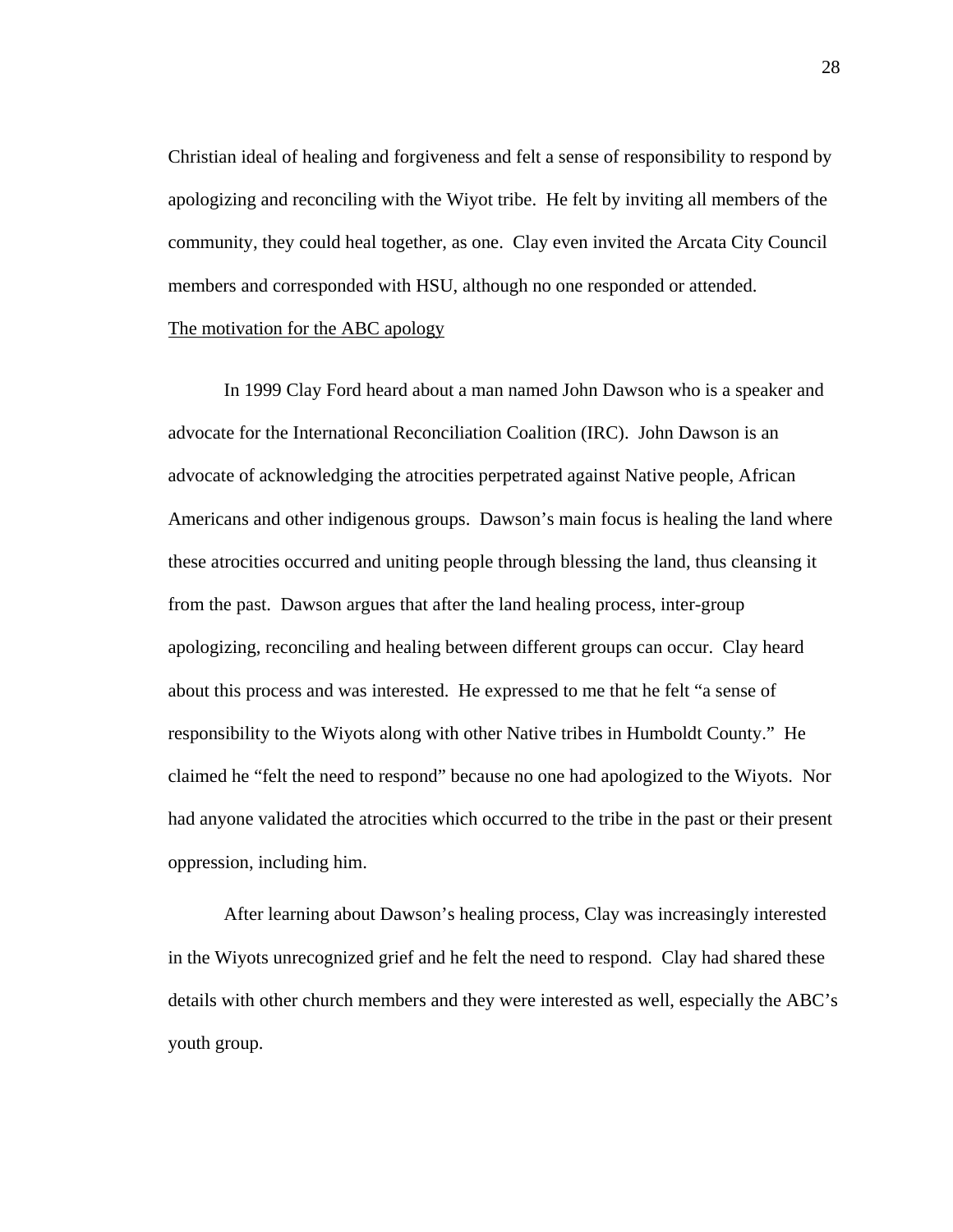Christian ideal of healing and forgiveness and felt a sense of responsibility to respond by apologizing and reconciling with the Wiyot tribe. He felt by inviting all members of the community, they could heal together, as one. Clay even invited the Arcata City Council members and corresponded with HSU, although no one responded or attended.

<u>The motivation for the ABC apology</u>

In 1999 Clay Ford heard about a man named John Dawson who is a speaker and advocate for the International Reconciliation Coalition (IRC). John Dawson is an advocate of acknowledging the atrocities perpetrated against Native people, African Americans and other indigenous groups. Dawson's main focus is healing the land where these atrocities occurred and uniting people through blessing the land, thus cleansing it from the past. Dawson argues that after the land healing process, inter-group apologizing, reconciling and healing between different groups can occur. Clay heard about this process and was interested. He expressed to me that he felt "a sense of responsibility to the Wiyots along with other Native tribes in Humboldt County." He claimed he "felt the need to respond" because no one had apologized to the Wiyots. Nor had anyone validated the atrocities which occurred to the tribe in the past or their present oppression, including him.

After learning about Dawson's healing process, Clay was increasingly interested in the Wiyots unrecognized grief and he felt the need to respond. Clay had shared these details with other church members and they were interested as well, especially the ABC's youth group.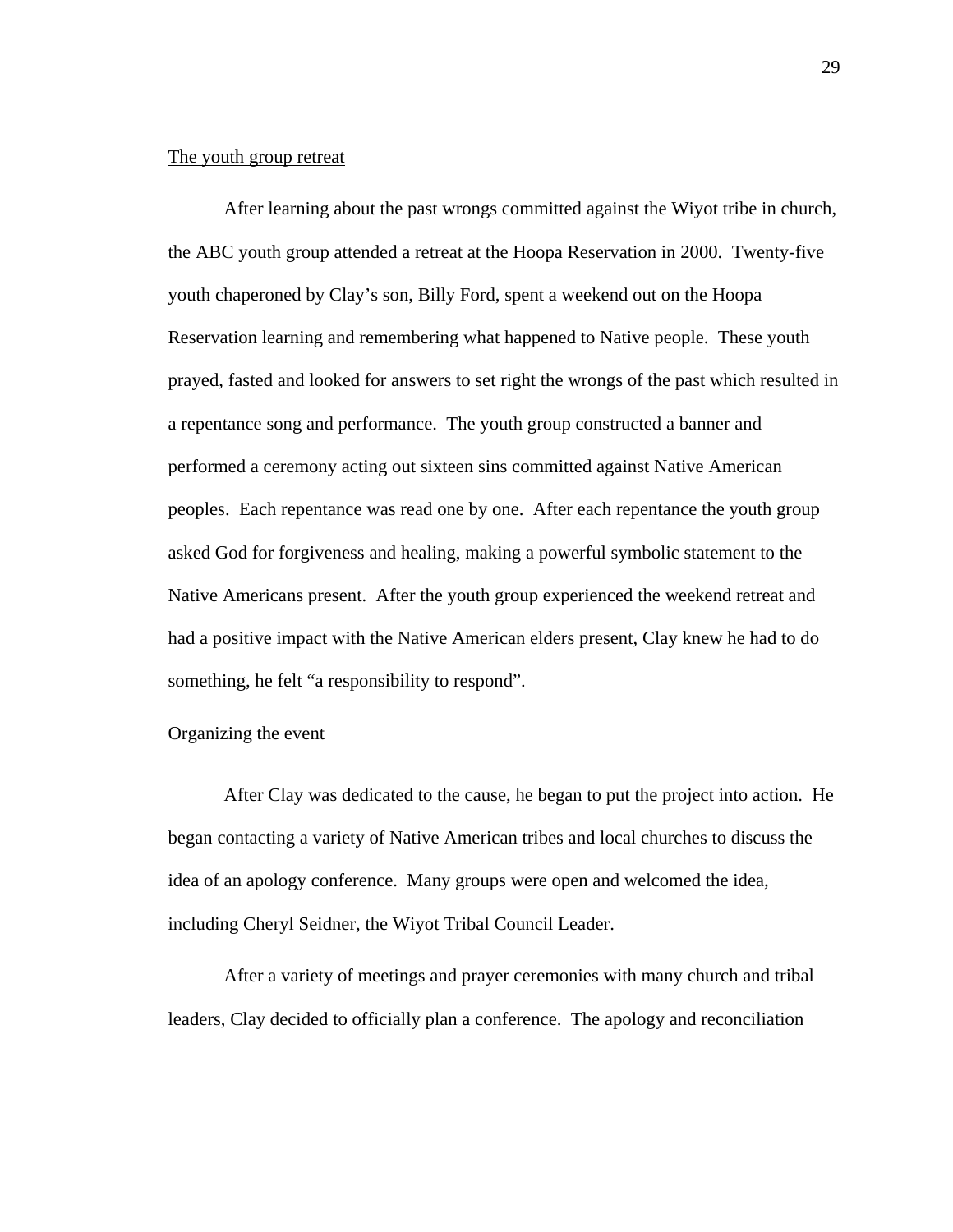<u>The youth group retreat</u>

After learning about the past wrongs committed against the Wiyot tribe in church, the ABC youth group attended a retreat at the Hoopa Reservation in 2000. Twenty-five youth chaperoned by Clay's son, Billy Ford, spent a weekend out on the Hoopa Reservation learning and remembering what happened to Native people. These youth prayed, fasted and looked for answers to set right the wrongs of the past which resulted in a repentance song and performance. The youth group constructed a banner and performed a ceremony acting out sixteen sins committed against Native American peoples. Each repentance was read one by one. After each repentance the youth group asked God for forgiveness and healing, making a powerful symbolic statement to the Native Americans present. After the youth group experienced the weekend retreat and had a positive impact with the Native American elders present, Clay knew he had to do something, he felt "a responsibility to respond".

<u>Organizing the event</u>

After Clay was dedicated to the cause, he began to put the project into action. He began contacting a variety of Native American tribes and local churches to discuss the idea of an apology conference. Many groups were open and welcomed the idea, including Cheryl Seidner, the Wiyot Tribal Council Leader.

After a variety of meetings and prayer ceremonies with many church and tribal leaders, Clay decided to officially plan a conference. The apology and reconciliation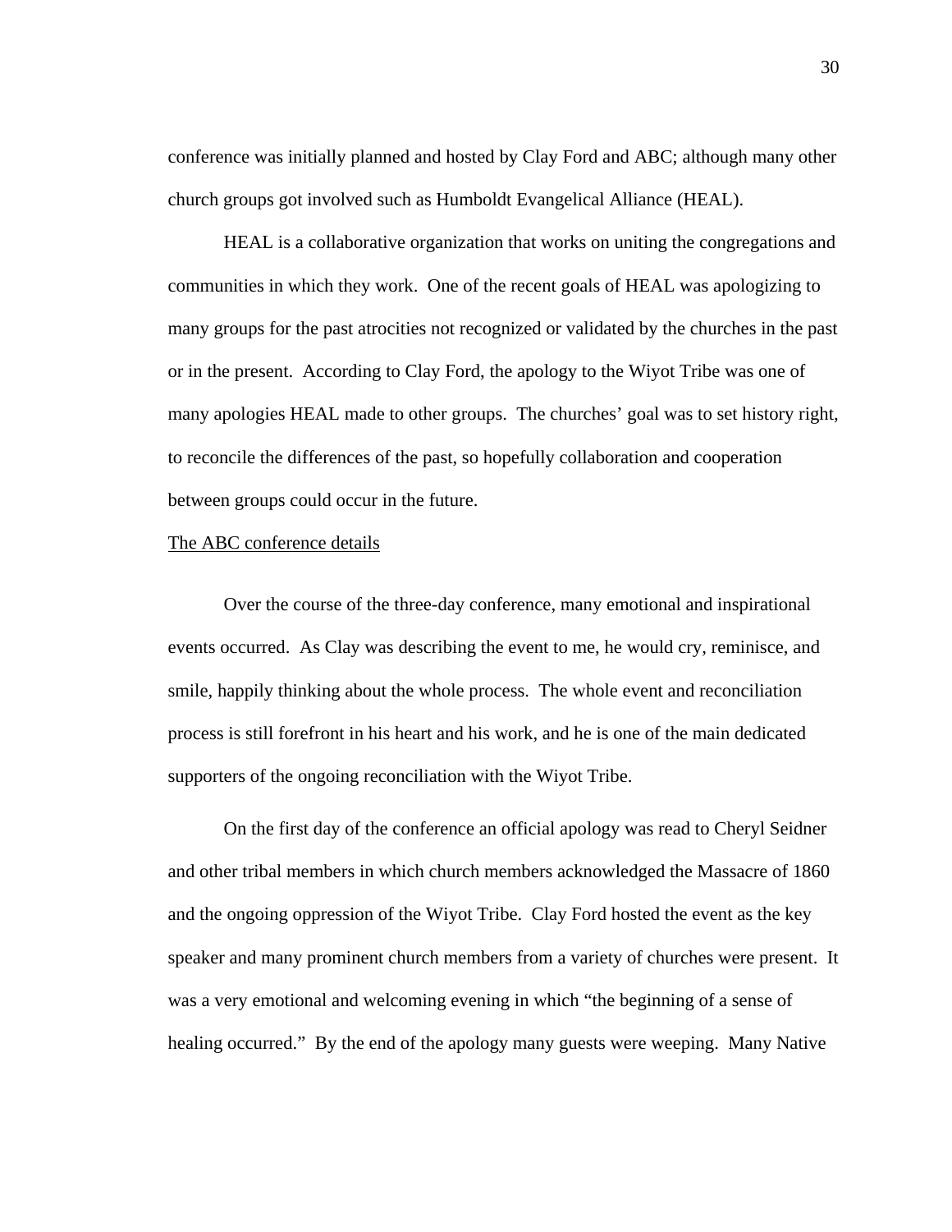conference was initially planned and hosted by Clay Ford and ABC; although many other church groups got involved such as Humboldt Evangelical Alliance (HEAL).

HEAL is a collaborative organization that works on uniting the congregations and communities in which they work. One of the recent goals of HEAL was apologizing to many groups for the past atrocities not recognized or validated by the churches in the past or in the present. According to Clay Ford, the apology to the Wiyot Tribe was one of many apologies HEAL made to other groups. The churches' goal was to set history right, to reconcile the differences of the past, so hopefully collaboration and cooperation between groups could occur in the future.

<u>The ABC conference details</u>

Over the course of the three-day conference, many emotional and inspirational events occurred. As Clay was describing the event to me, he would cry, reminisce, and smile, happily thinking about the whole process. The whole event and reconciliation process is still forefront in his heart and his work, and he is one of the main dedicated supporters of the ongoing reconciliation with the Wiyot Tribe.

On the first day of the conference an official apology was read to Cheryl Seidner and other tribal members in which church members acknowledged the Massacre of 1860 and the ongoing oppression of the Wiyot Tribe. Clay Ford hosted the event as the key speaker and many prominent church members from a variety of churches were present. It was a very emotional and welcoming evening in which "the beginning of a sense of healing occurred." By the end of the apology many guests were weeping. Many Native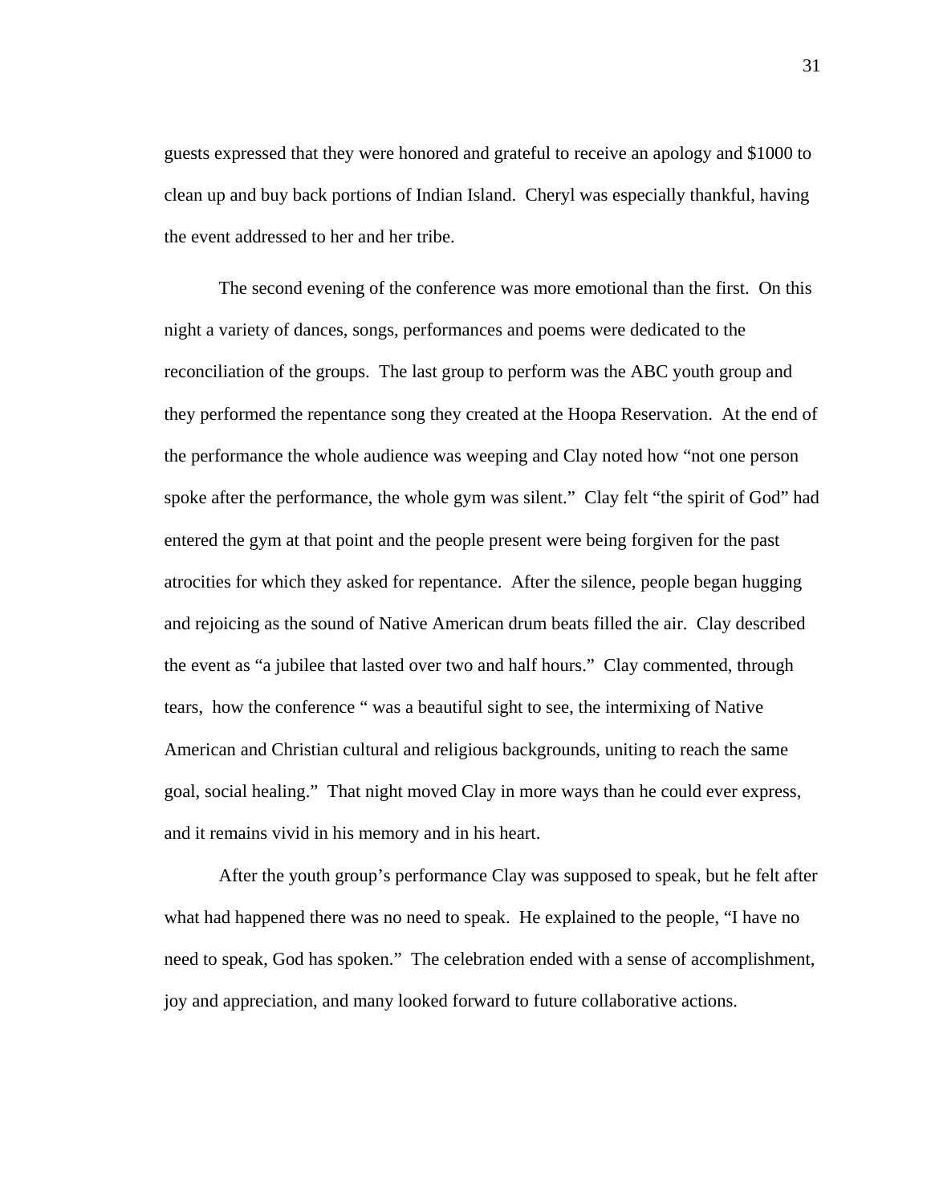guests expressed that they were honored and grateful to receive an apology and $1000 to clean up and buy back portions of Indian Island. Cheryl was especially thankful, having the event addressed to her and her tribe.

The second evening of the conference was more emotional than the first. On this night a variety of dances, songs, performances and poems were dedicated to the reconciliation of the groups. The last group to perform was the ABC youth group and they performed the repentance song they created at the Hoopa Reservation. At the end of the performance the whole audience was weeping and Clay noted how "not one person spoke after the performance, the whole gym was silent." Clay felt "the spirit of God" had entered the gym at that point and the people present were being forgiven for the past atrocities for which they asked for repentance. After the silence, people began hugging and rejoicing as the sound of Native American drum beats filled the air. Clay described the event as "a jubilee that lasted over two and half hours." Clay commented, through tears, how the conference " was a beautiful sight to see, the intermixing of Native American and Christian cultural and religious backgrounds, uniting to reach the same goal, social healing." That night moved Clay in more ways than he could ever express, and it remains vivid in his memory and in his heart.

After the youth group's performance Clay was supposed to speak, but he felt after what had happened there was no need to speak. He explained to the people, "I have no need to speak, God has spoken." The celebration ended with a sense of accomplishment, joy and appreciation, and many looked forward to future collaborative actions.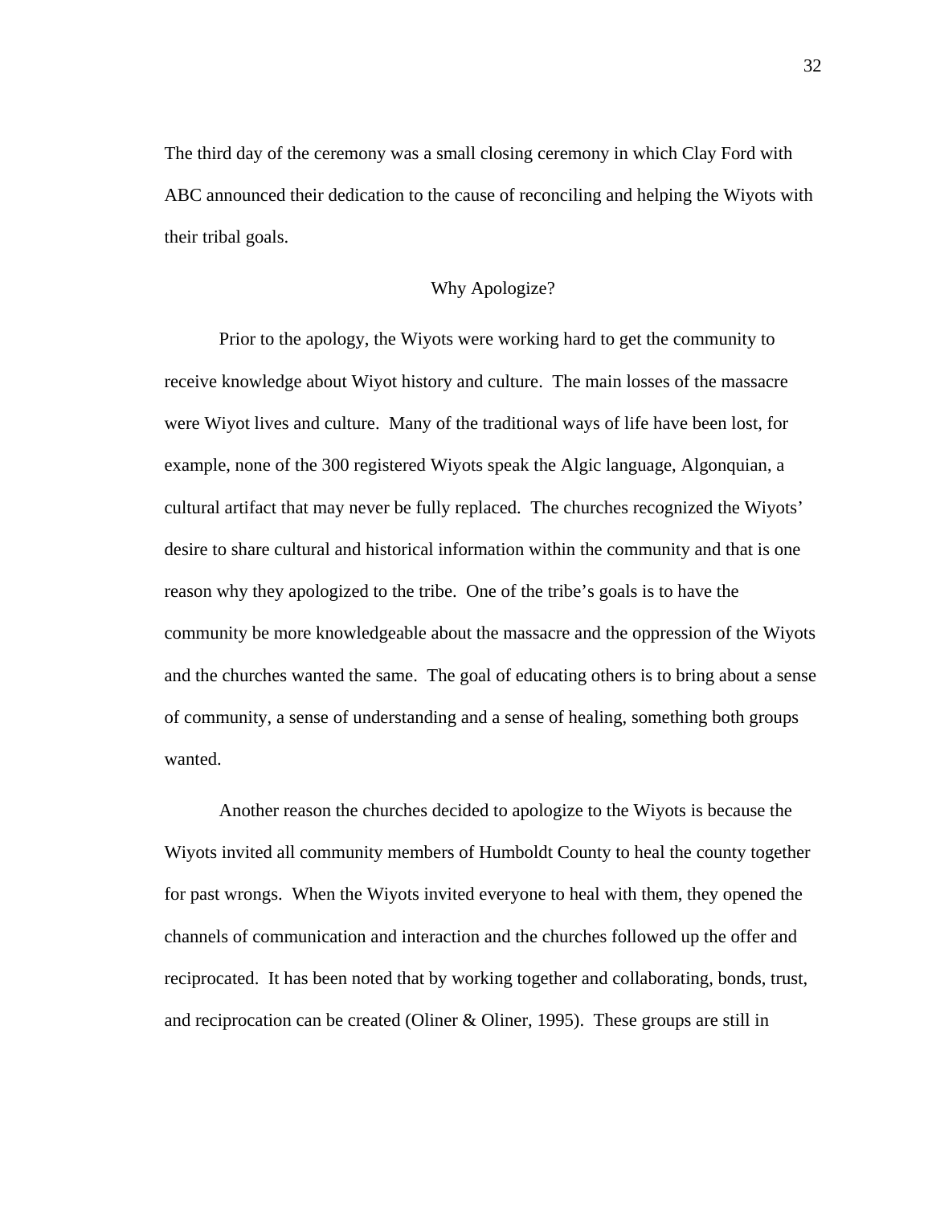The third day of the ceremony was a small closing ceremony in which Clay Ford with ABC announced their dedication to the cause of reconciling and helping the Wiyots with their tribal goals.

## Why Apologize?

Prior to the apology, the Wiyots were working hard to get the community to receive knowledge about Wiyot history and culture. The main losses of the massacre were Wiyot lives and culture. Many of the traditional ways of life have been lost, for example, none of the 300 registered Wiyots speak the Algic language, Algonquian, a cultural artifact that may never be fully replaced. The churches recognized the Wiyots' desire to share cultural and historical information within the community and that is one reason why they apologized to the tribe. One of the tribe's goals is to have the community be more knowledgeable about the massacre and the oppression of the Wiyots and the churches wanted the same. The goal of educating others is to bring about a sense of community, a sense of understanding and a sense of healing, something both groups wanted.

Another reason the churches decided to apologize to the Wiyots is because the Wiyots invited all community members of Humboldt County to heal the county together for past wrongs. When the Wiyots invited everyone to heal with them, they opened the channels of communication and interaction and the churches followed up the offer and reciprocated. It has been noted that by working together and collaborating, bonds, trust, and reciprocation can be created (Oliner & Oliner, 1995). These groups are still in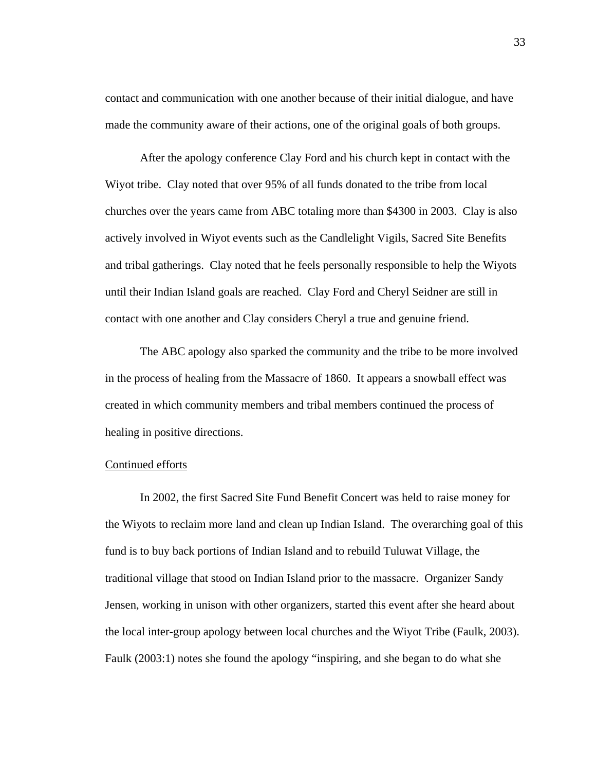contact and communication with one another because of their initial dialogue, and have made the community aware of their actions, one of the original goals of both groups.

After the apology conference Clay Ford and his church kept in contact with the Wiyot tribe. Clay noted that over 95% of all funds donated to the tribe from local churches over the years came from ABC totaling more than $4300 in 2003. Clay is also actively involved in Wiyot events such as the Candlelight Vigils, Sacred Site Benefits and tribal gatherings. Clay noted that he feels personally responsible to help the Wiyots until their Indian Island goals are reached. Clay Ford and Cheryl Seidner are still in contact with one another and Clay considers Cheryl a true and genuine friend.

The ABC apology also sparked the community and the tribe to be more involved in the process of healing from the Massacre of 1860. It appears a snowball effect was created in which community members and tribal members continued the process of healing in positive directions.

Continued efforts

In 2002, the first Sacred Site Fund Benefit Concert was held to raise money for the Wiyots to reclaim more land and clean up Indian Island. The overarching goal of this fund is to buy back portions of Indian Island and to rebuild Tuluwat Village, the traditional village that stood on Indian Island prior to the massacre. Organizer Sandy Jensen, working in unison with other organizers, started this event after she heard about the local inter-group apology between local churches and the Wiyot Tribe (Faulk, 2003). Faulk (2003:1) notes she found the apology "inspiring, and she began to do what she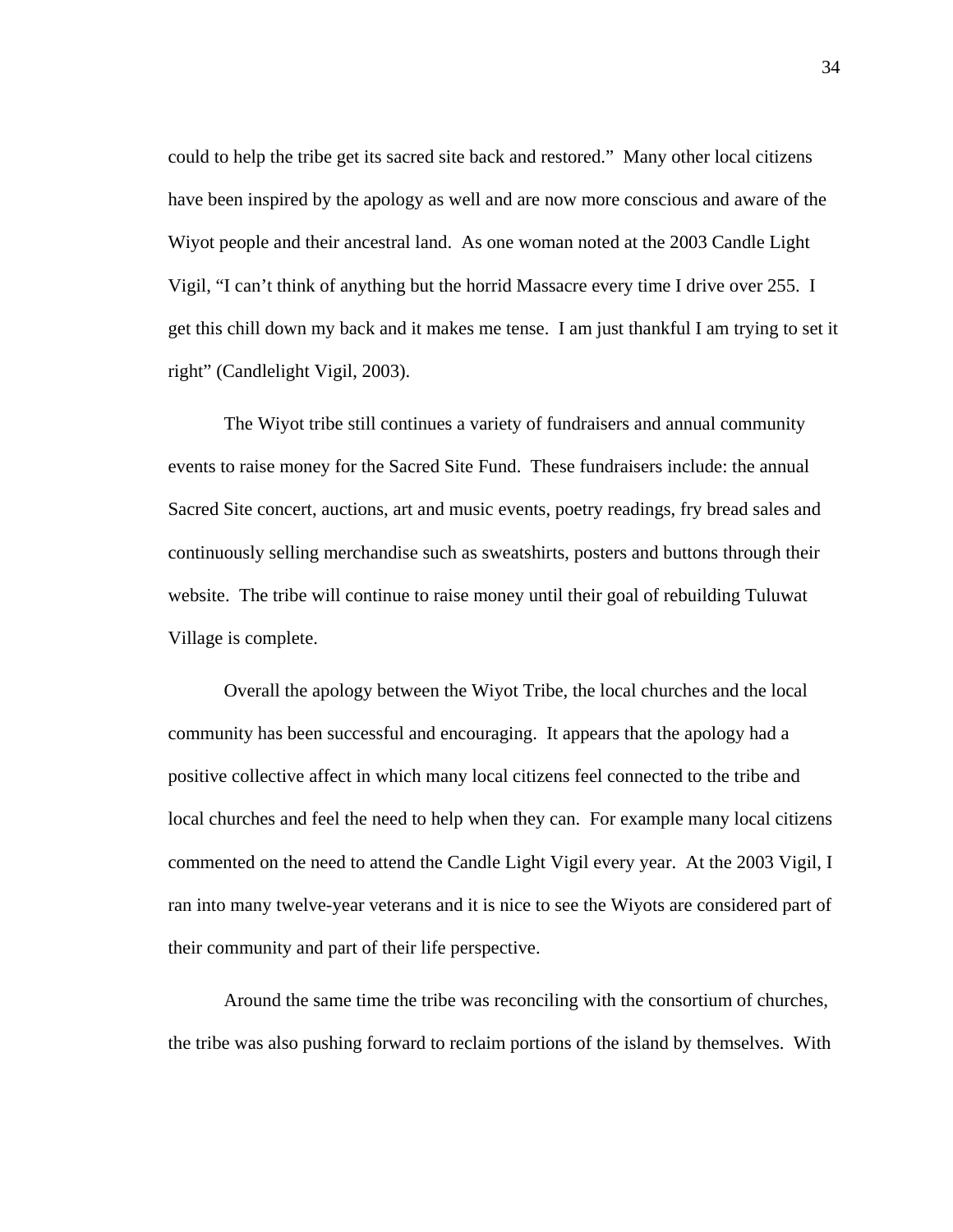could to help the tribe get its sacred site back and restored." Many other local citizens have been inspired by the apology as well and are now more conscious and aware of the Wiyot people and their ancestral land. As one woman noted at the 2003 Candle Light Vigil, "I can't think of anything but the horrid Massacre every time I drive over 255. I get this chill down my back and it makes me tense. I am just thankful I am trying to set it right" (Candlelight Vigil, 2003).

The Wiyot tribe still continues a variety of fundraisers and annual community events to raise money for the Sacred Site Fund. These fundraisers include: the annual Sacred Site concert, auctions, art and music events, poetry readings, fry bread sales and continuously selling merchandise such as sweatshirts, posters and buttons through their website. The tribe will continue to raise money until their goal of rebuilding Tuluwat Village is complete.

Overall the apology between the Wiyot Tribe, the local churches and the local community has been successful and encouraging. It appears that the apology had a positive collective affect in which many local citizens feel connected to the tribe and local churches and feel the need to help when they can. For example many local citizens commented on the need to attend the Candle Light Vigil every year. At the 2003 Vigil, I ran into many twelve-year veterans and it is nice to see the Wiyots are considered part of their community and part of their life perspective.

Around the same time the tribe was reconciling with the consortium of churches, the tribe was also pushing forward to reclaim portions of the island by themselves. With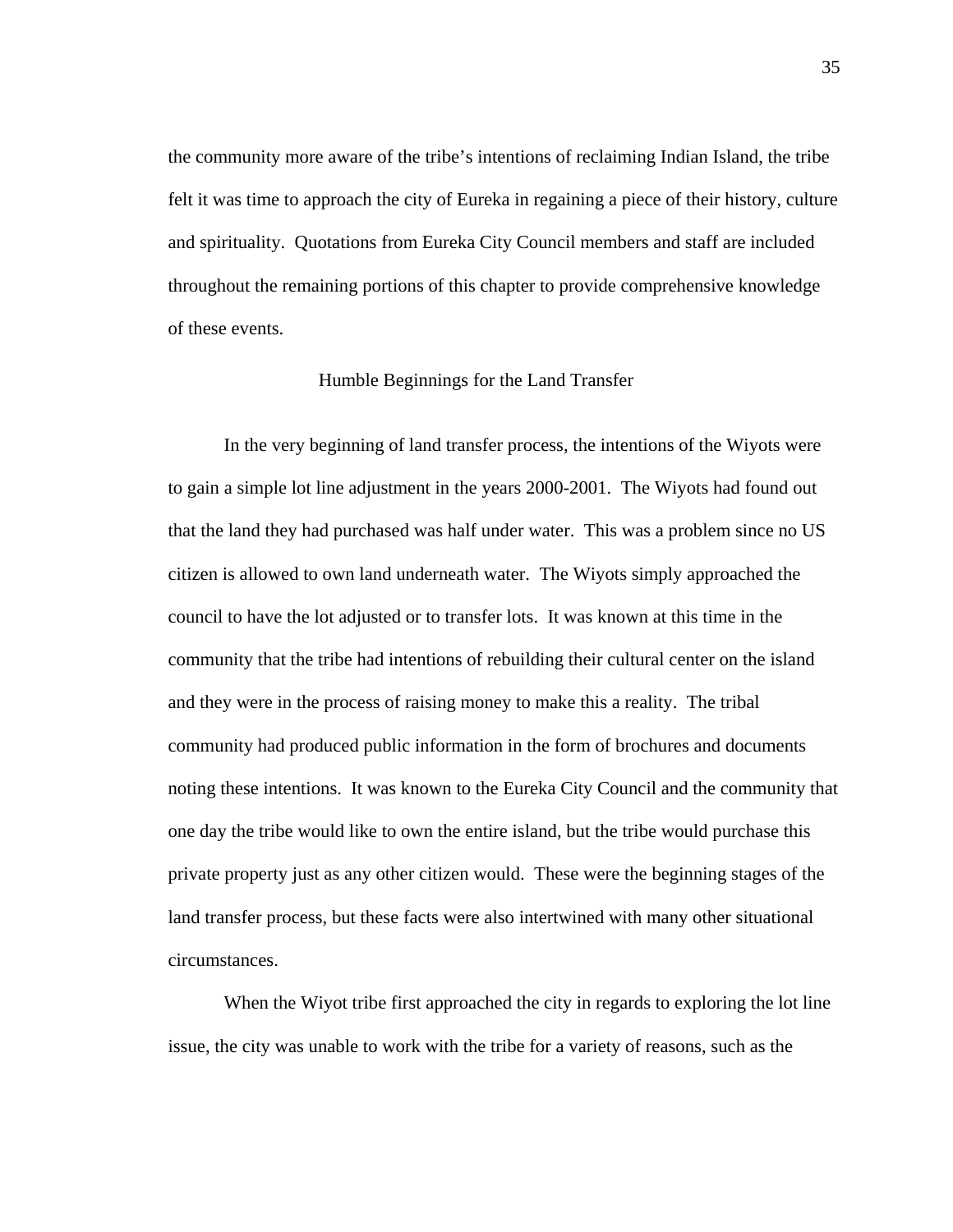the community more aware of the tribe's intentions of reclaiming Indian Island, the tribe felt it was time to approach the city of Eureka in regaining a piece of their history, culture and spirituality. Quotations from Eureka City Council members and staff are included throughout the remaining portions of this chapter to provide comprehensive knowledge of these events.

## Humble Beginnings for the Land Transfer

In the very beginning of land transfer process, the intentions of the Wiyots were to gain a simple lot line adjustment in the years 2000-2001. The Wiyots had found out that the land they had purchased was half under water. This was a problem since no US citizen is allowed to own land underneath water. The Wiyots simply approached the council to have the lot adjusted or to transfer lots. It was known at this time in the community that the tribe had intentions of rebuilding their cultural center on the island and they were in the process of raising money to make this a reality. The tribal community had produced public information in the form of brochures and documents noting these intentions. It was known to the Eureka City Council and the community that one day the tribe would like to own the entire island, but the tribe would purchase this private property just as any other citizen would. These were the beginning stages of the land transfer process, but these facts were also intertwined with many other situational circumstances.

When the Wiyot tribe first approached the city in regards to exploring the lot line issue, the city was unable to work with the tribe for a variety of reasons, such as the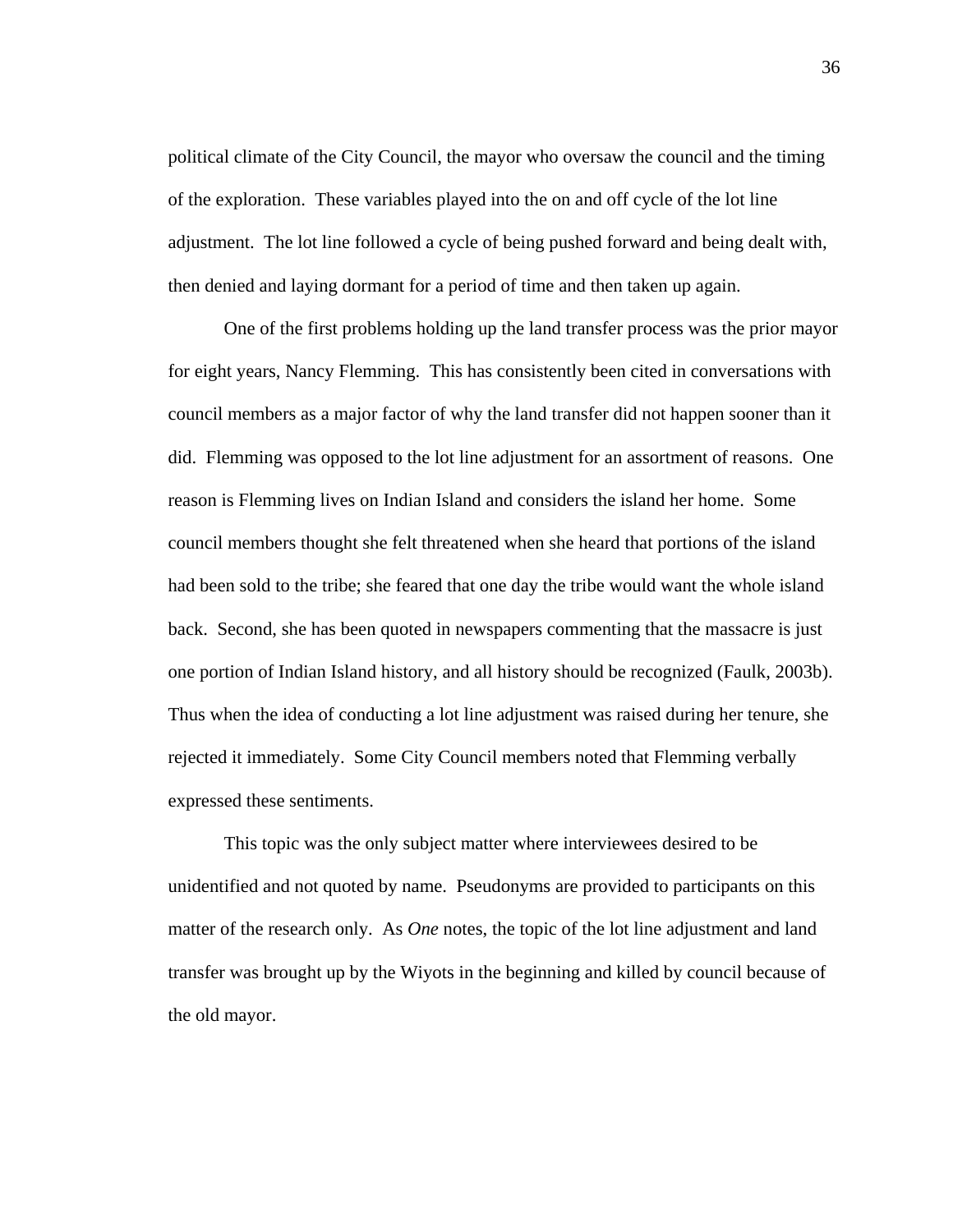political climate of the City Council, the mayor who oversaw the council and the timing of the exploration. These variables played into the on and off cycle of the lot line adjustment. The lot line followed a cycle of being pushed forward and being dealt with, then denied and laying dormant for a period of time and then taken up again.

One of the first problems holding up the land transfer process was the prior mayor for eight years, Nancy Flemming. This has consistently been cited in conversations with council members as a major factor of why the land transfer did not happen sooner than it did. Flemming was opposed to the lot line adjustment for an assortment of reasons. One reason is Flemming lives on Indian Island and considers the island her home. Some council members thought she felt threatened when she heard that portions of the island had been sold to the tribe; she feared that one day the tribe would want the whole island back. Second, she has been quoted in newspapers commenting that the massacre is just one portion of Indian Island history, and all history should be recognized (Faulk, 2003b). Thus when the idea of conducting a lot line adjustment was raised during her tenure, she rejected it immediately. Some City Council members noted that Flemming verbally expressed these sentiments.

This topic was the only subject matter where interviewees desired to be unidentified and not quoted by name. Pseudonyms are provided to participants on this matter of the research only. As *One* notes, the topic of the lot line adjustment and land transfer was brought up by the Wiyots in the beginning and killed by council because of the old mayor.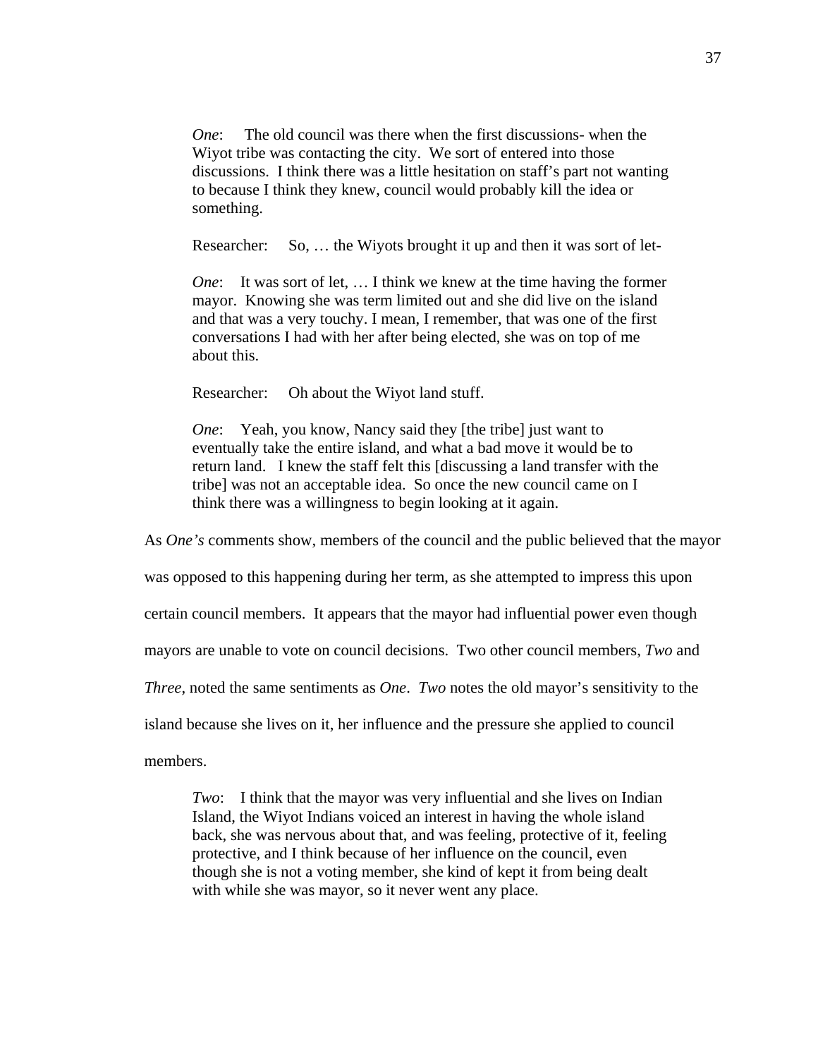> *One*: The old council was there when the first discussions- when the Wiyot tribe was contacting the city. We sort of entered into those discussions. I think there was a little hesitation on staff's part not wanting to because I think they knew, council would probably kill the idea or something.
>
> Researcher: So, … the Wiyots brought it up and then it was sort of let-
>
> *One*: It was sort of let, … I think we knew at the time having the former mayor. Knowing she was term limited out and she did live on the island and that was a very touchy. I mean, I remember, that was one of the first conversations I had with her after being elected, she was on top of me about this.
>
> Researcher: Oh about the Wiyot land stuff.
>
> *One*: Yeah, you know, Nancy said they [the tribe] just want to eventually take the entire island, and what a bad move it would be to return land. I knew the staff felt this [discussing a land transfer with the tribe] was not an acceptable idea. So once the new council came on I think there was a willingness to begin looking at it again.

As *One's* comments show, members of the council and the public believed that the mayor was opposed to this happening during her term, as she attempted to impress this upon certain council members. It appears that the mayor had influential power even though mayors are unable to vote on council decisions. Two other council members, *Two* and *Three*, noted the same sentiments as *One*. *Two* notes the old mayor's sensitivity to the island because she lives on it, her influence and the pressure she applied to council members.

> *Two*: I think that the mayor was very influential and she lives on Indian Island, the Wiyot Indians voiced an interest in having the whole island back, she was nervous about that, and was feeling, protective of it, feeling protective, and I think because of her influence on the council, even though she is not a voting member, she kind of kept it from being dealt with while she was mayor, so it never went any place.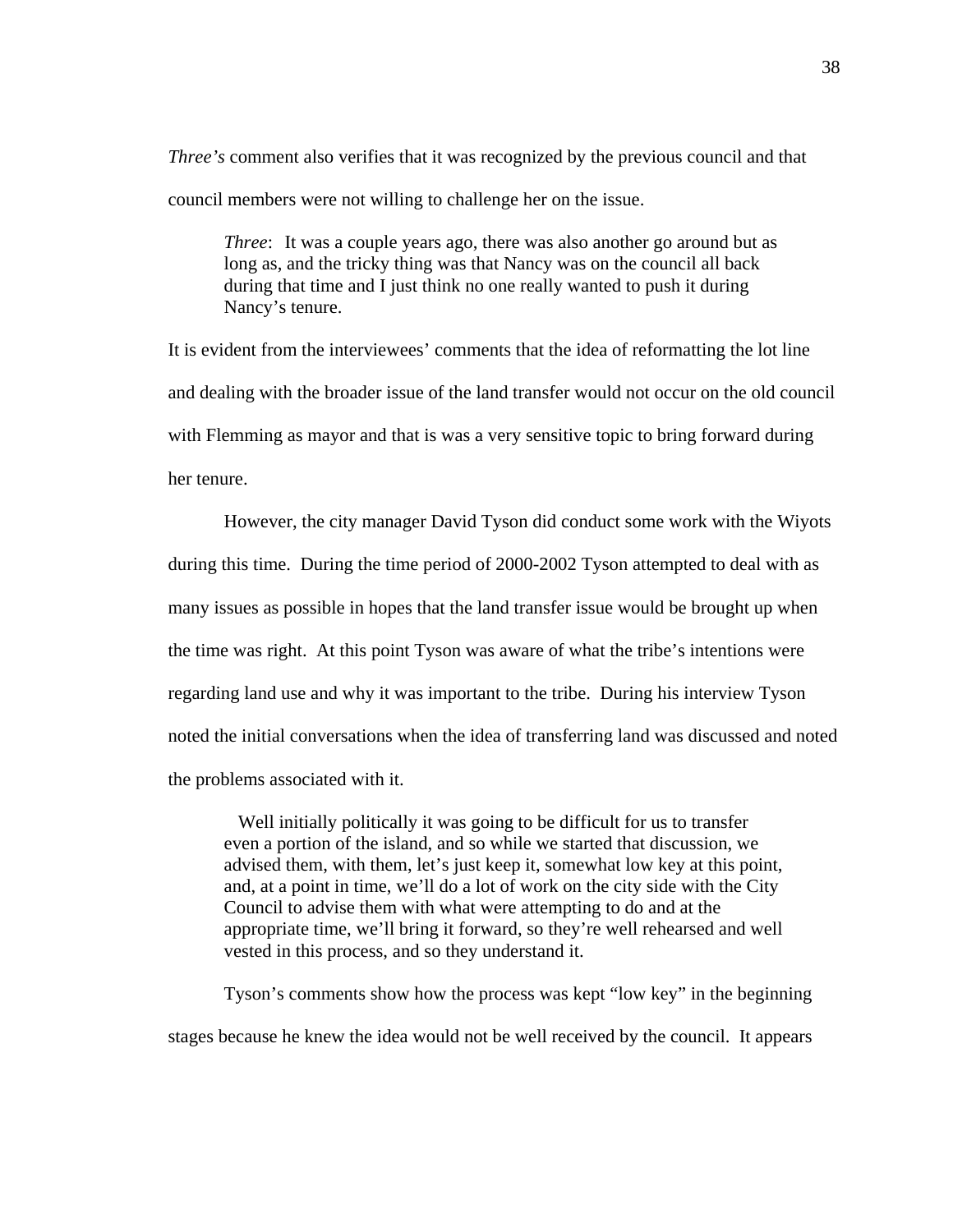*Three's* comment also verifies that it was recognized by the previous council and that council members were not willing to challenge her on the issue.

> *Three*: It was a couple years ago, there was also another go around but as long as, and the tricky thing was that Nancy was on the council all back during that time and I just think no one really wanted to push it during Nancy's tenure.

It is evident from the interviewees' comments that the idea of reformatting the lot line and dealing with the broader issue of the land transfer would not occur on the old council with Flemming as mayor and that is was a very sensitive topic to bring forward during her tenure.

However, the city manager David Tyson did conduct some work with the Wiyots during this time. During the time period of 2000-2002 Tyson attempted to deal with as many issues as possible in hopes that the land transfer issue would be brought up when the time was right. At this point Tyson was aware of what the tribe's intentions were regarding land use and why it was important to the tribe. During his interview Tyson noted the initial conversations when the idea of transferring land was discussed and noted the problems associated with it.

> Well initially politically it was going to be difficult for us to transfer even a portion of the island, and so while we started that discussion, we advised them, with them, let's just keep it, somewhat low key at this point, and, at a point in time, we'll do a lot of work on the city side with the City Council to advise them with what were attempting to do and at the appropriate time, we'll bring it forward, so they're well rehearsed and well vested in this process, and so they understand it.

Tyson's comments show how the process was kept "low key" in the beginning stages because he knew the idea would not be well received by the council. It appears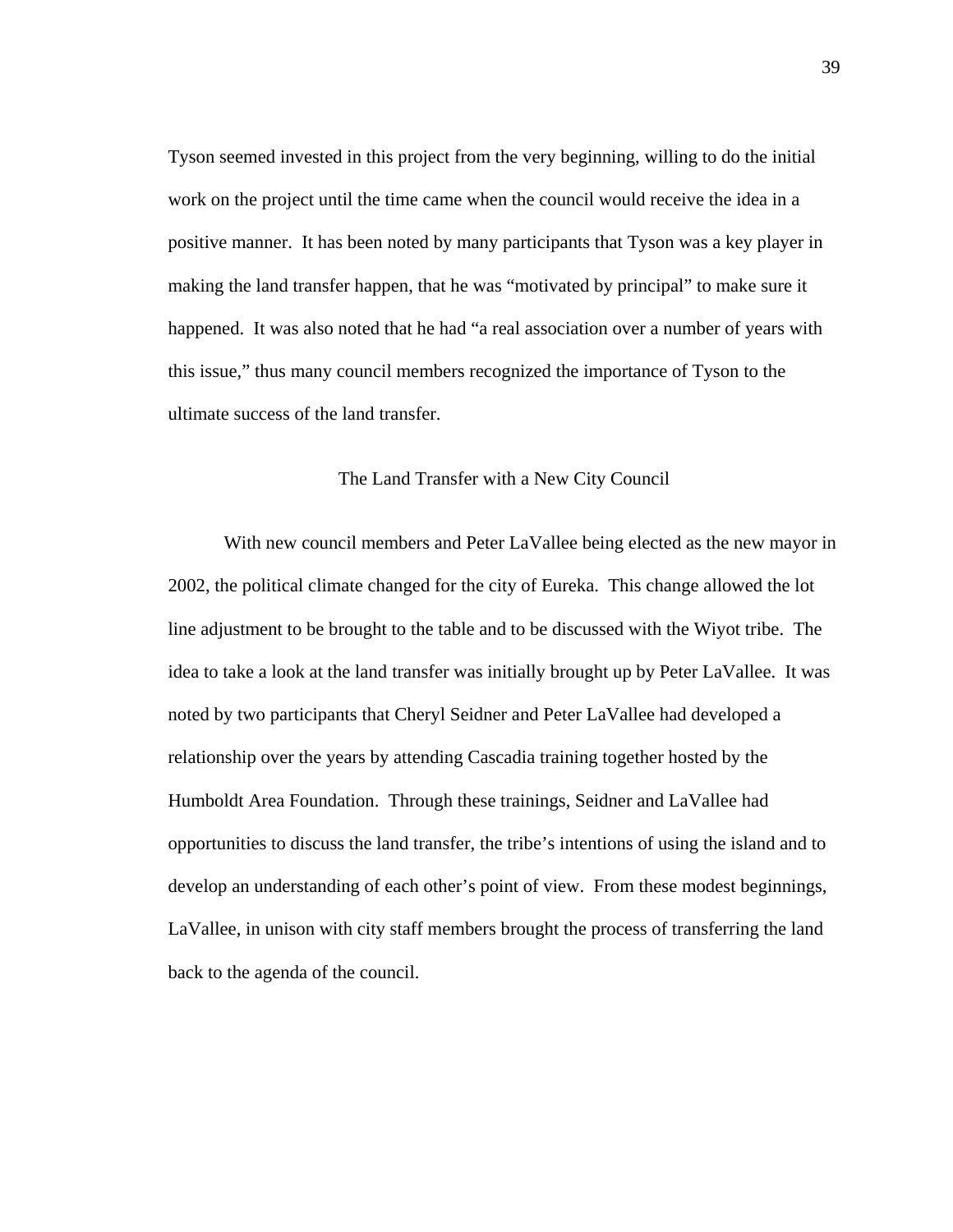Tyson seemed invested in this project from the very beginning, willing to do the initial work on the project until the time came when the council would receive the idea in a positive manner. It has been noted by many participants that Tyson was a key player in making the land transfer happen, that he was "motivated by principal" to make sure it happened. It was also noted that he had "a real association over a number of years with this issue," thus many council members recognized the importance of Tyson to the ultimate success of the land transfer.

## The Land Transfer with a New City Council

With new council members and Peter LaVallee being elected as the new mayor in 2002, the political climate changed for the city of Eureka. This change allowed the lot line adjustment to be brought to the table and to be discussed with the Wiyot tribe. The idea to take a look at the land transfer was initially brought up by Peter LaVallee. It was noted by two participants that Cheryl Seidner and Peter LaVallee had developed a relationship over the years by attending Cascadia training together hosted by the Humboldt Area Foundation. Through these trainings, Seidner and LaVallee had opportunities to discuss the land transfer, the tribe's intentions of using the island and to develop an understanding of each other's point of view. From these modest beginnings, LaVallee, in unison with city staff members brought the process of transferring the land back to the agenda of the council.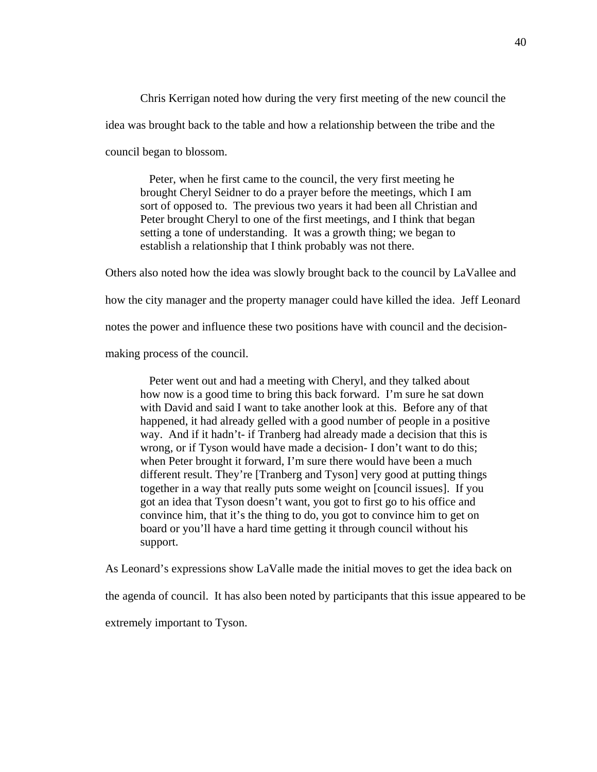Chris Kerrigan noted how during the very first meeting of the new council the idea was brought back to the table and how a relationship between the tribe and the council began to blossom.

> Peter, when he first came to the council, the very first meeting he brought Cheryl Seidner to do a prayer before the meetings, which I am sort of opposed to. The previous two years it had been all Christian and Peter brought Cheryl to one of the first meetings, and I think that began setting a tone of understanding. It was a growth thing; we began to establish a relationship that I think probably was not there.

Others also noted how the idea was slowly brought back to the council by LaVallee and how the city manager and the property manager could have killed the idea. Jeff Leonard notes the power and influence these two positions have with council and the decision-making process of the council.

> Peter went out and had a meeting with Cheryl, and they talked about how now is a good time to bring this back forward. I'm sure he sat down with David and said I want to take another look at this. Before any of that happened, it had already gelled with a good number of people in a positive way. And if it hadn't- if Tranberg had already made a decision that this is wrong, or if Tyson would have made a decision- I don't want to do this; when Peter brought it forward, I'm sure there would have been a much different result. They're [Tranberg and Tyson] very good at putting things together in a way that really puts some weight on [council issues]. If you got an idea that Tyson doesn't want, you got to first go to his office and convince him, that it's the thing to do, you got to convince him to get on board or you'll have a hard time getting it through council without his support.

As Leonard's expressions show LaValle made the initial moves to get the idea back on the agenda of council. It has also been noted by participants that this issue appeared to be extremely important to Tyson.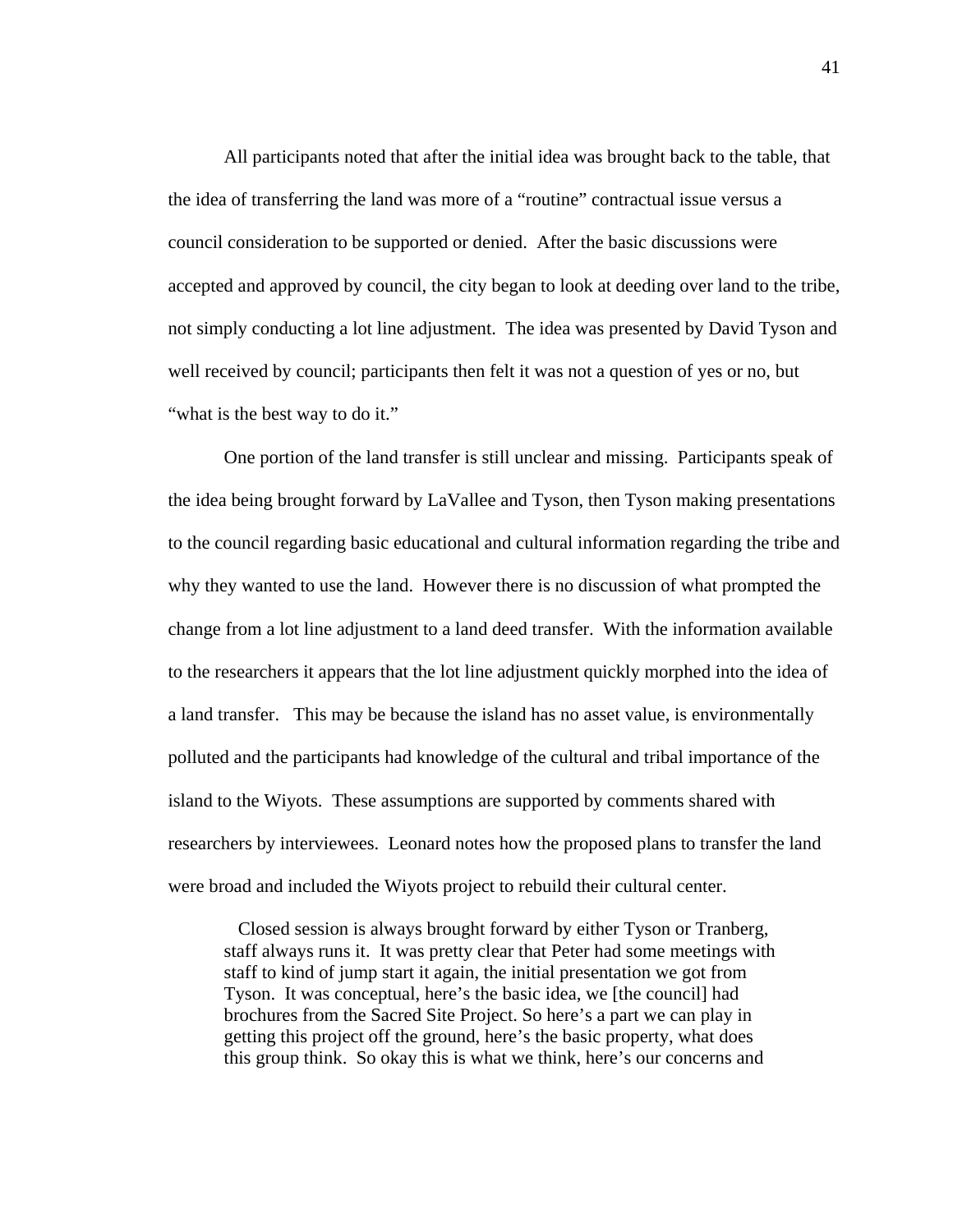All participants noted that after the initial idea was brought back to the table, that the idea of transferring the land was more of a "routine" contractual issue versus a council consideration to be supported or denied. After the basic discussions were accepted and approved by council, the city began to look at deeding over land to the tribe, not simply conducting a lot line adjustment. The idea was presented by David Tyson and well received by council; participants then felt it was not a question of yes or no, but "what is the best way to do it."

One portion of the land transfer is still unclear and missing. Participants speak of the idea being brought forward by LaVallee and Tyson, then Tyson making presentations to the council regarding basic educational and cultural information regarding the tribe and why they wanted to use the land. However there is no discussion of what prompted the change from a lot line adjustment to a land deed transfer. With the information available to the researchers it appears that the lot line adjustment quickly morphed into the idea of a land transfer. This may be because the island has no asset value, is environmentally polluted and the participants had knowledge of the cultural and tribal importance of the island to the Wiyots. These assumptions are supported by comments shared with researchers by interviewees. Leonard notes how the proposed plans to transfer the land were broad and included the Wiyots project to rebuild their cultural center.

> Closed session is always brought forward by either Tyson or Tranberg, staff always runs it. It was pretty clear that Peter had some meetings with staff to kind of jump start it again, the initial presentation we got from Tyson. It was conceptual, here's the basic idea, we [the council] had brochures from the Sacred Site Project. So here's a part we can play in getting this project off the ground, here's the basic property, what does this group think. So okay this is what we think, here's our concerns and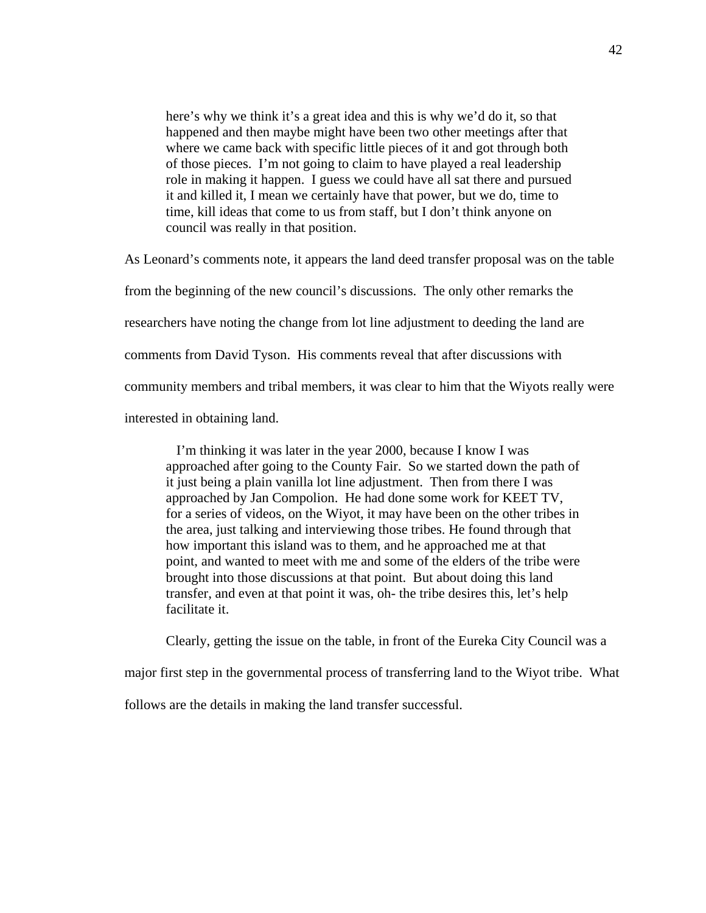> here's why we think it's a great idea and this is why we'd do it, so that happened and then maybe might have been two other meetings after that where we came back with specific little pieces of it and got through both of those pieces. I'm not going to claim to have played a real leadership role in making it happen. I guess we could have all sat there and pursued it and killed it, I mean we certainly have that power, but we do, time to time, kill ideas that come to us from staff, but I don't think anyone on council was really in that position.

As Leonard's comments note, it appears the land deed transfer proposal was on the table from the beginning of the new council's discussions. The only other remarks the researchers have noting the change from lot line adjustment to deeding the land are comments from David Tyson. His comments reveal that after discussions with community members and tribal members, it was clear to him that the Wiyots really were interested in obtaining land.

> I'm thinking it was later in the year 2000, because I know I was approached after going to the County Fair. So we started down the path of it just being a plain vanilla lot line adjustment. Then from there I was approached by Jan Compolion. He had done some work for KEET TV, for a series of videos, on the Wiyot, it may have been on the other tribes in the area, just talking and interviewing those tribes. He found through that how important this island was to them, and he approached me at that point, and wanted to meet with me and some of the elders of the tribe were brought into those discussions at that point. But about doing this land transfer, and even at that point it was, oh- the tribe desires this, let's help facilitate it.

Clearly, getting the issue on the table, in front of the Eureka City Council was a major first step in the governmental process of transferring land to the Wiyot tribe. What follows are the details in making the land transfer successful.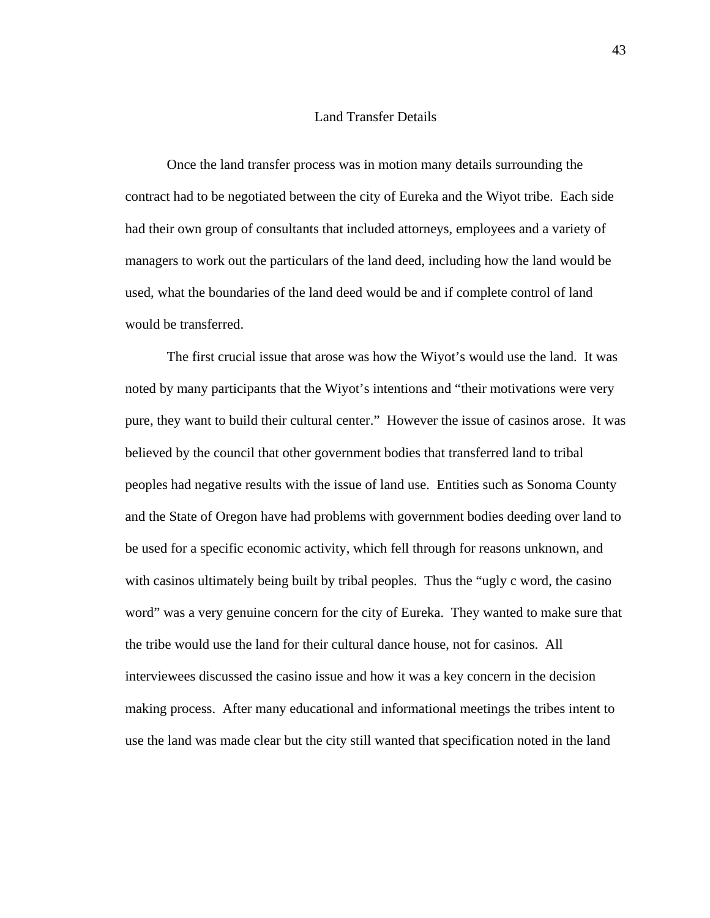## Land Transfer Details

Once the land transfer process was in motion many details surrounding the contract had to be negotiated between the city of Eureka and the Wiyot tribe. Each side had their own group of consultants that included attorneys, employees and a variety of managers to work out the particulars of the land deed, including how the land would be used, what the boundaries of the land deed would be and if complete control of land would be transferred.

The first crucial issue that arose was how the Wiyot's would use the land. It was noted by many participants that the Wiyot's intentions and "their motivations were very pure, they want to build their cultural center." However the issue of casinos arose. It was believed by the council that other government bodies that transferred land to tribal peoples had negative results with the issue of land use. Entities such as Sonoma County and the State of Oregon have had problems with government bodies deeding over land to be used for a specific economic activity, which fell through for reasons unknown, and with casinos ultimately being built by tribal peoples. Thus the "ugly c word, the casino word" was a very genuine concern for the city of Eureka. They wanted to make sure that the tribe would use the land for their cultural dance house, not for casinos. All interviewees discussed the casino issue and how it was a key concern in the decision making process. After many educational and informational meetings the tribes intent to use the land was made clear but the city still wanted that specification noted in the land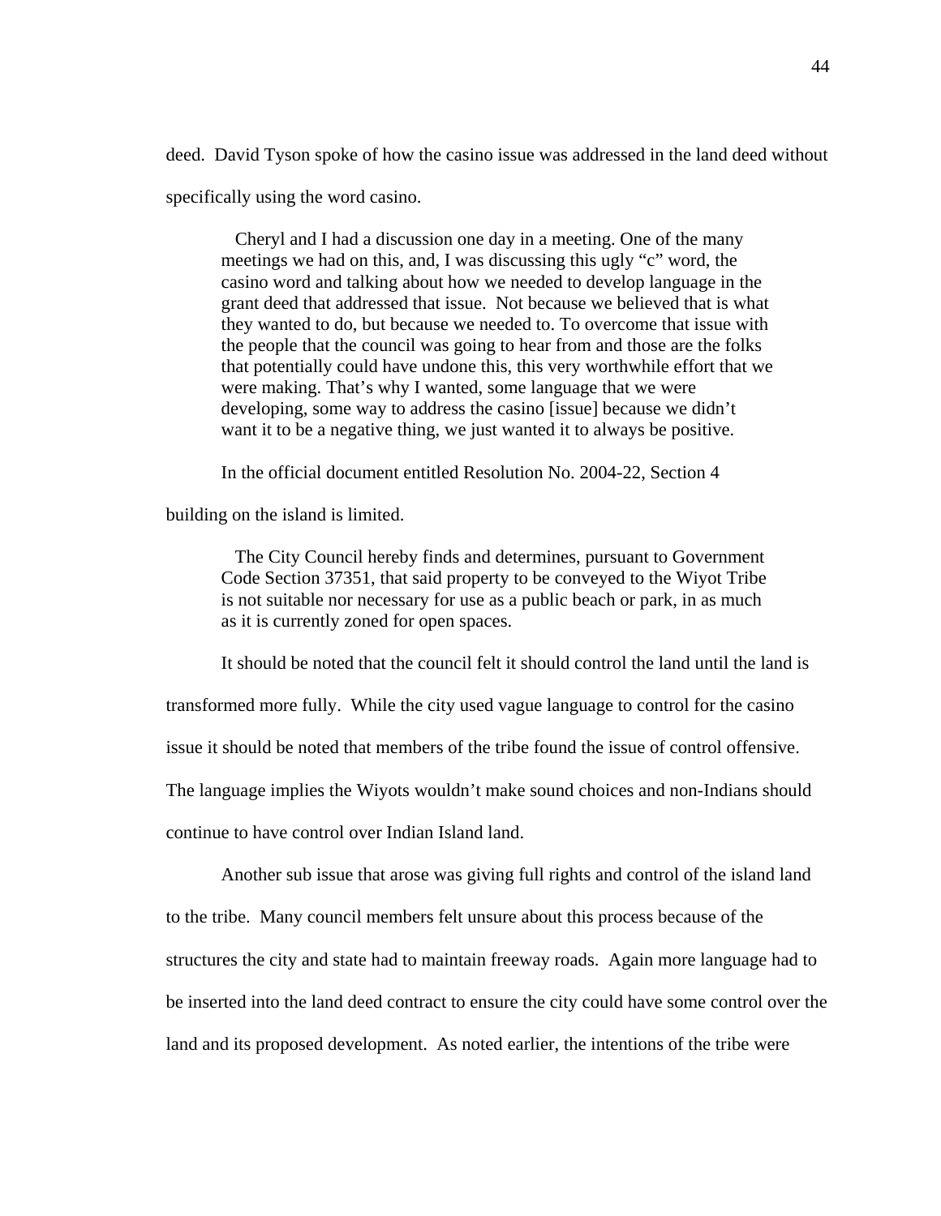deed. David Tyson spoke of how the casino issue was addressed in the land deed without specifically using the word casino.

> Cheryl and I had a discussion one day in a meeting. One of the many meetings we had on this, and, I was discussing this ugly "c" word, the casino word and talking about how we needed to develop language in the grant deed that addressed that issue. Not because we believed that is what they wanted to do, but because we needed to. To overcome that issue with the people that the council was going to hear from and those are the folks that potentially could have undone this, this very worthwhile effort that we were making. That's why I wanted, some language that we were developing, some way to address the casino [issue] because we didn't want it to be a negative thing, we just wanted it to always be positive.

In the official document entitled Resolution No. 2004-22, Section 4 building on the island is limited.

> The City Council hereby finds and determines, pursuant to Government Code Section 37351, that said property to be conveyed to the Wiyot Tribe is not suitable nor necessary for use as a public beach or park, in as much as it is currently zoned for open spaces.

It should be noted that the council felt it should control the land until the land is transformed more fully. While the city used vague language to control for the casino issue it should be noted that members of the tribe found the issue of control offensive. The language implies the Wiyots wouldn't make sound choices and non-Indians should continue to have control over Indian Island land.

Another sub issue that arose was giving full rights and control of the island land to the tribe. Many council members felt unsure about this process because of the structures the city and state had to maintain freeway roads. Again more language had to be inserted into the land deed contract to ensure the city could have some control over the land and its proposed development. As noted earlier, the intentions of the tribe were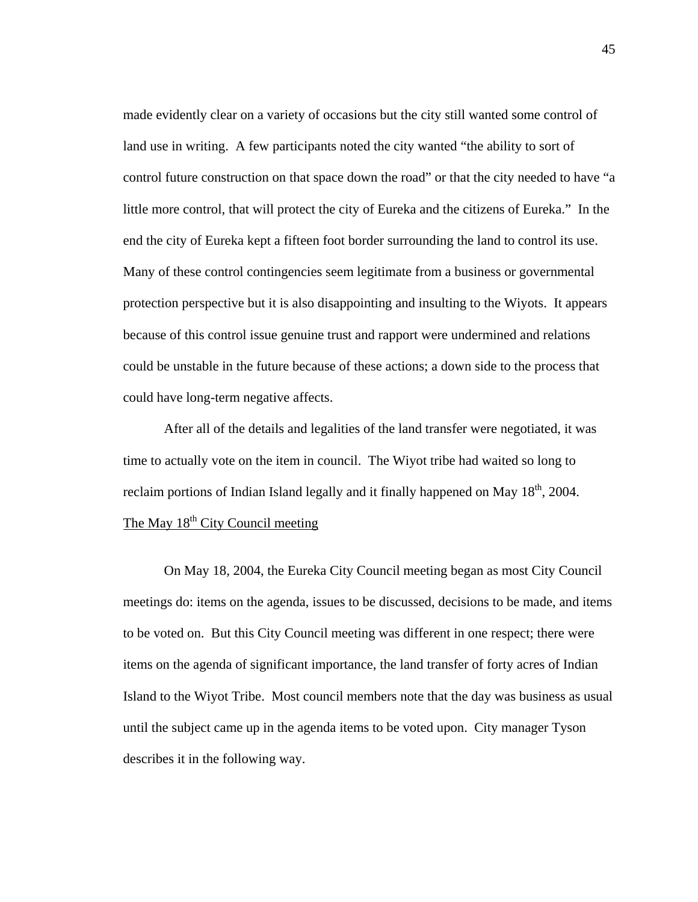made evidently clear on a variety of occasions but the city still wanted some control of land use in writing. A few participants noted the city wanted "the ability to sort of control future construction on that space down the road" or that the city needed to have "a little more control, that will protect the city of Eureka and the citizens of Eureka." In the end the city of Eureka kept a fifteen foot border surrounding the land to control its use. Many of these control contingencies seem legitimate from a business or governmental protection perspective but it is also disappointing and insulting to the Wiyots. It appears because of this control issue genuine trust and rapport were undermined and relations could be unstable in the future because of these actions; a down side to the process that could have long-term negative affects.

After all of the details and legalities of the land transfer were negotiated, it was time to actually vote on the item in council. The Wiyot tribe had waited so long to reclaim portions of Indian Island legally and it finally happened on May 18th, 2004.

The May 18th City Council meeting

On May 18, 2004, the Eureka City Council meeting began as most City Council meetings do: items on the agenda, issues to be discussed, decisions to be made, and items to be voted on. But this City Council meeting was different in one respect; there were items on the agenda of significant importance, the land transfer of forty acres of Indian Island to the Wiyot Tribe. Most council members note that the day was business as usual until the subject came up in the agenda items to be voted upon. City manager Tyson describes it in the following way.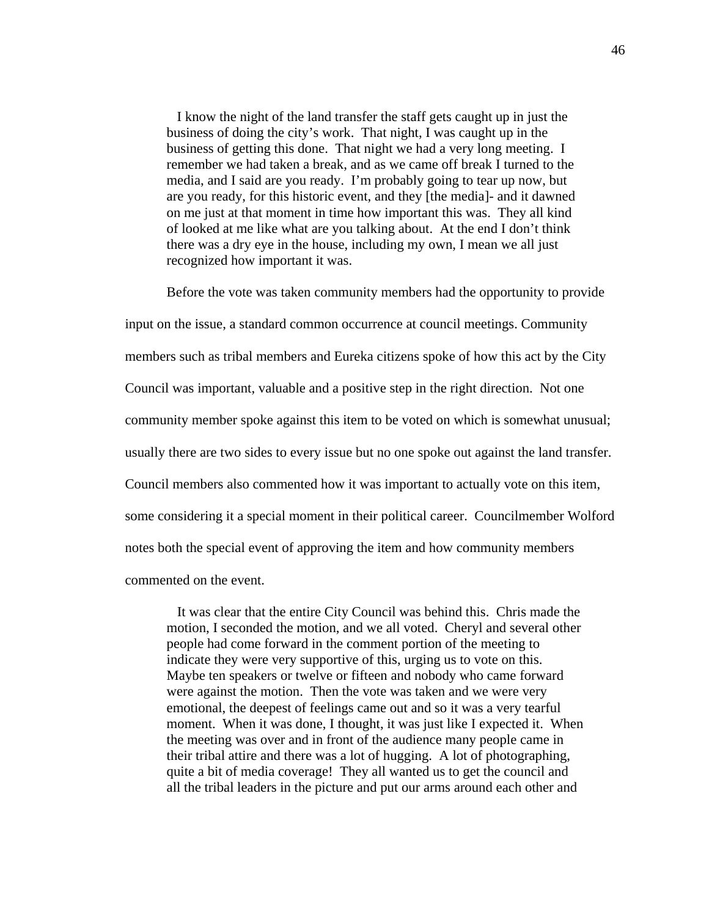> I know the night of the land transfer the staff gets caught up in just the business of doing the city's work. That night, I was caught up in the business of getting this done. That night we had a very long meeting. I remember we had taken a break, and as we came off break I turned to the media, and I said are you ready. I'm probably going to tear up now, but are you ready, for this historic event, and they [the media]- and it dawned on me just at that moment in time how important this was. They all kind of looked at me like what are you talking about. At the end I don't think there was a dry eye in the house, including my own, I mean we all just recognized how important it was.

Before the vote was taken community members had the opportunity to provide input on the issue, a standard common occurrence at council meetings. Community members such as tribal members and Eureka citizens spoke of how this act by the City Council was important, valuable and a positive step in the right direction. Not one community member spoke against this item to be voted on which is somewhat unusual; usually there are two sides to every issue but no one spoke out against the land transfer. Council members also commented how it was important to actually vote on this item, some considering it a special moment in their political career. Councilmember Wolford notes both the special event of approving the item and how community members commented on the event.

> It was clear that the entire City Council was behind this. Chris made the motion, I seconded the motion, and we all voted. Cheryl and several other people had come forward in the comment portion of the meeting to indicate they were very supportive of this, urging us to vote on this. Maybe ten speakers or twelve or fifteen and nobody who came forward were against the motion. Then the vote was taken and we were very emotional, the deepest of feelings came out and so it was a very tearful moment. When it was done, I thought, it was just like I expected it. When the meeting was over and in front of the audience many people came in their tribal attire and there was a lot of hugging. A lot of photographing, quite a bit of media coverage! They all wanted us to get the council and all the tribal leaders in the picture and put our arms around each other and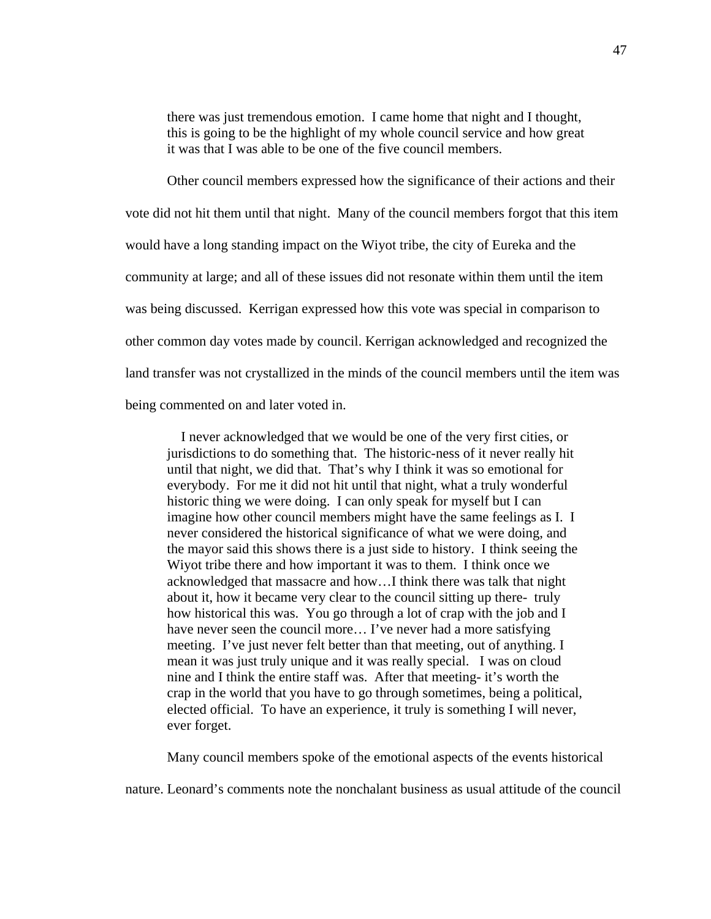> there was just tremendous emotion. I came home that night and I thought, this is going to be the highlight of my whole council service and how great it was that I was able to be one of the five council members.

Other council members expressed how the significance of their actions and their vote did not hit them until that night. Many of the council members forgot that this item would have a long standing impact on the Wiyot tribe, the city of Eureka and the community at large; and all of these issues did not resonate within them until the item was being discussed. Kerrigan expressed how this vote was special in comparison to other common day votes made by council. Kerrigan acknowledged and recognized the land transfer was not crystallized in the minds of the council members until the item was being commented on and later voted in.

> I never acknowledged that we would be one of the very first cities, or jurisdictions to do something that. The historic-ness of it never really hit until that night, we did that. That's why I think it was so emotional for everybody. For me it did not hit until that night, what a truly wonderful historic thing we were doing. I can only speak for myself but I can imagine how other council members might have the same feelings as I. I never considered the historical significance of what we were doing, and the mayor said this shows there is a just side to history. I think seeing the Wiyot tribe there and how important it was to them. I think once we acknowledged that massacre and how…I think there was talk that night about it, how it became very clear to the council sitting up there- truly how historical this was. You go through a lot of crap with the job and I have never seen the council more… I've never had a more satisfying meeting. I've just never felt better than that meeting, out of anything. I mean it was just truly unique and it was really special. I was on cloud nine and I think the entire staff was. After that meeting- it's worth the crap in the world that you have to go through sometimes, being a political, elected official. To have an experience, it truly is something I will never, ever forget.

Many council members spoke of the emotional aspects of the events historical nature. Leonard's comments note the nonchalant business as usual attitude of the council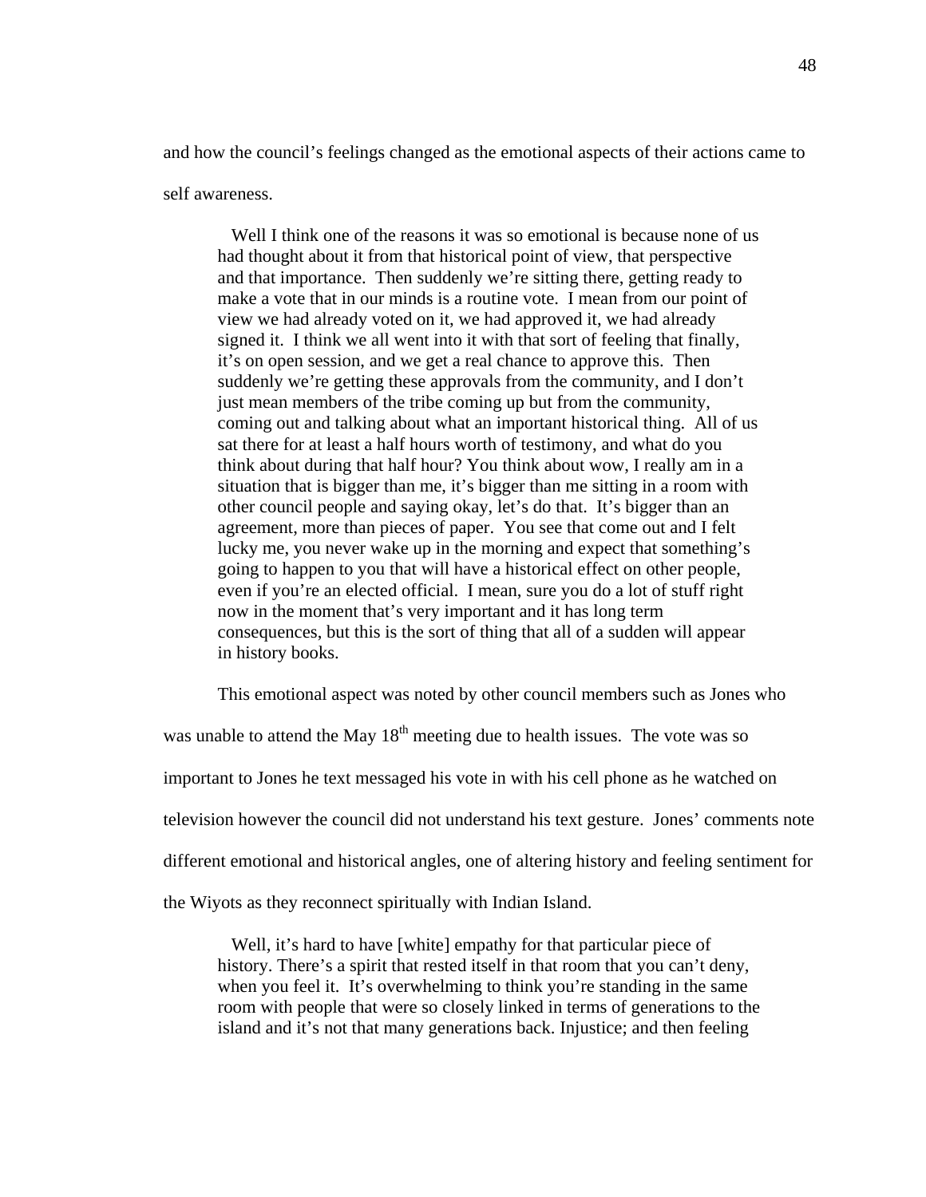and how the council's feelings changed as the emotional aspects of their actions came to self awareness.

> Well I think one of the reasons it was so emotional is because none of us had thought about it from that historical point of view, that perspective and that importance. Then suddenly we're sitting there, getting ready to make a vote that in our minds is a routine vote. I mean from our point of view we had already voted on it, we had approved it, we had already signed it. I think we all went into it with that sort of feeling that finally, it's on open session, and we get a real chance to approve this. Then suddenly we're getting these approvals from the community, and I don't just mean members of the tribe coming up but from the community, coming out and talking about what an important historical thing. All of us sat there for at least a half hours worth of testimony, and what do you think about during that half hour? You think about wow, I really am in a situation that is bigger than me, it's bigger than me sitting in a room with other council people and saying okay, let's do that. It's bigger than an agreement, more than pieces of paper. You see that come out and I felt lucky me, you never wake up in the morning and expect that something's going to happen to you that will have a historical effect on other people, even if you're an elected official. I mean, sure you do a lot of stuff right now in the moment that's very important and it has long term consequences, but this is the sort of thing that all of a sudden will appear in history books.

This emotional aspect was noted by other council members such as Jones who was unable to attend the May 18th meeting due to health issues. The vote was so important to Jones he text messaged his vote in with his cell phone as he watched on television however the council did not understand his text gesture. Jones' comments note different emotional and historical angles, one of altering history and feeling sentiment for the Wiyots as they reconnect spiritually with Indian Island.

> Well, it's hard to have [white] empathy for that particular piece of history. There's a spirit that rested itself in that room that you can't deny, when you feel it. It's overwhelming to think you're standing in the same room with people that were so closely linked in terms of generations to the island and it's not that many generations back. Injustice; and then feeling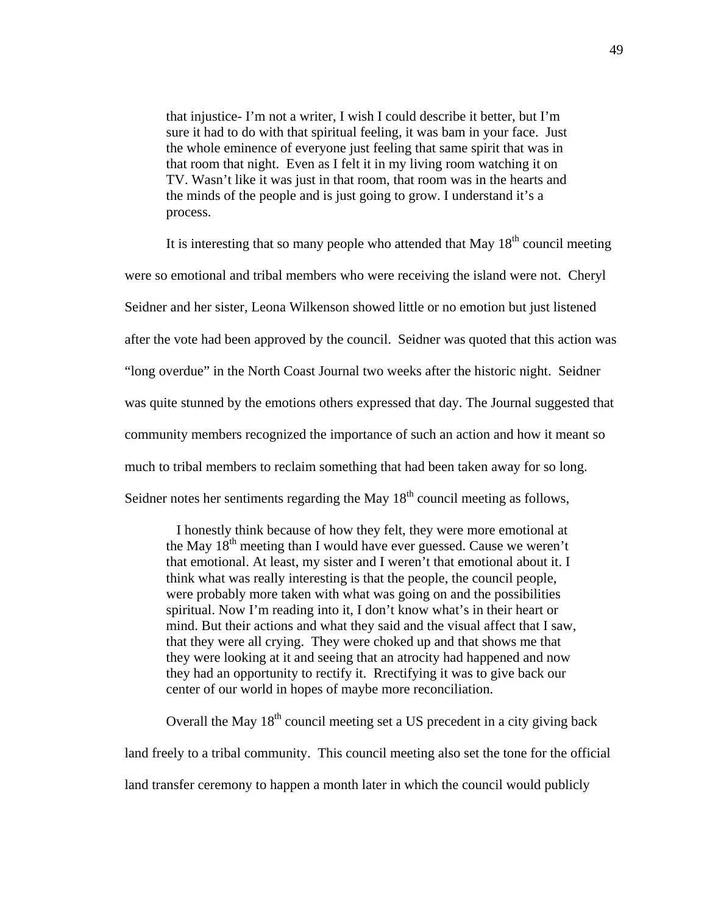> that injustice- I'm not a writer, I wish I could describe it better, but I'm sure it had to do with that spiritual feeling, it was bam in your face. Just the whole eminence of everyone just feeling that same spirit that was in that room that night. Even as I felt it in my living room watching it on TV. Wasn't like it was just in that room, that room was in the hearts and the minds of the people and is just going to grow. I understand it's a process.

It is interesting that so many people who attended that May 18th council meeting were so emotional and tribal members who were receiving the island were not. Cheryl Seidner and her sister, Leona Wilkenson showed little or no emotion but just listened after the vote had been approved by the council. Seidner was quoted that this action was "long overdue" in the North Coast Journal two weeks after the historic night. Seidner was quite stunned by the emotions others expressed that day. The Journal suggested that community members recognized the importance of such an action and how it meant so much to tribal members to reclaim something that had been taken away for so long. Seidner notes her sentiments regarding the May 18th council meeting as follows,

> I honestly think because of how they felt, they were more emotional at the May 18th meeting than I would have ever guessed. Cause we weren't that emotional. At least, my sister and I weren't that emotional about it. I think what was really interesting is that the people, the council people, were probably more taken with what was going on and the possibilities spiritual. Now I'm reading into it, I don't know what's in their heart or mind. But their actions and what they said and the visual affect that I saw, that they were all crying. They were choked up and that shows me that they were looking at it and seeing that an atrocity had happened and now they had an opportunity to rectify it. Rrectifying it was to give back our center of our world in hopes of maybe more reconciliation.

Overall the May 18th council meeting set a US precedent in a city giving back land freely to a tribal community. This council meeting also set the tone for the official land transfer ceremony to happen a month later in which the council would publicly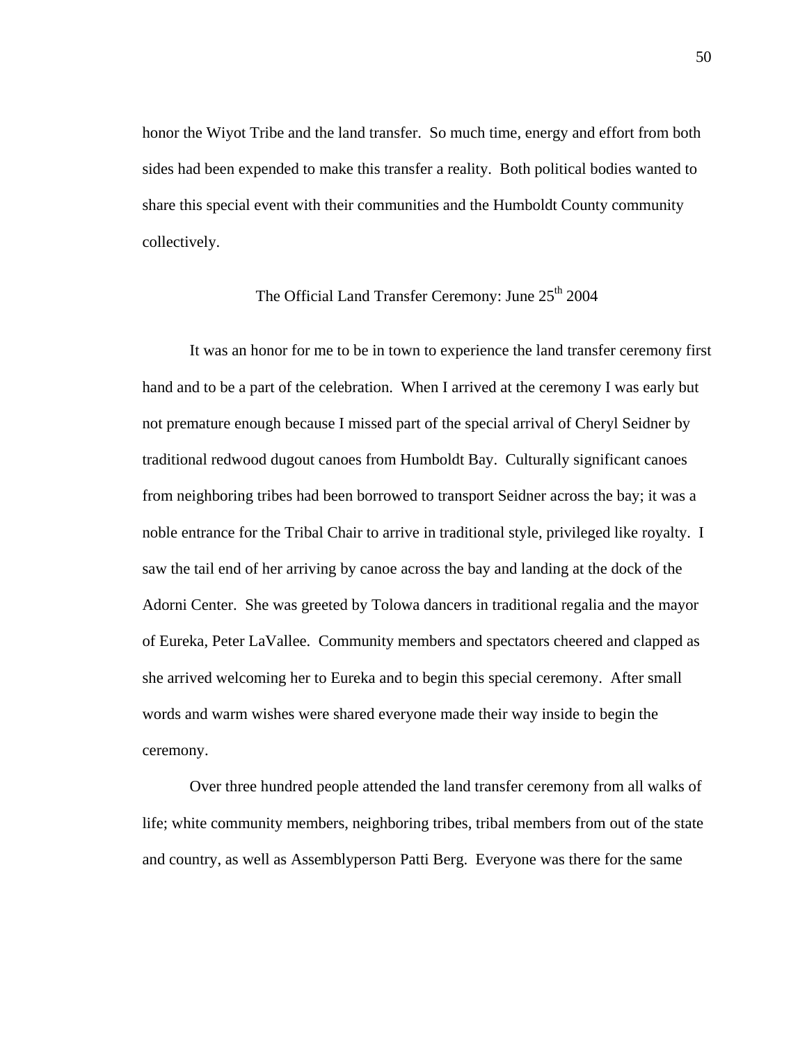honor the Wiyot Tribe and the land transfer. So much time, energy and effort from both sides had been expended to make this transfer a reality. Both political bodies wanted to share this special event with their communities and the Humboldt County community collectively.

## The Official Land Transfer Ceremony: June 25th 2004

It was an honor for me to be in town to experience the land transfer ceremony first hand and to be a part of the celebration. When I arrived at the ceremony I was early but not premature enough because I missed part of the special arrival of Cheryl Seidner by traditional redwood dugout canoes from Humboldt Bay. Culturally significant canoes from neighboring tribes had been borrowed to transport Seidner across the bay; it was a noble entrance for the Tribal Chair to arrive in traditional style, privileged like royalty. I saw the tail end of her arriving by canoe across the bay and landing at the dock of the Adorni Center. She was greeted by Tolowa dancers in traditional regalia and the mayor of Eureka, Peter LaVallee. Community members and spectators cheered and clapped as she arrived welcoming her to Eureka and to begin this special ceremony. After small words and warm wishes were shared everyone made their way inside to begin the ceremony.

Over three hundred people attended the land transfer ceremony from all walks of life; white community members, neighboring tribes, tribal members from out of the state and country, as well as Assemblyperson Patti Berg. Everyone was there for the same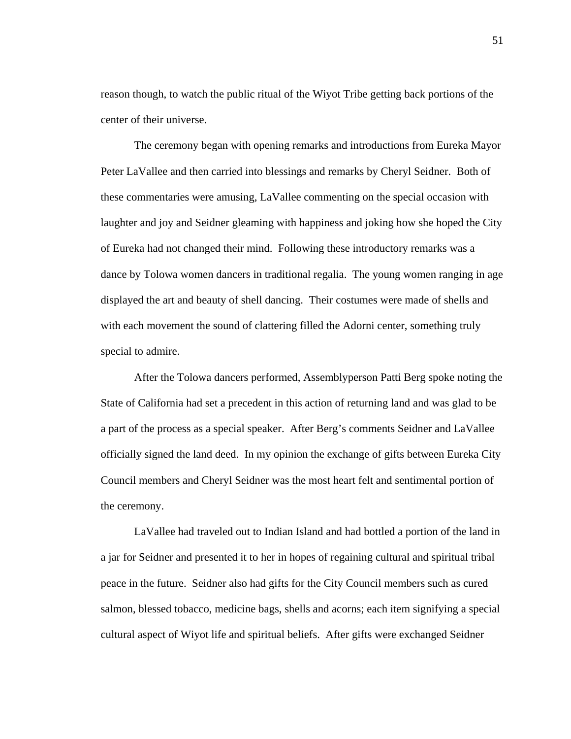reason though, to watch the public ritual of the Wiyot Tribe getting back portions of the center of their universe.

The ceremony began with opening remarks and introductions from Eureka Mayor Peter LaVallee and then carried into blessings and remarks by Cheryl Seidner. Both of these commentaries were amusing, LaVallee commenting on the special occasion with laughter and joy and Seidner gleaming with happiness and joking how she hoped the City of Eureka had not changed their mind. Following these introductory remarks was a dance by Tolowa women dancers in traditional regalia. The young women ranging in age displayed the art and beauty of shell dancing. Their costumes were made of shells and with each movement the sound of clattering filled the Adorni center, something truly special to admire.

After the Tolowa dancers performed, Assemblyperson Patti Berg spoke noting the State of California had set a precedent in this action of returning land and was glad to be a part of the process as a special speaker. After Berg's comments Seidner and LaVallee officially signed the land deed. In my opinion the exchange of gifts between Eureka City Council members and Cheryl Seidner was the most heart felt and sentimental portion of the ceremony.

LaVallee had traveled out to Indian Island and had bottled a portion of the land in a jar for Seidner and presented it to her in hopes of regaining cultural and spiritual tribal peace in the future. Seidner also had gifts for the City Council members such as cured salmon, blessed tobacco, medicine bags, shells and acorns; each item signifying a special cultural aspect of Wiyot life and spiritual beliefs. After gifts were exchanged Seidner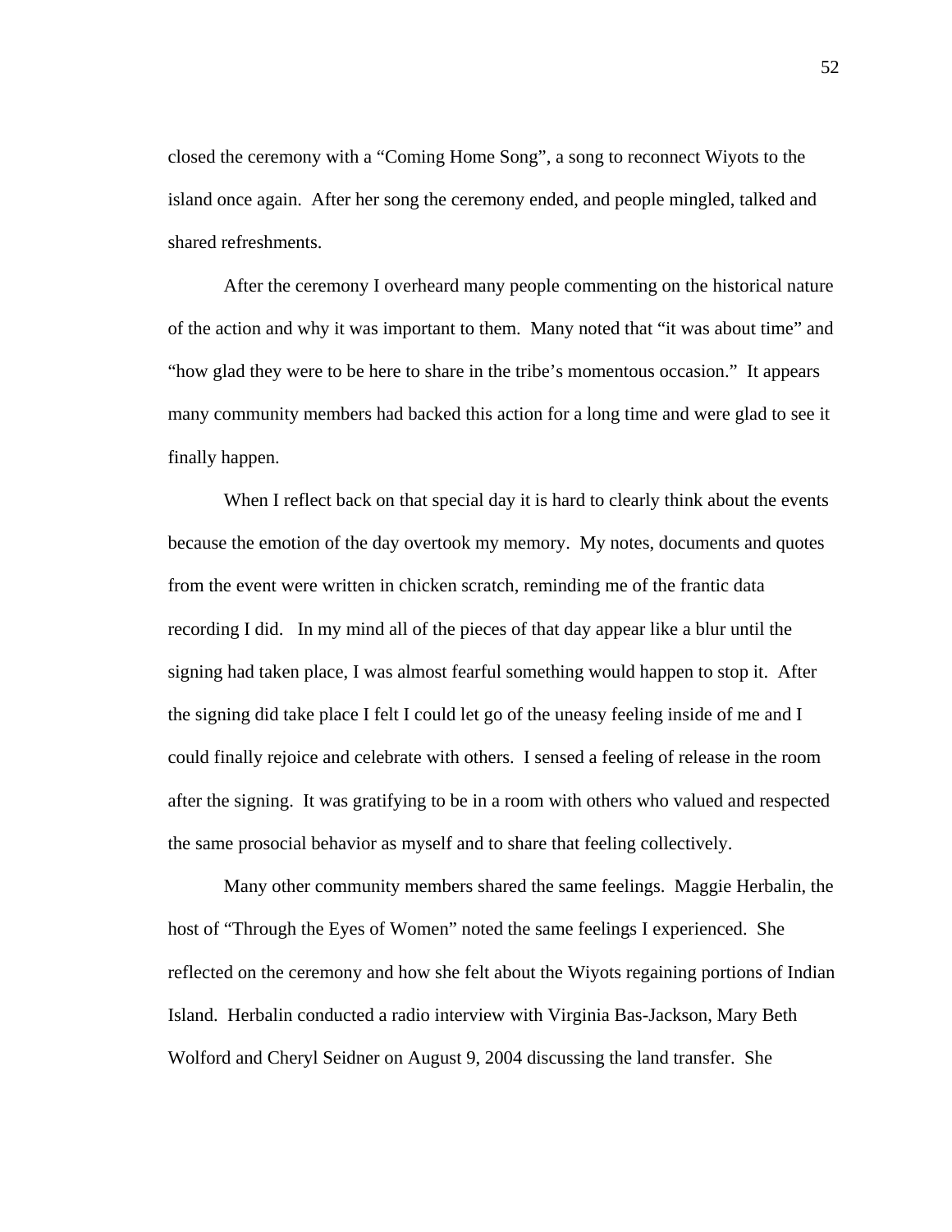closed the ceremony with a "Coming Home Song", a song to reconnect Wiyots to the island once again. After her song the ceremony ended, and people mingled, talked and shared refreshments.

After the ceremony I overheard many people commenting on the historical nature of the action and why it was important to them. Many noted that "it was about time" and "how glad they were to be here to share in the tribe's momentous occasion." It appears many community members had backed this action for a long time and were glad to see it finally happen.

When I reflect back on that special day it is hard to clearly think about the events because the emotion of the day overtook my memory. My notes, documents and quotes from the event were written in chicken scratch, reminding me of the frantic data recording I did. In my mind all of the pieces of that day appear like a blur until the signing had taken place, I was almost fearful something would happen to stop it. After the signing did take place I felt I could let go of the uneasy feeling inside of me and I could finally rejoice and celebrate with others. I sensed a feeling of release in the room after the signing. It was gratifying to be in a room with others who valued and respected the same prosocial behavior as myself and to share that feeling collectively.

Many other community members shared the same feelings. Maggie Herbalin, the host of "Through the Eyes of Women" noted the same feelings I experienced. She reflected on the ceremony and how she felt about the Wiyots regaining portions of Indian Island. Herbalin conducted a radio interview with Virginia Bas-Jackson, Mary Beth Wolford and Cheryl Seidner on August 9, 2004 discussing the land transfer. She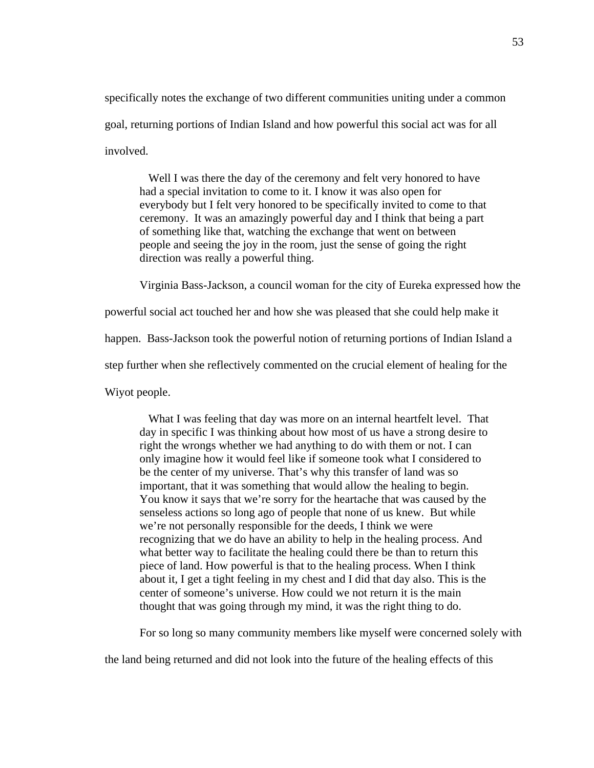specifically notes the exchange of two different communities uniting under a common goal, returning portions of Indian Island and how powerful this social act was for all involved.

> Well I was there the day of the ceremony and felt very honored to have had a special invitation to come to it. I know it was also open for everybody but I felt very honored to be specifically invited to come to that ceremony. It was an amazingly powerful day and I think that being a part of something like that, watching the exchange that went on between people and seeing the joy in the room, just the sense of going the right direction was really a powerful thing.

Virginia Bass-Jackson, a council woman for the city of Eureka expressed how the powerful social act touched her and how she was pleased that she could help make it happen. Bass-Jackson took the powerful notion of returning portions of Indian Island a step further when she reflectively commented on the crucial element of healing for the Wiyot people.

> What I was feeling that day was more on an internal heartfelt level. That day in specific I was thinking about how most of us have a strong desire to right the wrongs whether we had anything to do with them or not. I can only imagine how it would feel like if someone took what I considered to be the center of my universe. That's why this transfer of land was so important, that it was something that would allow the healing to begin. You know it says that we're sorry for the heartache that was caused by the senseless actions so long ago of people that none of us knew. But while we're not personally responsible for the deeds, I think we were recognizing that we do have an ability to help in the healing process. And what better way to facilitate the healing could there be than to return this piece of land. How powerful is that to the healing process. When I think about it, I get a tight feeling in my chest and I did that day also. This is the center of someone's universe. How could we not return it is the main thought that was going through my mind, it was the right thing to do.

For so long so many community members like myself were concerned solely with the land being returned and did not look into the future of the healing effects of this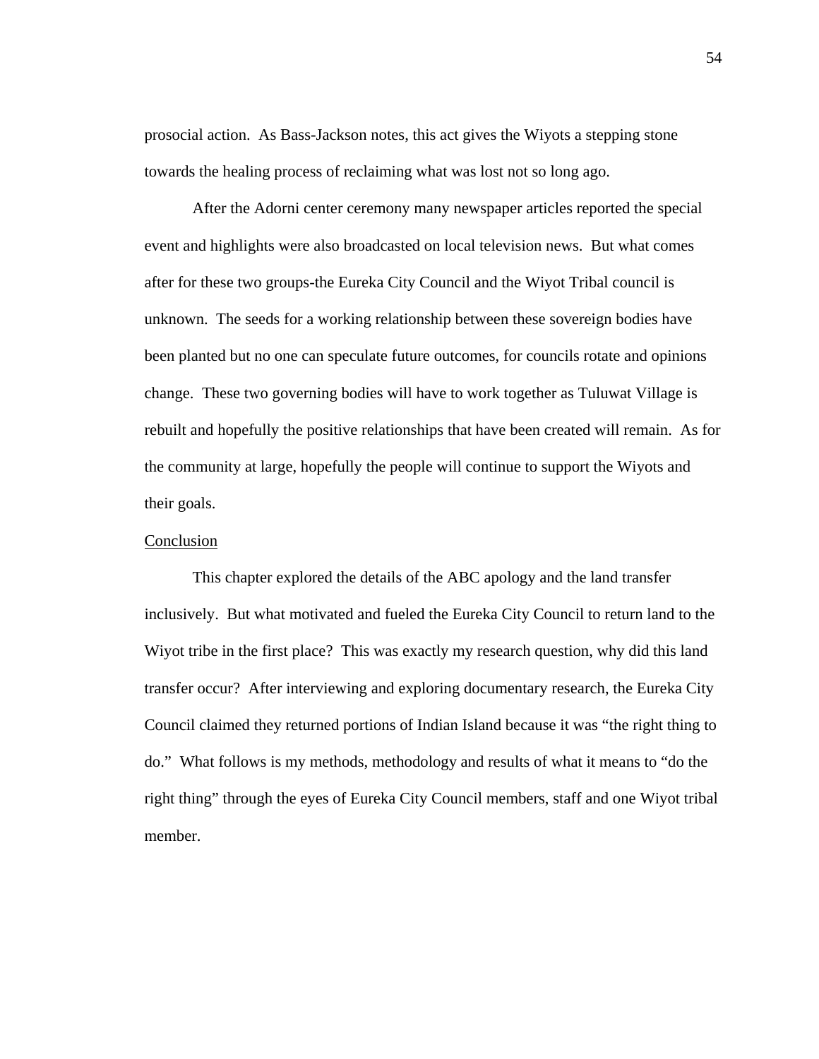prosocial action. As Bass-Jackson notes, this act gives the Wiyots a stepping stone towards the healing process of reclaiming what was lost not so long ago.

After the Adorni center ceremony many newspaper articles reported the special event and highlights were also broadcasted on local television news. But what comes after for these two groups-the Eureka City Council and the Wiyot Tribal council is unknown. The seeds for a working relationship between these sovereign bodies have been planted but no one can speculate future outcomes, for councils rotate and opinions change. These two governing bodies will have to work together as Tuluwat Village is rebuilt and hopefully the positive relationships that have been created will remain. As for the community at large, hopefully the people will continue to support the Wiyots and their goals.

## Conclusion

This chapter explored the details of the ABC apology and the land transfer inclusively. But what motivated and fueled the Eureka City Council to return land to the Wiyot tribe in the first place? This was exactly my research question, why did this land transfer occur? After interviewing and exploring documentary research, the Eureka City Council claimed they returned portions of Indian Island because it was "the right thing to do." What follows is my methods, methodology and results of what it means to "do the right thing" through the eyes of Eureka City Council members, staff and one Wiyot tribal member.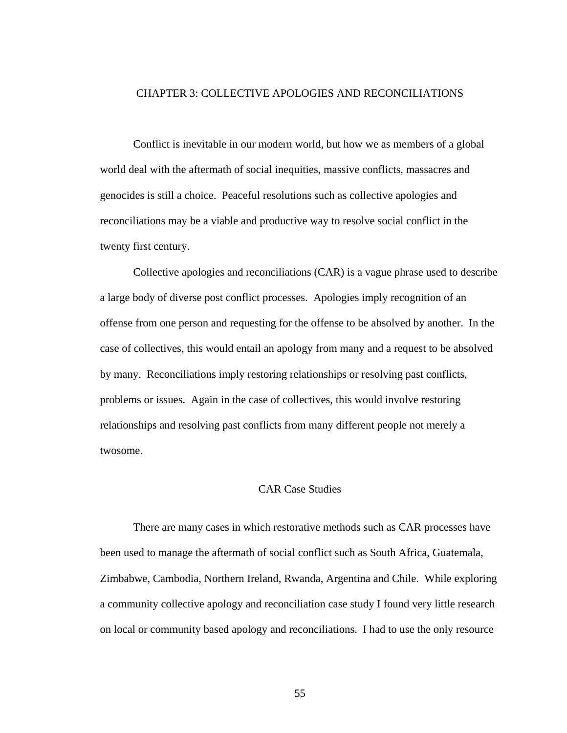# CHAPTER 3: COLLECTIVE APOLOGIES AND RECONCILIATIONS

Conflict is inevitable in our modern world, but how we as members of a global world deal with the aftermath of social inequities, massive conflicts, massacres and genocides is still a choice. Peaceful resolutions such as collective apologies and reconciliations may be a viable and productive way to resolve social conflict in the twenty first century.

Collective apologies and reconciliations (CAR) is a vague phrase used to describe a large body of diverse post conflict processes. Apologies imply recognition of an offense from one person and requesting for the offense to be absolved by another. In the case of collectives, this would entail an apology from many and a request to be absolved by many. Reconciliations imply restoring relationships or resolving past conflicts, problems or issues. Again in the case of collectives, this would involve restoring relationships and resolving past conflicts from many different people not merely a twosome.

## CAR Case Studies

There are many cases in which restorative methods such as CAR processes have been used to manage the aftermath of social conflict such as South Africa, Guatemala, Zimbabwe, Cambodia, Northern Ireland, Rwanda, Argentina and Chile. While exploring a community collective apology and reconciliation case study I found very little research on local or community based apology and reconciliations. I had to use the only resource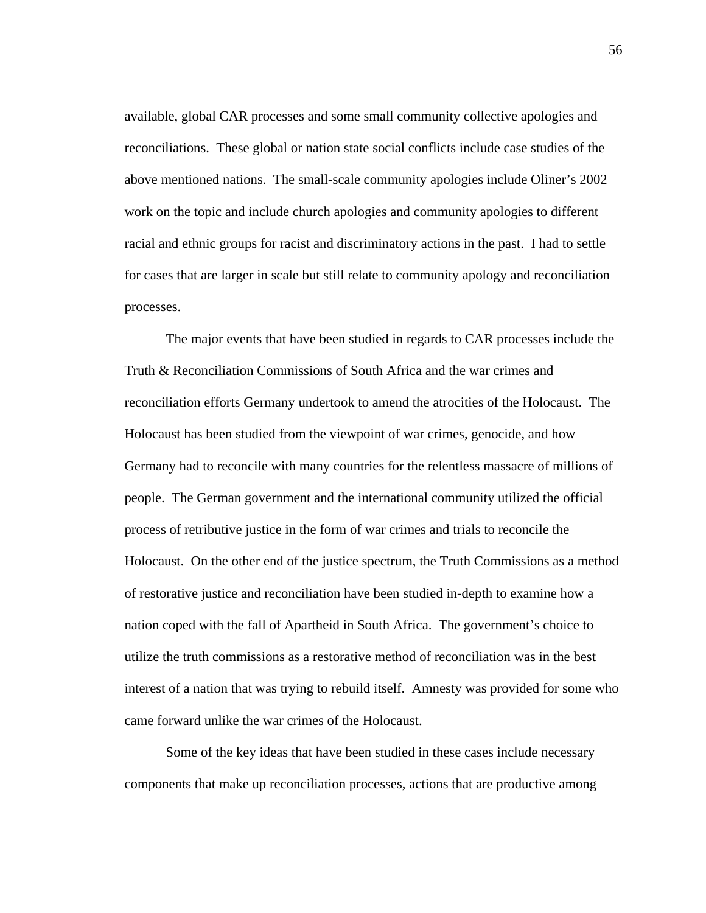available, global CAR processes and some small community collective apologies and reconciliations. These global or nation state social conflicts include case studies of the above mentioned nations. The small-scale community apologies include Oliner's 2002 work on the topic and include church apologies and community apologies to different racial and ethnic groups for racist and discriminatory actions in the past. I had to settle for cases that are larger in scale but still relate to community apology and reconciliation processes.

The major events that have been studied in regards to CAR processes include the Truth & Reconciliation Commissions of South Africa and the war crimes and reconciliation efforts Germany undertook to amend the atrocities of the Holocaust. The Holocaust has been studied from the viewpoint of war crimes, genocide, and how Germany had to reconcile with many countries for the relentless massacre of millions of people. The German government and the international community utilized the official process of retributive justice in the form of war crimes and trials to reconcile the Holocaust. On the other end of the justice spectrum, the Truth Commissions as a method of restorative justice and reconciliation have been studied in-depth to examine how a nation coped with the fall of Apartheid in South Africa. The government's choice to utilize the truth commissions as a restorative method of reconciliation was in the best interest of a nation that was trying to rebuild itself. Amnesty was provided for some who came forward unlike the war crimes of the Holocaust.

Some of the key ideas that have been studied in these cases include necessary components that make up reconciliation processes, actions that are productive among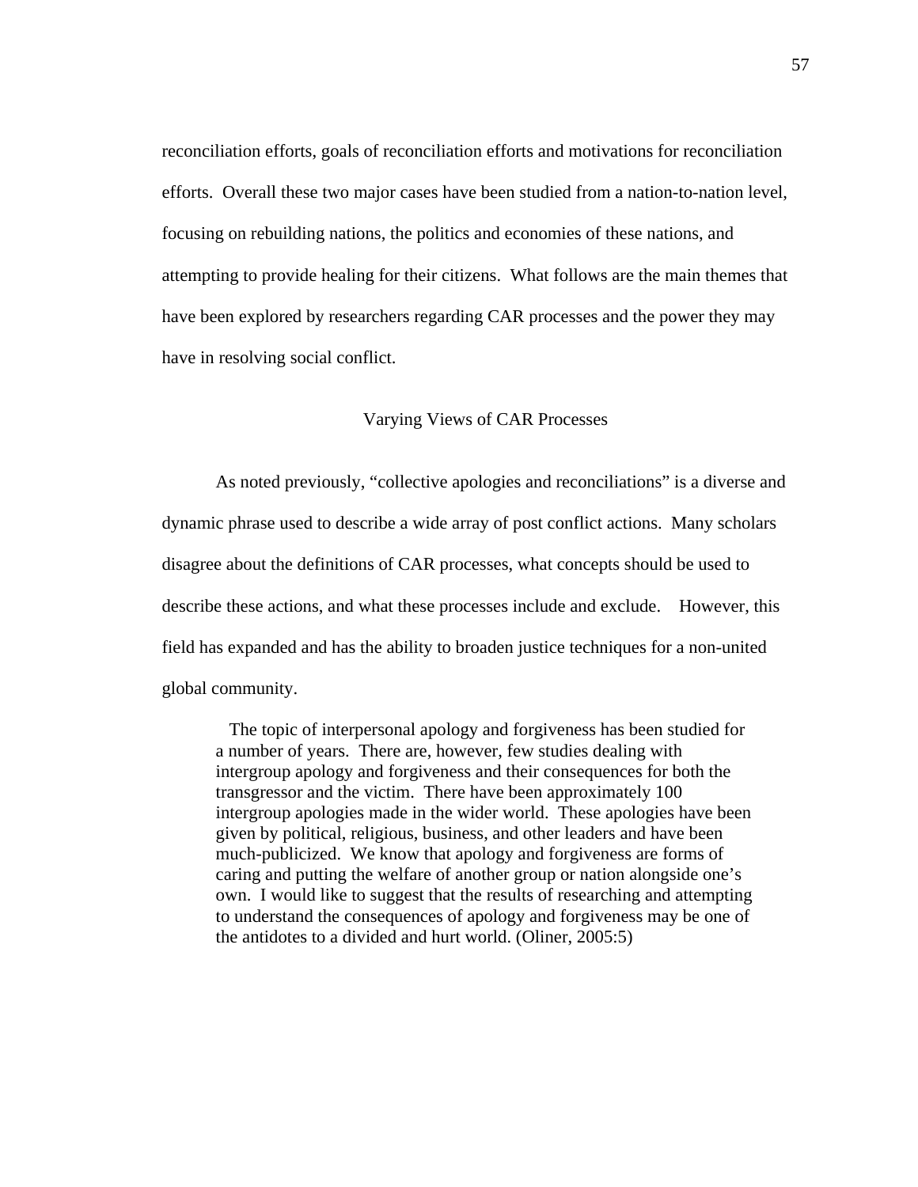reconciliation efforts, goals of reconciliation efforts and motivations for reconciliation efforts. Overall these two major cases have been studied from a nation-to-nation level, focusing on rebuilding nations, the politics and economies of these nations, and attempting to provide healing for their citizens. What follows are the main themes that have been explored by researchers regarding CAR processes and the power they may have in resolving social conflict.

## Varying Views of CAR Processes

As noted previously, "collective apologies and reconciliations" is a diverse and dynamic phrase used to describe a wide array of post conflict actions. Many scholars disagree about the definitions of CAR processes, what concepts should be used to describe these actions, and what these processes include and exclude. However, this field has expanded and has the ability to broaden justice techniques for a non-united global community.

> The topic of interpersonal apology and forgiveness has been studied for a number of years. There are, however, few studies dealing with intergroup apology and forgiveness and their consequences for both the transgressor and the victim. There have been approximately 100 intergroup apologies made in the wider world. These apologies have been given by political, religious, business, and other leaders and have been much-publicized. We know that apology and forgiveness are forms of caring and putting the welfare of another group or nation alongside one's own. I would like to suggest that the results of researching and attempting to understand the consequences of apology and forgiveness may be one of the antidotes to a divided and hurt world. (Oliner, 2005:5)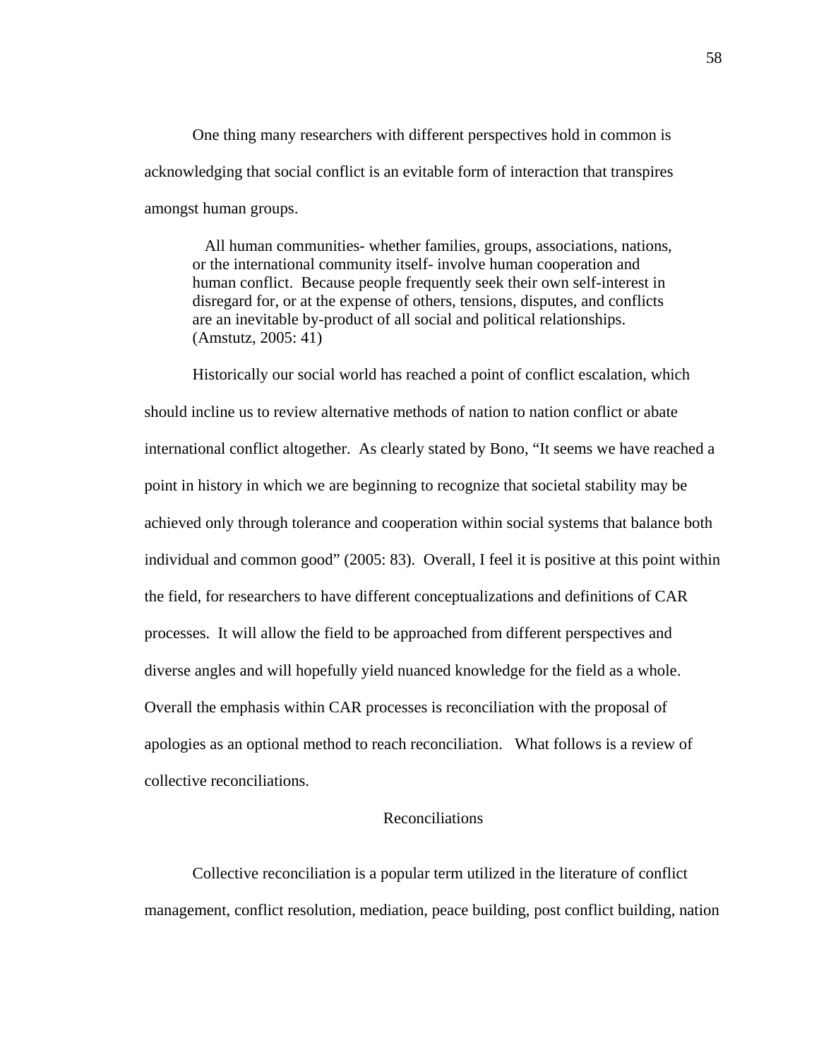One thing many researchers with different perspectives hold in common is acknowledging that social conflict is an evitable form of interaction that transpires amongst human groups.

> All human communities- whether families, groups, associations, nations, or the international community itself- involve human cooperation and human conflict. Because people frequently seek their own self-interest in disregard for, or at the expense of others, tensions, disputes, and conflicts are an inevitable by-product of all social and political relationships. (Amstutz, 2005: 41)

Historically our social world has reached a point of conflict escalation, which should incline us to review alternative methods of nation to nation conflict or abate international conflict altogether. As clearly stated by Bono, "It seems we have reached a point in history in which we are beginning to recognize that societal stability may be achieved only through tolerance and cooperation within social systems that balance both individual and common good" (2005: 83). Overall, I feel it is positive at this point within the field, for researchers to have different conceptualizations and definitions of CAR processes. It will allow the field to be approached from different perspectives and diverse angles and will hopefully yield nuanced knowledge for the field as a whole. Overall the emphasis within CAR processes is reconciliation with the proposal of apologies as an optional method to reach reconciliation. What follows is a review of collective reconciliations.

## Reconciliations

Collective reconciliation is a popular term utilized in the literature of conflict management, conflict resolution, mediation, peace building, post conflict building, nation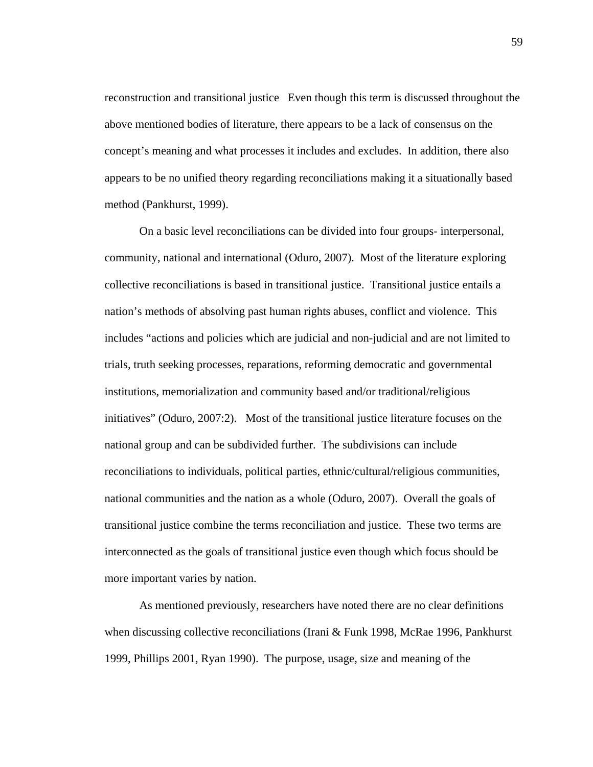reconstruction and transitional justice   Even though this term is discussed throughout the above mentioned bodies of literature, there appears to be a lack of consensus on the concept's meaning and what processes it includes and excludes.  In addition, there also appears to be no unified theory regarding reconciliations making it a situationally based method (Pankhurst, 1999).

On a basic level reconciliations can be divided into four groups- interpersonal, community, national and international (Oduro, 2007).  Most of the literature exploring collective reconciliations is based in transitional justice.  Transitional justice entails a nation's methods of absolving past human rights abuses, conflict and violence.  This includes "actions and policies which are judicial and non-judicial and are not limited to trials, truth seeking processes, reparations, reforming democratic and governmental institutions, memorialization and community based and/or traditional/religious initiatives" (Oduro, 2007:2).   Most of the transitional justice literature focuses on the national group and can be subdivided further.  The subdivisions can include reconciliations to individuals, political parties, ethnic/cultural/religious communities, national communities and the nation as a whole (Oduro, 2007).  Overall the goals of transitional justice combine the terms reconciliation and justice.  These two terms are interconnected as the goals of transitional justice even though which focus should be more important varies by nation.

As mentioned previously, researchers have noted there are no clear definitions when discussing collective reconciliations (Irani & Funk 1998, McRae 1996, Pankhurst 1999, Phillips 2001, Ryan 1990).  The purpose, usage, size and meaning of the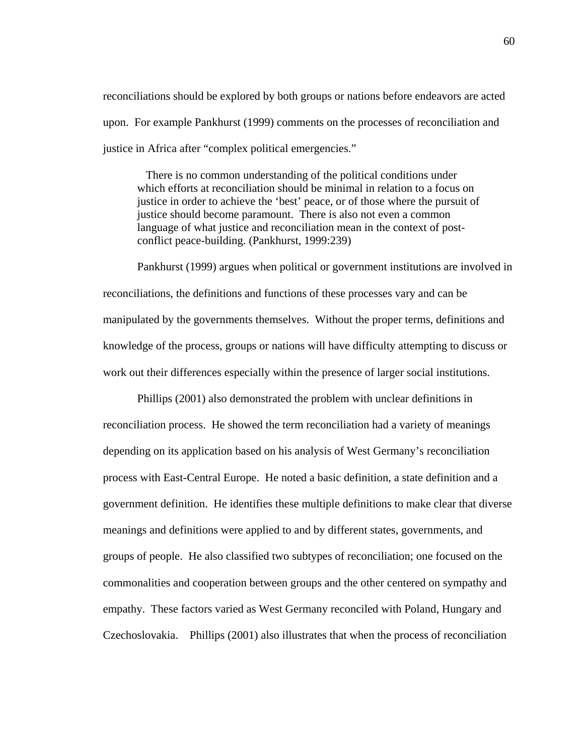reconciliations should be explored by both groups or nations before endeavors are acted upon. For example Pankhurst (1999) comments on the processes of reconciliation and justice in Africa after "complex political emergencies."

> There is no common understanding of the political conditions under which efforts at reconciliation should be minimal in relation to a focus on justice in order to achieve the 'best' peace, or of those where the pursuit of justice should become paramount. There is also not even a common language of what justice and reconciliation mean in the context of post-conflict peace-building. (Pankhurst, 1999:239)

Pankhurst (1999) argues when political or government institutions are involved in reconciliations, the definitions and functions of these processes vary and can be manipulated by the governments themselves. Without the proper terms, definitions and knowledge of the process, groups or nations will have difficulty attempting to discuss or work out their differences especially within the presence of larger social institutions.

Phillips (2001) also demonstrated the problem with unclear definitions in reconciliation process. He showed the term reconciliation had a variety of meanings depending on its application based on his analysis of West Germany's reconciliation process with East-Central Europe. He noted a basic definition, a state definition and a government definition. He identifies these multiple definitions to make clear that diverse meanings and definitions were applied to and by different states, governments, and groups of people. He also classified two subtypes of reconciliation; one focused on the commonalities and cooperation between groups and the other centered on sympathy and empathy. These factors varied as West Germany reconciled with Poland, Hungary and Czechoslovakia. Phillips (2001) also illustrates that when the process of reconciliation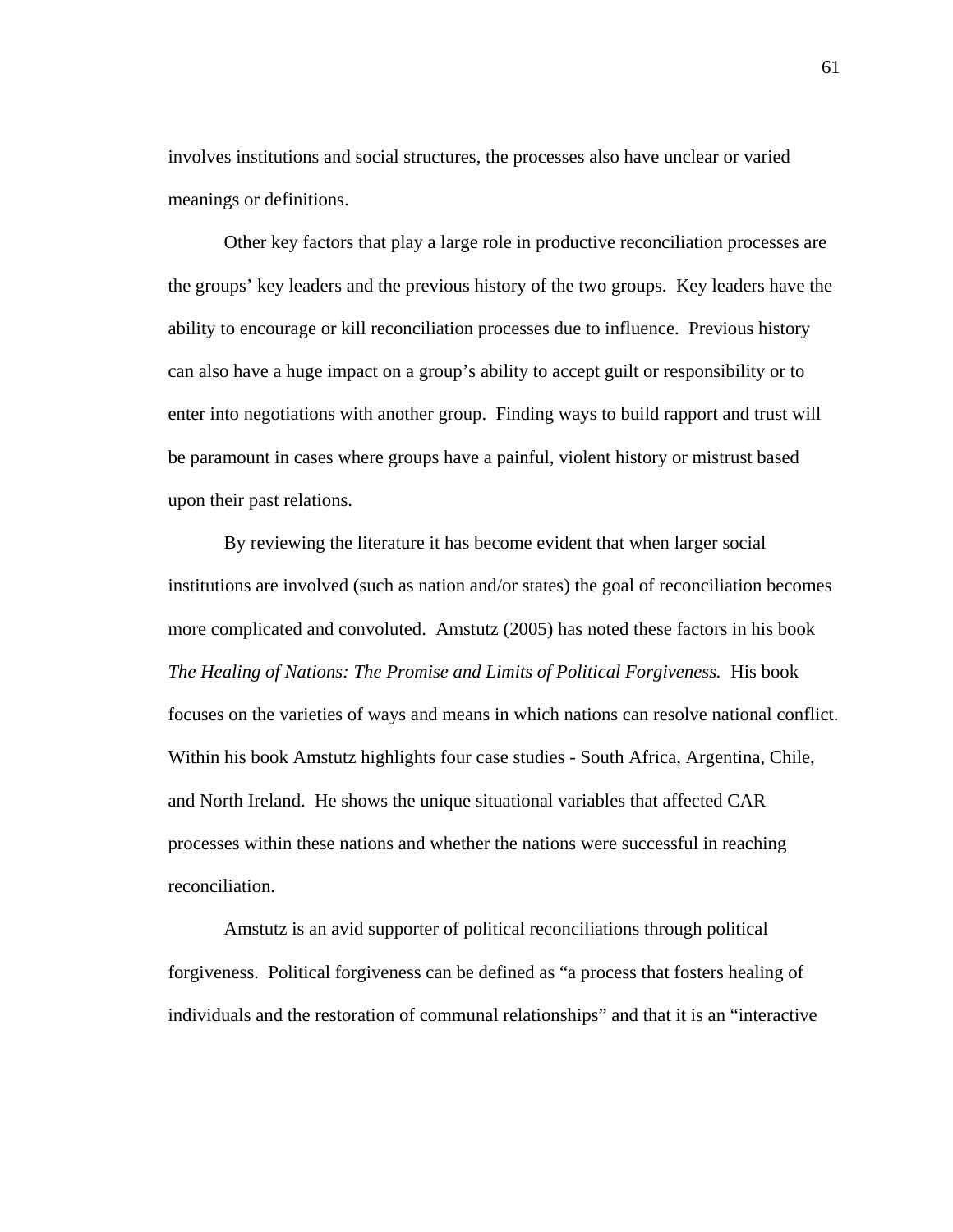involves institutions and social structures, the processes also have unclear or varied meanings or definitions.

Other key factors that play a large role in productive reconciliation processes are the groups' key leaders and the previous history of the two groups. Key leaders have the ability to encourage or kill reconciliation processes due to influence. Previous history can also have a huge impact on a group's ability to accept guilt or responsibility or to enter into negotiations with another group. Finding ways to build rapport and trust will be paramount in cases where groups have a painful, violent history or mistrust based upon their past relations.

By reviewing the literature it has become evident that when larger social institutions are involved (such as nation and/or states) the goal of reconciliation becomes more complicated and convoluted. Amstutz (2005) has noted these factors in his book *The Healing of Nations: The Promise and Limits of Political Forgiveness.* His book focuses on the varieties of ways and means in which nations can resolve national conflict. Within his book Amstutz highlights four case studies - South Africa, Argentina, Chile, and North Ireland. He shows the unique situational variables that affected CAR processes within these nations and whether the nations were successful in reaching reconciliation.

Amstutz is an avid supporter of political reconciliations through political forgiveness. Political forgiveness can be defined as "a process that fosters healing of individuals and the restoration of communal relationships" and that it is an "interactive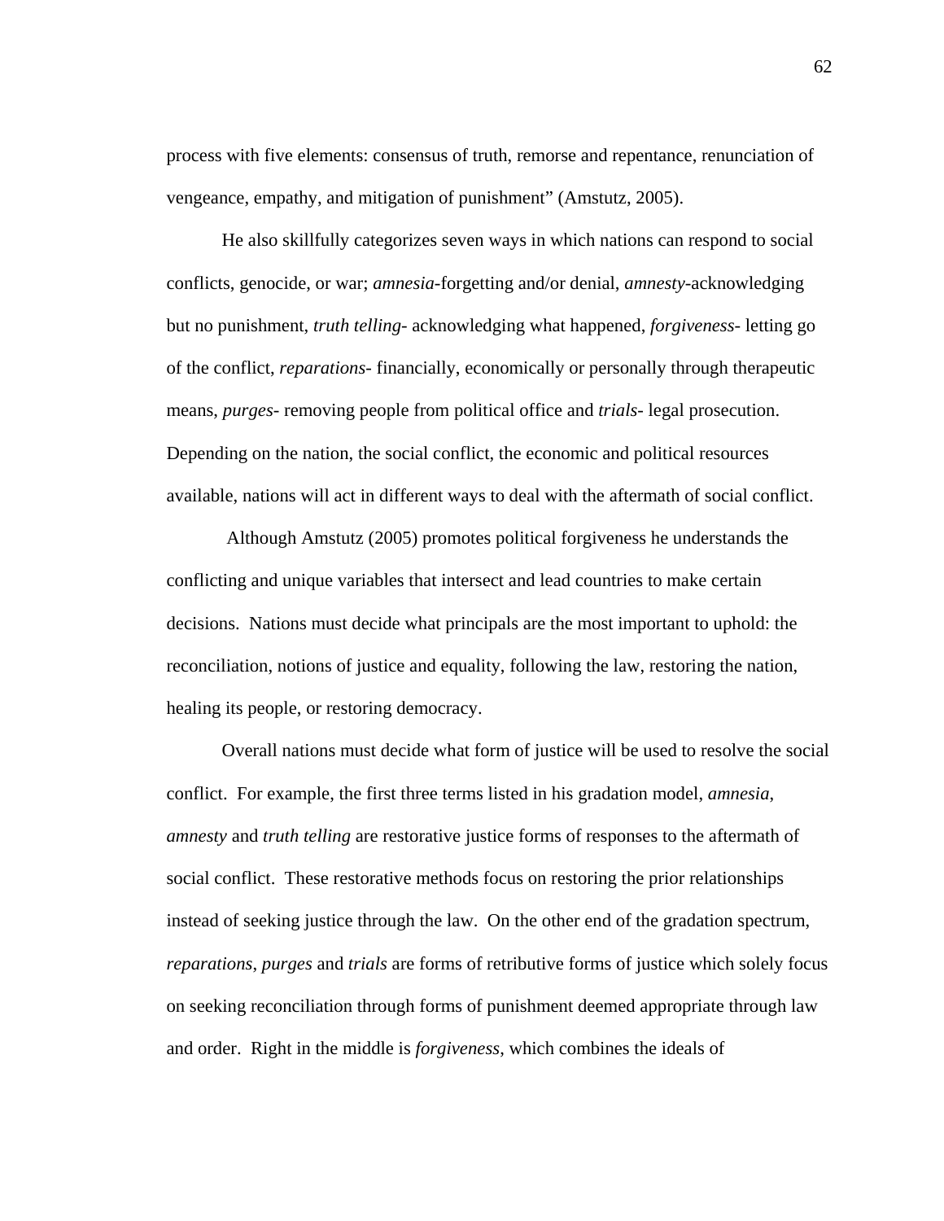process with five elements: consensus of truth, remorse and repentance, renunciation of vengeance, empathy, and mitigation of punishment" (Amstutz, 2005).

He also skillfully categorizes seven ways in which nations can respond to social conflicts, genocide, or war; *amnesia*-forgetting and/or denial, *amnesty*-acknowledging but no punishment, *truth telling*- acknowledging what happened, *forgiveness*- letting go of the conflict, *reparations*- financially, economically or personally through therapeutic means, *purges*- removing people from political office and *trials*- legal prosecution. Depending on the nation, the social conflict, the economic and political resources available, nations will act in different ways to deal with the aftermath of social conflict.

Although Amstutz (2005) promotes political forgiveness he understands the conflicting and unique variables that intersect and lead countries to make certain decisions. Nations must decide what principals are the most important to uphold: the reconciliation, notions of justice and equality, following the law, restoring the nation, healing its people, or restoring democracy.

Overall nations must decide what form of justice will be used to resolve the social conflict. For example, the first three terms listed in his gradation model, *amnesia*, *amnesty* and *truth telling* are restorative justice forms of responses to the aftermath of social conflict. These restorative methods focus on restoring the prior relationships instead of seeking justice through the law. On the other end of the gradation spectrum, *reparations*, *purges* and *trials* are forms of retributive forms of justice which solely focus on seeking reconciliation through forms of punishment deemed appropriate through law and order. Right in the middle is *forgiveness*, which combines the ideals of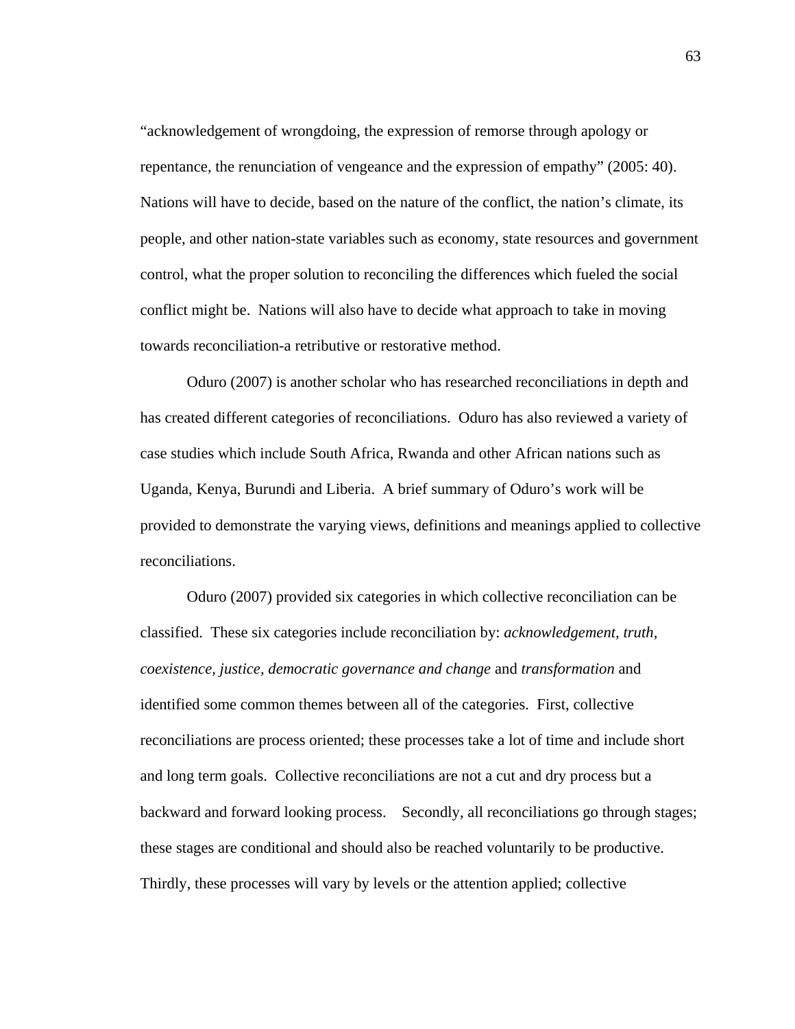"acknowledgement of wrongdoing, the expression of remorse through apology or repentance, the renunciation of vengeance and the expression of empathy" (2005: 40). Nations will have to decide, based on the nature of the conflict, the nation's climate, its people, and other nation-state variables such as economy, state resources and government control, what the proper solution to reconciling the differences which fueled the social conflict might be. Nations will also have to decide what approach to take in moving towards reconciliation-a retributive or restorative method.

Oduro (2007) is another scholar who has researched reconciliations in depth and has created different categories of reconciliations. Oduro has also reviewed a variety of case studies which include South Africa, Rwanda and other African nations such as Uganda, Kenya, Burundi and Liberia. A brief summary of Oduro's work will be provided to demonstrate the varying views, definitions and meanings applied to collective reconciliations.

Oduro (2007) provided six categories in which collective reconciliation can be classified. These six categories include reconciliation by: *acknowledgement, truth, coexistence, justice, democratic governance and change* and *transformation* and identified some common themes between all of the categories. First, collective reconciliations are process oriented; these processes take a lot of time and include short and long term goals. Collective reconciliations are not a cut and dry process but a backward and forward looking process. Secondly, all reconciliations go through stages; these stages are conditional and should also be reached voluntarily to be productive. Thirdly, these processes will vary by levels or the attention applied; collective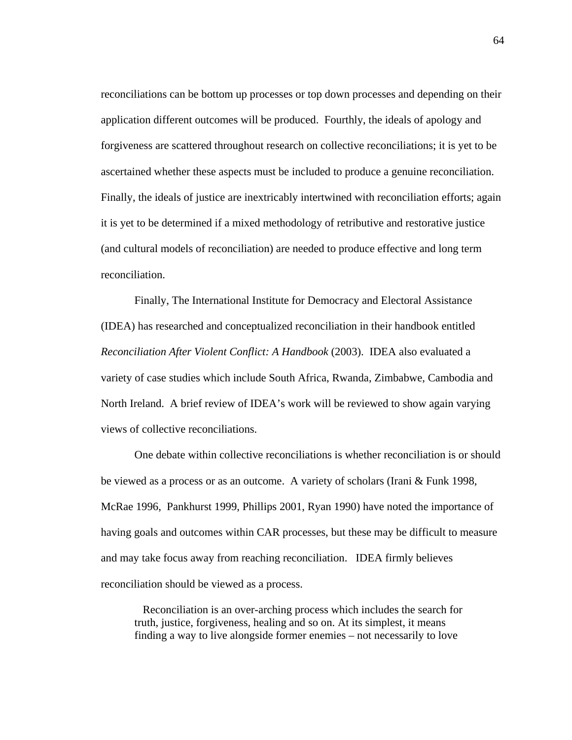reconciliations can be bottom up processes or top down processes and depending on their application different outcomes will be produced. Fourthly, the ideals of apology and forgiveness are scattered throughout research on collective reconciliations; it is yet to be ascertained whether these aspects must be included to produce a genuine reconciliation. Finally, the ideals of justice are inextricably intertwined with reconciliation efforts; again it is yet to be determined if a mixed methodology of retributive and restorative justice (and cultural models of reconciliation) are needed to produce effective and long term reconciliation.

Finally, The International Institute for Democracy and Electoral Assistance (IDEA) has researched and conceptualized reconciliation in their handbook entitled *Reconciliation After Violent Conflict: A Handbook* (2003). IDEA also evaluated a variety of case studies which include South Africa, Rwanda, Zimbabwe, Cambodia and North Ireland. A brief review of IDEA's work will be reviewed to show again varying views of collective reconciliations.

One debate within collective reconciliations is whether reconciliation is or should be viewed as a process or as an outcome. A variety of scholars (Irani & Funk 1998, McRae 1996, Pankhurst 1999, Phillips 2001, Ryan 1990) have noted the importance of having goals and outcomes within CAR processes, but these may be difficult to measure and may take focus away from reaching reconciliation. IDEA firmly believes reconciliation should be viewed as a process.

> Reconciliation is an over-arching process which includes the search for truth, justice, forgiveness, healing and so on. At its simplest, it means finding a way to live alongside former enemies – not necessarily to love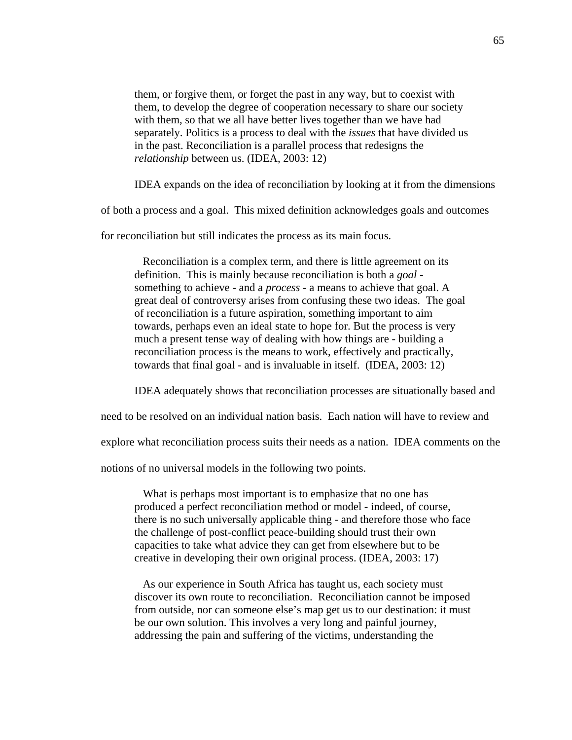> them, or forgive them, or forget the past in any way, but to coexist with them, to develop the degree of cooperation necessary to share our society with them, so that we all have better lives together than we have had separately. Politics is a process to deal with the *issues* that have divided us in the past. Reconciliation is a parallel process that redesigns the *relationship* between us. (IDEA, 2003: 12)

IDEA expands on the idea of reconciliation by looking at it from the dimensions of both a process and a goal. This mixed definition acknowledges goals and outcomes for reconciliation but still indicates the process as its main focus.

> Reconciliation is a complex term, and there is little agreement on its definition. This is mainly because reconciliation is both a *goal* - something to achieve - and a *process* - a means to achieve that goal. A great deal of controversy arises from confusing these two ideas. The goal of reconciliation is a future aspiration, something important to aim towards, perhaps even an ideal state to hope for. But the process is very much a present tense way of dealing with how things are - building a reconciliation process is the means to work, effectively and practically, towards that final goal - and is invaluable in itself. (IDEA, 2003: 12)

IDEA adequately shows that reconciliation processes are situationally based and need to be resolved on an individual nation basis. Each nation will have to review and explore what reconciliation process suits their needs as a nation. IDEA comments on the notions of no universal models in the following two points.

> What is perhaps most important is to emphasize that no one has produced a perfect reconciliation method or model - indeed, of course, there is no such universally applicable thing - and therefore those who face the challenge of post-conflict peace-building should trust their own capacities to take what advice they can get from elsewhere but to be creative in developing their own original process. (IDEA, 2003: 17)

> As our experience in South Africa has taught us, each society must discover its own route to reconciliation. Reconciliation cannot be imposed from outside, nor can someone else's map get us to our destination: it must be our own solution. This involves a very long and painful journey, addressing the pain and suffering of the victims, understanding the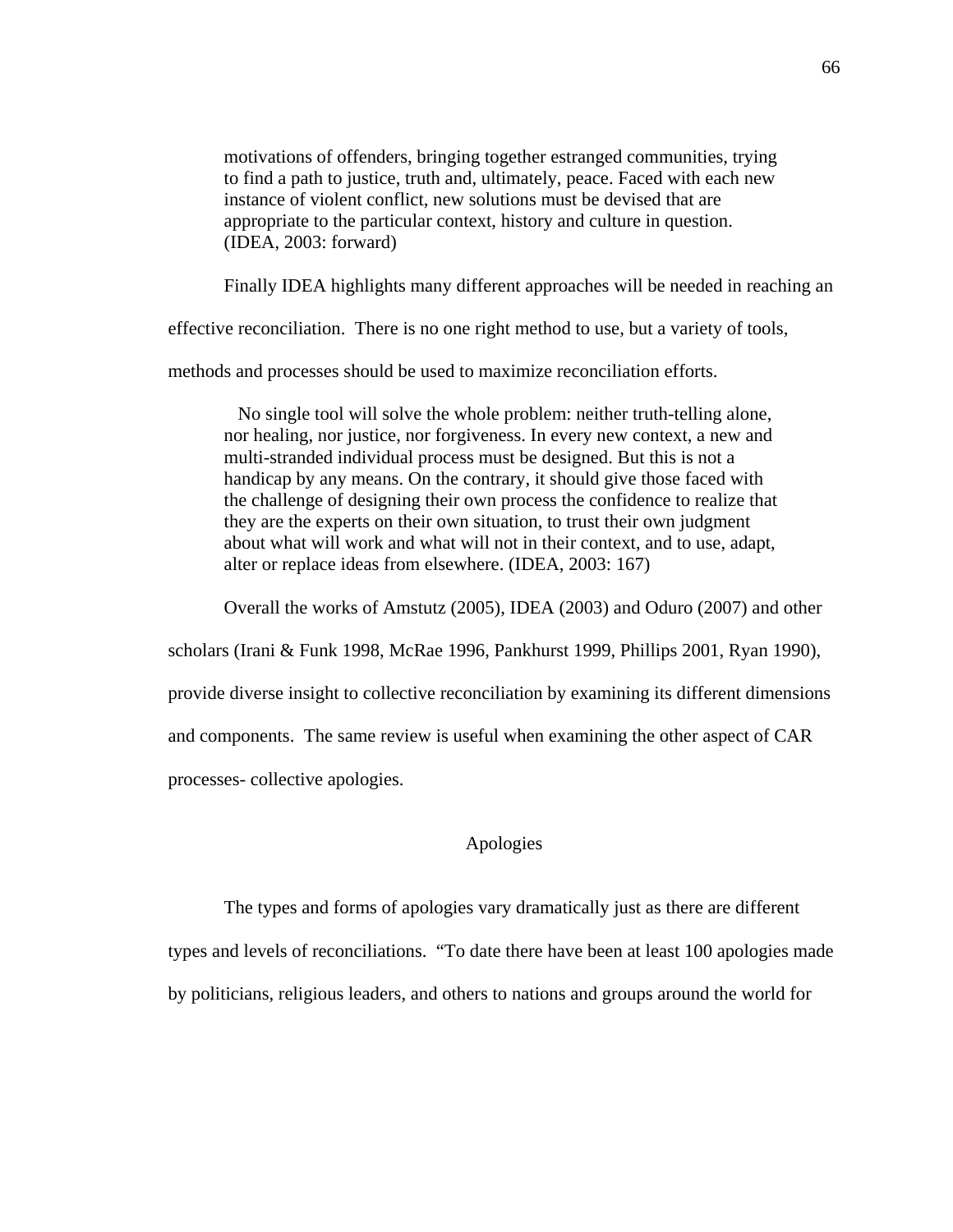> motivations of offenders, bringing together estranged communities, trying to find a path to justice, truth and, ultimately, peace. Faced with each new instance of violent conflict, new solutions must be devised that are appropriate to the particular context, history and culture in question. (IDEA, 2003: forward)

Finally IDEA highlights many different approaches will be needed in reaching an effective reconciliation. There is no one right method to use, but a variety of tools, methods and processes should be used to maximize reconciliation efforts.

> No single tool will solve the whole problem: neither truth-telling alone, nor healing, nor justice, nor forgiveness. In every new context, a new and multi-stranded individual process must be designed. But this is not a handicap by any means. On the contrary, it should give those faced with the challenge of designing their own process the confidence to realize that they are the experts on their own situation, to trust their own judgment about what will work and what will not in their context, and to use, adapt, alter or replace ideas from elsewhere. (IDEA, 2003: 167)

Overall the works of Amstutz (2005), IDEA (2003) and Oduro (2007) and other scholars (Irani & Funk 1998, McRae 1996, Pankhurst 1999, Phillips 2001, Ryan 1990), provide diverse insight to collective reconciliation by examining its different dimensions and components. The same review is useful when examining the other aspect of CAR processes- collective apologies.

## Apologies

The types and forms of apologies vary dramatically just as there are different types and levels of reconciliations. "To date there have been at least 100 apologies made by politicians, religious leaders, and others to nations and groups around the world for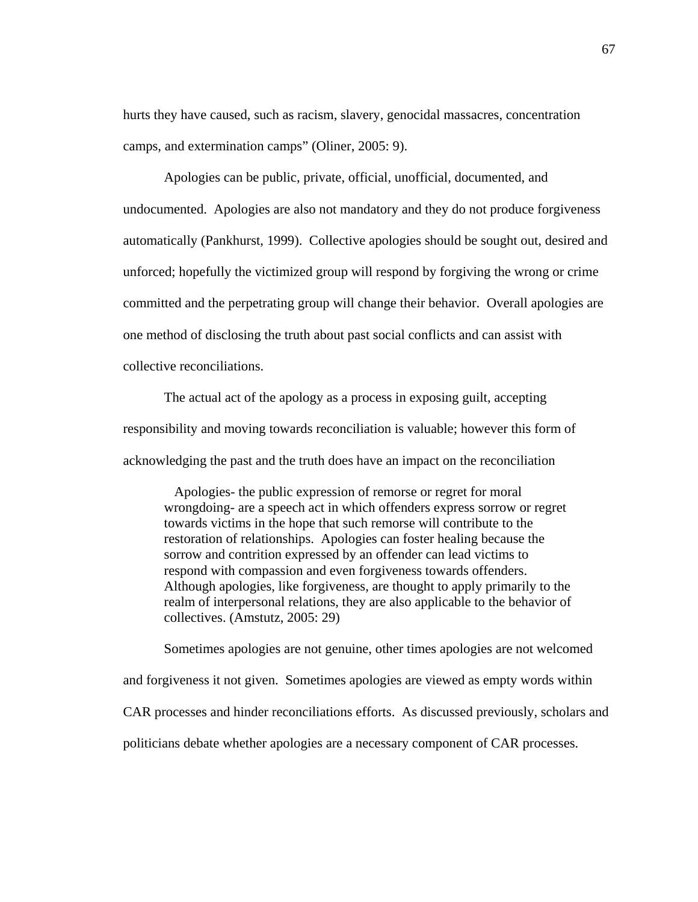hurts they have caused, such as racism, slavery, genocidal massacres, concentration camps, and extermination camps" (Oliner, 2005: 9).

Apologies can be public, private, official, unofficial, documented, and undocumented. Apologies are also not mandatory and they do not produce forgiveness automatically (Pankhurst, 1999). Collective apologies should be sought out, desired and unforced; hopefully the victimized group will respond by forgiving the wrong or crime committed and the perpetrating group will change their behavior. Overall apologies are one method of disclosing the truth about past social conflicts and can assist with collective reconciliations.

The actual act of the apology as a process in exposing guilt, accepting responsibility and moving towards reconciliation is valuable; however this form of acknowledging the past and the truth does have an impact on the reconciliation

> Apologies- the public expression of remorse or regret for moral wrongdoing- are a speech act in which offenders express sorrow or regret towards victims in the hope that such remorse will contribute to the restoration of relationships. Apologies can foster healing because the sorrow and contrition expressed by an offender can lead victims to respond with compassion and even forgiveness towards offenders. Although apologies, like forgiveness, are thought to apply primarily to the realm of interpersonal relations, they are also applicable to the behavior of collectives. (Amstutz, 2005: 29)

Sometimes apologies are not genuine, other times apologies are not welcomed and forgiveness it not given. Sometimes apologies are viewed as empty words within CAR processes and hinder reconciliations efforts. As discussed previously, scholars and politicians debate whether apologies are a necessary component of CAR processes.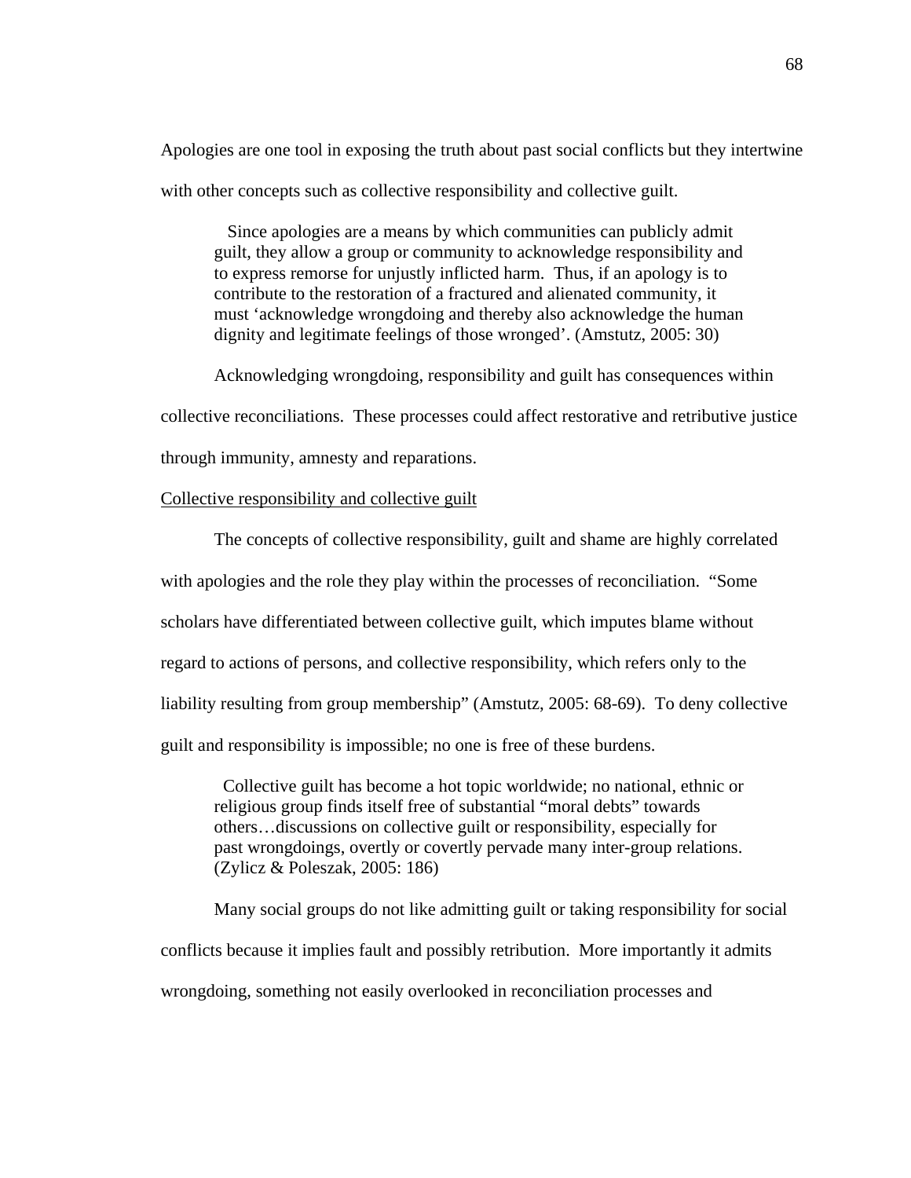Apologies are one tool in exposing the truth about past social conflicts but they intertwine with other concepts such as collective responsibility and collective guilt.

> Since apologies are a means by which communities can publicly admit guilt, they allow a group or community to acknowledge responsibility and to express remorse for unjustly inflicted harm. Thus, if an apology is to contribute to the restoration of a fractured and alienated community, it must 'acknowledge wrongdoing and thereby also acknowledge the human dignity and legitimate feelings of those wronged'. (Amstutz, 2005: 30)

Acknowledging wrongdoing, responsibility and guilt has consequences within collective reconciliations. These processes could affect restorative and retributive justice through immunity, amnesty and reparations.

<u>Collective responsibility and collective guilt</u>

The concepts of collective responsibility, guilt and shame are highly correlated with apologies and the role they play within the processes of reconciliation. "Some scholars have differentiated between collective guilt, which imputes blame without regard to actions of persons, and collective responsibility, which refers only to the liability resulting from group membership" (Amstutz, 2005: 68-69). To deny collective guilt and responsibility is impossible; no one is free of these burdens.

> Collective guilt has become a hot topic worldwide; no national, ethnic or religious group finds itself free of substantial "moral debts" towards others…discussions on collective guilt or responsibility, especially for past wrongdoings, overtly or covertly pervade many inter-group relations. (Zylicz & Poleszak, 2005: 186)

Many social groups do not like admitting guilt or taking responsibility for social conflicts because it implies fault and possibly retribution. More importantly it admits wrongdoing, something not easily overlooked in reconciliation processes and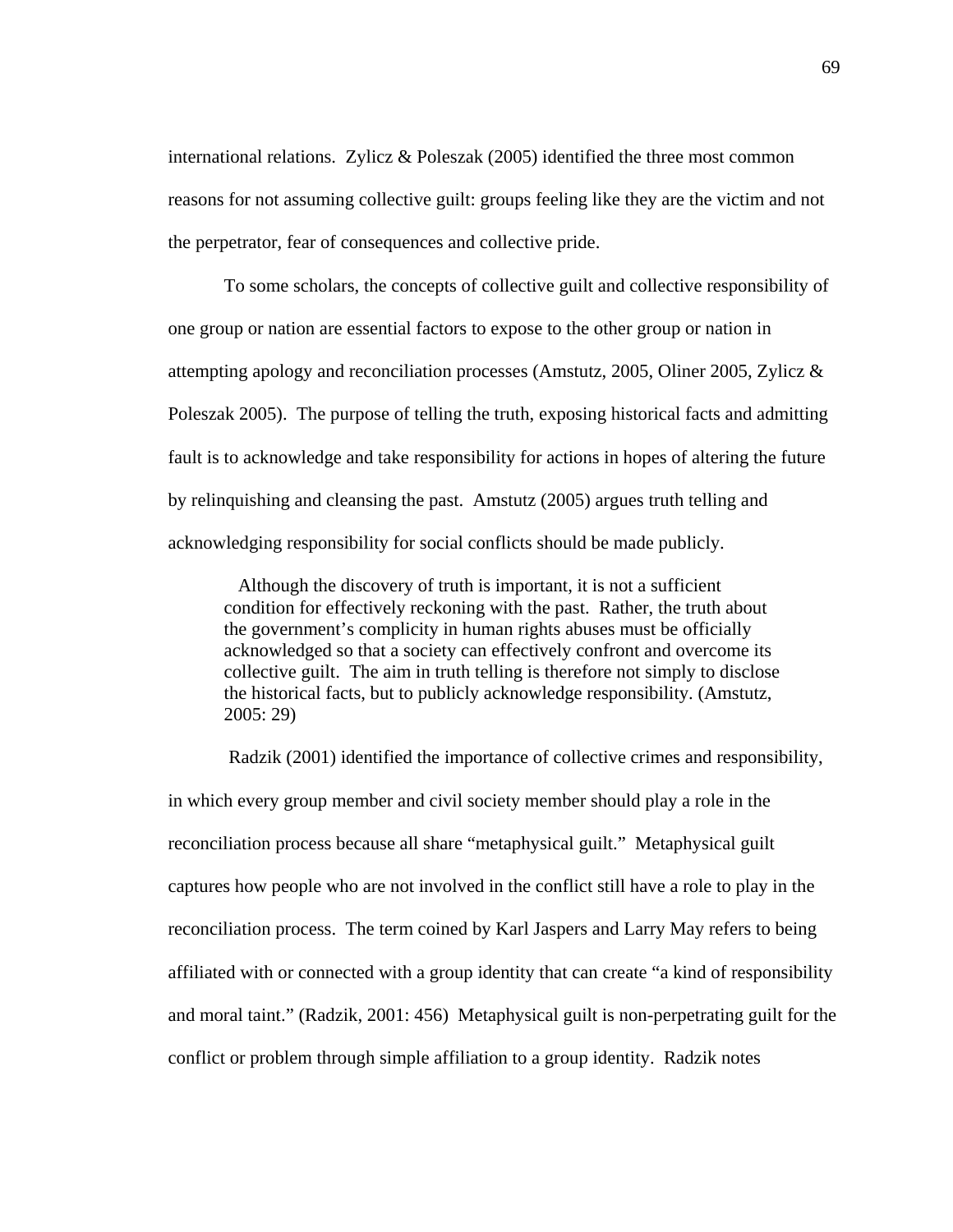international relations. Zylicz & Poleszak (2005) identified the three most common reasons for not assuming collective guilt: groups feeling like they are the victim and not the perpetrator, fear of consequences and collective pride.

To some scholars, the concepts of collective guilt and collective responsibility of one group or nation are essential factors to expose to the other group or nation in attempting apology and reconciliation processes (Amstutz, 2005, Oliner 2005, Zylicz & Poleszak 2005). The purpose of telling the truth, exposing historical facts and admitting fault is to acknowledge and take responsibility for actions in hopes of altering the future by relinquishing and cleansing the past. Amstutz (2005) argues truth telling and acknowledging responsibility for social conflicts should be made publicly.

> Although the discovery of truth is important, it is not a sufficient condition for effectively reckoning with the past. Rather, the truth about the government's complicity in human rights abuses must be officially acknowledged so that a society can effectively confront and overcome its collective guilt. The aim in truth telling is therefore not simply to disclose the historical facts, but to publicly acknowledge responsibility. (Amstutz, 2005: 29)

Radzik (2001) identified the importance of collective crimes and responsibility, in which every group member and civil society member should play a role in the reconciliation process because all share "metaphysical guilt." Metaphysical guilt captures how people who are not involved in the conflict still have a role to play in the reconciliation process. The term coined by Karl Jaspers and Larry May refers to being affiliated with or connected with a group identity that can create "a kind of responsibility and moral taint." (Radzik, 2001: 456) Metaphysical guilt is non-perpetrating guilt for the conflict or problem through simple affiliation to a group identity. Radzik notes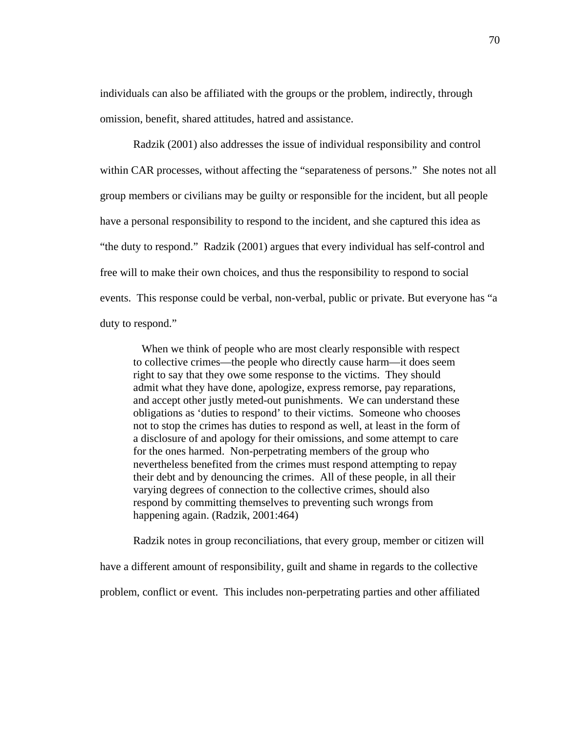individuals can also be affiliated with the groups or the problem, indirectly, through omission, benefit, shared attitudes, hatred and assistance.

Radzik (2001) also addresses the issue of individual responsibility and control within CAR processes, without affecting the "separateness of persons." She notes not all group members or civilians may be guilty or responsible for the incident, but all people have a personal responsibility to respond to the incident, and she captured this idea as "the duty to respond." Radzik (2001) argues that every individual has self-control and free will to make their own choices, and thus the responsibility to respond to social events. This response could be verbal, non-verbal, public or private. But everyone has "a duty to respond."

> When we think of people who are most clearly responsible with respect to collective crimes—the people who directly cause harm—it does seem right to say that they owe some response to the victims. They should admit what they have done, apologize, express remorse, pay reparations, and accept other justly meted-out punishments. We can understand these obligations as 'duties to respond' to their victims. Someone who chooses not to stop the crimes has duties to respond as well, at least in the form of a disclosure of and apology for their omissions, and some attempt to care for the ones harmed. Non-perpetrating members of the group who nevertheless benefited from the crimes must respond attempting to repay their debt and by denouncing the crimes. All of these people, in all their varying degrees of connection to the collective crimes, should also respond by committing themselves to preventing such wrongs from happening again. (Radzik, 2001:464)

Radzik notes in group reconciliations, that every group, member or citizen will have a different amount of responsibility, guilt and shame in regards to the collective problem, conflict or event. This includes non-perpetrating parties and other affiliated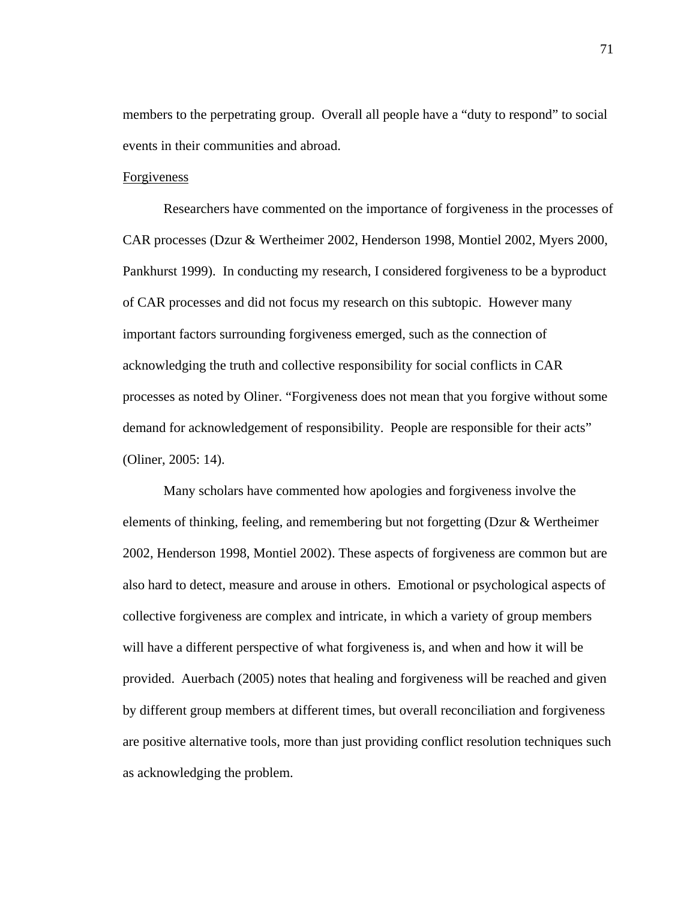members to the perpetrating group. Overall all people have a "duty to respond" to social events in their communities and abroad.

<u>Forgiveness</u>

Researchers have commented on the importance of forgiveness in the processes of CAR processes (Dzur & Wertheimer 2002, Henderson 1998, Montiel 2002, Myers 2000, Pankhurst 1999). In conducting my research, I considered forgiveness to be a byproduct of CAR processes and did not focus my research on this subtopic. However many important factors surrounding forgiveness emerged, such as the connection of acknowledging the truth and collective responsibility for social conflicts in CAR processes as noted by Oliner. "Forgiveness does not mean that you forgive without some demand for acknowledgement of responsibility. People are responsible for their acts" (Oliner, 2005: 14).

Many scholars have commented how apologies and forgiveness involve the elements of thinking, feeling, and remembering but not forgetting (Dzur & Wertheimer 2002, Henderson 1998, Montiel 2002). These aspects of forgiveness are common but are also hard to detect, measure and arouse in others. Emotional or psychological aspects of collective forgiveness are complex and intricate, in which a variety of group members will have a different perspective of what forgiveness is, and when and how it will be provided. Auerbach (2005) notes that healing and forgiveness will be reached and given by different group members at different times, but overall reconciliation and forgiveness are positive alternative tools, more than just providing conflict resolution techniques such as acknowledging the problem.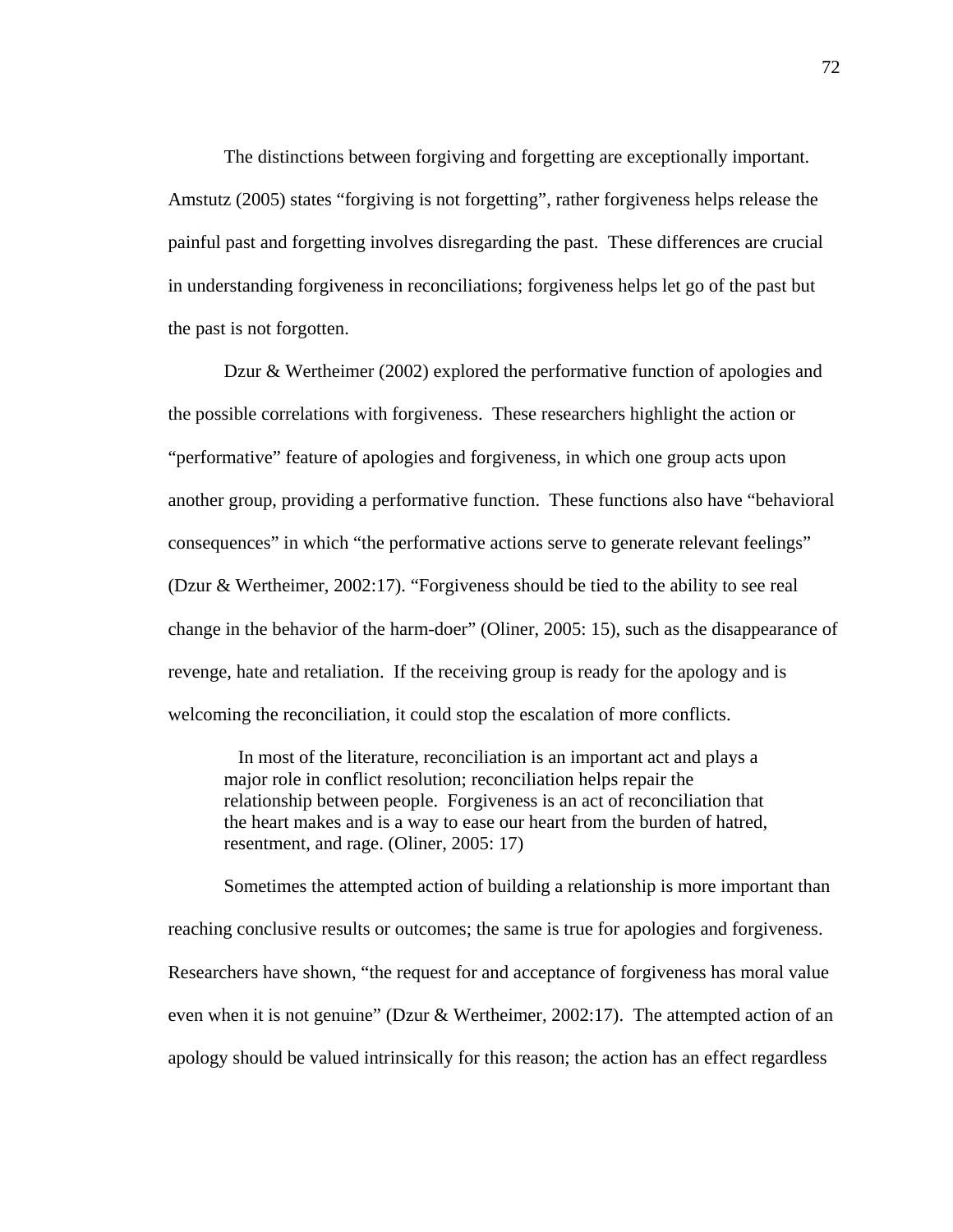The distinctions between forgiving and forgetting are exceptionally important. Amstutz (2005) states “forgiving is not forgetting”, rather forgiveness helps release the painful past and forgetting involves disregarding the past. These differences are crucial in understanding forgiveness in reconciliations; forgiveness helps let go of the past but the past is not forgotten.

Dzur & Wertheimer (2002) explored the performative function of apologies and the possible correlations with forgiveness. These researchers highlight the action or “performative” feature of apologies and forgiveness, in which one group acts upon another group, providing a performative function. These functions also have “behavioral consequences” in which “the performative actions serve to generate relevant feelings” (Dzur & Wertheimer, 2002:17). “Forgiveness should be tied to the ability to see real change in the behavior of the harm-doer” (Oliner, 2005: 15), such as the disappearance of revenge, hate and retaliation. If the receiving group is ready for the apology and is welcoming the reconciliation, it could stop the escalation of more conflicts.

> In most of the literature, reconciliation is an important act and plays a major role in conflict resolution; reconciliation helps repair the relationship between people. Forgiveness is an act of reconciliation that the heart makes and is a way to ease our heart from the burden of hatred, resentment, and rage. (Oliner, 2005: 17)

Sometimes the attempted action of building a relationship is more important than reaching conclusive results or outcomes; the same is true for apologies and forgiveness. Researchers have shown, “the request for and acceptance of forgiveness has moral value even when it is not genuine” (Dzur & Wertheimer, 2002:17). The attempted action of an apology should be valued intrinsically for this reason; the action has an effect regardless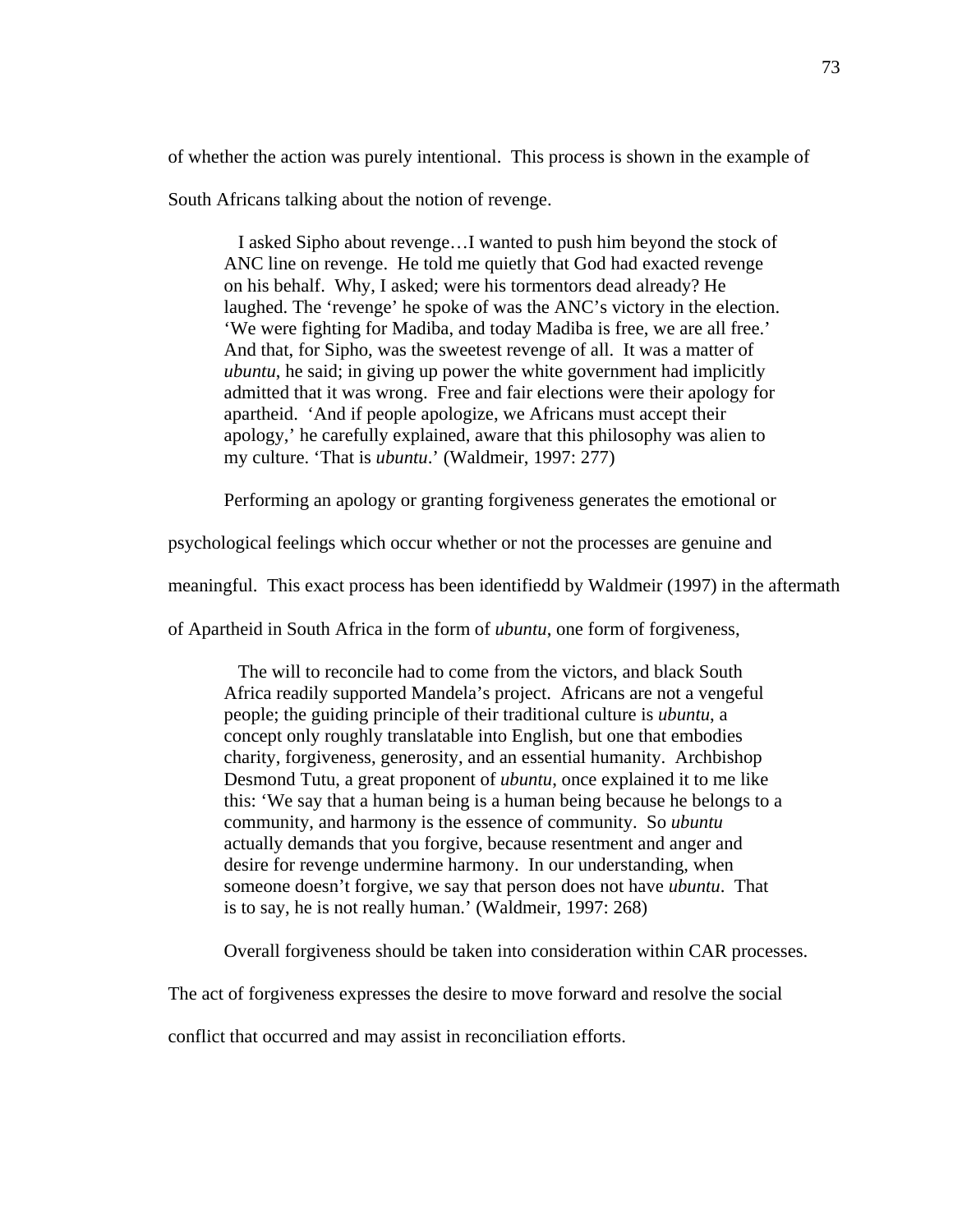of whether the action was purely intentional. This process is shown in the example of South Africans talking about the notion of revenge.

> I asked Sipho about revenge…I wanted to push him beyond the stock of ANC line on revenge. He told me quietly that God had exacted revenge on his behalf. Why, I asked; were his tormentors dead already? He laughed. The 'revenge' he spoke of was the ANC's victory in the election. 'We were fighting for Madiba, and today Madiba is free, we are all free.' And that, for Sipho, was the sweetest revenge of all. It was a matter of *ubuntu*, he said; in giving up power the white government had implicitly admitted that it was wrong. Free and fair elections were their apology for apartheid. 'And if people apologize, we Africans must accept their apology,' he carefully explained, aware that this philosophy was alien to my culture. 'That is *ubuntu*.' (Waldmeir, 1997: 277)

Performing an apology or granting forgiveness generates the emotional or psychological feelings which occur whether or not the processes are genuine and meaningful. This exact process has been identifiedd by Waldmeir (1997) in the aftermath of Apartheid in South Africa in the form of *ubuntu*, one form of forgiveness,

> The will to reconcile had to come from the victors, and black South Africa readily supported Mandela's project. Africans are not a vengeful people; the guiding principle of their traditional culture is *ubuntu*, a concept only roughly translatable into English, but one that embodies charity, forgiveness, generosity, and an essential humanity. Archbishop Desmond Tutu, a great proponent of *ubuntu*, once explained it to me like this: 'We say that a human being is a human being because he belongs to a community, and harmony is the essence of community. So *ubuntu* actually demands that you forgive, because resentment and anger and desire for revenge undermine harmony. In our understanding, when someone doesn't forgive, we say that person does not have *ubuntu*. That is to say, he is not really human.' (Waldmeir, 1997: 268)

Overall forgiveness should be taken into consideration within CAR processes. The act of forgiveness expresses the desire to move forward and resolve the social conflict that occurred and may assist in reconciliation efforts.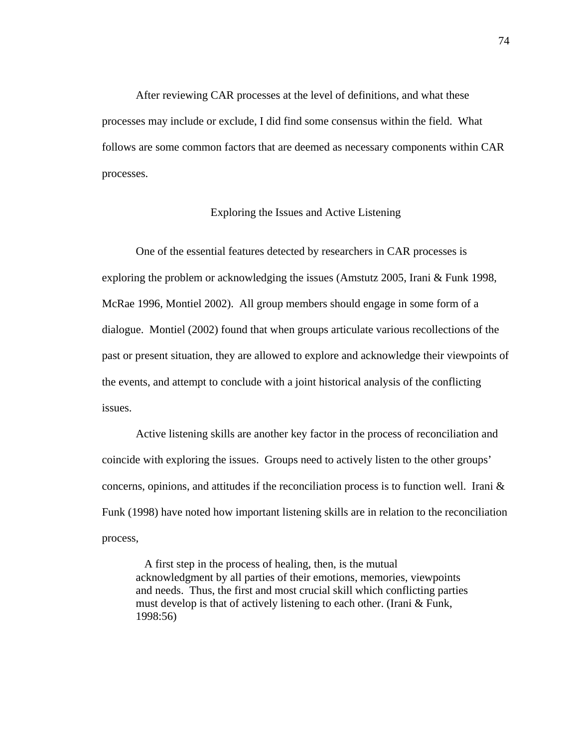After reviewing CAR processes at the level of definitions, and what these processes may include or exclude, I did find some consensus within the field. What follows are some common factors that are deemed as necessary components within CAR processes.

## Exploring the Issues and Active Listening

One of the essential features detected by researchers in CAR processes is exploring the problem or acknowledging the issues (Amstutz 2005, Irani & Funk 1998, McRae 1996, Montiel 2002). All group members should engage in some form of a dialogue. Montiel (2002) found that when groups articulate various recollections of the past or present situation, they are allowed to explore and acknowledge their viewpoints of the events, and attempt to conclude with a joint historical analysis of the conflicting issues.

Active listening skills are another key factor in the process of reconciliation and coincide with exploring the issues. Groups need to actively listen to the other groups' concerns, opinions, and attitudes if the reconciliation process is to function well. Irani & Funk (1998) have noted how important listening skills are in relation to the reconciliation process,

> A first step in the process of healing, then, is the mutual acknowledgment by all parties of their emotions, memories, viewpoints and needs. Thus, the first and most crucial skill which conflicting parties must develop is that of actively listening to each other. (Irani & Funk, 1998:56)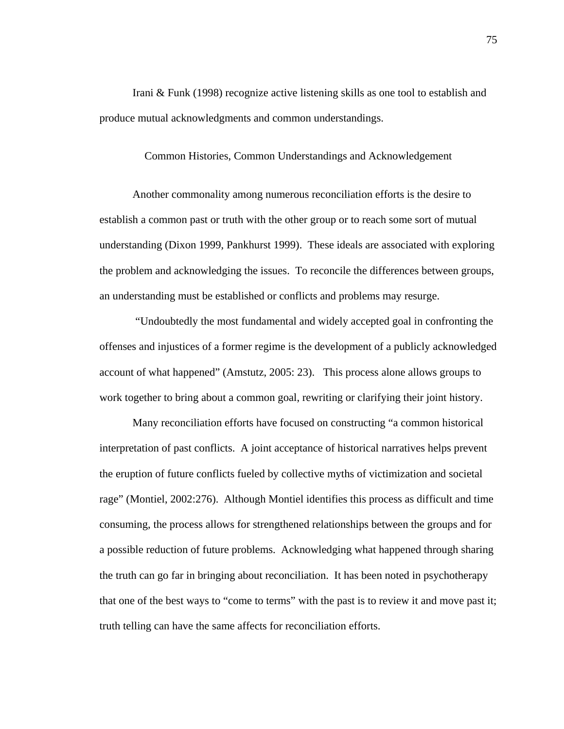Irani & Funk (1998) recognize active listening skills as one tool to establish and produce mutual acknowledgments and common understandings.

## Common Histories, Common Understandings and Acknowledgement

Another commonality among numerous reconciliation efforts is the desire to establish a common past or truth with the other group or to reach some sort of mutual understanding (Dixon 1999, Pankhurst 1999). These ideals are associated with exploring the problem and acknowledging the issues. To reconcile the differences between groups, an understanding must be established or conflicts and problems may resurge.

"Undoubtedly the most fundamental and widely accepted goal in confronting the offenses and injustices of a former regime is the development of a publicly acknowledged account of what happened" (Amstutz, 2005: 23). This process alone allows groups to work together to bring about a common goal, rewriting or clarifying their joint history.

Many reconciliation efforts have focused on constructing "a common historical interpretation of past conflicts. A joint acceptance of historical narratives helps prevent the eruption of future conflicts fueled by collective myths of victimization and societal rage" (Montiel, 2002:276). Although Montiel identifies this process as difficult and time consuming, the process allows for strengthened relationships between the groups and for a possible reduction of future problems. Acknowledging what happened through sharing the truth can go far in bringing about reconciliation. It has been noted in psychotherapy that one of the best ways to "come to terms" with the past is to review it and move past it; truth telling can have the same affects for reconciliation efforts.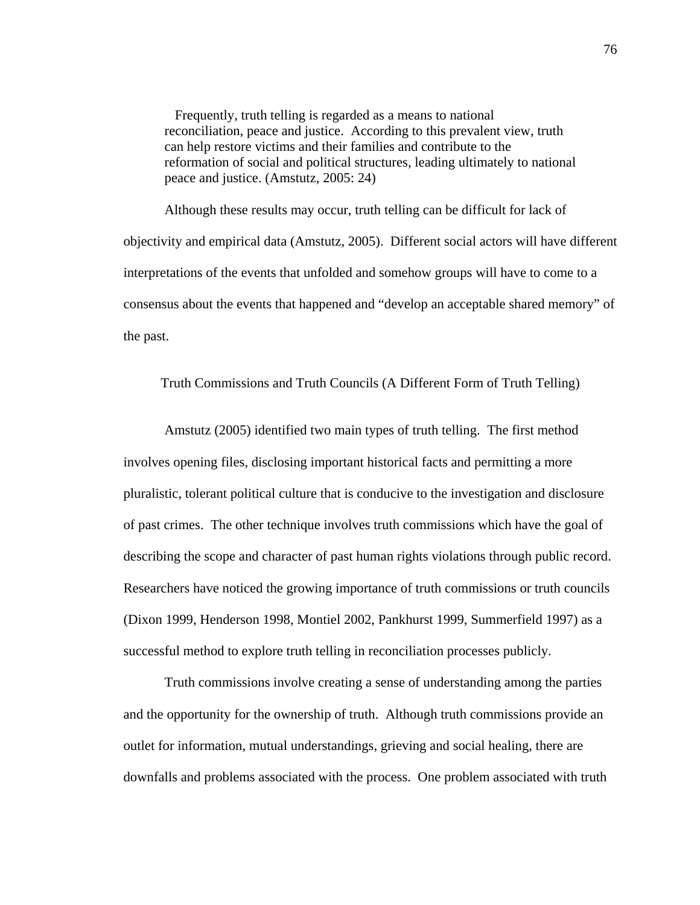> Frequently, truth telling is regarded as a means to national reconciliation, peace and justice. According to this prevalent view, truth can help restore victims and their families and contribute to the reformation of social and political structures, leading ultimately to national peace and justice. (Amstutz, 2005: 24)

Although these results may occur, truth telling can be difficult for lack of objectivity and empirical data (Amstutz, 2005). Different social actors will have different interpretations of the events that unfolded and somehow groups will have to come to a consensus about the events that happened and “develop an acceptable shared memory” of the past.

## Truth Commissions and Truth Councils (A Different Form of Truth Telling)

Amstutz (2005) identified two main types of truth telling. The first method involves opening files, disclosing important historical facts and permitting a more pluralistic, tolerant political culture that is conducive to the investigation and disclosure of past crimes. The other technique involves truth commissions which have the goal of describing the scope and character of past human rights violations through public record. Researchers have noticed the growing importance of truth commissions or truth councils (Dixon 1999, Henderson 1998, Montiel 2002, Pankhurst 1999, Summerfield 1997) as a successful method to explore truth telling in reconciliation processes publicly.

Truth commissions involve creating a sense of understanding among the parties and the opportunity for the ownership of truth. Although truth commissions provide an outlet for information, mutual understandings, grieving and social healing, there are downfalls and problems associated with the process. One problem associated with truth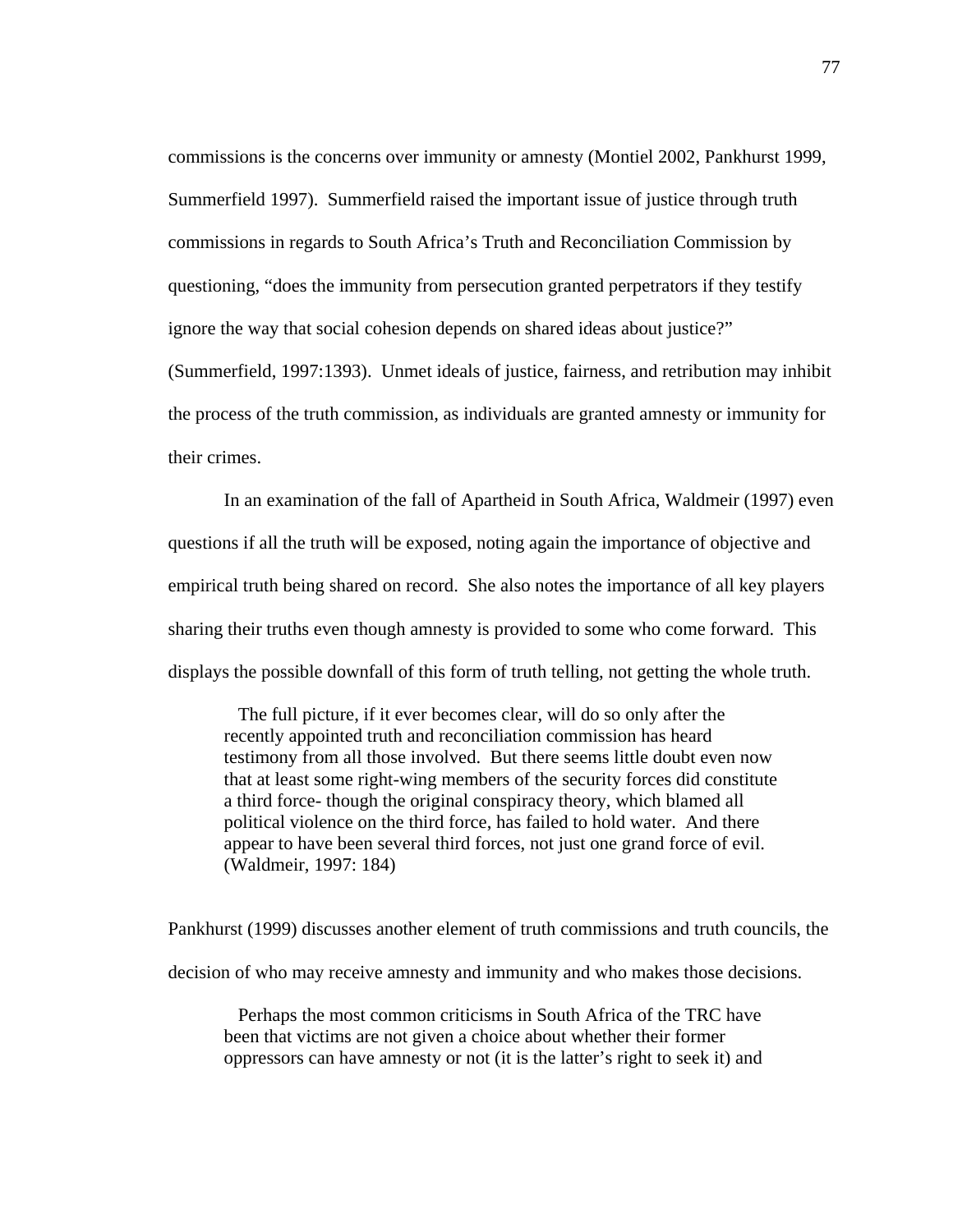commissions is the concerns over immunity or amnesty (Montiel 2002, Pankhurst 1999, Summerfield 1997). Summerfield raised the important issue of justice through truth commissions in regards to South Africa's Truth and Reconciliation Commission by questioning, "does the immunity from persecution granted perpetrators if they testify ignore the way that social cohesion depends on shared ideas about justice?" (Summerfield, 1997:1393). Unmet ideals of justice, fairness, and retribution may inhibit the process of the truth commission, as individuals are granted amnesty or immunity for their crimes.

In an examination of the fall of Apartheid in South Africa, Waldmeir (1997) even questions if all the truth will be exposed, noting again the importance of objective and empirical truth being shared on record. She also notes the importance of all key players sharing their truths even though amnesty is provided to some who come forward. This displays the possible downfall of this form of truth telling, not getting the whole truth.

> The full picture, if it ever becomes clear, will do so only after the recently appointed truth and reconciliation commission has heard testimony from all those involved. But there seems little doubt even now that at least some right-wing members of the security forces did constitute a third force- though the original conspiracy theory, which blamed all political violence on the third force, has failed to hold water. And there appear to have been several third forces, not just one grand force of evil. (Waldmeir, 1997: 184)

Pankhurst (1999) discusses another element of truth commissions and truth councils, the decision of who may receive amnesty and immunity and who makes those decisions.

> Perhaps the most common criticisms in South Africa of the TRC have been that victims are not given a choice about whether their former oppressors can have amnesty or not (it is the latter's right to seek it) and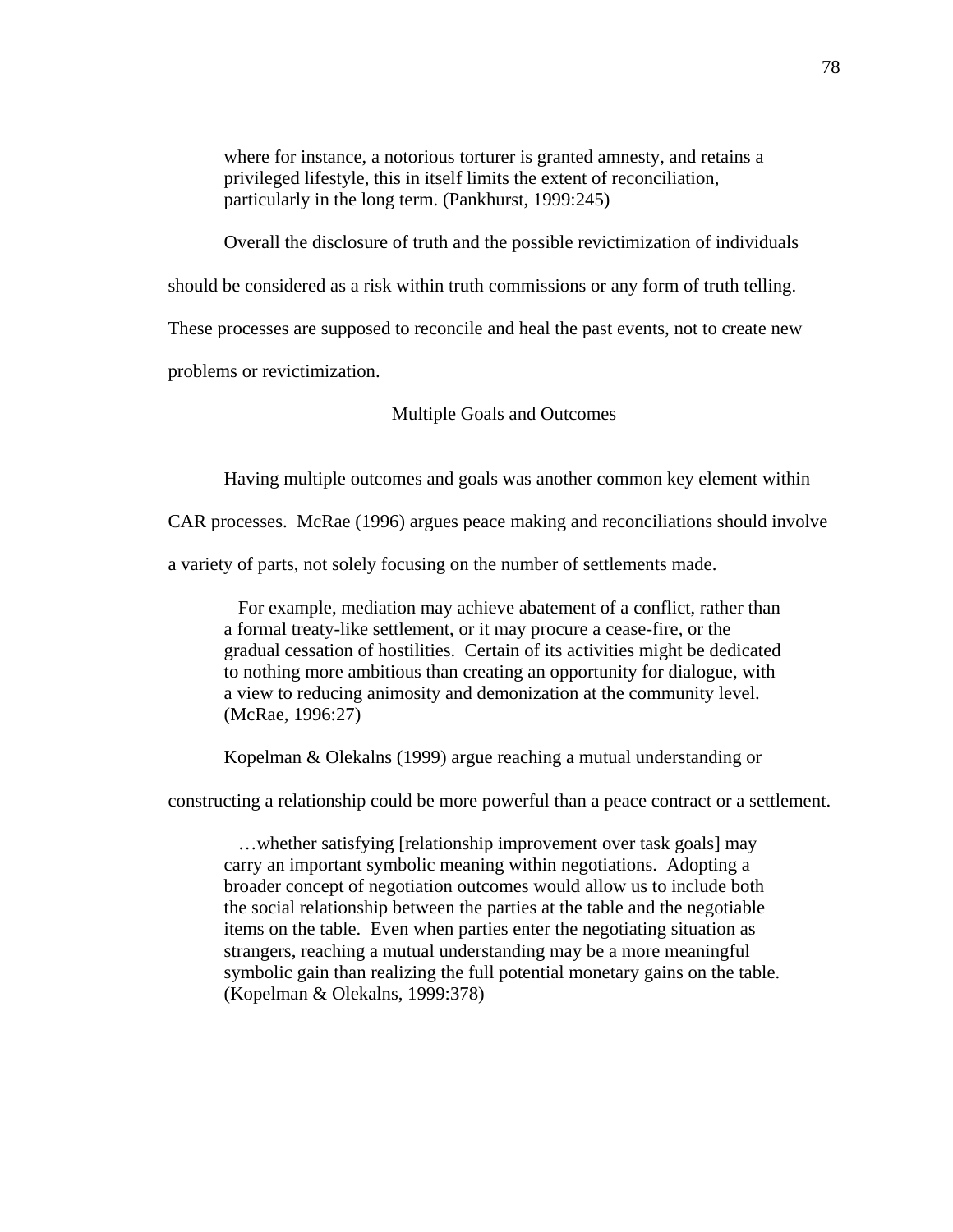> where for instance, a notorious torturer is granted amnesty, and retains a privileged lifestyle, this in itself limits the extent of reconciliation, particularly in the long term. (Pankhurst, 1999:245)

Overall the disclosure of truth and the possible revictimization of individuals should be considered as a risk within truth commissions or any form of truth telling. These processes are supposed to reconcile and heal the past events, not to create new problems or revictimization.

## Multiple Goals and Outcomes

Having multiple outcomes and goals was another common key element within CAR processes. McRae (1996) argues peace making and reconciliations should involve a variety of parts, not solely focusing on the number of settlements made.

> For example, mediation may achieve abatement of a conflict, rather than a formal treaty-like settlement, or it may procure a cease-fire, or the gradual cessation of hostilities. Certain of its activities might be dedicated to nothing more ambitious than creating an opportunity for dialogue, with a view to reducing animosity and demonization at the community level. (McRae, 1996:27)

Kopelman & Olekalns (1999) argue reaching a mutual understanding or constructing a relationship could be more powerful than a peace contract or a settlement.

> …whether satisfying [relationship improvement over task goals] may carry an important symbolic meaning within negotiations. Adopting a broader concept of negotiation outcomes would allow us to include both the social relationship between the parties at the table and the negotiable items on the table. Even when parties enter the negotiating situation as strangers, reaching a mutual understanding may be a more meaningful symbolic gain than realizing the full potential monetary gains on the table. (Kopelman & Olekalns, 1999:378)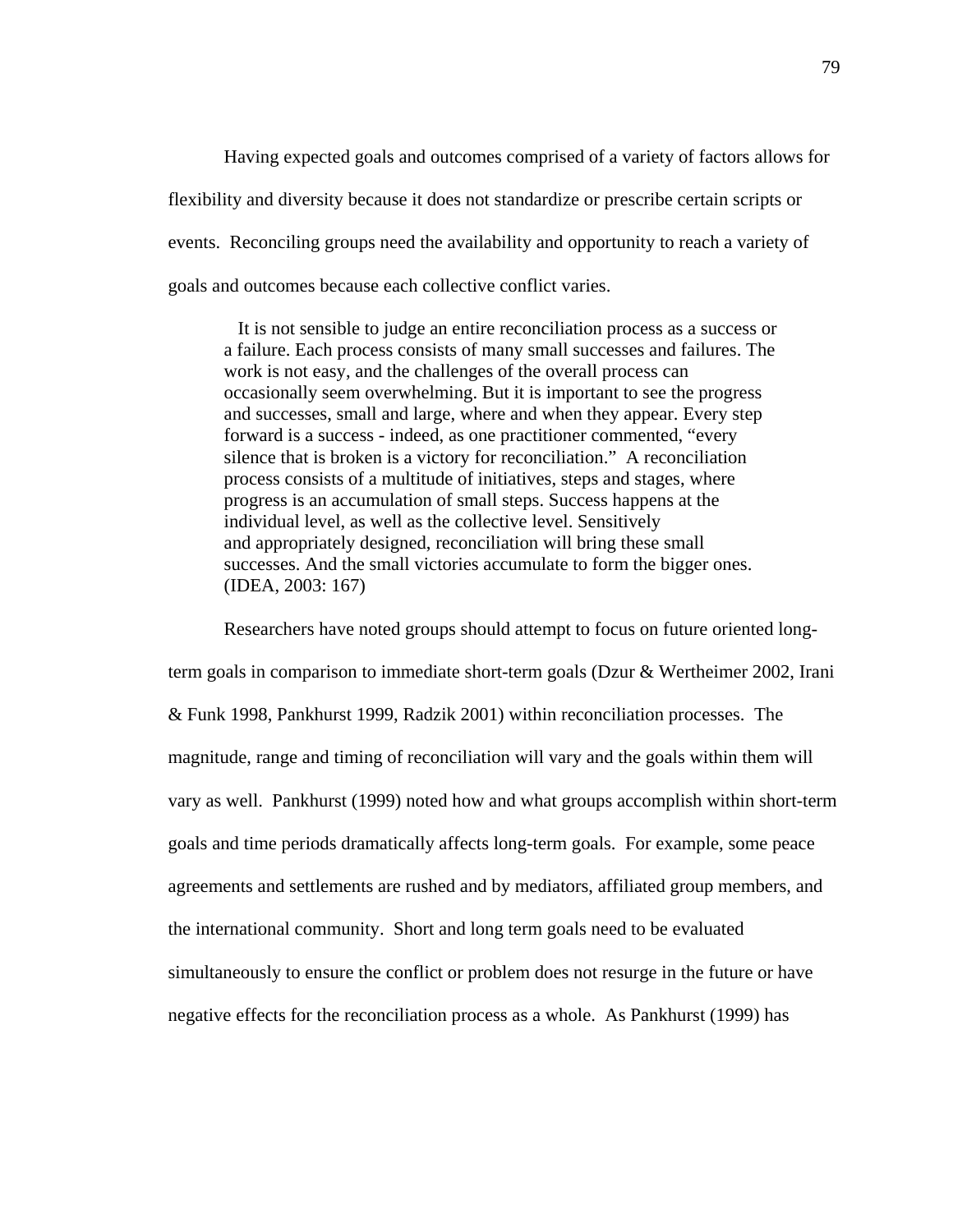Having expected goals and outcomes comprised of a variety of factors allows for flexibility and diversity because it does not standardize or prescribe certain scripts or events. Reconciling groups need the availability and opportunity to reach a variety of goals and outcomes because each collective conflict varies.

> It is not sensible to judge an entire reconciliation process as a success or a failure. Each process consists of many small successes and failures. The work is not easy, and the challenges of the overall process can occasionally seem overwhelming. But it is important to see the progress and successes, small and large, where and when they appear. Every step forward is a success - indeed, as one practitioner commented, "every silence that is broken is a victory for reconciliation." A reconciliation process consists of a multitude of initiatives, steps and stages, where progress is an accumulation of small steps. Success happens at the individual level, as well as the collective level. Sensitively and appropriately designed, reconciliation will bring these small successes. And the small victories accumulate to form the bigger ones. (IDEA, 2003: 167)

Researchers have noted groups should attempt to focus on future oriented long-term goals in comparison to immediate short-term goals (Dzur & Wertheimer 2002, Irani & Funk 1998, Pankhurst 1999, Radzik 2001) within reconciliation processes. The magnitude, range and timing of reconciliation will vary and the goals within them will vary as well. Pankhurst (1999) noted how and what groups accomplish within short-term goals and time periods dramatically affects long-term goals. For example, some peace agreements and settlements are rushed and by mediators, affiliated group members, and the international community. Short and long term goals need to be evaluated simultaneously to ensure the conflict or problem does not resurge in the future or have negative effects for the reconciliation process as a whole. As Pankhurst (1999) has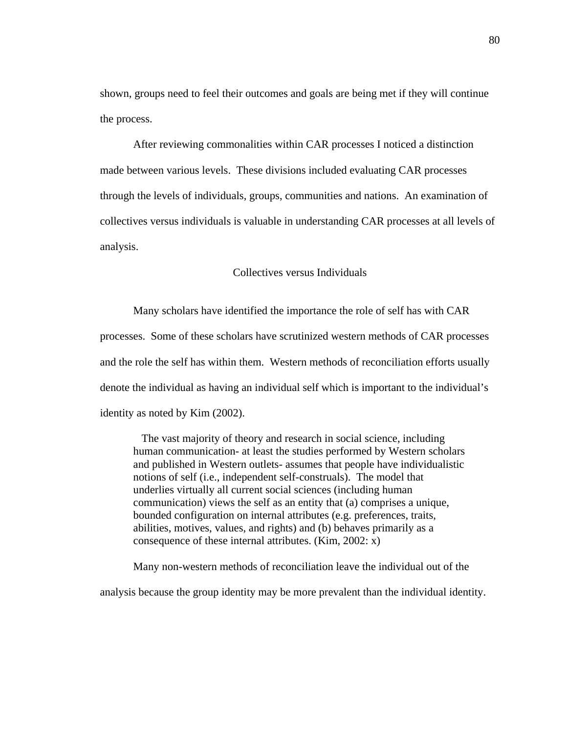shown, groups need to feel their outcomes and goals are being met if they will continue the process.

After reviewing commonalities within CAR processes I noticed a distinction made between various levels. These divisions included evaluating CAR processes through the levels of individuals, groups, communities and nations. An examination of collectives versus individuals is valuable in understanding CAR processes at all levels of analysis.

## Collectives versus Individuals

Many scholars have identified the importance the role of self has with CAR processes. Some of these scholars have scrutinized western methods of CAR processes and the role the self has within them. Western methods of reconciliation efforts usually denote the individual as having an individual self which is important to the individual's identity as noted by Kim (2002).

> The vast majority of theory and research in social science, including human communication- at least the studies performed by Western scholars and published in Western outlets- assumes that people have individualistic notions of self (i.e., independent self-construals). The model that underlies virtually all current social sciences (including human communication) views the self as an entity that (a) comprises a unique, bounded configuration on internal attributes (e.g. preferences, traits, abilities, motives, values, and rights) and (b) behaves primarily as a consequence of these internal attributes. (Kim, 2002: x)

Many non-western methods of reconciliation leave the individual out of the analysis because the group identity may be more prevalent than the individual identity.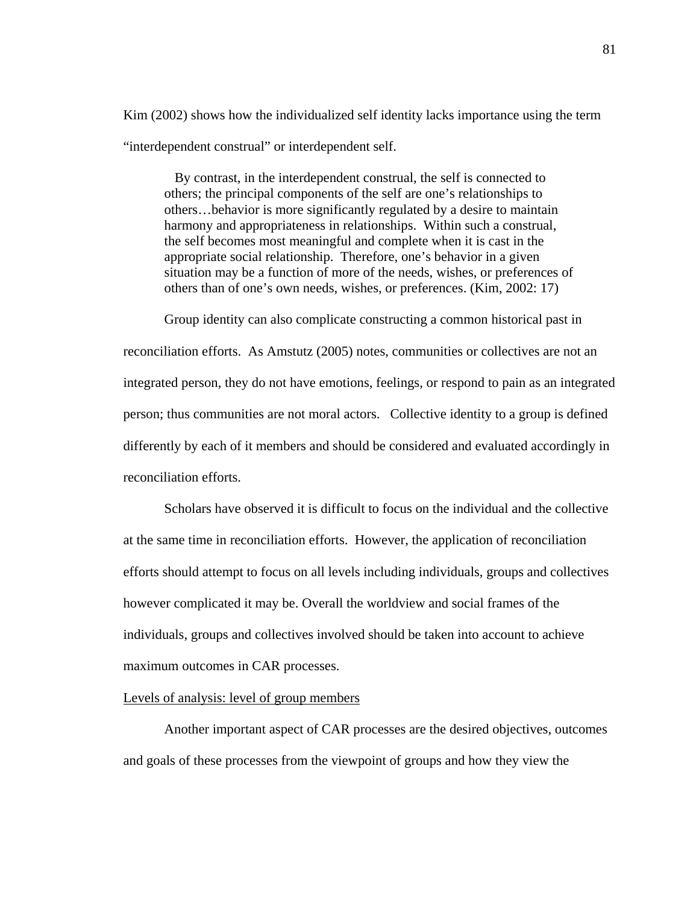Kim (2002) shows how the individualized self identity lacks importance using the term "interdependent construal" or interdependent self.

> By contrast, in the interdependent construal, the self is connected to others; the principal components of the self are one's relationships to others…behavior is more significantly regulated by a desire to maintain harmony and appropriateness in relationships. Within such a construal, the self becomes most meaningful and complete when it is cast in the appropriate social relationship. Therefore, one's behavior in a given situation may be a function of more of the needs, wishes, or preferences of others than of one's own needs, wishes, or preferences. (Kim, 2002: 17)

Group identity can also complicate constructing a common historical past in reconciliation efforts. As Amstutz (2005) notes, communities or collectives are not an integrated person, they do not have emotions, feelings, or respond to pain as an integrated person; thus communities are not moral actors. Collective identity to a group is defined differently by each of it members and should be considered and evaluated accordingly in reconciliation efforts.

Scholars have observed it is difficult to focus on the individual and the collective at the same time in reconciliation efforts. However, the application of reconciliation efforts should attempt to focus on all levels including individuals, groups and collectives however complicated it may be. Overall the worldview and social frames of the individuals, groups and collectives involved should be taken into account to achieve maximum outcomes in CAR processes.

<u>Levels of analysis: level of group members</u>

Another important aspect of CAR processes are the desired objectives, outcomes and goals of these processes from the viewpoint of groups and how they view the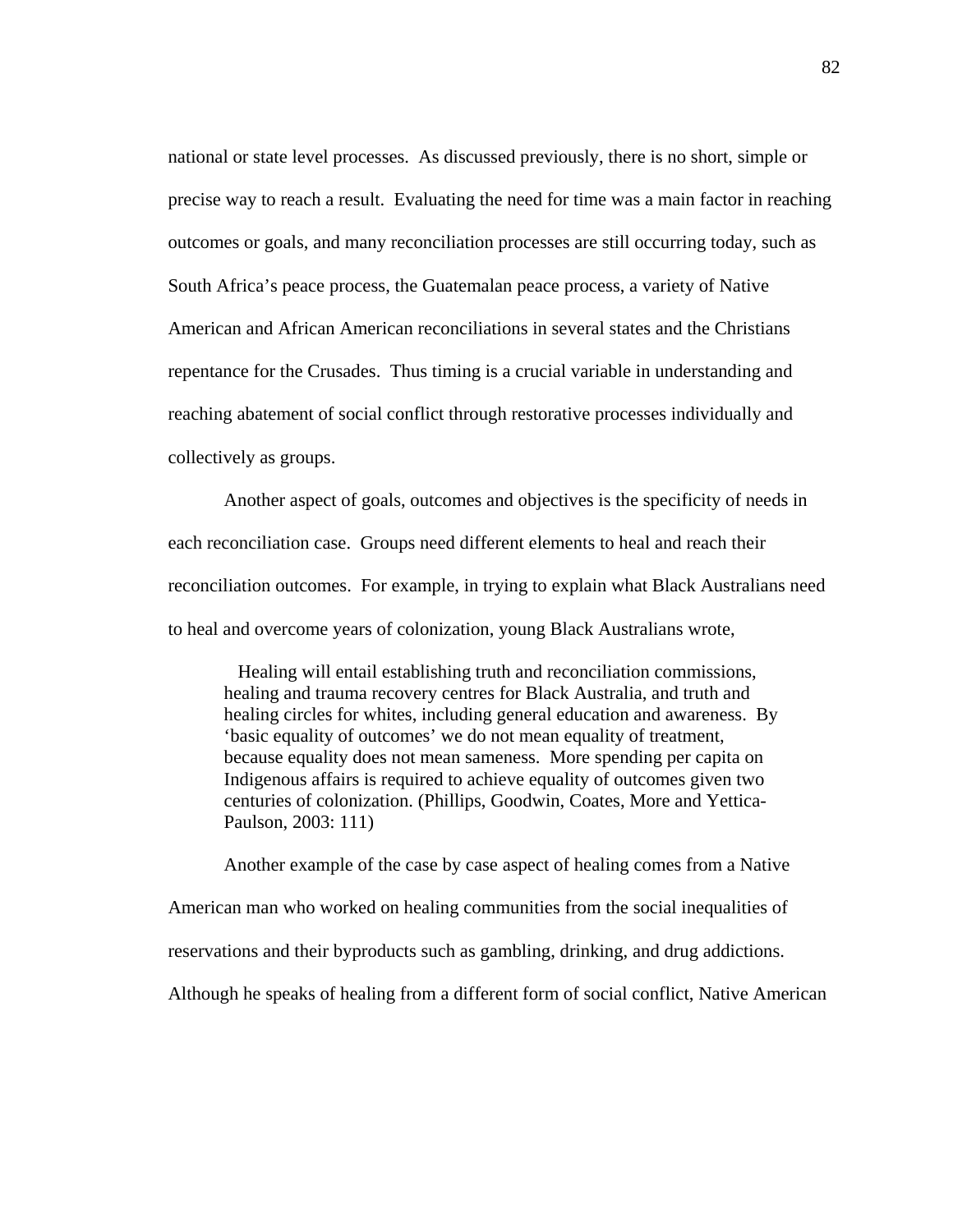national or state level processes. As discussed previously, there is no short, simple or precise way to reach a result. Evaluating the need for time was a main factor in reaching outcomes or goals, and many reconciliation processes are still occurring today, such as South Africa's peace process, the Guatemalan peace process, a variety of Native American and African American reconciliations in several states and the Christians repentance for the Crusades. Thus timing is a crucial variable in understanding and reaching abatement of social conflict through restorative processes individually and collectively as groups.

Another aspect of goals, outcomes and objectives is the specificity of needs in each reconciliation case. Groups need different elements to heal and reach their reconciliation outcomes. For example, in trying to explain what Black Australians need to heal and overcome years of colonization, young Black Australians wrote,

> Healing will entail establishing truth and reconciliation commissions, healing and trauma recovery centres for Black Australia, and truth and healing circles for whites, including general education and awareness. By 'basic equality of outcomes' we do not mean equality of treatment, because equality does not mean sameness. More spending per capita on Indigenous affairs is required to achieve equality of outcomes given two centuries of colonization. (Phillips, Goodwin, Coates, More and Yettica-Paulson, 2003: 111)

Another example of the case by case aspect of healing comes from a Native American man who worked on healing communities from the social inequalities of reservations and their byproducts such as gambling, drinking, and drug addictions. Although he speaks of healing from a different form of social conflict, Native American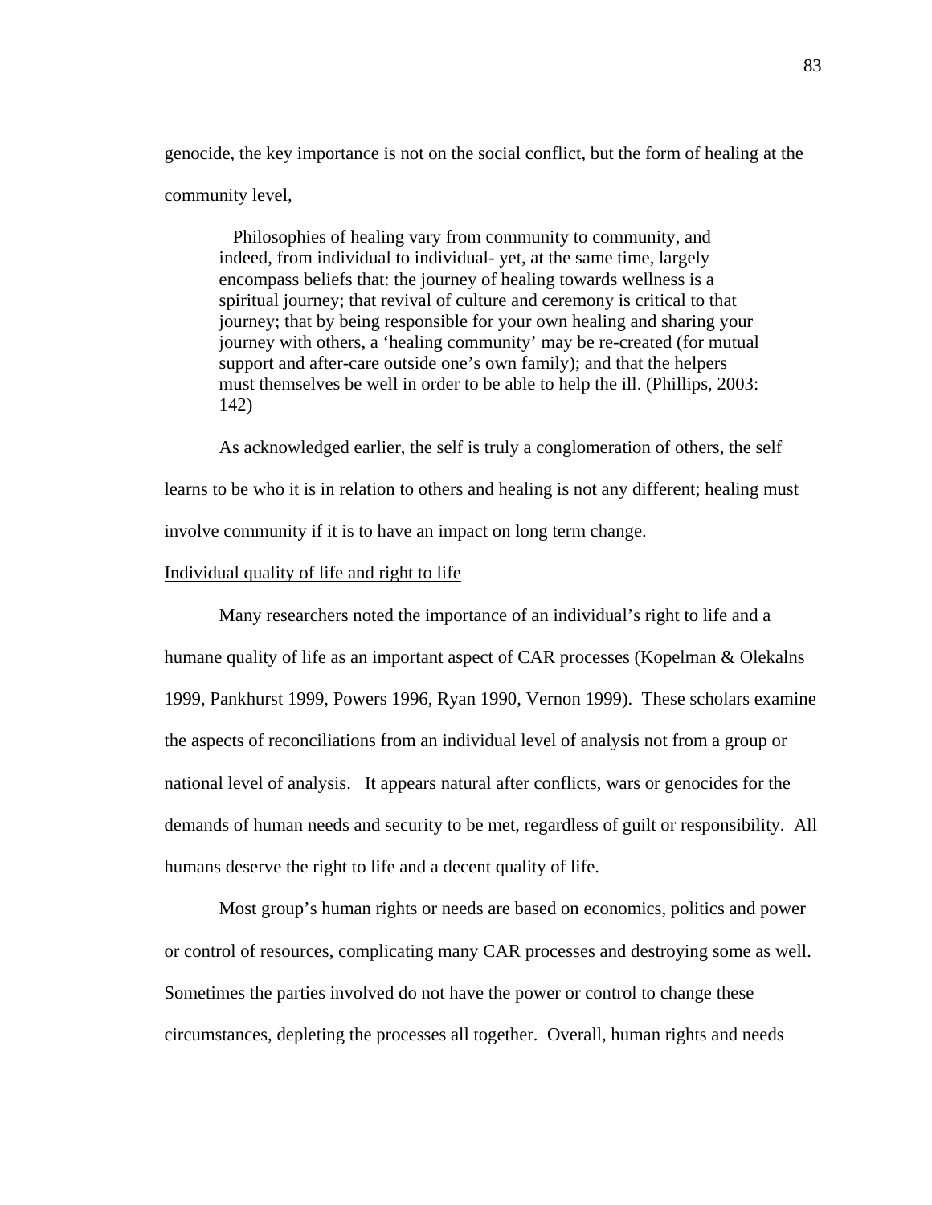genocide, the key importance is not on the social conflict, but the form of healing at the community level,

> Philosophies of healing vary from community to community, and indeed, from individual to individual- yet, at the same time, largely encompass beliefs that: the journey of healing towards wellness is a spiritual journey; that revival of culture and ceremony is critical to that journey; that by being responsible for your own healing and sharing your journey with others, a 'healing community' may be re-created (for mutual support and after-care outside one's own family); and that the helpers must themselves be well in order to be able to help the ill. (Phillips, 2003: 142)

As acknowledged earlier, the self is truly a conglomeration of others, the self learns to be who it is in relation to others and healing is not any different; healing must involve community if it is to have an impact on long term change.

<u>Individual quality of life and right to life</u>

Many researchers noted the importance of an individual's right to life and a humane quality of life as an important aspect of CAR processes (Kopelman & Olekalns 1999, Pankhurst 1999, Powers 1996, Ryan 1990, Vernon 1999). These scholars examine the aspects of reconciliations from an individual level of analysis not from a group or national level of analysis. It appears natural after conflicts, wars or genocides for the demands of human needs and security to be met, regardless of guilt or responsibility. All humans deserve the right to life and a decent quality of life.

Most group's human rights or needs are based on economics, politics and power or control of resources, complicating many CAR processes and destroying some as well. Sometimes the parties involved do not have the power or control to change these circumstances, depleting the processes all together. Overall, human rights and needs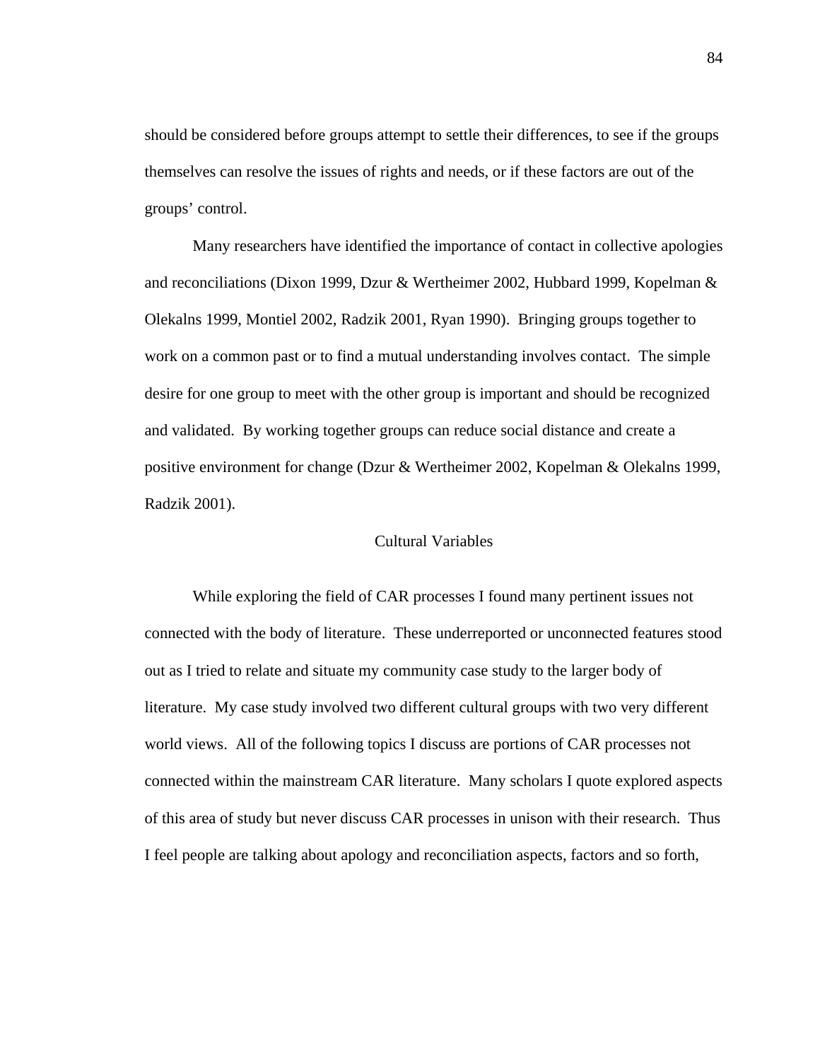should be considered before groups attempt to settle their differences, to see if the groups themselves can resolve the issues of rights and needs, or if these factors are out of the groups' control.

Many researchers have identified the importance of contact in collective apologies and reconciliations (Dixon 1999, Dzur & Wertheimer 2002, Hubbard 1999, Kopelman & Olekalns 1999, Montiel 2002, Radzik 2001, Ryan 1990). Bringing groups together to work on a common past or to find a mutual understanding involves contact. The simple desire for one group to meet with the other group is important and should be recognized and validated. By working together groups can reduce social distance and create a positive environment for change (Dzur & Wertheimer 2002, Kopelman & Olekalns 1999, Radzik 2001).

## Cultural Variables

While exploring the field of CAR processes I found many pertinent issues not connected with the body of literature. These underreported or unconnected features stood out as I tried to relate and situate my community case study to the larger body of literature. My case study involved two different cultural groups with two very different world views. All of the following topics I discuss are portions of CAR processes not connected within the mainstream CAR literature. Many scholars I quote explored aspects of this area of study but never discuss CAR processes in unison with their research. Thus I feel people are talking about apology and reconciliation aspects, factors and so forth,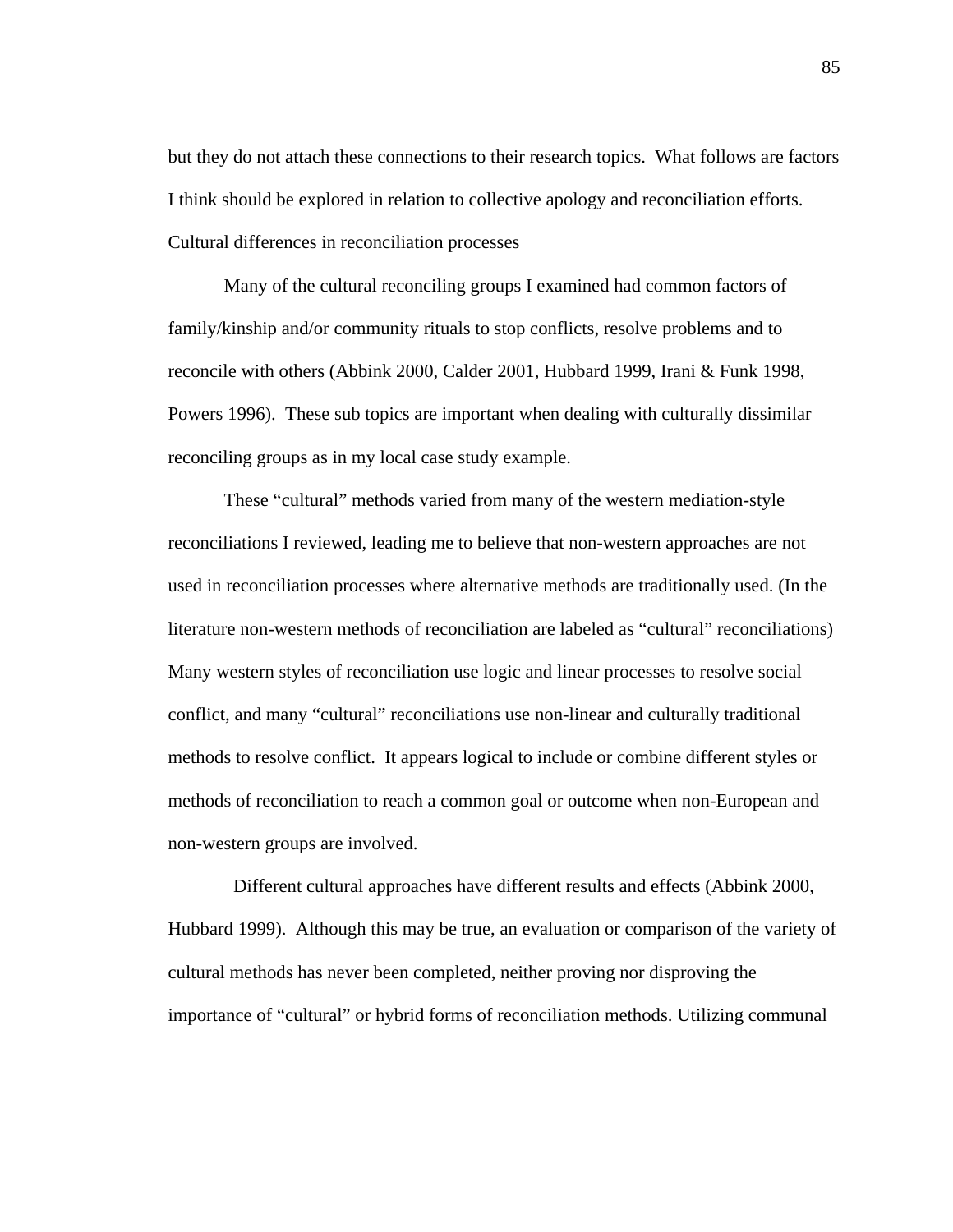but they do not attach these connections to their research topics. What follows are factors I think should be explored in relation to collective apology and reconciliation efforts.

<u>Cultural differences in reconciliation processes</u>

Many of the cultural reconciling groups I examined had common factors of family/kinship and/or community rituals to stop conflicts, resolve problems and to reconcile with others (Abbink 2000, Calder 2001, Hubbard 1999, Irani & Funk 1998, Powers 1996). These sub topics are important when dealing with culturally dissimilar reconciling groups as in my local case study example.

These "cultural" methods varied from many of the western mediation-style reconciliations I reviewed, leading me to believe that non-western approaches are not used in reconciliation processes where alternative methods are traditionally used. (In the literature non-western methods of reconciliation are labeled as "cultural" reconciliations) Many western styles of reconciliation use logic and linear processes to resolve social conflict, and many "cultural" reconciliations use non-linear and culturally traditional methods to resolve conflict. It appears logical to include or combine different styles or methods of reconciliation to reach a common goal or outcome when non-European and non-western groups are involved.

Different cultural approaches have different results and effects (Abbink 2000, Hubbard 1999). Although this may be true, an evaluation or comparison of the variety of cultural methods has never been completed, neither proving nor disproving the importance of "cultural" or hybrid forms of reconciliation methods. Utilizing communal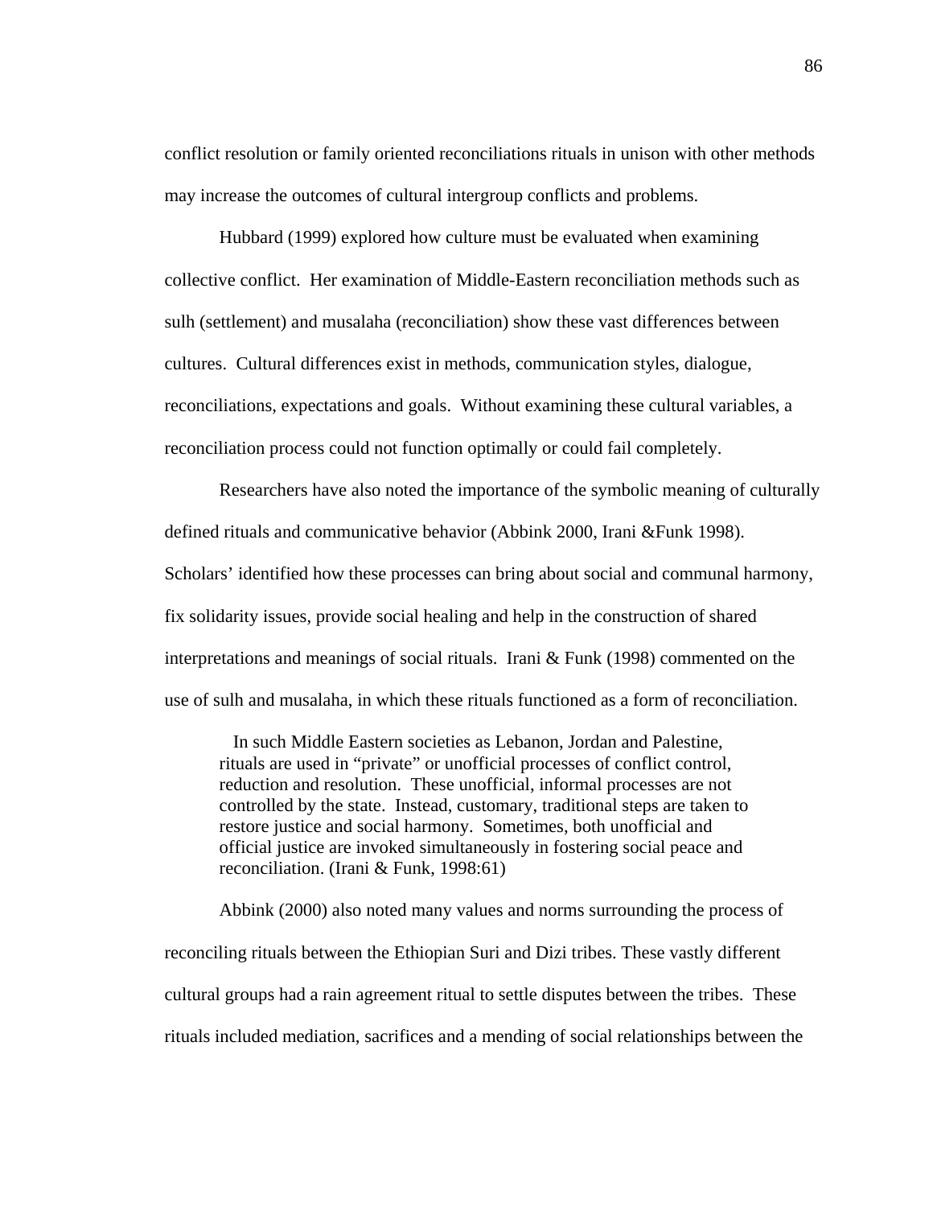conflict resolution or family oriented reconciliations rituals in unison with other methods may increase the outcomes of cultural intergroup conflicts and problems.

Hubbard (1999) explored how culture must be evaluated when examining collective conflict. Her examination of Middle-Eastern reconciliation methods such as sulh (settlement) and musalaha (reconciliation) show these vast differences between cultures. Cultural differences exist in methods, communication styles, dialogue, reconciliations, expectations and goals. Without examining these cultural variables, a reconciliation process could not function optimally or could fail completely.

Researchers have also noted the importance of the symbolic meaning of culturally defined rituals and communicative behavior (Abbink 2000, Irani &Funk 1998). Scholars' identified how these processes can bring about social and communal harmony, fix solidarity issues, provide social healing and help in the construction of shared interpretations and meanings of social rituals. Irani & Funk (1998) commented on the use of sulh and musalaha, in which these rituals functioned as a form of reconciliation.

> In such Middle Eastern societies as Lebanon, Jordan and Palestine, rituals are used in "private" or unofficial processes of conflict control, reduction and resolution. These unofficial, informal processes are not controlled by the state. Instead, customary, traditional steps are taken to restore justice and social harmony. Sometimes, both unofficial and official justice are invoked simultaneously in fostering social peace and reconciliation. (Irani & Funk, 1998:61)

Abbink (2000) also noted many values and norms surrounding the process of reconciling rituals between the Ethiopian Suri and Dizi tribes. These vastly different cultural groups had a rain agreement ritual to settle disputes between the tribes. These rituals included mediation, sacrifices and a mending of social relationships between the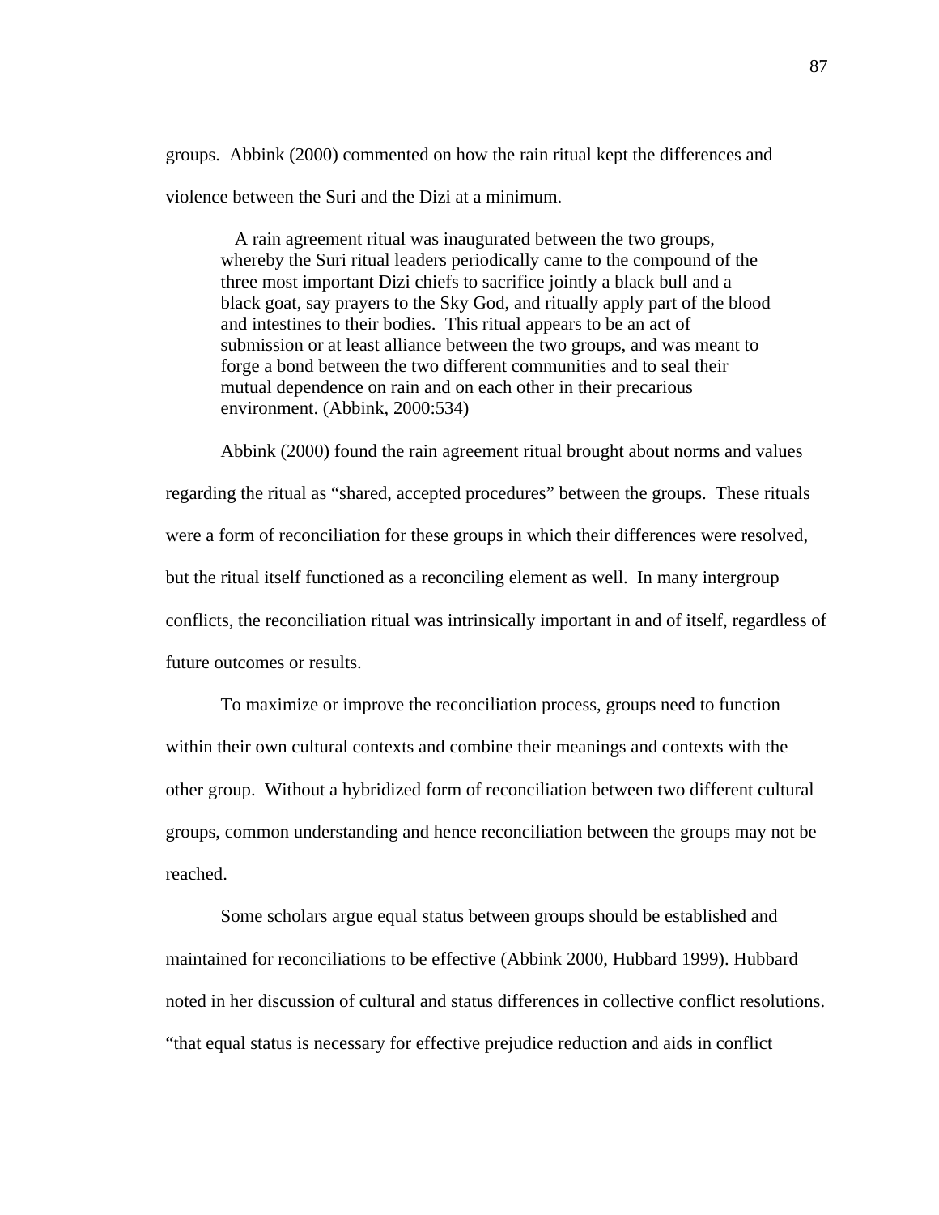groups. Abbink (2000) commented on how the rain ritual kept the differences and violence between the Suri and the Dizi at a minimum.

> A rain agreement ritual was inaugurated between the two groups, whereby the Suri ritual leaders periodically came to the compound of the three most important Dizi chiefs to sacrifice jointly a black bull and a black goat, say prayers to the Sky God, and ritually apply part of the blood and intestines to their bodies. This ritual appears to be an act of submission or at least alliance between the two groups, and was meant to forge a bond between the two different communities and to seal their mutual dependence on rain and on each other in their precarious environment. (Abbink, 2000:534)

Abbink (2000) found the rain agreement ritual brought about norms and values regarding the ritual as "shared, accepted procedures" between the groups. These rituals were a form of reconciliation for these groups in which their differences were resolved, but the ritual itself functioned as a reconciling element as well. In many intergroup conflicts, the reconciliation ritual was intrinsically important in and of itself, regardless of future outcomes or results.

To maximize or improve the reconciliation process, groups need to function within their own cultural contexts and combine their meanings and contexts with the other group. Without a hybridized form of reconciliation between two different cultural groups, common understanding and hence reconciliation between the groups may not be reached.

Some scholars argue equal status between groups should be established and maintained for reconciliations to be effective (Abbink 2000, Hubbard 1999). Hubbard noted in her discussion of cultural and status differences in collective conflict resolutions. "that equal status is necessary for effective prejudice reduction and aids in conflict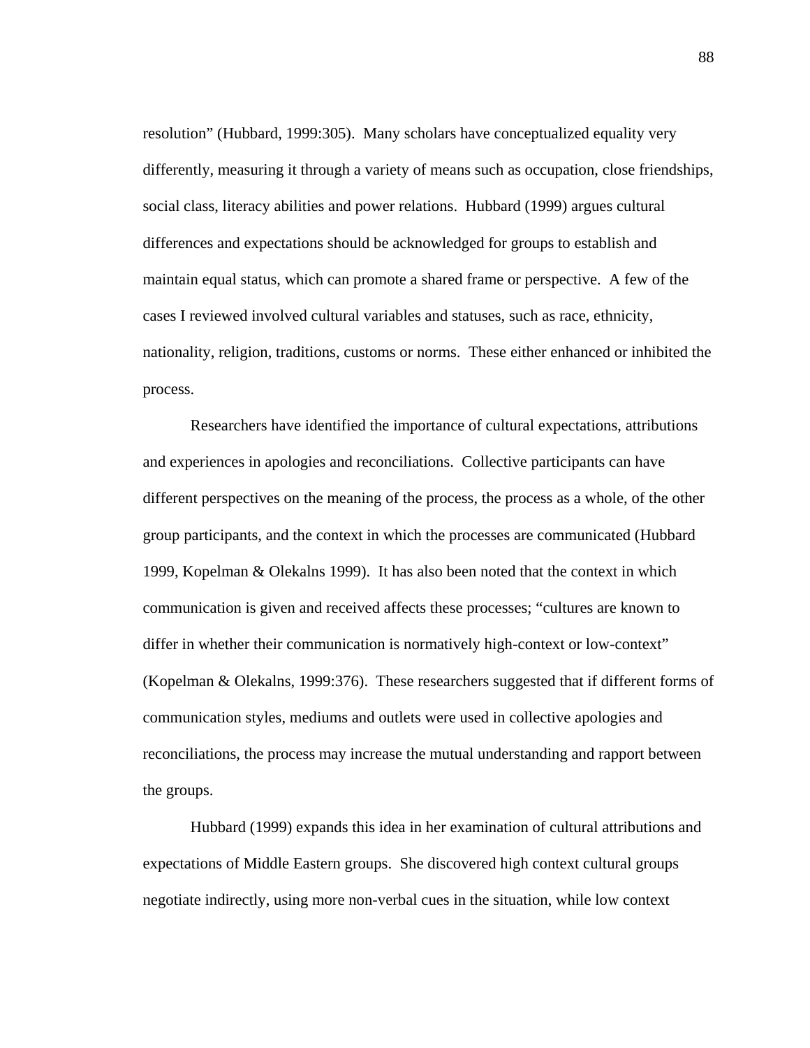resolution" (Hubbard, 1999:305). Many scholars have conceptualized equality very differently, measuring it through a variety of means such as occupation, close friendships, social class, literacy abilities and power relations. Hubbard (1999) argues cultural differences and expectations should be acknowledged for groups to establish and maintain equal status, which can promote a shared frame or perspective. A few of the cases I reviewed involved cultural variables and statuses, such as race, ethnicity, nationality, religion, traditions, customs or norms. These either enhanced or inhibited the process.

Researchers have identified the importance of cultural expectations, attributions and experiences in apologies and reconciliations. Collective participants can have different perspectives on the meaning of the process, the process as a whole, of the other group participants, and the context in which the processes are communicated (Hubbard 1999, Kopelman & Olekalns 1999). It has also been noted that the context in which communication is given and received affects these processes; "cultures are known to differ in whether their communication is normatively high-context or low-context" (Kopelman & Olekalns, 1999:376). These researchers suggested that if different forms of communication styles, mediums and outlets were used in collective apologies and reconciliations, the process may increase the mutual understanding and rapport between the groups.

Hubbard (1999) expands this idea in her examination of cultural attributions and expectations of Middle Eastern groups. She discovered high context cultural groups negotiate indirectly, using more non-verbal cues in the situation, while low context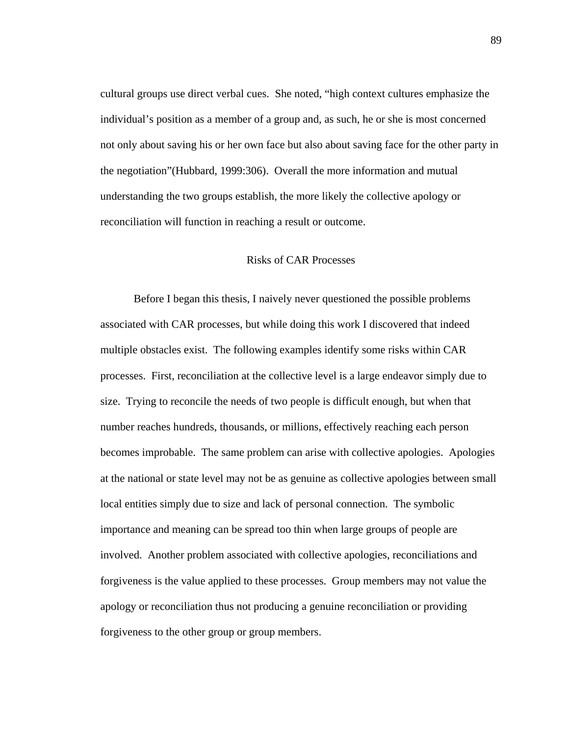cultural groups use direct verbal cues. She noted, "high context cultures emphasize the individual's position as a member of a group and, as such, he or she is most concerned not only about saving his or her own face but also about saving face for the other party in the negotiation"(Hubbard, 1999:306). Overall the more information and mutual understanding the two groups establish, the more likely the collective apology or reconciliation will function in reaching a result or outcome.

## Risks of CAR Processes

Before I began this thesis, I naively never questioned the possible problems associated with CAR processes, but while doing this work I discovered that indeed multiple obstacles exist. The following examples identify some risks within CAR processes. First, reconciliation at the collective level is a large endeavor simply due to size. Trying to reconcile the needs of two people is difficult enough, but when that number reaches hundreds, thousands, or millions, effectively reaching each person becomes improbable. The same problem can arise with collective apologies. Apologies at the national or state level may not be as genuine as collective apologies between small local entities simply due to size and lack of personal connection. The symbolic importance and meaning can be spread too thin when large groups of people are involved. Another problem associated with collective apologies, reconciliations and forgiveness is the value applied to these processes. Group members may not value the apology or reconciliation thus not producing a genuine reconciliation or providing forgiveness to the other group or group members.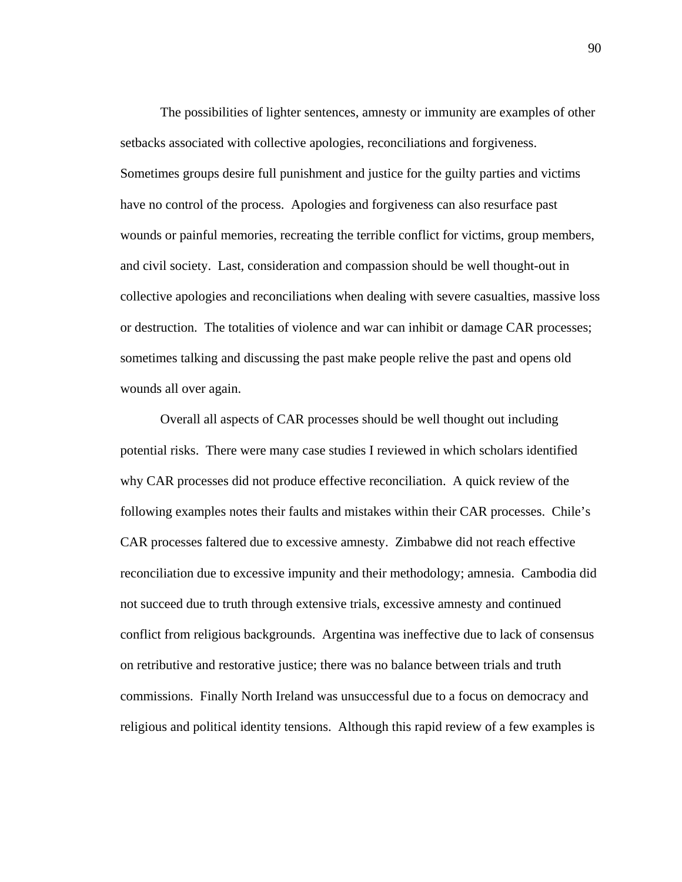The possibilities of lighter sentences, amnesty or immunity are examples of other setbacks associated with collective apologies, reconciliations and forgiveness. Sometimes groups desire full punishment and justice for the guilty parties and victims have no control of the process. Apologies and forgiveness can also resurface past wounds or painful memories, recreating the terrible conflict for victims, group members, and civil society. Last, consideration and compassion should be well thought-out in collective apologies and reconciliations when dealing with severe casualties, massive loss or destruction. The totalities of violence and war can inhibit or damage CAR processes; sometimes talking and discussing the past make people relive the past and opens old wounds all over again.

Overall all aspects of CAR processes should be well thought out including potential risks. There were many case studies I reviewed in which scholars identified why CAR processes did not produce effective reconciliation. A quick review of the following examples notes their faults and mistakes within their CAR processes. Chile's CAR processes faltered due to excessive amnesty. Zimbabwe did not reach effective reconciliation due to excessive impunity and their methodology; amnesia. Cambodia did not succeed due to truth through extensive trials, excessive amnesty and continued conflict from religious backgrounds. Argentina was ineffective due to lack of consensus on retributive and restorative justice; there was no balance between trials and truth commissions. Finally North Ireland was unsuccessful due to a focus on democracy and religious and political identity tensions. Although this rapid review of a few examples is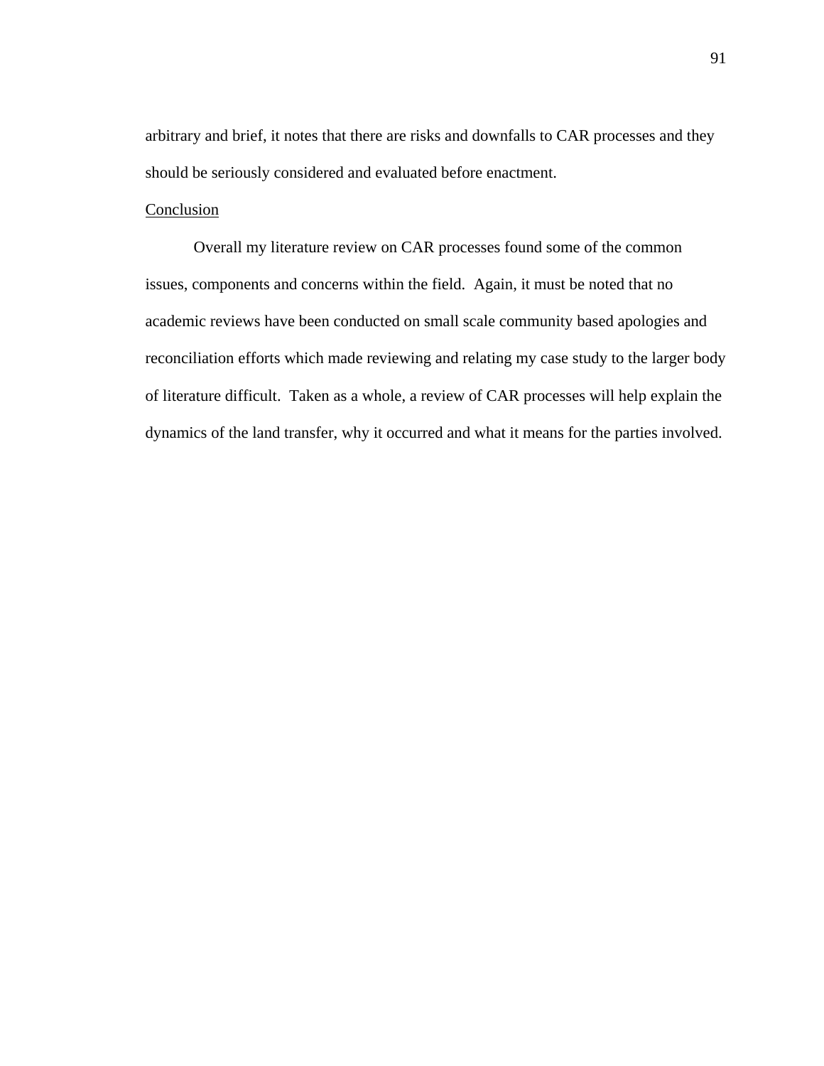arbitrary and brief, it notes that there are risks and downfalls to CAR processes and they should be seriously considered and evaluated before enactment.

## Conclusion

Overall my literature review on CAR processes found some of the common issues, components and concerns within the field. Again, it must be noted that no academic reviews have been conducted on small scale community based apologies and reconciliation efforts which made reviewing and relating my case study to the larger body of literature difficult. Taken as a whole, a review of CAR processes will help explain the dynamics of the land transfer, why it occurred and what it means for the parties involved.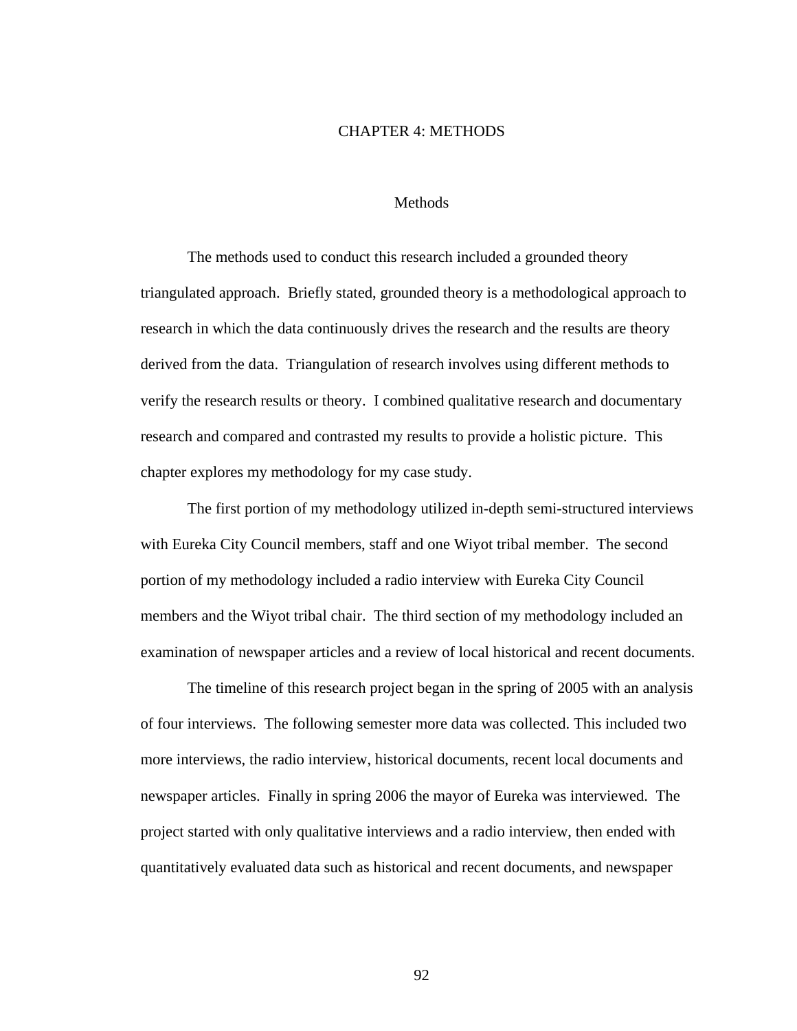# CHAPTER 4: METHODS

## Methods

The methods used to conduct this research included a grounded theory triangulated approach. Briefly stated, grounded theory is a methodological approach to research in which the data continuously drives the research and the results are theory derived from the data. Triangulation of research involves using different methods to verify the research results or theory. I combined qualitative research and documentary research and compared and contrasted my results to provide a holistic picture. This chapter explores my methodology for my case study.

The first portion of my methodology utilized in-depth semi-structured interviews with Eureka City Council members, staff and one Wiyot tribal member. The second portion of my methodology included a radio interview with Eureka City Council members and the Wiyot tribal chair. The third section of my methodology included an examination of newspaper articles and a review of local historical and recent documents.

The timeline of this research project began in the spring of 2005 with an analysis of four interviews. The following semester more data was collected. This included two more interviews, the radio interview, historical documents, recent local documents and newspaper articles. Finally in spring 2006 the mayor of Eureka was interviewed. The project started with only qualitative interviews and a radio interview, then ended with quantitatively evaluated data such as historical and recent documents, and newspaper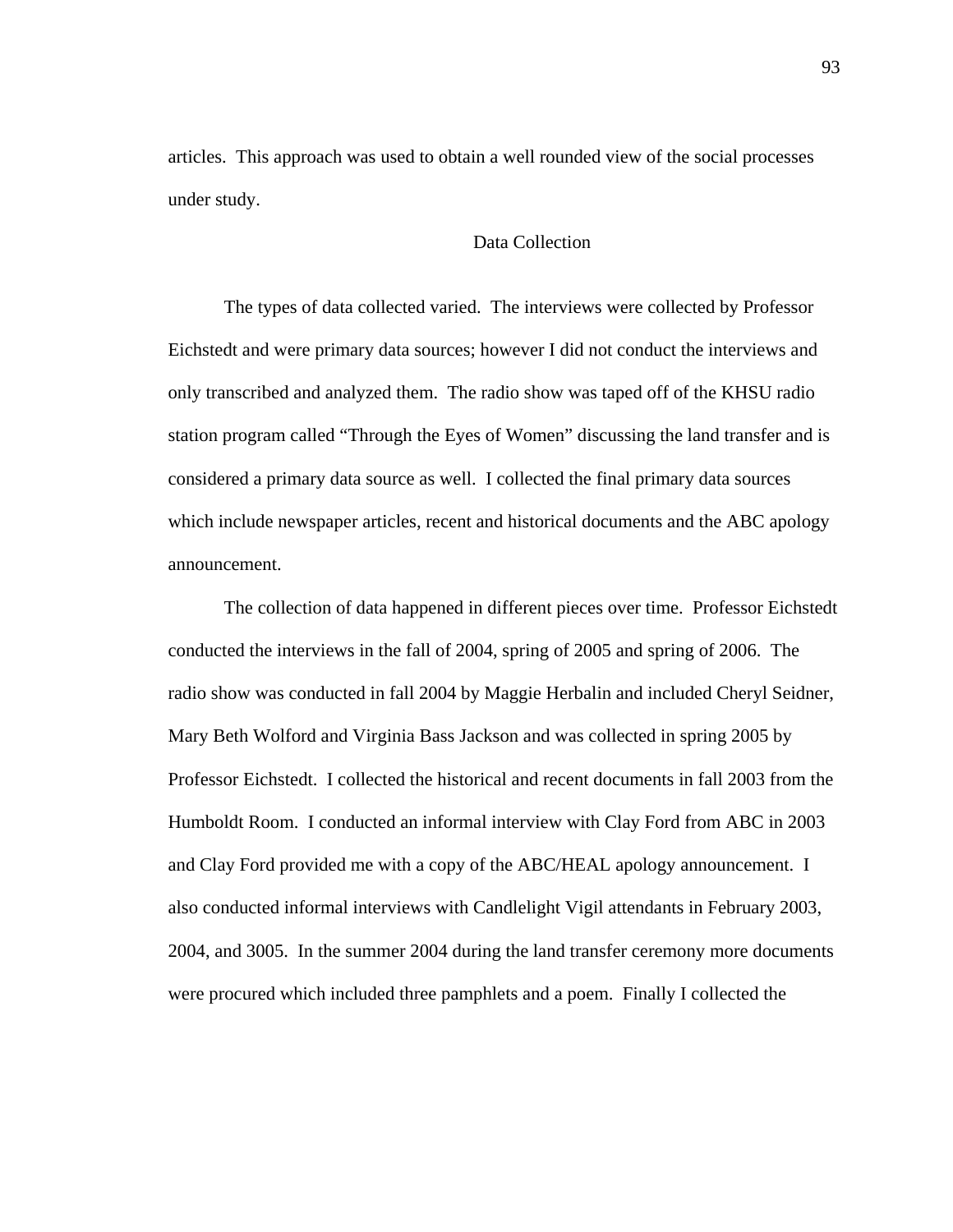articles. This approach was used to obtain a well rounded view of the social processes under study.

## Data Collection

The types of data collected varied. The interviews were collected by Professor Eichstedt and were primary data sources; however I did not conduct the interviews and only transcribed and analyzed them. The radio show was taped off of the KHSU radio station program called "Through the Eyes of Women" discussing the land transfer and is considered a primary data source as well. I collected the final primary data sources which include newspaper articles, recent and historical documents and the ABC apology announcement.

The collection of data happened in different pieces over time. Professor Eichstedt conducted the interviews in the fall of 2004, spring of 2005 and spring of 2006. The radio show was conducted in fall 2004 by Maggie Herbalin and included Cheryl Seidner, Mary Beth Wolford and Virginia Bass Jackson and was collected in spring 2005 by Professor Eichstedt. I collected the historical and recent documents in fall 2003 from the Humboldt Room. I conducted an informal interview with Clay Ford from ABC in 2003 and Clay Ford provided me with a copy of the ABC/HEAL apology announcement. I also conducted informal interviews with Candlelight Vigil attendants in February 2003, 2004, and 3005. In the summer 2004 during the land transfer ceremony more documents were procured which included three pamphlets and a poem. Finally I collected the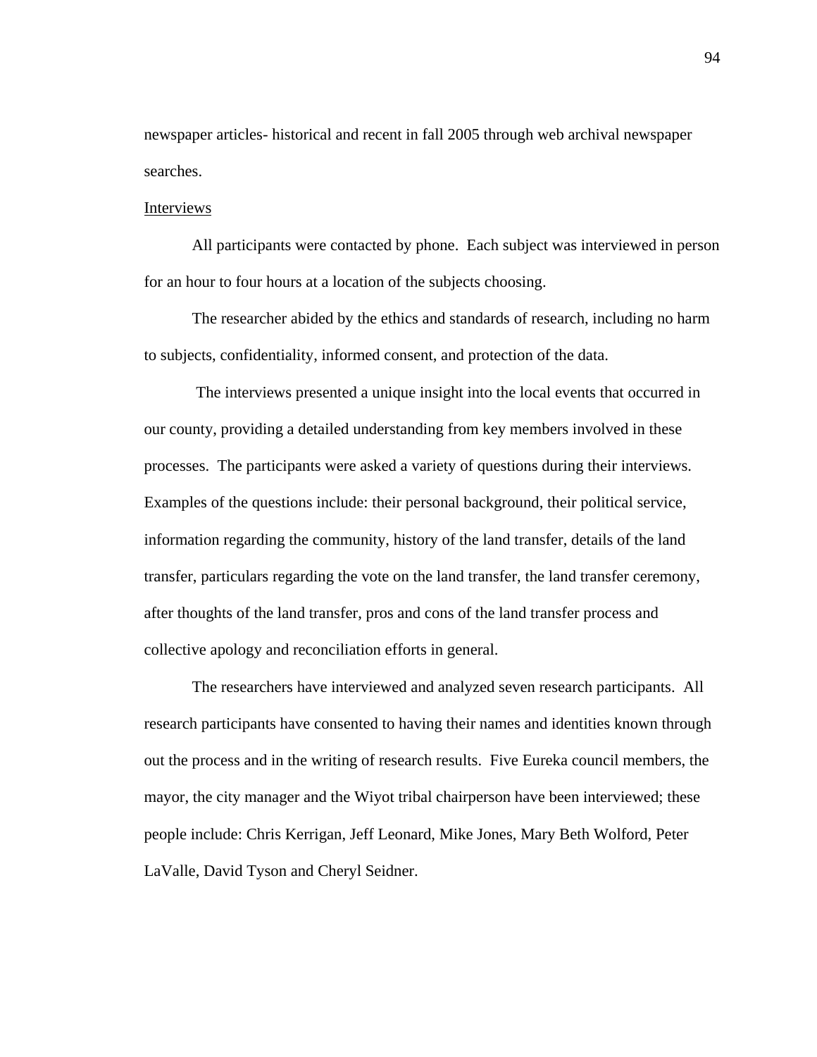newspaper articles- historical and recent in fall 2005 through web archival newspaper searches.

<u>Interviews</u>

All participants were contacted by phone. Each subject was interviewed in person for an hour to four hours at a location of the subjects choosing.

The researcher abided by the ethics and standards of research, including no harm to subjects, confidentiality, informed consent, and protection of the data.

The interviews presented a unique insight into the local events that occurred in our county, providing a detailed understanding from key members involved in these processes. The participants were asked a variety of questions during their interviews. Examples of the questions include: their personal background, their political service, information regarding the community, history of the land transfer, details of the land transfer, particulars regarding the vote on the land transfer, the land transfer ceremony, after thoughts of the land transfer, pros and cons of the land transfer process and collective apology and reconciliation efforts in general.

The researchers have interviewed and analyzed seven research participants. All research participants have consented to having their names and identities known through out the process and in the writing of research results. Five Eureka council members, the mayor, the city manager and the Wiyot tribal chairperson have been interviewed; these people include: Chris Kerrigan, Jeff Leonard, Mike Jones, Mary Beth Wolford, Peter LaValle, David Tyson and Cheryl Seidner.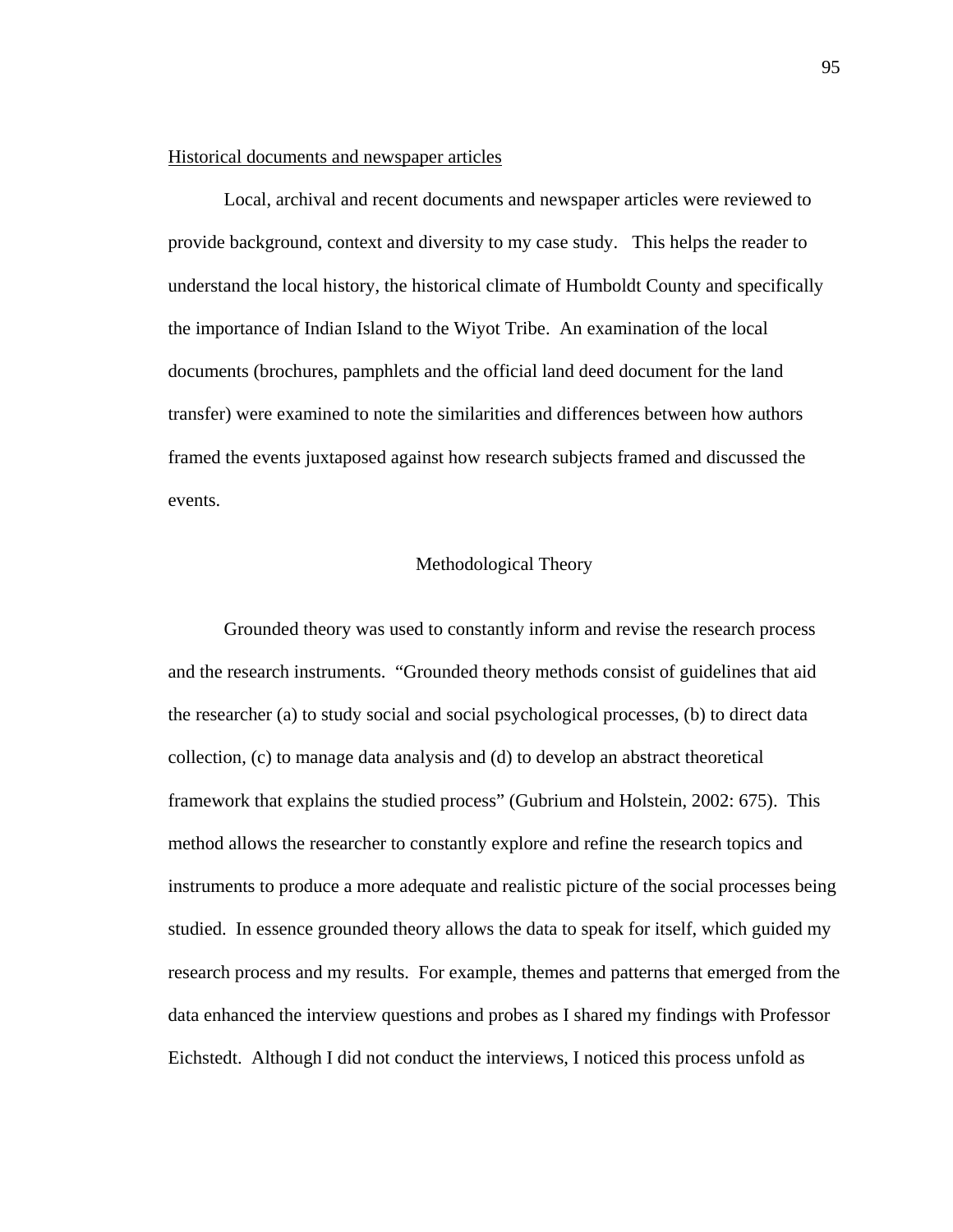<u>Historical documents and newspaper articles</u>

Local, archival and recent documents and newspaper articles were reviewed to provide background, context and diversity to my case study. This helps the reader to understand the local history, the historical climate of Humboldt County and specifically the importance of Indian Island to the Wiyot Tribe. An examination of the local documents (brochures, pamphlets and the official land deed document for the land transfer) were examined to note the similarities and differences between how authors framed the events juxtaposed against how research subjects framed and discussed the events.

## Methodological Theory

Grounded theory was used to constantly inform and revise the research process and the research instruments. "Grounded theory methods consist of guidelines that aid the researcher (a) to study social and social psychological processes, (b) to direct data collection, (c) to manage data analysis and (d) to develop an abstract theoretical framework that explains the studied process" (Gubrium and Holstein, 2002: 675). This method allows the researcher to constantly explore and refine the research topics and instruments to produce a more adequate and realistic picture of the social processes being studied. In essence grounded theory allows the data to speak for itself, which guided my research process and my results. For example, themes and patterns that emerged from the data enhanced the interview questions and probes as I shared my findings with Professor Eichstedt. Although I did not conduct the interviews, I noticed this process unfold as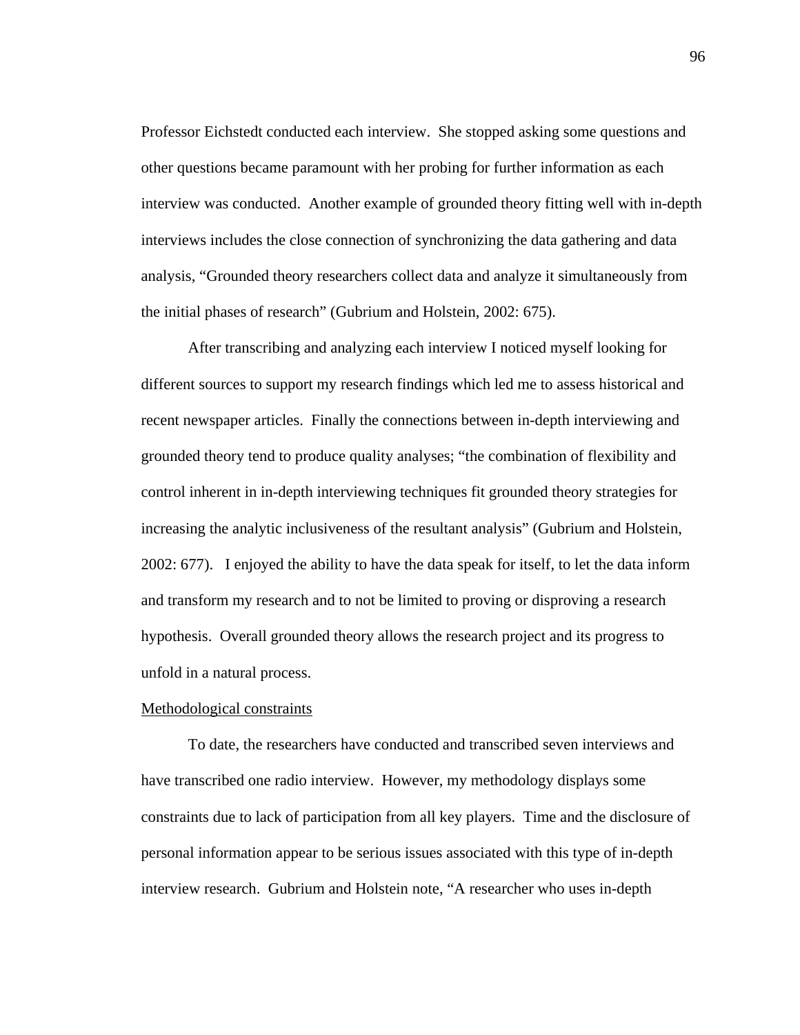Professor Eichstedt conducted each interview. She stopped asking some questions and other questions became paramount with her probing for further information as each interview was conducted. Another example of grounded theory fitting well with in-depth interviews includes the close connection of synchronizing the data gathering and data analysis, "Grounded theory researchers collect data and analyze it simultaneously from the initial phases of research" (Gubrium and Holstein, 2002: 675).

After transcribing and analyzing each interview I noticed myself looking for different sources to support my research findings which led me to assess historical and recent newspaper articles. Finally the connections between in-depth interviewing and grounded theory tend to produce quality analyses; "the combination of flexibility and control inherent in in-depth interviewing techniques fit grounded theory strategies for increasing the analytic inclusiveness of the resultant analysis" (Gubrium and Holstein, 2002: 677). I enjoyed the ability to have the data speak for itself, to let the data inform and transform my research and to not be limited to proving or disproving a research hypothesis. Overall grounded theory allows the research project and its progress to unfold in a natural process.

<u>Methodological constraints</u>

To date, the researchers have conducted and transcribed seven interviews and have transcribed one radio interview. However, my methodology displays some constraints due to lack of participation from all key players. Time and the disclosure of personal information appear to be serious issues associated with this type of in-depth interview research. Gubrium and Holstein note, "A researcher who uses in-depth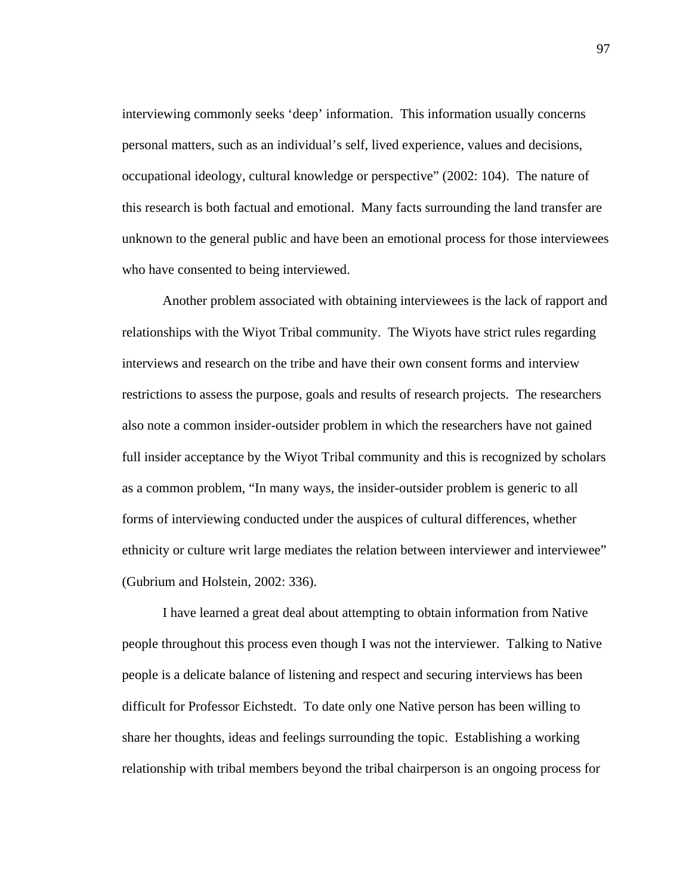interviewing commonly seeks 'deep' information. This information usually concerns personal matters, such as an individual's self, lived experience, values and decisions, occupational ideology, cultural knowledge or perspective" (2002: 104). The nature of this research is both factual and emotional. Many facts surrounding the land transfer are unknown to the general public and have been an emotional process for those interviewees who have consented to being interviewed.

Another problem associated with obtaining interviewees is the lack of rapport and relationships with the Wiyot Tribal community. The Wiyots have strict rules regarding interviews and research on the tribe and have their own consent forms and interview restrictions to assess the purpose, goals and results of research projects. The researchers also note a common insider-outsider problem in which the researchers have not gained full insider acceptance by the Wiyot Tribal community and this is recognized by scholars as a common problem, "In many ways, the insider-outsider problem is generic to all forms of interviewing conducted under the auspices of cultural differences, whether ethnicity or culture writ large mediates the relation between interviewer and interviewee" (Gubrium and Holstein, 2002: 336).

I have learned a great deal about attempting to obtain information from Native people throughout this process even though I was not the interviewer. Talking to Native people is a delicate balance of listening and respect and securing interviews has been difficult for Professor Eichstedt. To date only one Native person has been willing to share her thoughts, ideas and feelings surrounding the topic. Establishing a working relationship with tribal members beyond the tribal chairperson is an ongoing process for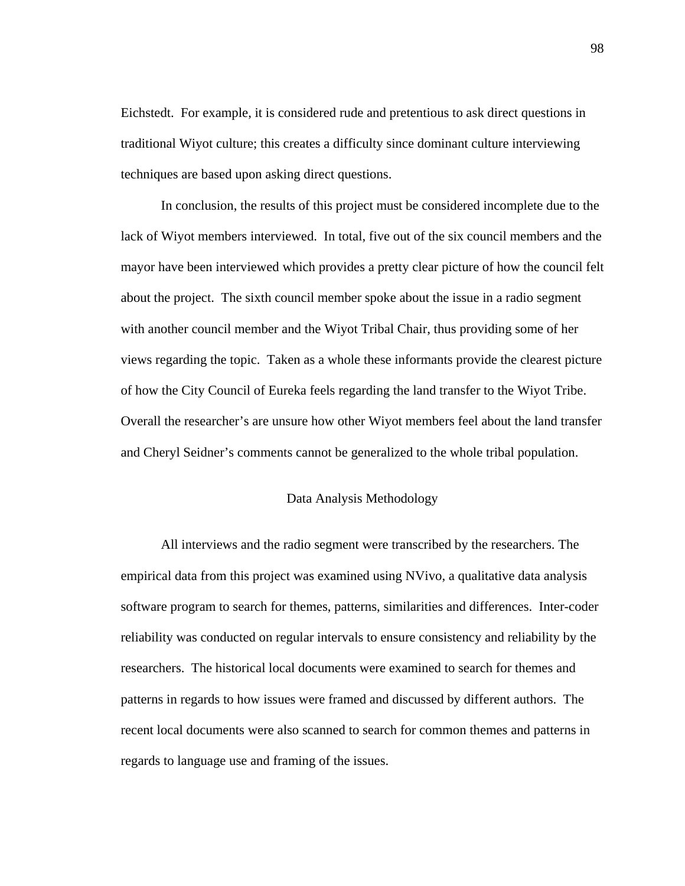Eichstedt. For example, it is considered rude and pretentious to ask direct questions in traditional Wiyot culture; this creates a difficulty since dominant culture interviewing techniques are based upon asking direct questions.

In conclusion, the results of this project must be considered incomplete due to the lack of Wiyot members interviewed. In total, five out of the six council members and the mayor have been interviewed which provides a pretty clear picture of how the council felt about the project. The sixth council member spoke about the issue in a radio segment with another council member and the Wiyot Tribal Chair, thus providing some of her views regarding the topic. Taken as a whole these informants provide the clearest picture of how the City Council of Eureka feels regarding the land transfer to the Wiyot Tribe. Overall the researcher's are unsure how other Wiyot members feel about the land transfer and Cheryl Seidner's comments cannot be generalized to the whole tribal population.

## Data Analysis Methodology

All interviews and the radio segment were transcribed by the researchers. The empirical data from this project was examined using NVivo, a qualitative data analysis software program to search for themes, patterns, similarities and differences. Inter-coder reliability was conducted on regular intervals to ensure consistency and reliability by the researchers. The historical local documents were examined to search for themes and patterns in regards to how issues were framed and discussed by different authors. The recent local documents were also scanned to search for common themes and patterns in regards to language use and framing of the issues.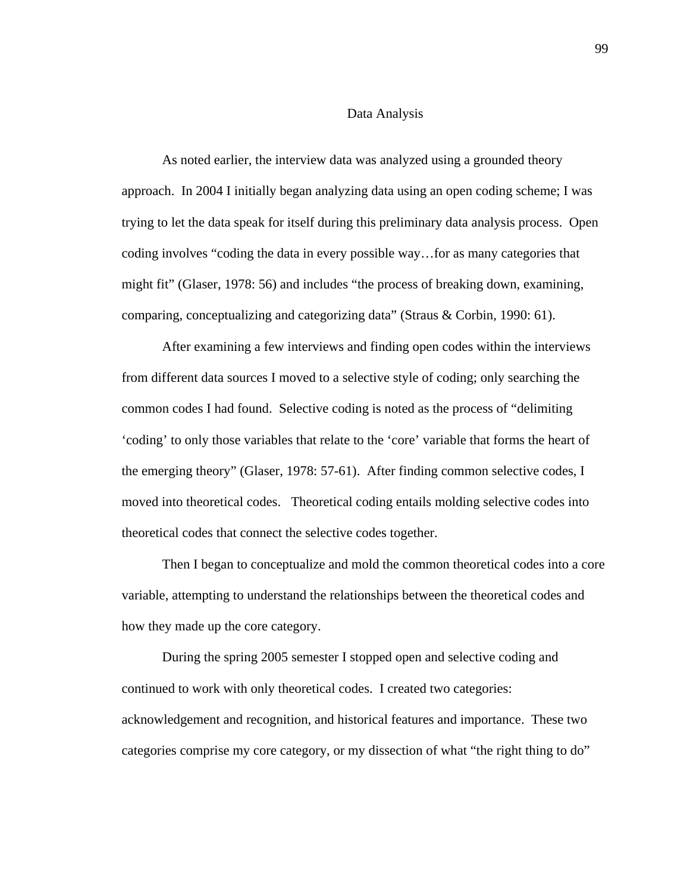## Data Analysis

As noted earlier, the interview data was analyzed using a grounded theory approach. In 2004 I initially began analyzing data using an open coding scheme; I was trying to let the data speak for itself during this preliminary data analysis process. Open coding involves "coding the data in every possible way…for as many categories that might fit" (Glaser, 1978: 56) and includes "the process of breaking down, examining, comparing, conceptualizing and categorizing data" (Straus & Corbin, 1990: 61).

After examining a few interviews and finding open codes within the interviews from different data sources I moved to a selective style of coding; only searching the common codes I had found. Selective coding is noted as the process of "delimiting 'coding' to only those variables that relate to the 'core' variable that forms the heart of the emerging theory" (Glaser, 1978: 57-61). After finding common selective codes, I moved into theoretical codes. Theoretical coding entails molding selective codes into theoretical codes that connect the selective codes together.

Then I began to conceptualize and mold the common theoretical codes into a core variable, attempting to understand the relationships between the theoretical codes and how they made up the core category.

During the spring 2005 semester I stopped open and selective coding and continued to work with only theoretical codes. I created two categories: acknowledgement and recognition, and historical features and importance. These two categories comprise my core category, or my dissection of what "the right thing to do"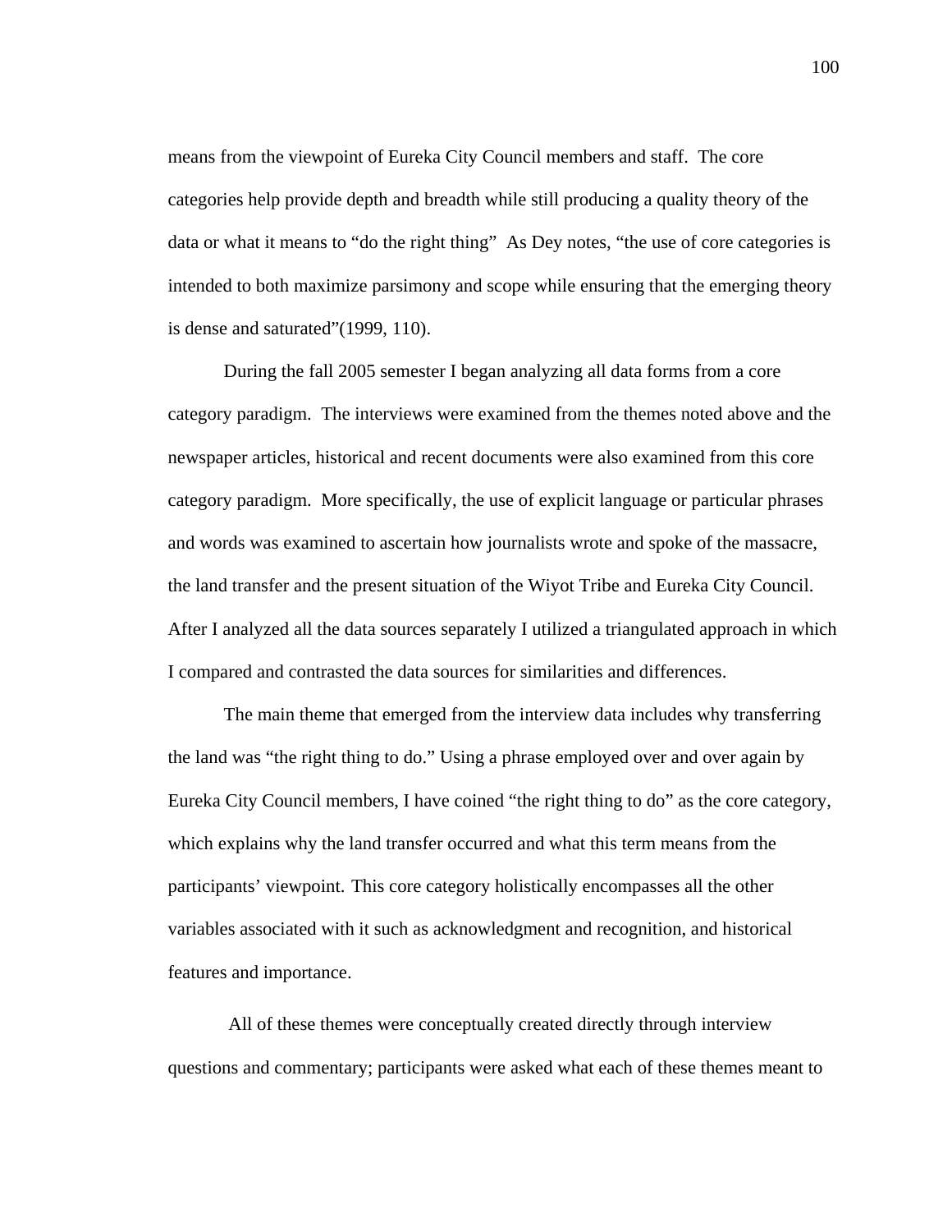means from the viewpoint of Eureka City Council members and staff. The core categories help provide depth and breadth while still producing a quality theory of the data or what it means to "do the right thing" As Dey notes, "the use of core categories is intended to both maximize parsimony and scope while ensuring that the emerging theory is dense and saturated"(1999, 110).

During the fall 2005 semester I began analyzing all data forms from a core category paradigm. The interviews were examined from the themes noted above and the newspaper articles, historical and recent documents were also examined from this core category paradigm. More specifically, the use of explicit language or particular phrases and words was examined to ascertain how journalists wrote and spoke of the massacre, the land transfer and the present situation of the Wiyot Tribe and Eureka City Council. After I analyzed all the data sources separately I utilized a triangulated approach in which I compared and contrasted the data sources for similarities and differences.

The main theme that emerged from the interview data includes why transferring the land was "the right thing to do." Using a phrase employed over and over again by Eureka City Council members, I have coined "the right thing to do" as the core category, which explains why the land transfer occurred and what this term means from the participants' viewpoint. This core category holistically encompasses all the other variables associated with it such as acknowledgment and recognition, and historical features and importance.

All of these themes were conceptually created directly through interview questions and commentary; participants were asked what each of these themes meant to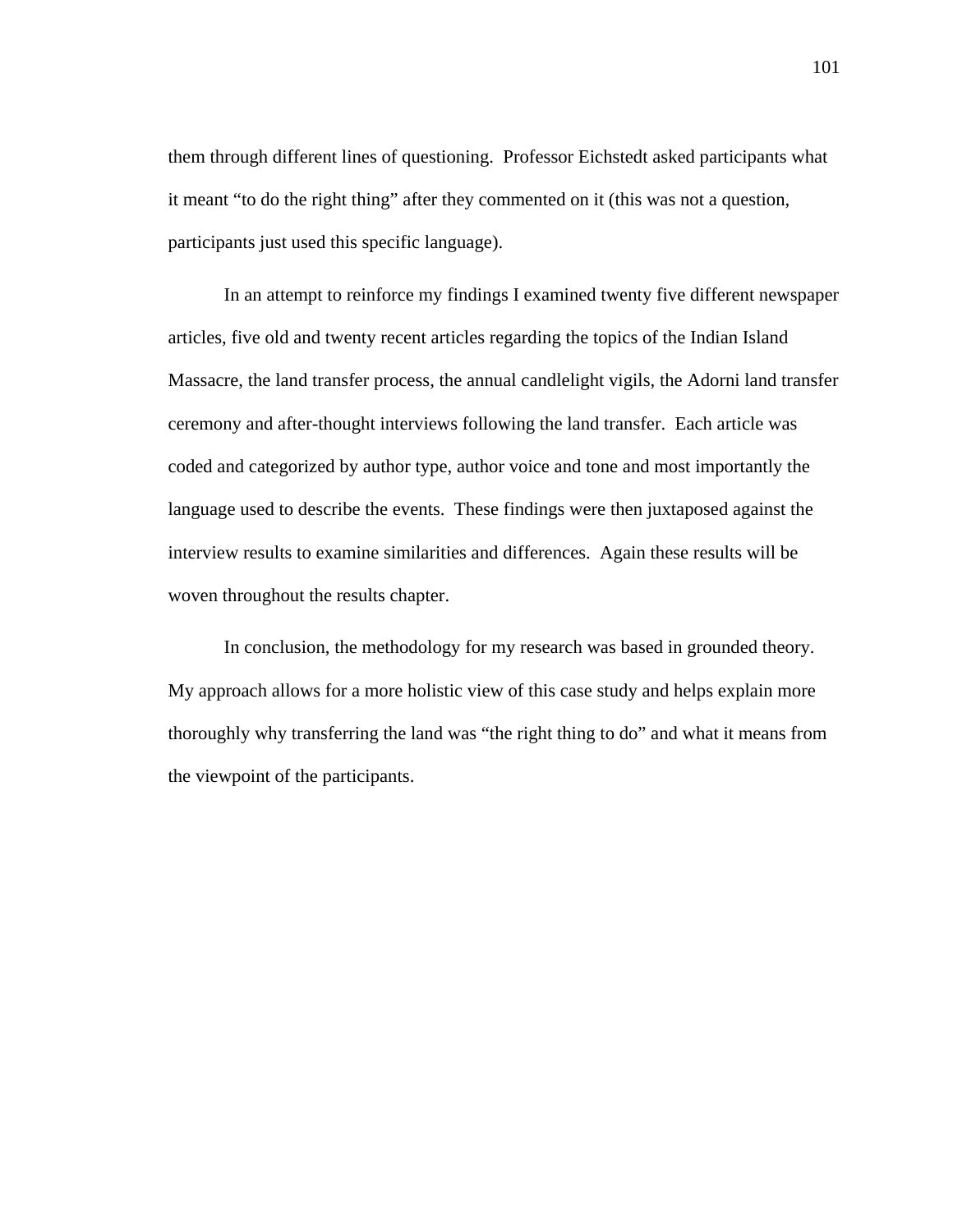them through different lines of questioning. Professor Eichstedt asked participants what it meant "to do the right thing" after they commented on it (this was not a question, participants just used this specific language).

In an attempt to reinforce my findings I examined twenty five different newspaper articles, five old and twenty recent articles regarding the topics of the Indian Island Massacre, the land transfer process, the annual candlelight vigils, the Adorni land transfer ceremony and after-thought interviews following the land transfer. Each article was coded and categorized by author type, author voice and tone and most importantly the language used to describe the events. These findings were then juxtaposed against the interview results to examine similarities and differences. Again these results will be woven throughout the results chapter.

In conclusion, the methodology for my research was based in grounded theory. My approach allows for a more holistic view of this case study and helps explain more thoroughly why transferring the land was "the right thing to do" and what it means from the viewpoint of the participants.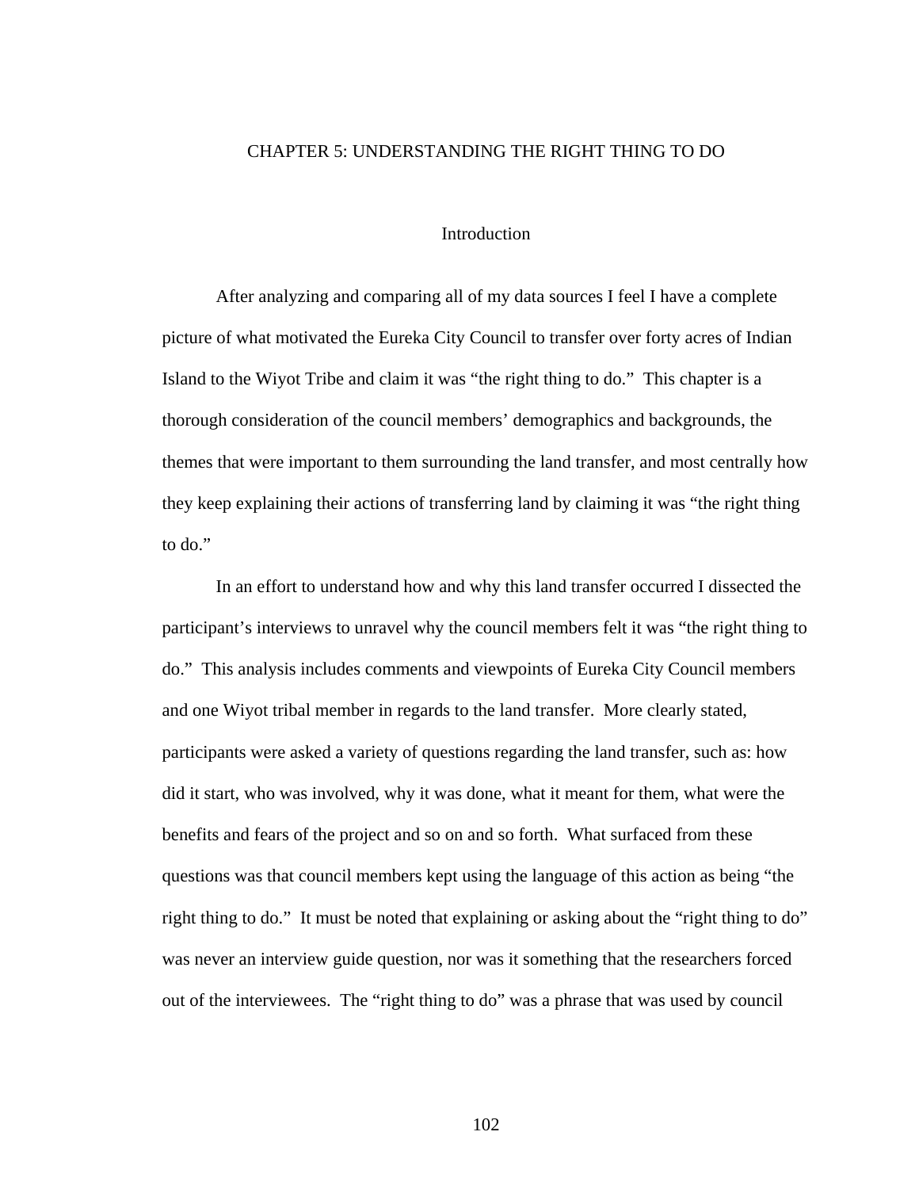# CHAPTER 5: UNDERSTANDING THE RIGHT THING TO DO

## Introduction

After analyzing and comparing all of my data sources I feel I have a complete picture of what motivated the Eureka City Council to transfer over forty acres of Indian Island to the Wiyot Tribe and claim it was "the right thing to do." This chapter is a thorough consideration of the council members' demographics and backgrounds, the themes that were important to them surrounding the land transfer, and most centrally how they keep explaining their actions of transferring land by claiming it was "the right thing to do."

In an effort to understand how and why this land transfer occurred I dissected the participant's interviews to unravel why the council members felt it was "the right thing to do." This analysis includes comments and viewpoints of Eureka City Council members and one Wiyot tribal member in regards to the land transfer. More clearly stated, participants were asked a variety of questions regarding the land transfer, such as: how did it start, who was involved, why it was done, what it meant for them, what were the benefits and fears of the project and so on and so forth. What surfaced from these questions was that council members kept using the language of this action as being "the right thing to do." It must be noted that explaining or asking about the "right thing to do" was never an interview guide question, nor was it something that the researchers forced out of the interviewees. The "right thing to do" was a phrase that was used by council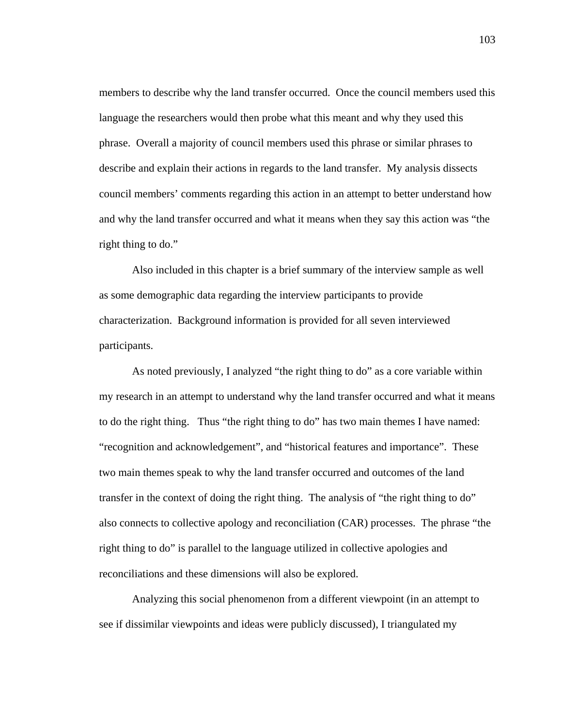members to describe why the land transfer occurred. Once the council members used this language the researchers would then probe what this meant and why they used this phrase. Overall a majority of council members used this phrase or similar phrases to describe and explain their actions in regards to the land transfer. My analysis dissects council members' comments regarding this action in an attempt to better understand how and why the land transfer occurred and what it means when they say this action was "the right thing to do."

Also included in this chapter is a brief summary of the interview sample as well as some demographic data regarding the interview participants to provide characterization. Background information is provided for all seven interviewed participants.

As noted previously, I analyzed "the right thing to do" as a core variable within my research in an attempt to understand why the land transfer occurred and what it means to do the right thing. Thus "the right thing to do" has two main themes I have named: "recognition and acknowledgement", and "historical features and importance". These two main themes speak to why the land transfer occurred and outcomes of the land transfer in the context of doing the right thing. The analysis of "the right thing to do" also connects to collective apology and reconciliation (CAR) processes. The phrase "the right thing to do" is parallel to the language utilized in collective apologies and reconciliations and these dimensions will also be explored.

Analyzing this social phenomenon from a different viewpoint (in an attempt to see if dissimilar viewpoints and ideas were publicly discussed), I triangulated my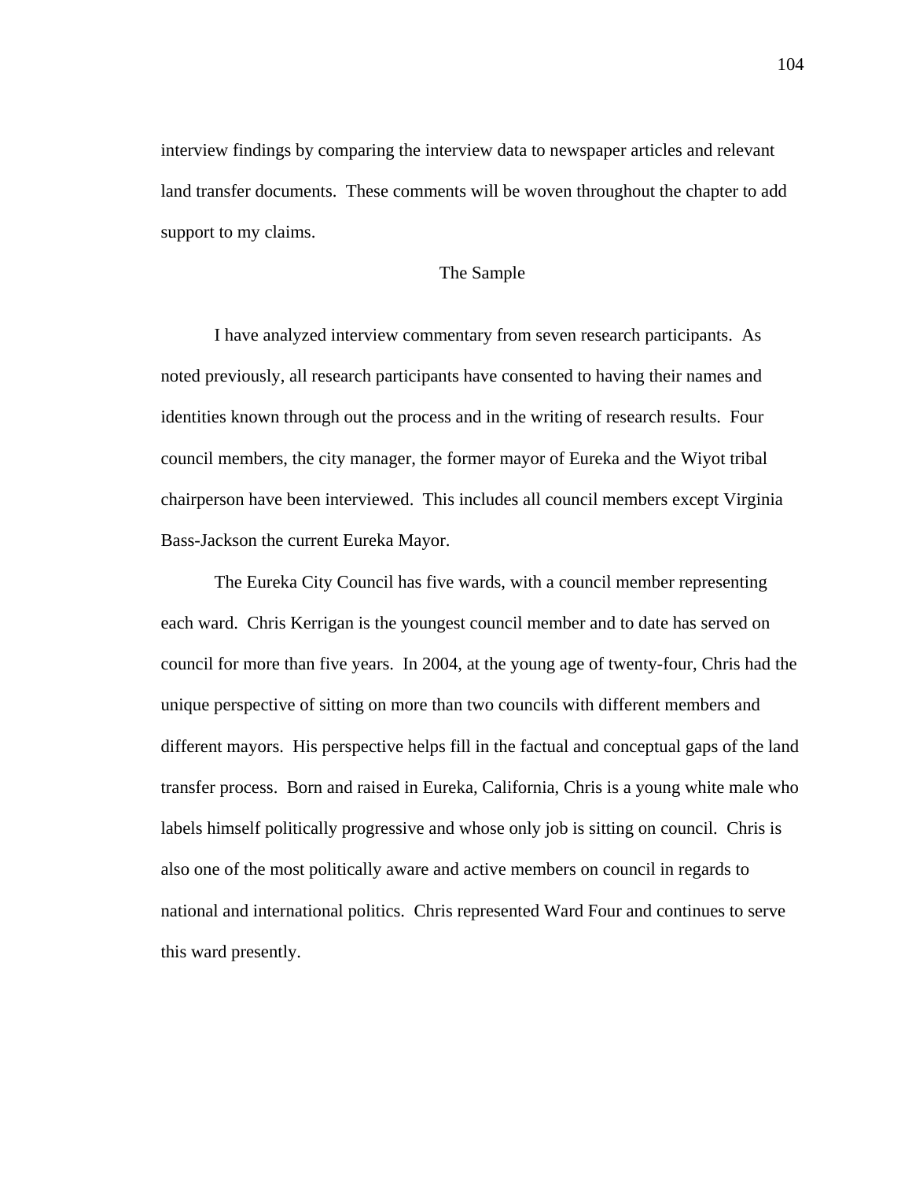interview findings by comparing the interview data to newspaper articles and relevant land transfer documents.  These comments will be woven throughout the chapter to add support to my claims.

## The Sample

I have analyzed interview commentary from seven research participants.  As noted previously, all research participants have consented to having their names and identities known through out the process and in the writing of research results.  Four council members, the city manager, the former mayor of Eureka and the Wiyot tribal chairperson have been interviewed.  This includes all council members except Virginia Bass-Jackson the current Eureka Mayor.

The Eureka City Council has five wards, with a council member representing each ward.  Chris Kerrigan is the youngest council member and to date has served on council for more than five years.  In 2004, at the young age of twenty-four, Chris had the unique perspective of sitting on more than two councils with different members and different mayors.  His perspective helps fill in the factual and conceptual gaps of the land transfer process.  Born and raised in Eureka, California, Chris is a young white male who labels himself politically progressive and whose only job is sitting on council.  Chris is also one of the most politically aware and active members on council in regards to national and international politics.  Chris represented Ward Four and continues to serve this ward presently.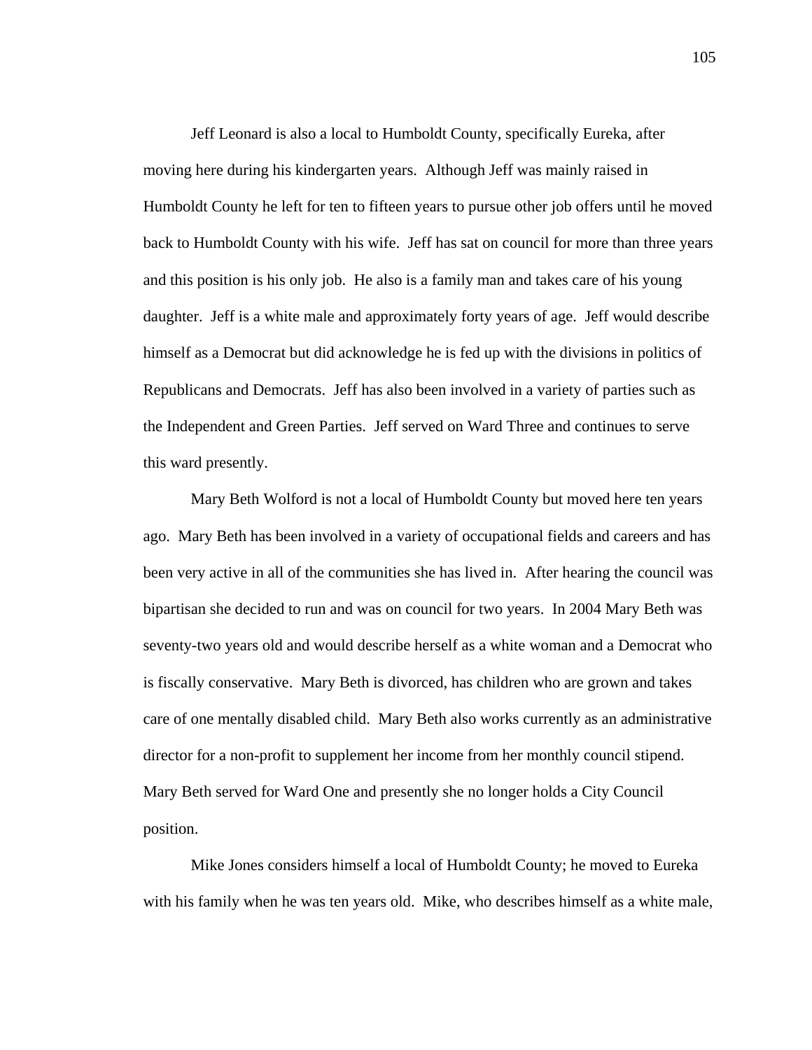Jeff Leonard is also a local to Humboldt County, specifically Eureka, after moving here during his kindergarten years. Although Jeff was mainly raised in Humboldt County he left for ten to fifteen years to pursue other job offers until he moved back to Humboldt County with his wife. Jeff has sat on council for more than three years and this position is his only job. He also is a family man and takes care of his young daughter. Jeff is a white male and approximately forty years of age. Jeff would describe himself as a Democrat but did acknowledge he is fed up with the divisions in politics of Republicans and Democrats. Jeff has also been involved in a variety of parties such as the Independent and Green Parties. Jeff served on Ward Three and continues to serve this ward presently.

Mary Beth Wolford is not a local of Humboldt County but moved here ten years ago. Mary Beth has been involved in a variety of occupational fields and careers and has been very active in all of the communities she has lived in. After hearing the council was bipartisan she decided to run and was on council for two years. In 2004 Mary Beth was seventy-two years old and would describe herself as a white woman and a Democrat who is fiscally conservative. Mary Beth is divorced, has children who are grown and takes care of one mentally disabled child. Mary Beth also works currently as an administrative director for a non-profit to supplement her income from her monthly council stipend. Mary Beth served for Ward One and presently she no longer holds a City Council position.

Mike Jones considers himself a local of Humboldt County; he moved to Eureka with his family when he was ten years old. Mike, who describes himself as a white male,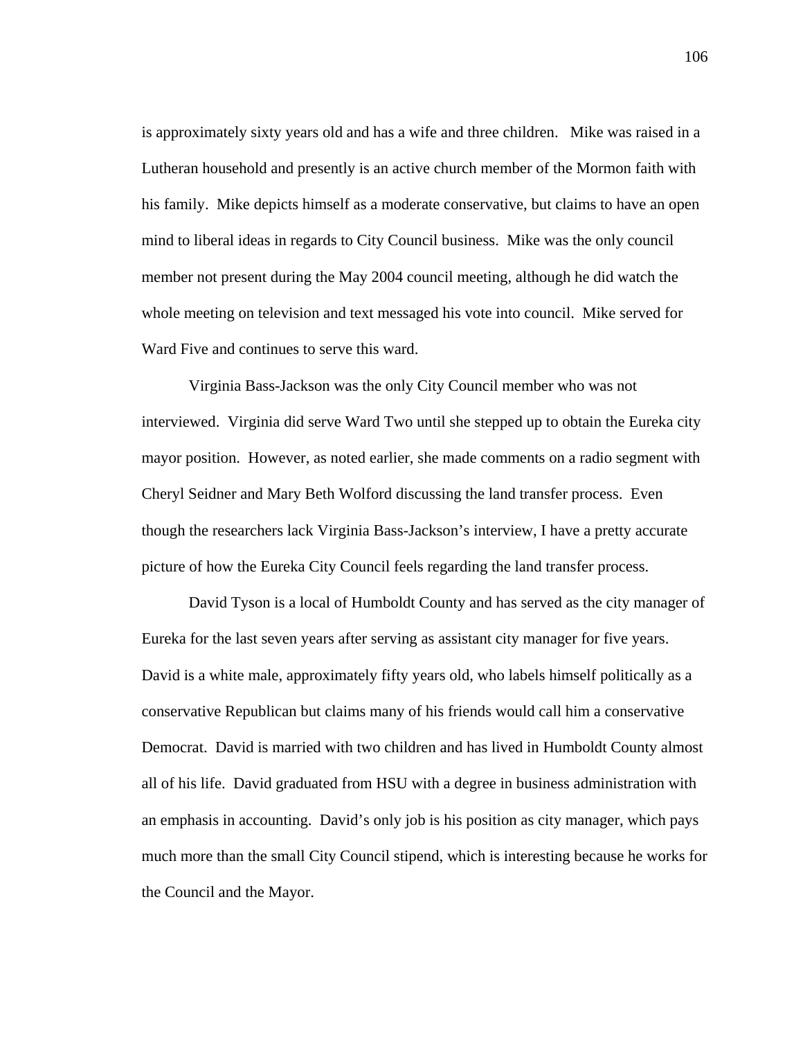is approximately sixty years old and has a wife and three children. Mike was raised in a Lutheran household and presently is an active church member of the Mormon faith with his family. Mike depicts himself as a moderate conservative, but claims to have an open mind to liberal ideas in regards to City Council business. Mike was the only council member not present during the May 2004 council meeting, although he did watch the whole meeting on television and text messaged his vote into council. Mike served for Ward Five and continues to serve this ward.

Virginia Bass-Jackson was the only City Council member who was not interviewed. Virginia did serve Ward Two until she stepped up to obtain the Eureka city mayor position. However, as noted earlier, she made comments on a radio segment with Cheryl Seidner and Mary Beth Wolford discussing the land transfer process. Even though the researchers lack Virginia Bass-Jackson's interview, I have a pretty accurate picture of how the Eureka City Council feels regarding the land transfer process.

David Tyson is a local of Humboldt County and has served as the city manager of Eureka for the last seven years after serving as assistant city manager for five years. David is a white male, approximately fifty years old, who labels himself politically as a conservative Republican but claims many of his friends would call him a conservative Democrat. David is married with two children and has lived in Humboldt County almost all of his life. David graduated from HSU with a degree in business administration with an emphasis in accounting. David's only job is his position as city manager, which pays much more than the small City Council stipend, which is interesting because he works for the Council and the Mayor.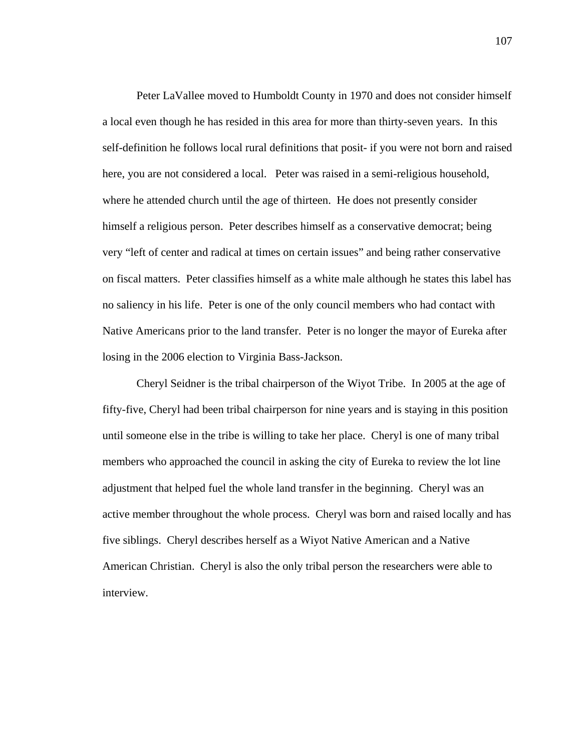Peter LaVallee moved to Humboldt County in 1970 and does not consider himself a local even though he has resided in this area for more than thirty-seven years. In this self-definition he follows local rural definitions that posit- if you were not born and raised here, you are not considered a local. Peter was raised in a semi-religious household, where he attended church until the age of thirteen. He does not presently consider himself a religious person. Peter describes himself as a conservative democrat; being very "left of center and radical at times on certain issues" and being rather conservative on fiscal matters. Peter classifies himself as a white male although he states this label has no saliency in his life. Peter is one of the only council members who had contact with Native Americans prior to the land transfer. Peter is no longer the mayor of Eureka after losing in the 2006 election to Virginia Bass-Jackson.

Cheryl Seidner is the tribal chairperson of the Wiyot Tribe. In 2005 at the age of fifty-five, Cheryl had been tribal chairperson for nine years and is staying in this position until someone else in the tribe is willing to take her place. Cheryl is one of many tribal members who approached the council in asking the city of Eureka to review the lot line adjustment that helped fuel the whole land transfer in the beginning. Cheryl was an active member throughout the whole process. Cheryl was born and raised locally and has five siblings. Cheryl describes herself as a Wiyot Native American and a Native American Christian. Cheryl is also the only tribal person the researchers were able to interview.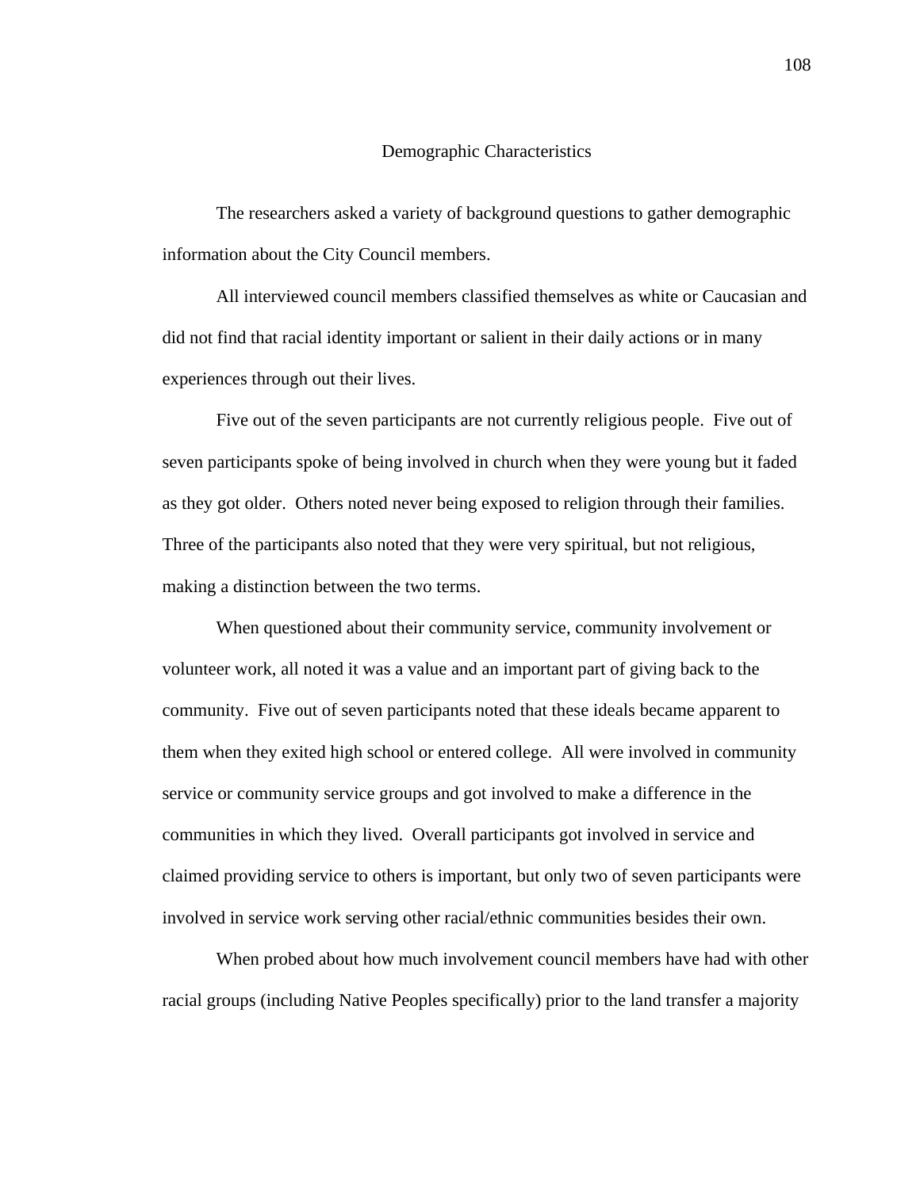## Demographic Characteristics

The researchers asked a variety of background questions to gather demographic information about the City Council members.

All interviewed council members classified themselves as white or Caucasian and did not find that racial identity important or salient in their daily actions or in many experiences through out their lives.

Five out of the seven participants are not currently religious people. Five out of seven participants spoke of being involved in church when they were young but it faded as they got older. Others noted never being exposed to religion through their families. Three of the participants also noted that they were very spiritual, but not religious, making a distinction between the two terms.

When questioned about their community service, community involvement or volunteer work, all noted it was a value and an important part of giving back to the community. Five out of seven participants noted that these ideals became apparent to them when they exited high school or entered college. All were involved in community service or community service groups and got involved to make a difference in the communities in which they lived. Overall participants got involved in service and claimed providing service to others is important, but only two of seven participants were involved in service work serving other racial/ethnic communities besides their own.

When probed about how much involvement council members have had with other racial groups (including Native Peoples specifically) prior to the land transfer a majority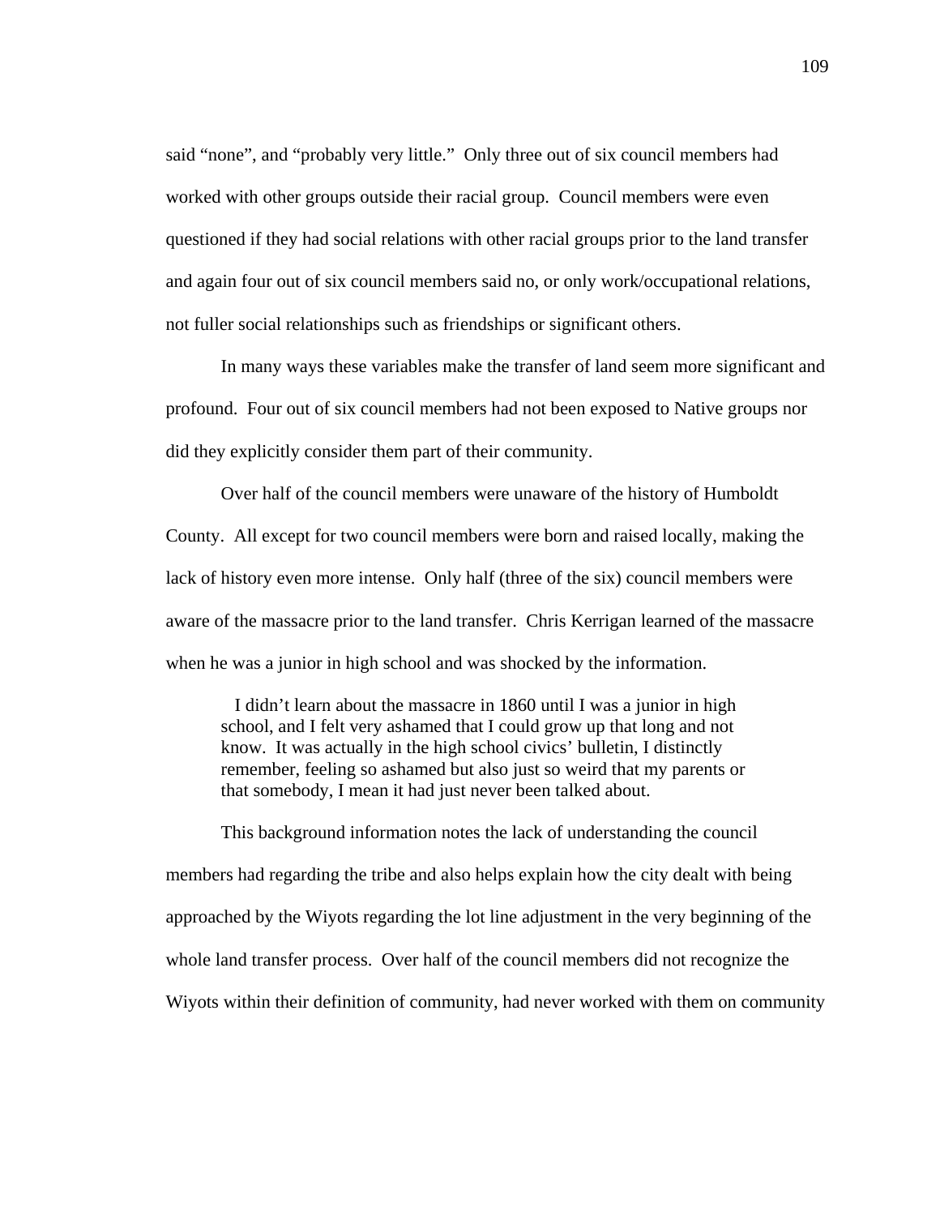said "none", and "probably very little." Only three out of six council members had worked with other groups outside their racial group. Council members were even questioned if they had social relations with other racial groups prior to the land transfer and again four out of six council members said no, or only work/occupational relations, not fuller social relationships such as friendships or significant others.

In many ways these variables make the transfer of land seem more significant and profound. Four out of six council members had not been exposed to Native groups nor did they explicitly consider them part of their community.

Over half of the council members were unaware of the history of Humboldt County. All except for two council members were born and raised locally, making the lack of history even more intense. Only half (three of the six) council members were aware of the massacre prior to the land transfer. Chris Kerrigan learned of the massacre when he was a junior in high school and was shocked by the information.

> I didn't learn about the massacre in 1860 until I was a junior in high school, and I felt very ashamed that I could grow up that long and not know. It was actually in the high school civics' bulletin, I distinctly remember, feeling so ashamed but also just so weird that my parents or that somebody, I mean it had just never been talked about.

This background information notes the lack of understanding the council members had regarding the tribe and also helps explain how the city dealt with being approached by the Wiyots regarding the lot line adjustment in the very beginning of the whole land transfer process. Over half of the council members did not recognize the Wiyots within their definition of community, had never worked with them on community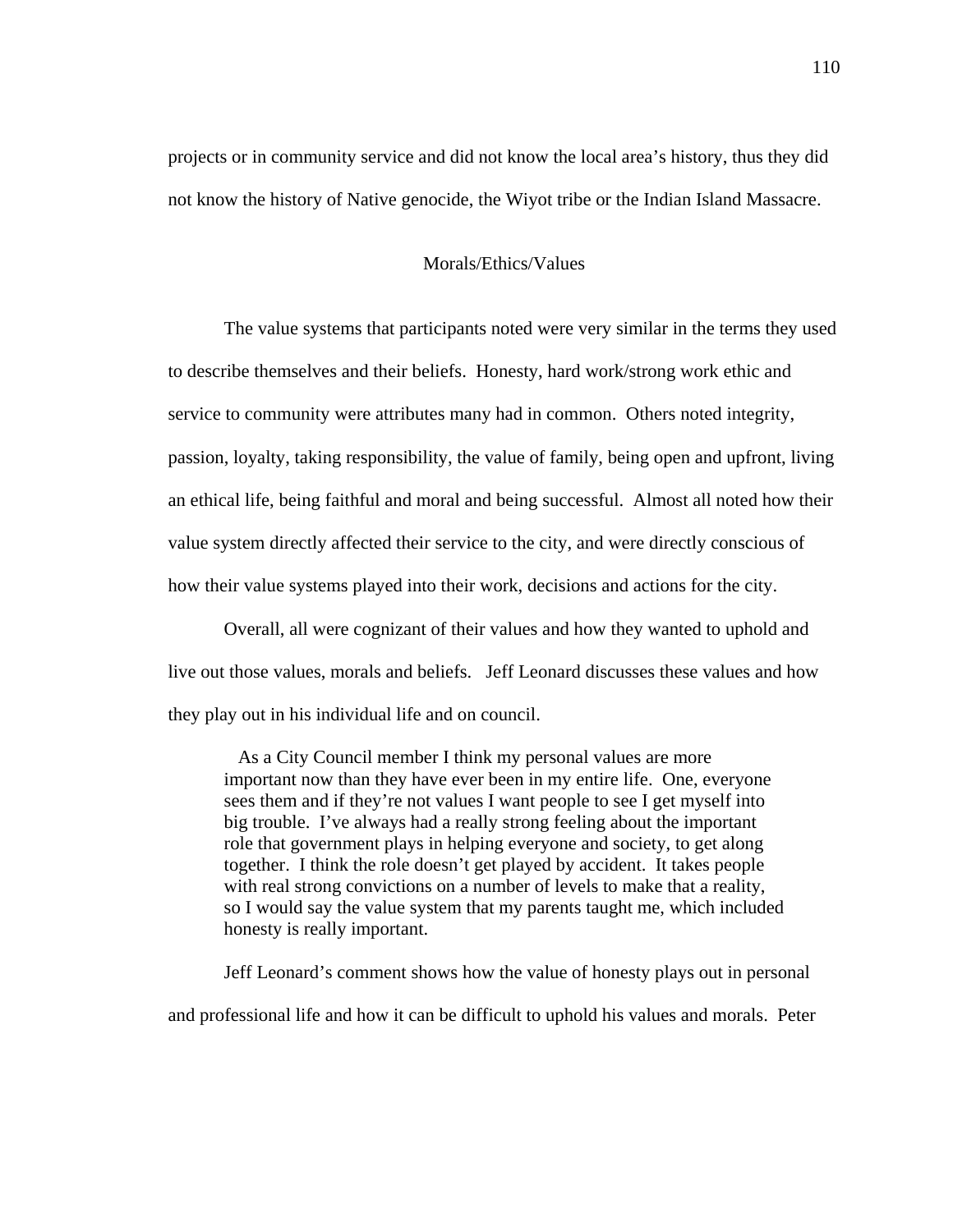projects or in community service and did not know the local area's history, thus they did not know the history of Native genocide, the Wiyot tribe or the Indian Island Massacre.

## Morals/Ethics/Values

The value systems that participants noted were very similar in the terms they used to describe themselves and their beliefs. Honesty, hard work/strong work ethic and service to community were attributes many had in common. Others noted integrity, passion, loyalty, taking responsibility, the value of family, being open and upfront, living an ethical life, being faithful and moral and being successful. Almost all noted how their value system directly affected their service to the city, and were directly conscious of how their value systems played into their work, decisions and actions for the city.

Overall, all were cognizant of their values and how they wanted to uphold and live out those values, morals and beliefs. Jeff Leonard discusses these values and how they play out in his individual life and on council.

> As a City Council member I think my personal values are more important now than they have ever been in my entire life. One, everyone sees them and if they're not values I want people to see I get myself into big trouble. I've always had a really strong feeling about the important role that government plays in helping everyone and society, to get along together. I think the role doesn't get played by accident. It takes people with real strong convictions on a number of levels to make that a reality, so I would say the value system that my parents taught me, which included honesty is really important.

Jeff Leonard's comment shows how the value of honesty plays out in personal and professional life and how it can be difficult to uphold his values and morals. Peter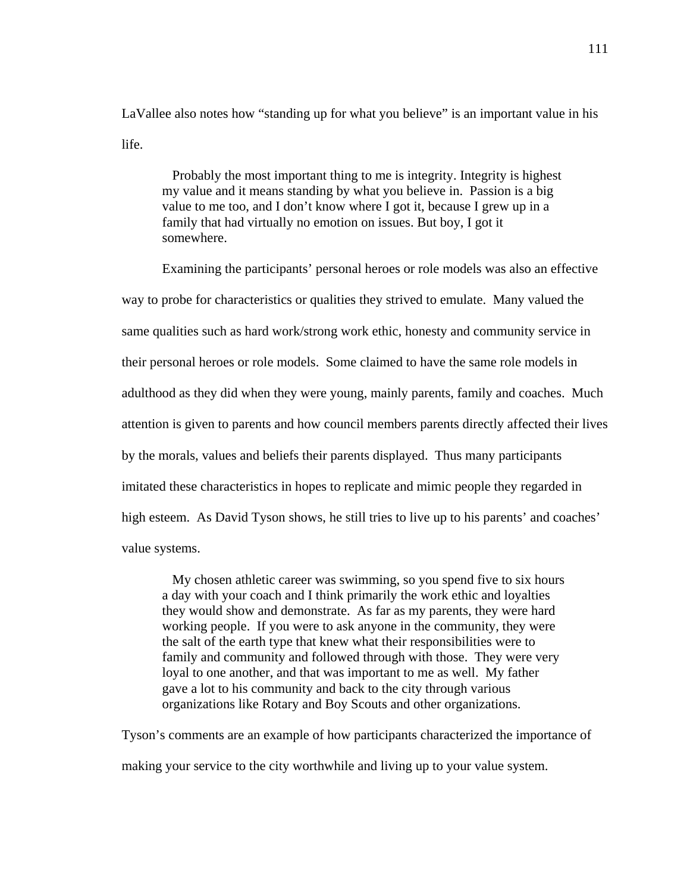LaVallee also notes how "standing up for what you believe" is an important value in his life.

> Probably the most important thing to me is integrity. Integrity is highest my value and it means standing by what you believe in. Passion is a big value to me too, and I don't know where I got it, because I grew up in a family that had virtually no emotion on issues. But boy, I got it somewhere.

Examining the participants' personal heroes or role models was also an effective way to probe for characteristics or qualities they strived to emulate. Many valued the same qualities such as hard work/strong work ethic, honesty and community service in their personal heroes or role models. Some claimed to have the same role models in adulthood as they did when they were young, mainly parents, family and coaches. Much attention is given to parents and how council members parents directly affected their lives by the morals, values and beliefs their parents displayed. Thus many participants imitated these characteristics in hopes to replicate and mimic people they regarded in high esteem. As David Tyson shows, he still tries to live up to his parents' and coaches' value systems.

> My chosen athletic career was swimming, so you spend five to six hours a day with your coach and I think primarily the work ethic and loyalties they would show and demonstrate. As far as my parents, they were hard working people. If you were to ask anyone in the community, they were the salt of the earth type that knew what their responsibilities were to family and community and followed through with those. They were very loyal to one another, and that was important to me as well. My father gave a lot to his community and back to the city through various organizations like Rotary and Boy Scouts and other organizations.

Tyson's comments are an example of how participants characterized the importance of making your service to the city worthwhile and living up to your value system.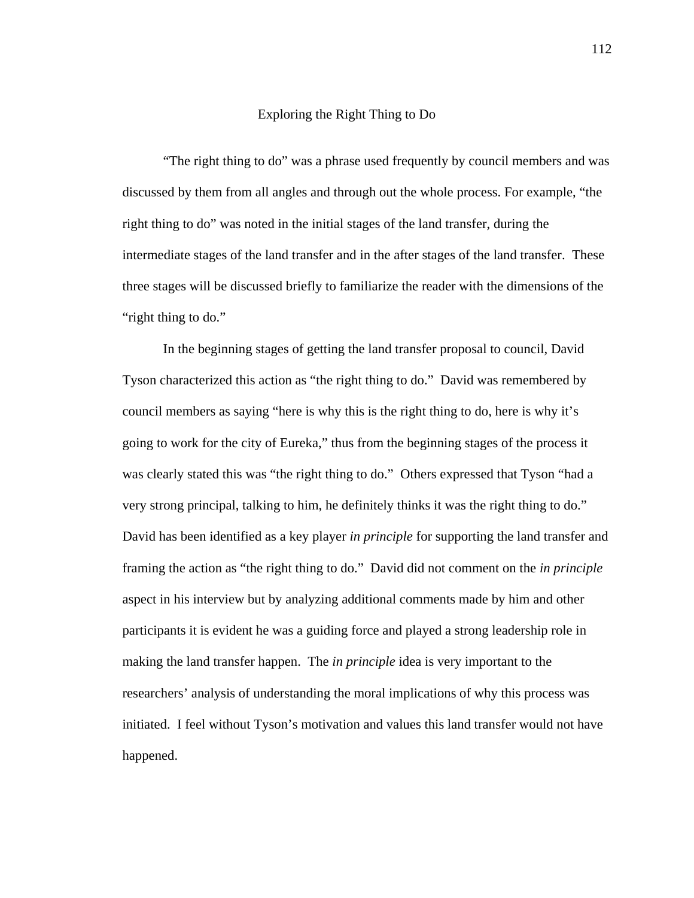## Exploring the Right Thing to Do

"The right thing to do" was a phrase used frequently by council members and was discussed by them from all angles and through out the whole process. For example, "the right thing to do" was noted in the initial stages of the land transfer, during the intermediate stages of the land transfer and in the after stages of the land transfer. These three stages will be discussed briefly to familiarize the reader with the dimensions of the "right thing to do."

In the beginning stages of getting the land transfer proposal to council, David Tyson characterized this action as "the right thing to do." David was remembered by council members as saying "here is why this is the right thing to do, here is why it's going to work for the city of Eureka," thus from the beginning stages of the process it was clearly stated this was "the right thing to do." Others expressed that Tyson "had a very strong principal, talking to him, he definitely thinks it was the right thing to do." David has been identified as a key player *in principle* for supporting the land transfer and framing the action as "the right thing to do." David did not comment on the *in principle* aspect in his interview but by analyzing additional comments made by him and other participants it is evident he was a guiding force and played a strong leadership role in making the land transfer happen. The *in principle* idea is very important to the researchers' analysis of understanding the moral implications of why this process was initiated. I feel without Tyson's motivation and values this land transfer would not have happened.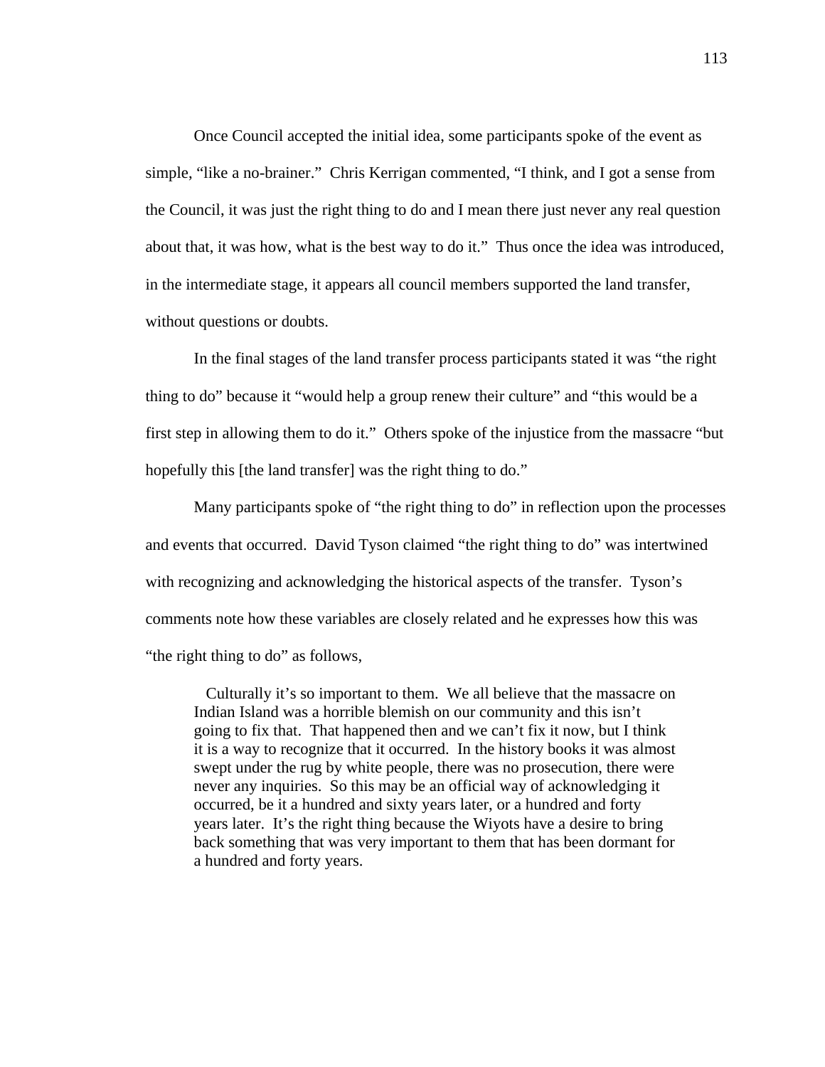Once Council accepted the initial idea, some participants spoke of the event as simple, "like a no-brainer." Chris Kerrigan commented, "I think, and I got a sense from the Council, it was just the right thing to do and I mean there just never any real question about that, it was how, what is the best way to do it." Thus once the idea was introduced, in the intermediate stage, it appears all council members supported the land transfer, without questions or doubts.

In the final stages of the land transfer process participants stated it was "the right thing to do" because it "would help a group renew their culture" and "this would be a first step in allowing them to do it." Others spoke of the injustice from the massacre "but hopefully this [the land transfer] was the right thing to do."

Many participants spoke of "the right thing to do" in reflection upon the processes and events that occurred. David Tyson claimed "the right thing to do" was intertwined with recognizing and acknowledging the historical aspects of the transfer. Tyson's comments note how these variables are closely related and he expresses how this was "the right thing to do" as follows,

> Culturally it's so important to them. We all believe that the massacre on Indian Island was a horrible blemish on our community and this isn't going to fix that. That happened then and we can't fix it now, but I think it is a way to recognize that it occurred. In the history books it was almost swept under the rug by white people, there was no prosecution, there were never any inquiries. So this may be an official way of acknowledging it occurred, be it a hundred and sixty years later, or a hundred and forty years later. It's the right thing because the Wiyots have a desire to bring back something that was very important to them that has been dormant for a hundred and forty years.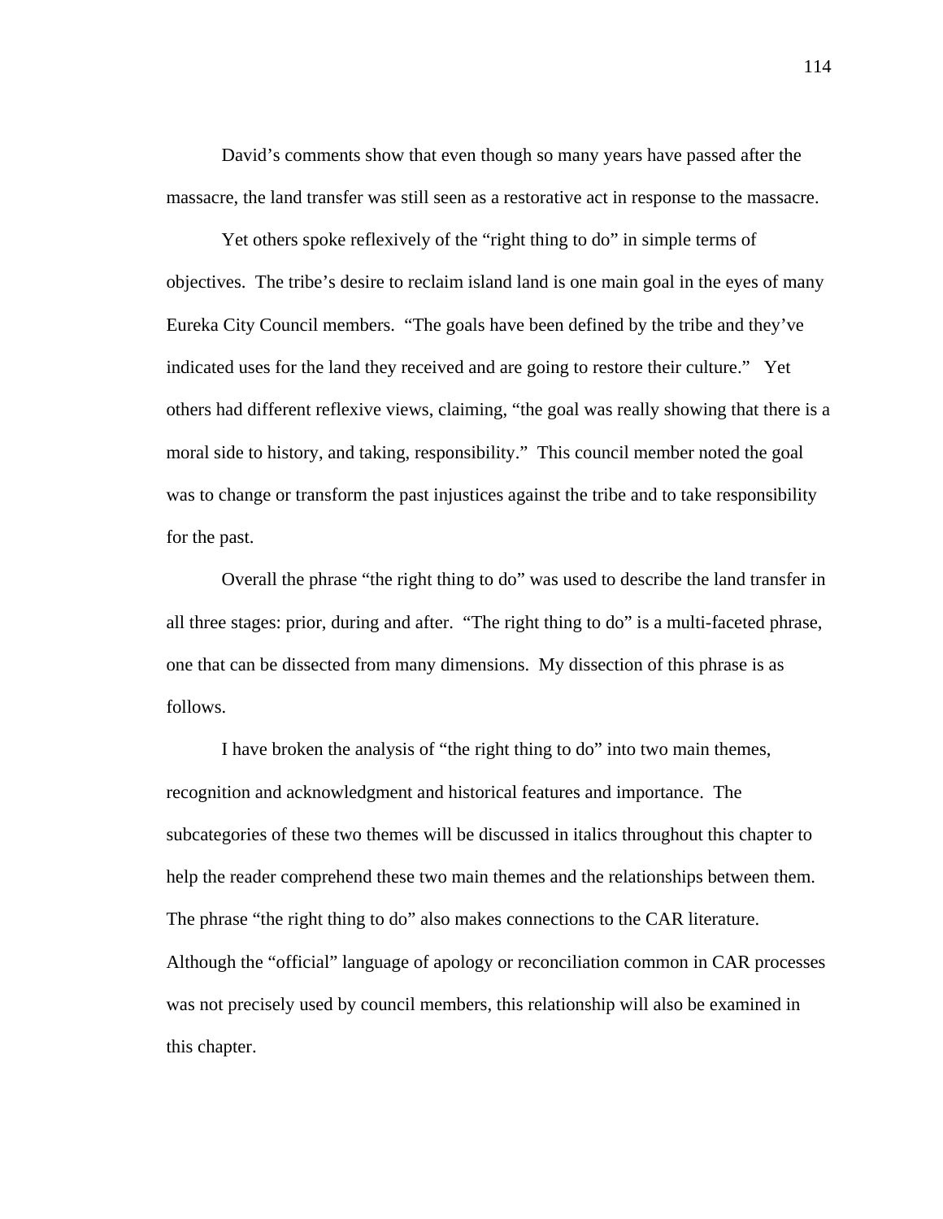David's comments show that even though so many years have passed after the massacre, the land transfer was still seen as a restorative act in response to the massacre.

Yet others spoke reflexively of the "right thing to do" in simple terms of objectives. The tribe's desire to reclaim island land is one main goal in the eyes of many Eureka City Council members. "The goals have been defined by the tribe and they've indicated uses for the land they received and are going to restore their culture." Yet others had different reflexive views, claiming, "the goal was really showing that there is a moral side to history, and taking, responsibility." This council member noted the goal was to change or transform the past injustices against the tribe and to take responsibility for the past.

Overall the phrase "the right thing to do" was used to describe the land transfer in all three stages: prior, during and after. "The right thing to do" is a multi-faceted phrase, one that can be dissected from many dimensions. My dissection of this phrase is as follows.

I have broken the analysis of "the right thing to do" into two main themes, recognition and acknowledgment and historical features and importance. The subcategories of these two themes will be discussed in italics throughout this chapter to help the reader comprehend these two main themes and the relationships between them. The phrase "the right thing to do" also makes connections to the CAR literature. Although the "official" language of apology or reconciliation common in CAR processes was not precisely used by council members, this relationship will also be examined in this chapter.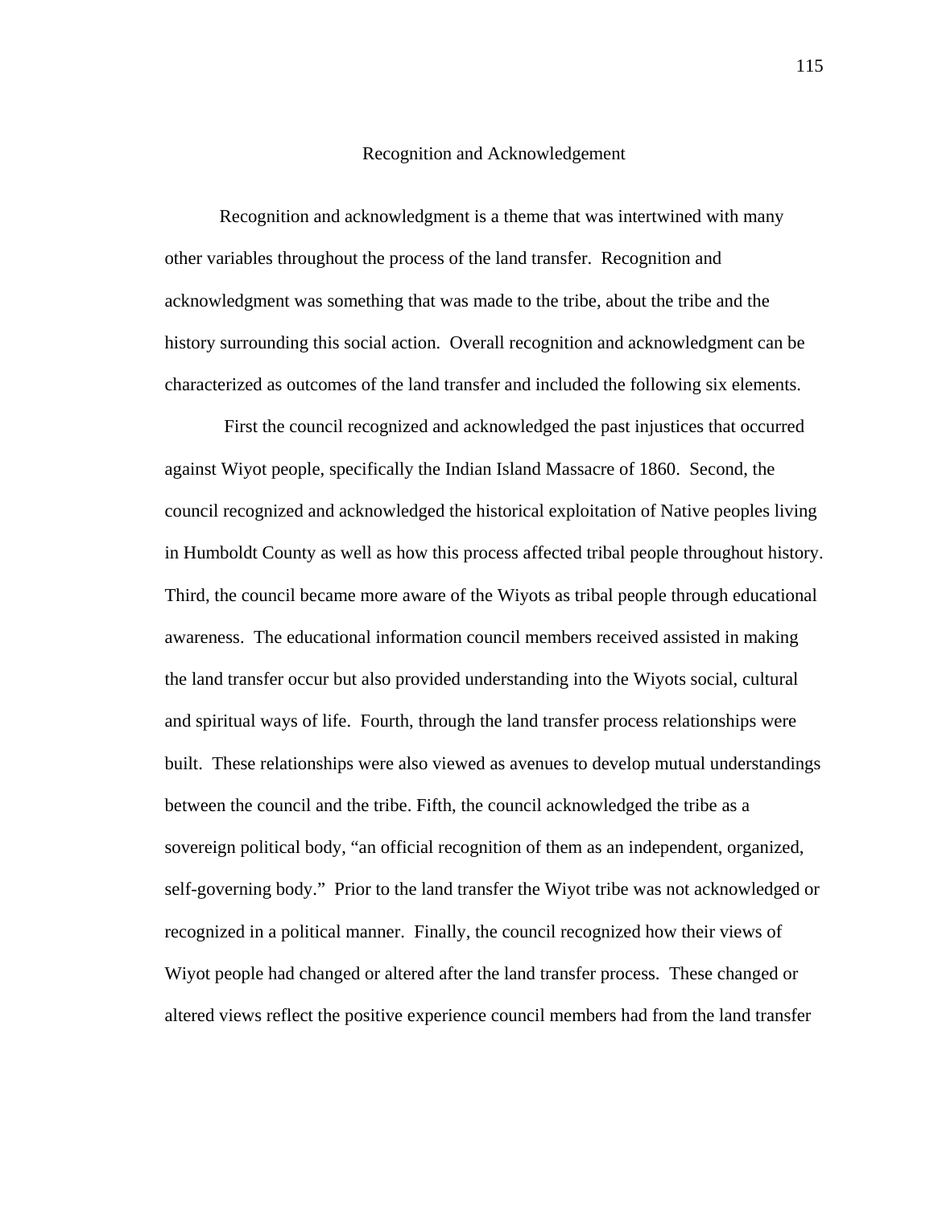## Recognition and Acknowledgement

Recognition and acknowledgment is a theme that was intertwined with many other variables throughout the process of the land transfer. Recognition and acknowledgment was something that was made to the tribe, about the tribe and the history surrounding this social action. Overall recognition and acknowledgment can be characterized as outcomes of the land transfer and included the following six elements.

First the council recognized and acknowledged the past injustices that occurred against Wiyot people, specifically the Indian Island Massacre of 1860. Second, the council recognized and acknowledged the historical exploitation of Native peoples living in Humboldt County as well as how this process affected tribal people throughout history. Third, the council became more aware of the Wiyots as tribal people through educational awareness. The educational information council members received assisted in making the land transfer occur but also provided understanding into the Wiyots social, cultural and spiritual ways of life. Fourth, through the land transfer process relationships were built. These relationships were also viewed as avenues to develop mutual understandings between the council and the tribe. Fifth, the council acknowledged the tribe as a sovereign political body, "an official recognition of them as an independent, organized, self-governing body." Prior to the land transfer the Wiyot tribe was not acknowledged or recognized in a political manner. Finally, the council recognized how their views of Wiyot people had changed or altered after the land transfer process. These changed or altered views reflect the positive experience council members had from the land transfer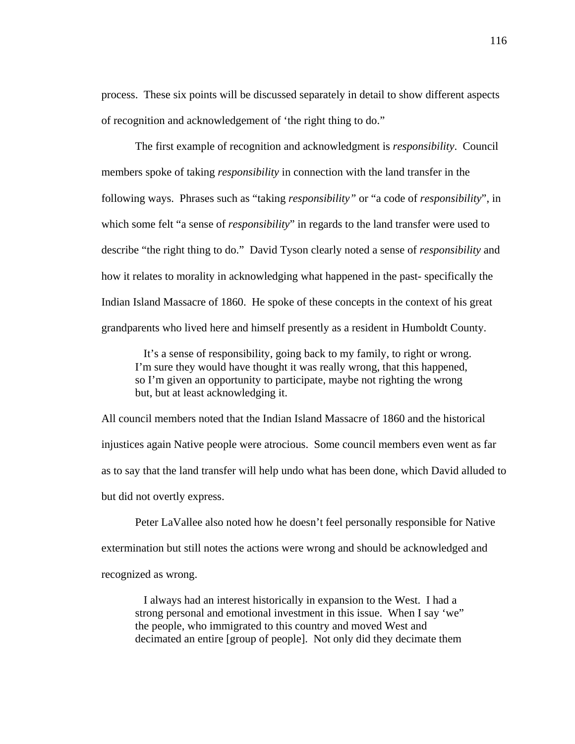process. These six points will be discussed separately in detail to show different aspects of recognition and acknowledgement of 'the right thing to do."

The first example of recognition and acknowledgment is *responsibility*. Council members spoke of taking *responsibility* in connection with the land transfer in the following ways. Phrases such as "taking *responsibility"* or "a code of *responsibility*", in which some felt "a sense of *responsibility*" in regards to the land transfer were used to describe "the right thing to do." David Tyson clearly noted a sense of *responsibility* and how it relates to morality in acknowledging what happened in the past- specifically the Indian Island Massacre of 1860. He spoke of these concepts in the context of his great grandparents who lived here and himself presently as a resident in Humboldt County.

> It's a sense of responsibility, going back to my family, to right or wrong. I'm sure they would have thought it was really wrong, that this happened, so I'm given an opportunity to participate, maybe not righting the wrong but, but at least acknowledging it.

All council members noted that the Indian Island Massacre of 1860 and the historical injustices again Native people were atrocious. Some council members even went as far as to say that the land transfer will help undo what has been done, which David alluded to but did not overtly express.

Peter LaVallee also noted how he doesn't feel personally responsible for Native extermination but still notes the actions were wrong and should be acknowledged and recognized as wrong.

> I always had an interest historically in expansion to the West. I had a strong personal and emotional investment in this issue. When I say 'we" the people, who immigrated to this country and moved West and decimated an entire [group of people]. Not only did they decimate them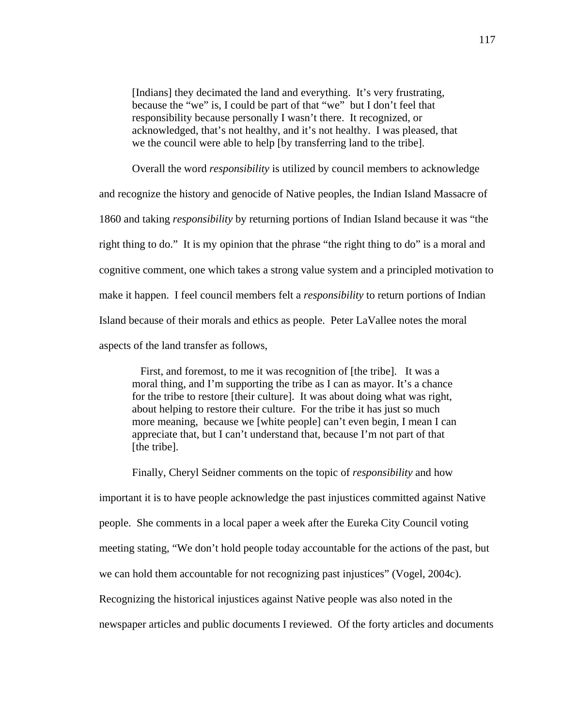> [Indians] they decimated the land and everything. It's very frustrating, because the "we" is, I could be part of that "we" but I don't feel that responsibility because personally I wasn't there. It recognized, or acknowledged, that's not healthy, and it's not healthy. I was pleased, that we the council were able to help [by transferring land to the tribe].

Overall the word *responsibility* is utilized by council members to acknowledge and recognize the history and genocide of Native peoples, the Indian Island Massacre of 1860 and taking *responsibility* by returning portions of Indian Island because it was "the right thing to do." It is my opinion that the phrase "the right thing to do" is a moral and cognitive comment, one which takes a strong value system and a principled motivation to make it happen. I feel council members felt a *responsibility* to return portions of Indian Island because of their morals and ethics as people. Peter LaVallee notes the moral aspects of the land transfer as follows,

> First, and foremost, to me it was recognition of [the tribe]. It was a moral thing, and I'm supporting the tribe as I can as mayor. It's a chance for the tribe to restore [their culture]. It was about doing what was right, about helping to restore their culture. For the tribe it has just so much more meaning, because we [white people] can't even begin, I mean I can appreciate that, but I can't understand that, because I'm not part of that [the tribe].

Finally, Cheryl Seidner comments on the topic of *responsibility* and how important it is to have people acknowledge the past injustices committed against Native people. She comments in a local paper a week after the Eureka City Council voting meeting stating, "We don't hold people today accountable for the actions of the past, but we can hold them accountable for not recognizing past injustices" (Vogel, 2004c). Recognizing the historical injustices against Native people was also noted in the newspaper articles and public documents I reviewed. Of the forty articles and documents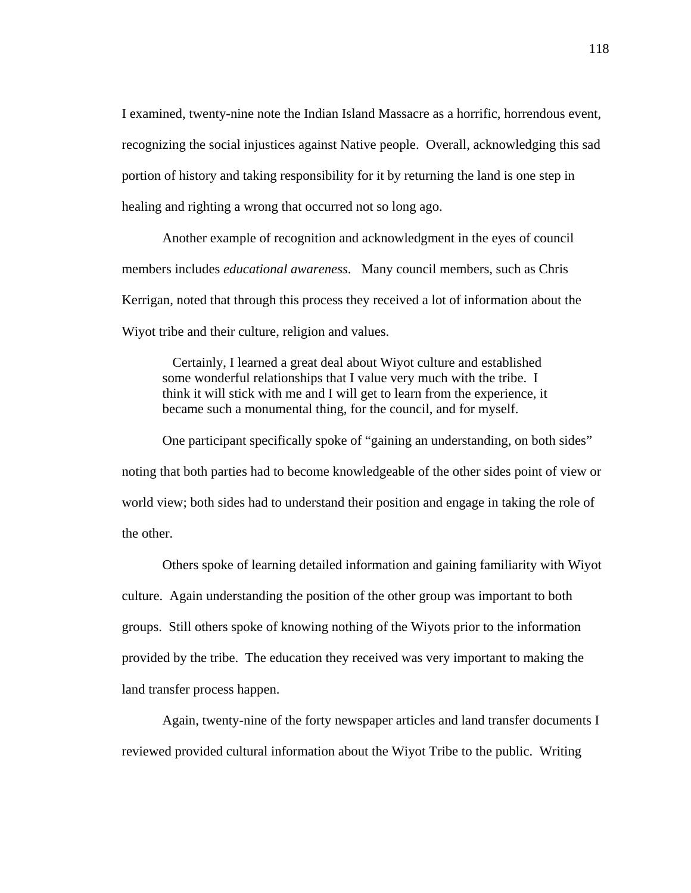I examined, twenty-nine note the Indian Island Massacre as a horrific, horrendous event, recognizing the social injustices against Native people. Overall, acknowledging this sad portion of history and taking responsibility for it by returning the land is one step in healing and righting a wrong that occurred not so long ago.

Another example of recognition and acknowledgment in the eyes of council members includes *educational awareness*. Many council members, such as Chris Kerrigan, noted that through this process they received a lot of information about the Wiyot tribe and their culture, religion and values.

> Certainly, I learned a great deal about Wiyot culture and established some wonderful relationships that I value very much with the tribe. I think it will stick with me and I will get to learn from the experience, it became such a monumental thing, for the council, and for myself.

One participant specifically spoke of "gaining an understanding, on both sides" noting that both parties had to become knowledgeable of the other sides point of view or world view; both sides had to understand their position and engage in taking the role of the other.

Others spoke of learning detailed information and gaining familiarity with Wiyot culture. Again understanding the position of the other group was important to both groups. Still others spoke of knowing nothing of the Wiyots prior to the information provided by the tribe. The education they received was very important to making the land transfer process happen.

Again, twenty-nine of the forty newspaper articles and land transfer documents I reviewed provided cultural information about the Wiyot Tribe to the public. Writing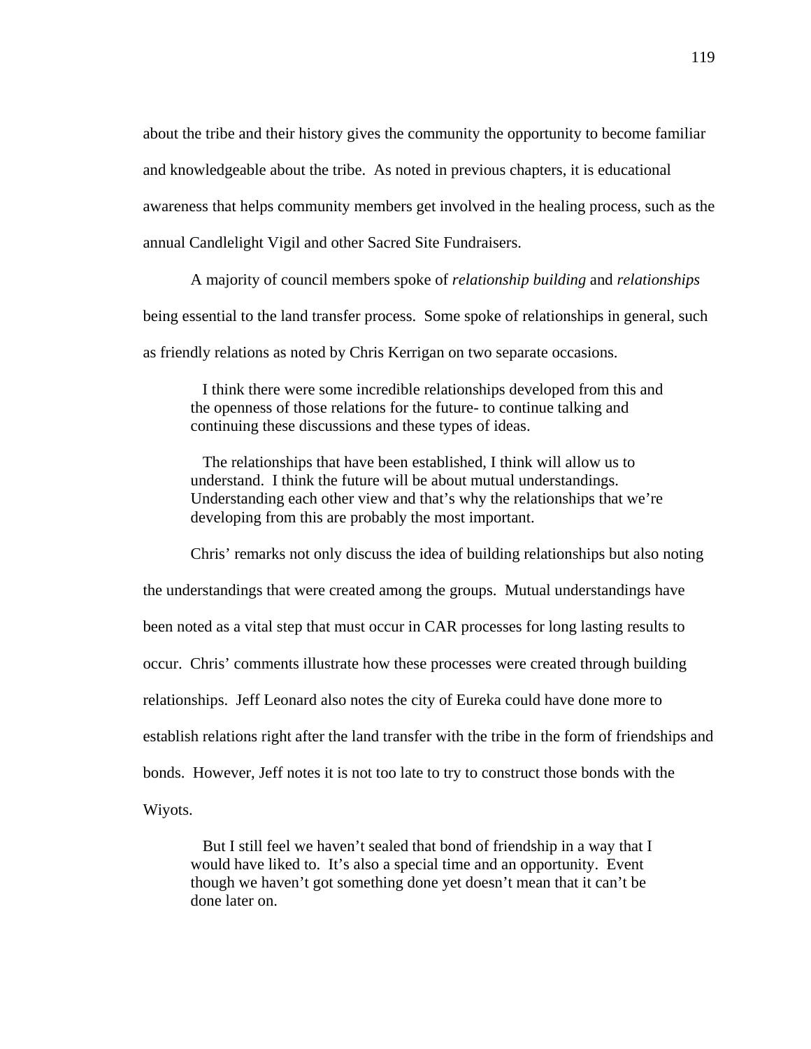about the tribe and their history gives the community the opportunity to become familiar and knowledgeable about the tribe. As noted in previous chapters, it is educational awareness that helps community members get involved in the healing process, such as the annual Candlelight Vigil and other Sacred Site Fundraisers.

A majority of council members spoke of *relationship building* and *relationships* being essential to the land transfer process. Some spoke of relationships in general, such as friendly relations as noted by Chris Kerrigan on two separate occasions.

> I think there were some incredible relationships developed from this and the openness of those relations for the future- to continue talking and continuing these discussions and these types of ideas.

> The relationships that have been established, I think will allow us to understand. I think the future will be about mutual understandings. Understanding each other view and that's why the relationships that we're developing from this are probably the most important.

Chris' remarks not only discuss the idea of building relationships but also noting the understandings that were created among the groups. Mutual understandings have been noted as a vital step that must occur in CAR processes for long lasting results to occur. Chris' comments illustrate how these processes were created through building relationships. Jeff Leonard also notes the city of Eureka could have done more to establish relations right after the land transfer with the tribe in the form of friendships and bonds. However, Jeff notes it is not too late to try to construct those bonds with the Wiyots.

> But I still feel we haven't sealed that bond of friendship in a way that I would have liked to. It's also a special time and an opportunity. Event though we haven't got something done yet doesn't mean that it can't be done later on.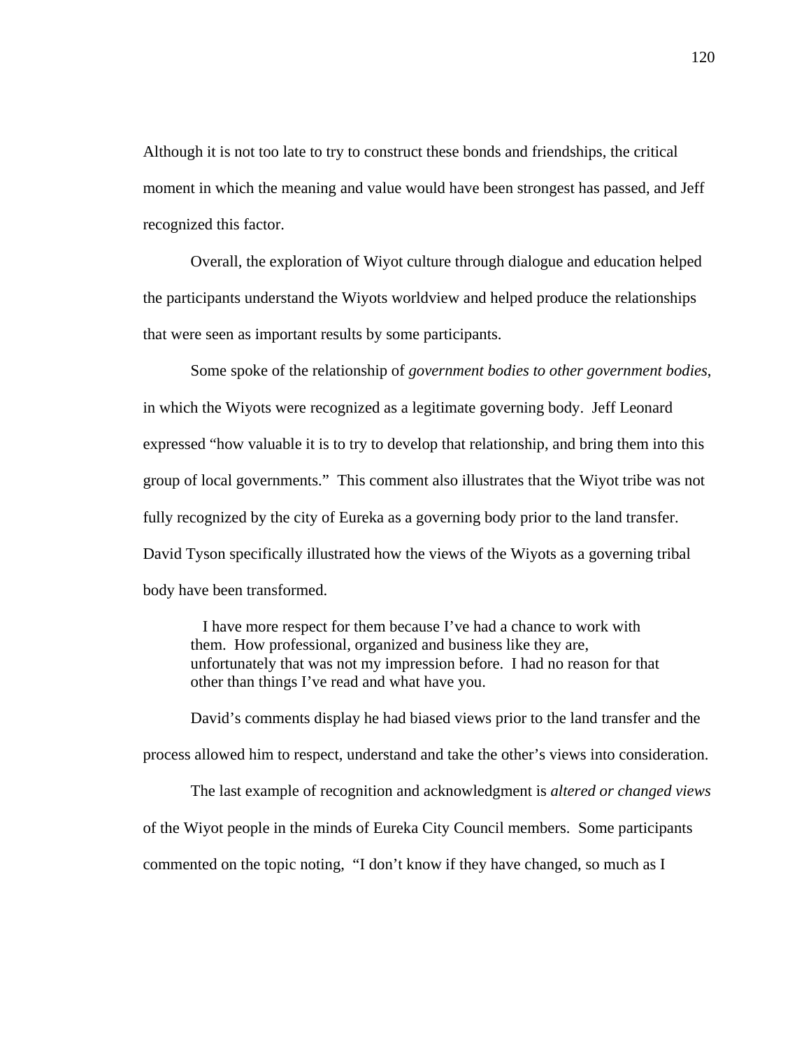Although it is not too late to try to construct these bonds and friendships, the critical moment in which the meaning and value would have been strongest has passed, and Jeff recognized this factor.

Overall, the exploration of Wiyot culture through dialogue and education helped the participants understand the Wiyots worldview and helped produce the relationships that were seen as important results by some participants.

Some spoke of the relationship of *government bodies to other government bodies*, in which the Wiyots were recognized as a legitimate governing body. Jeff Leonard expressed "how valuable it is to try to develop that relationship, and bring them into this group of local governments." This comment also illustrates that the Wiyot tribe was not fully recognized by the city of Eureka as a governing body prior to the land transfer. David Tyson specifically illustrated how the views of the Wiyots as a governing tribal body have been transformed.

> I have more respect for them because I've had a chance to work with them. How professional, organized and business like they are, unfortunately that was not my impression before. I had no reason for that other than things I've read and what have you.

David's comments display he had biased views prior to the land transfer and the process allowed him to respect, understand and take the other's views into consideration.

The last example of recognition and acknowledgment is *altered or changed views* of the Wiyot people in the minds of Eureka City Council members. Some participants commented on the topic noting, "I don't know if they have changed, so much as I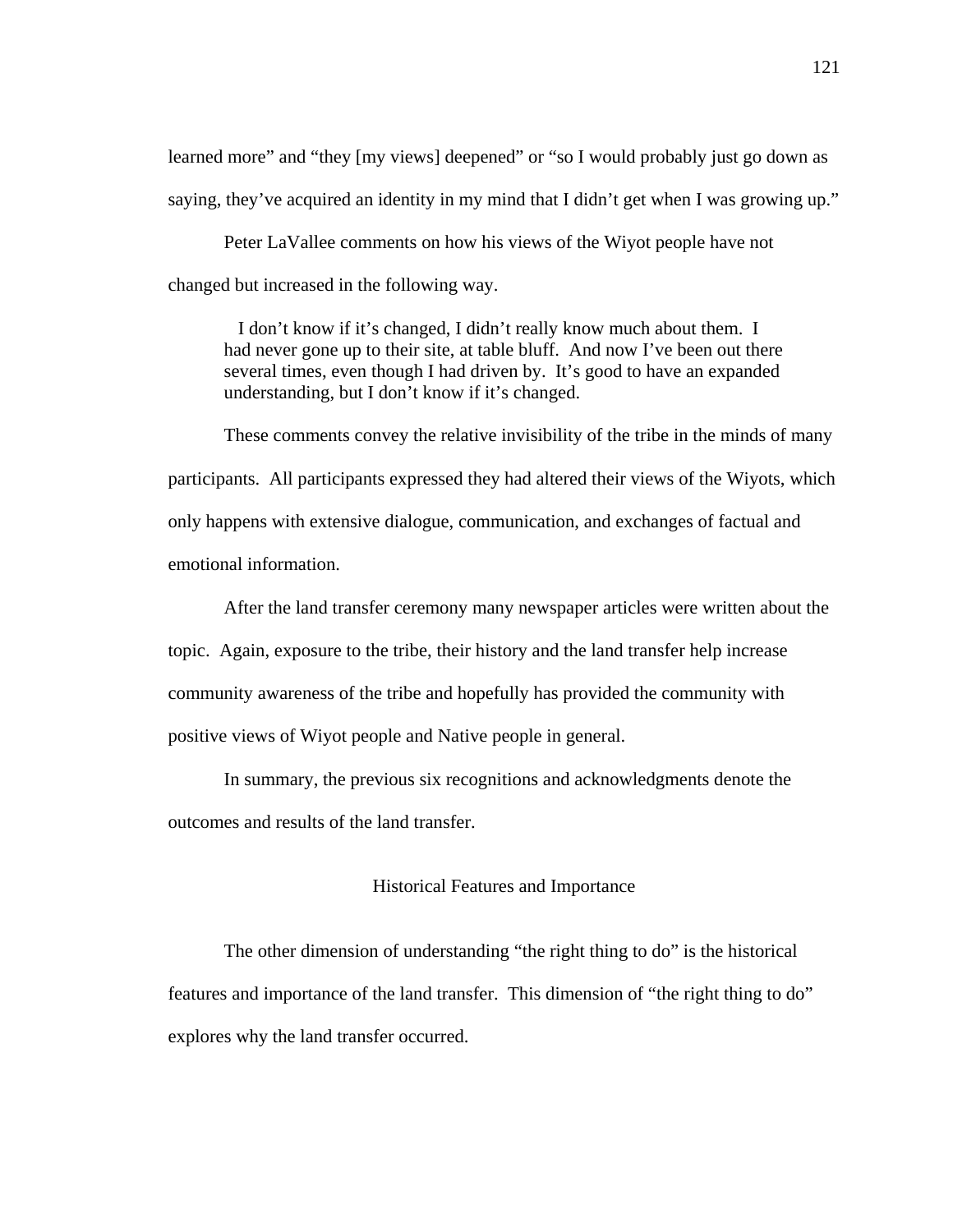learned more" and "they [my views] deepened" or "so I would probably just go down as saying, they've acquired an identity in my mind that I didn't get when I was growing up."

Peter LaVallee comments on how his views of the Wiyot people have not changed but increased in the following way.

> I don't know if it's changed, I didn't really know much about them. I had never gone up to their site, at table bluff. And now I've been out there several times, even though I had driven by. It's good to have an expanded understanding, but I don't know if it's changed.

These comments convey the relative invisibility of the tribe in the minds of many participants. All participants expressed they had altered their views of the Wiyots, which only happens with extensive dialogue, communication, and exchanges of factual and emotional information.

After the land transfer ceremony many newspaper articles were written about the topic. Again, exposure to the tribe, their history and the land transfer help increase community awareness of the tribe and hopefully has provided the community with positive views of Wiyot people and Native people in general.

In summary, the previous six recognitions and acknowledgments denote the outcomes and results of the land transfer.

## Historical Features and Importance

The other dimension of understanding "the right thing to do" is the historical features and importance of the land transfer. This dimension of "the right thing to do" explores why the land transfer occurred.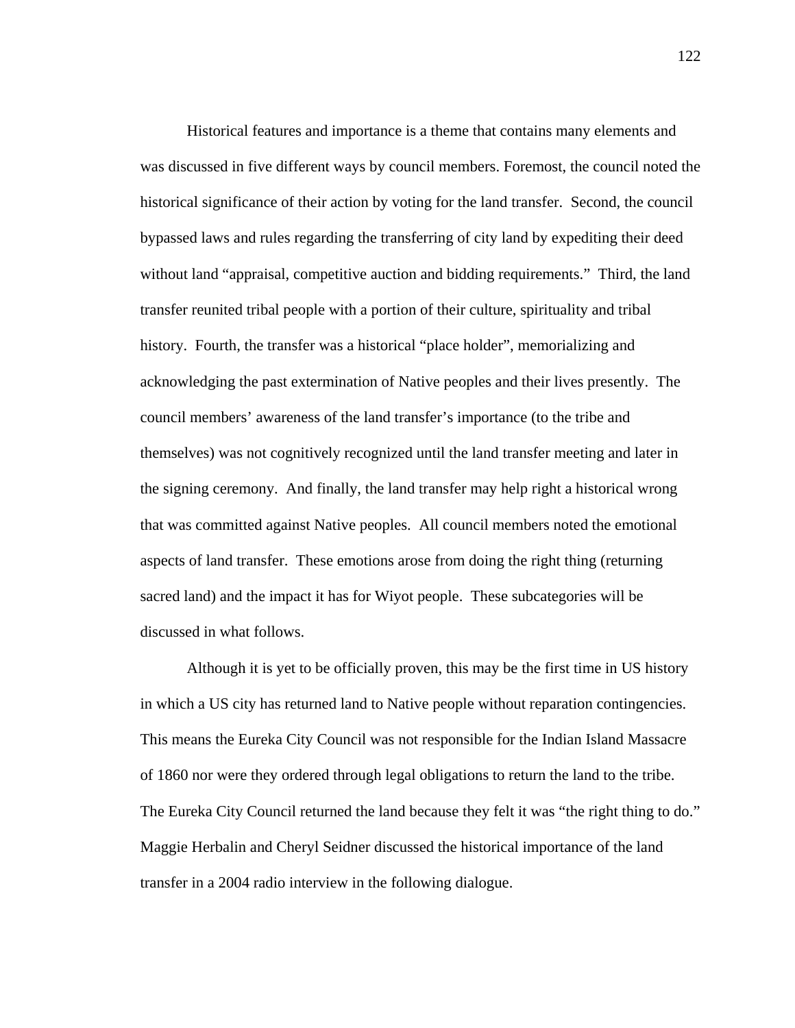Historical features and importance is a theme that contains many elements and was discussed in five different ways by council members. Foremost, the council noted the historical significance of their action by voting for the land transfer. Second, the council bypassed laws and rules regarding the transferring of city land by expediting their deed without land "appraisal, competitive auction and bidding requirements." Third, the land transfer reunited tribal people with a portion of their culture, spirituality and tribal history. Fourth, the transfer was a historical "place holder", memorializing and acknowledging the past extermination of Native peoples and their lives presently. The council members' awareness of the land transfer's importance (to the tribe and themselves) was not cognitively recognized until the land transfer meeting and later in the signing ceremony. And finally, the land transfer may help right a historical wrong that was committed against Native peoples. All council members noted the emotional aspects of land transfer. These emotions arose from doing the right thing (returning sacred land) and the impact it has for Wiyot people. These subcategories will be discussed in what follows.

Although it is yet to be officially proven, this may be the first time in US history in which a US city has returned land to Native people without reparation contingencies. This means the Eureka City Council was not responsible for the Indian Island Massacre of 1860 nor were they ordered through legal obligations to return the land to the tribe. The Eureka City Council returned the land because they felt it was "the right thing to do." Maggie Herbalin and Cheryl Seidner discussed the historical importance of the land transfer in a 2004 radio interview in the following dialogue.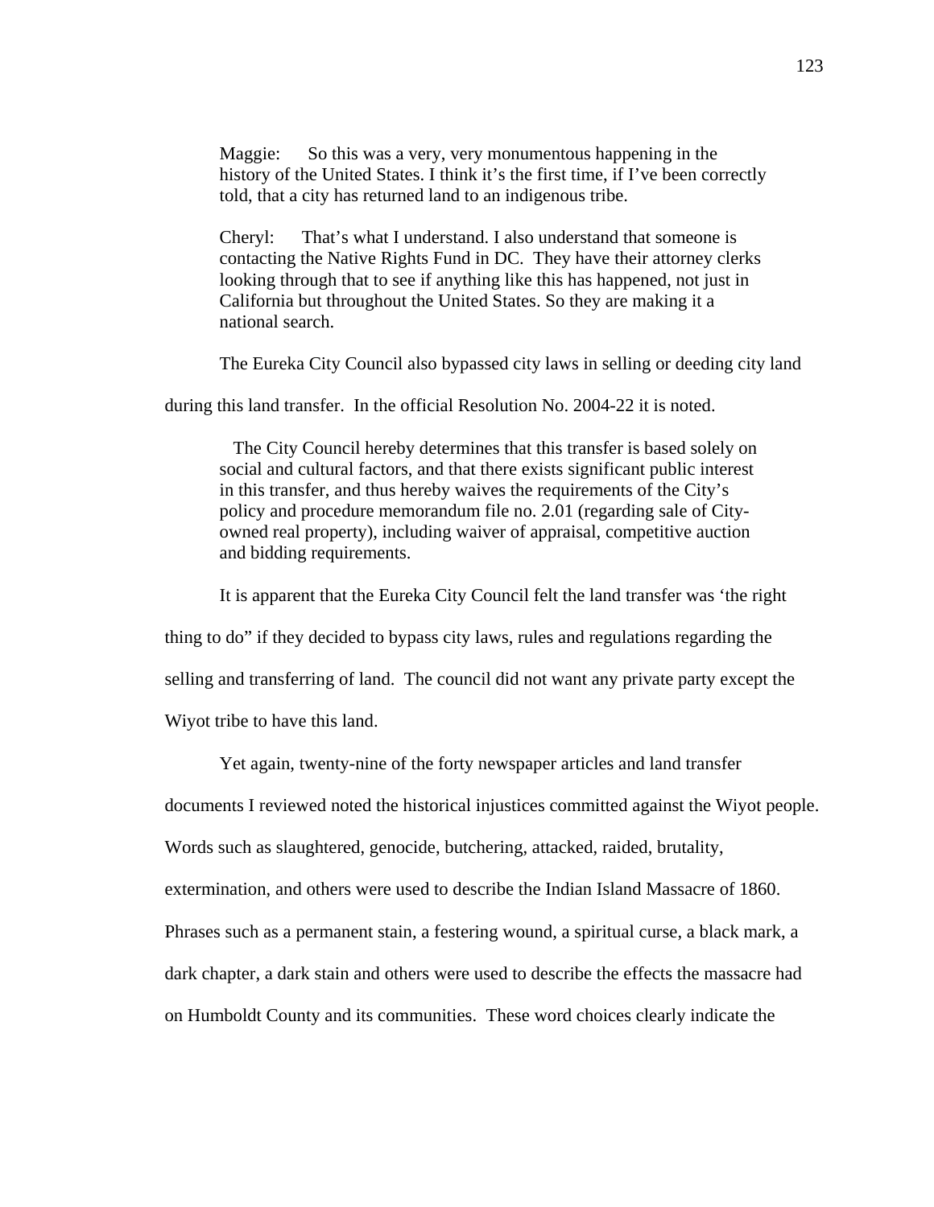> Maggie: So this was a very, very monumentous happening in the history of the United States. I think it's the first time, if I've been correctly told, that a city has returned land to an indigenous tribe.
>
> Cheryl: That's what I understand. I also understand that someone is contacting the Native Rights Fund in DC. They have their attorney clerks looking through that to see if anything like this has happened, not just in California but throughout the United States. So they are making it a national search.

The Eureka City Council also bypassed city laws in selling or deeding city land during this land transfer. In the official Resolution No. 2004-22 it is noted.

> The City Council hereby determines that this transfer is based solely on social and cultural factors, and that there exists significant public interest in this transfer, and thus hereby waives the requirements of the City's policy and procedure memorandum file no. 2.01 (regarding sale of City-owned real property), including waiver of appraisal, competitive auction and bidding requirements.

It is apparent that the Eureka City Council felt the land transfer was 'the right thing to do" if they decided to bypass city laws, rules and regulations regarding the selling and transferring of land. The council did not want any private party except the Wiyot tribe to have this land.

Yet again, twenty-nine of the forty newspaper articles and land transfer documents I reviewed noted the historical injustices committed against the Wiyot people. Words such as slaughtered, genocide, butchering, attacked, raided, brutality, extermination, and others were used to describe the Indian Island Massacre of 1860. Phrases such as a permanent stain, a festering wound, a spiritual curse, a black mark, a dark chapter, a dark stain and others were used to describe the effects the massacre had on Humboldt County and its communities. These word choices clearly indicate the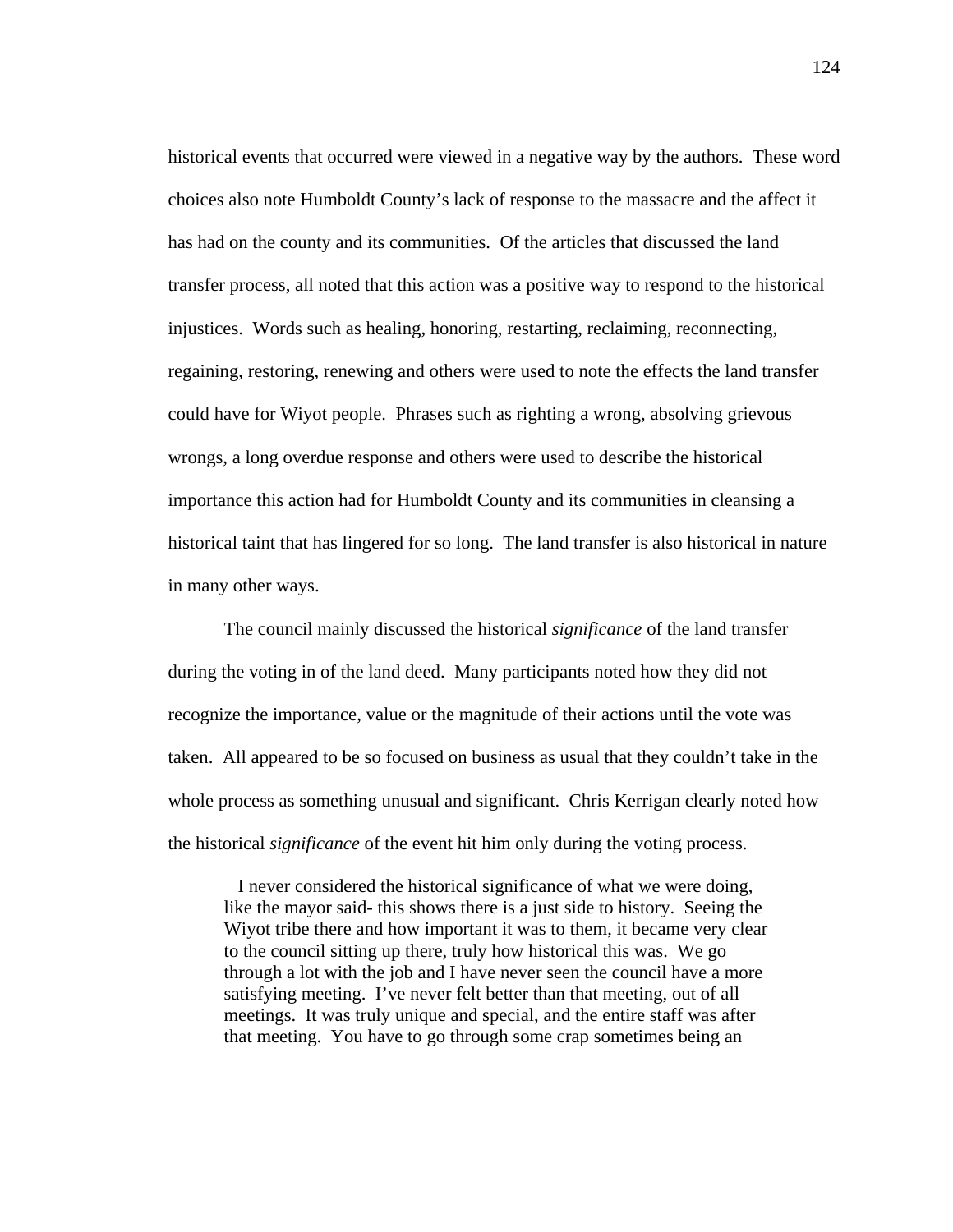historical events that occurred were viewed in a negative way by the authors. These word choices also note Humboldt County's lack of response to the massacre and the affect it has had on the county and its communities. Of the articles that discussed the land transfer process, all noted that this action was a positive way to respond to the historical injustices. Words such as healing, honoring, restarting, reclaiming, reconnecting, regaining, restoring, renewing and others were used to note the effects the land transfer could have for Wiyot people. Phrases such as righting a wrong, absolving grievous wrongs, a long overdue response and others were used to describe the historical importance this action had for Humboldt County and its communities in cleansing a historical taint that has lingered for so long. The land transfer is also historical in nature in many other ways.

The council mainly discussed the historical *significance* of the land transfer during the voting in of the land deed. Many participants noted how they did not recognize the importance, value or the magnitude of their actions until the vote was taken. All appeared to be so focused on business as usual that they couldn't take in the whole process as something unusual and significant. Chris Kerrigan clearly noted how the historical *significance* of the event hit him only during the voting process.

> I never considered the historical significance of what we were doing, like the mayor said- this shows there is a just side to history. Seeing the Wiyot tribe there and how important it was to them, it became very clear to the council sitting up there, truly how historical this was. We go through a lot with the job and I have never seen the council have a more satisfying meeting. I've never felt better than that meeting, out of all meetings. It was truly unique and special, and the entire staff was after that meeting. You have to go through some crap sometimes being an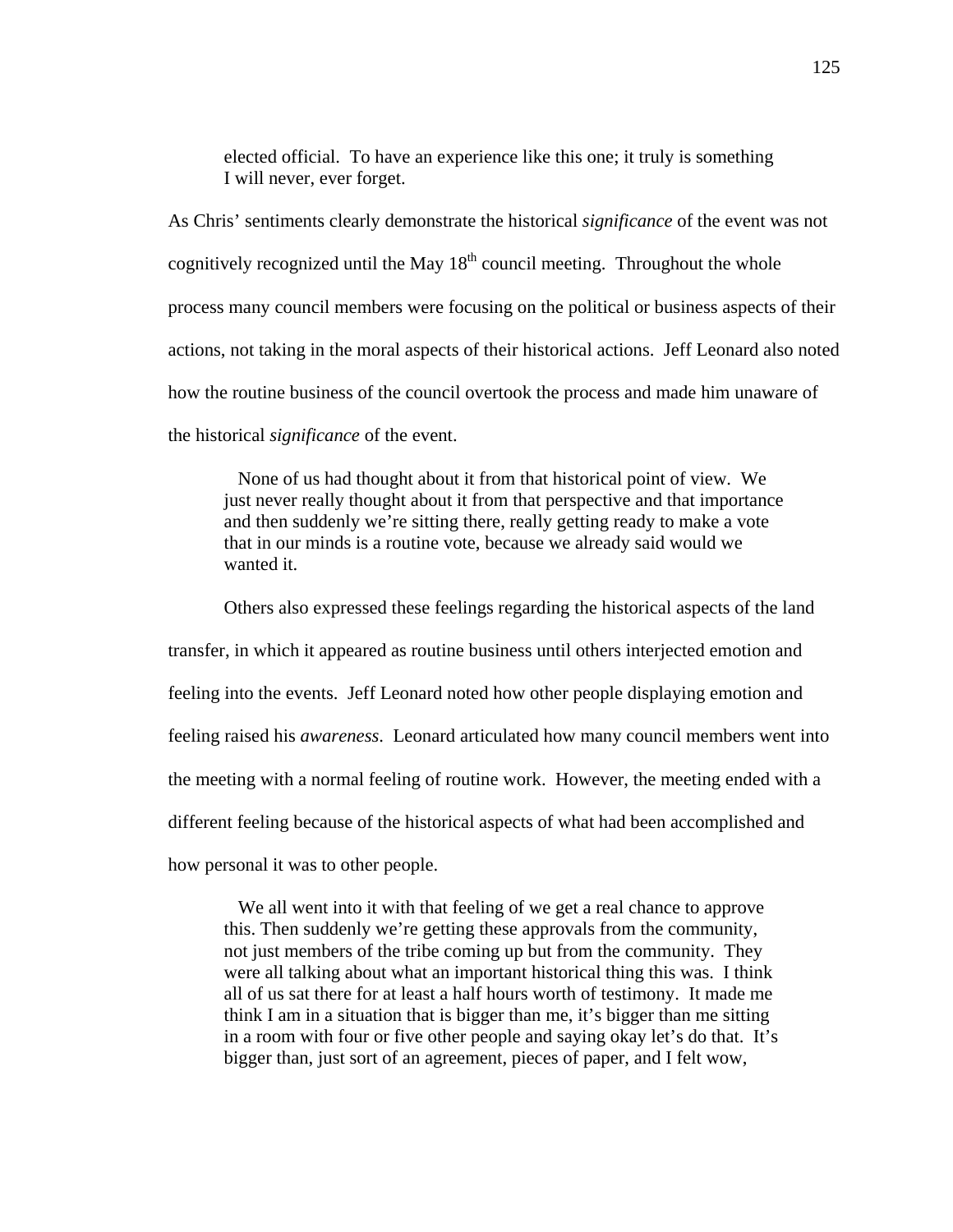> elected official. To have an experience like this one; it truly is something I will never, ever forget.

As Chris' sentiments clearly demonstrate the historical *significance* of the event was not cognitively recognized until the May 18th council meeting. Throughout the whole process many council members were focusing on the political or business aspects of their actions, not taking in the moral aspects of their historical actions. Jeff Leonard also noted how the routine business of the council overtook the process and made him unaware of the historical *significance* of the event.

> None of us had thought about it from that historical point of view. We just never really thought about it from that perspective and that importance and then suddenly we're sitting there, really getting ready to make a vote that in our minds is a routine vote, because we already said would we wanted it.

Others also expressed these feelings regarding the historical aspects of the land transfer, in which it appeared as routine business until others interjected emotion and feeling into the events. Jeff Leonard noted how other people displaying emotion and feeling raised his *awareness*. Leonard articulated how many council members went into the meeting with a normal feeling of routine work. However, the meeting ended with a different feeling because of the historical aspects of what had been accomplished and how personal it was to other people.

> We all went into it with that feeling of we get a real chance to approve this. Then suddenly we're getting these approvals from the community, not just members of the tribe coming up but from the community. They were all talking about what an important historical thing this was. I think all of us sat there for at least a half hours worth of testimony. It made me think I am in a situation that is bigger than me, it's bigger than me sitting in a room with four or five other people and saying okay let's do that. It's bigger than, just sort of an agreement, pieces of paper, and I felt wow,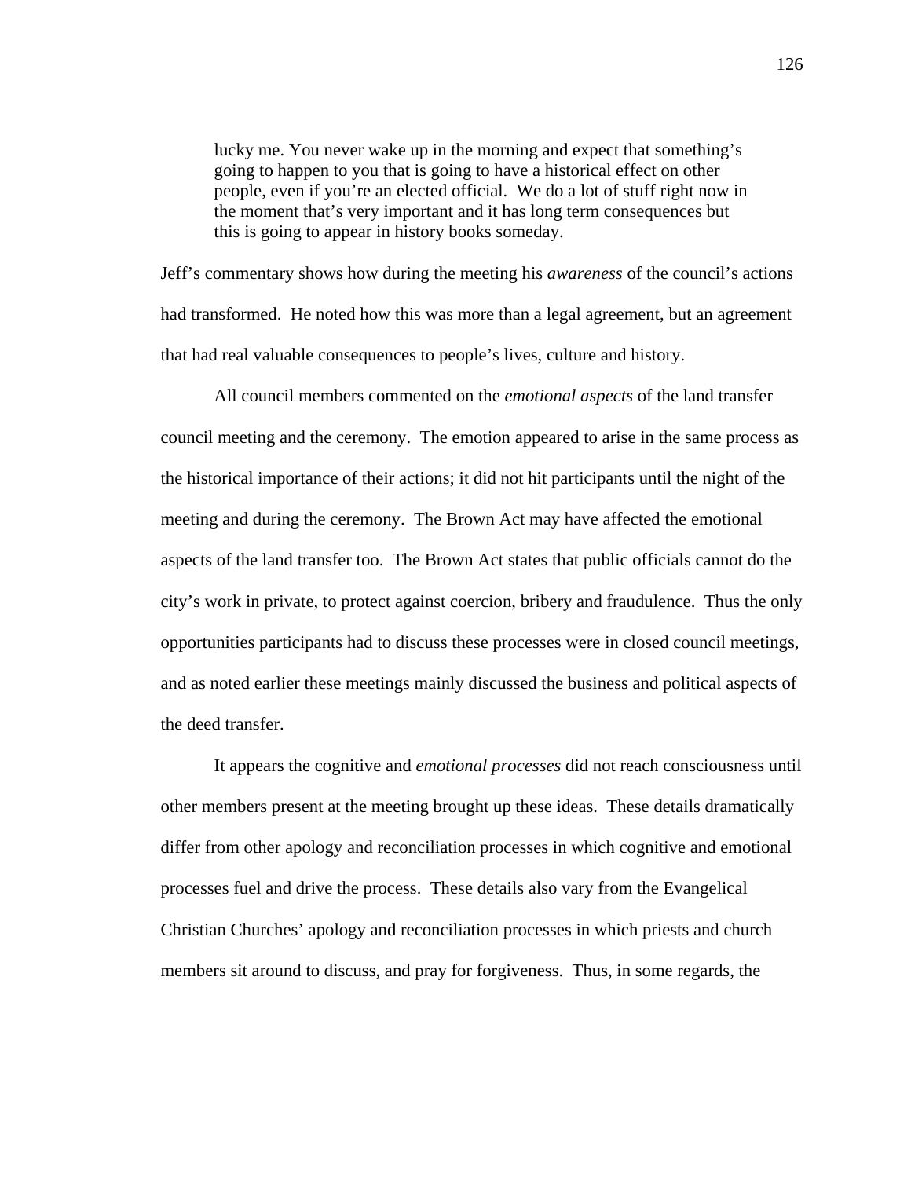> lucky me. You never wake up in the morning and expect that something's going to happen to you that is going to have a historical effect on other people, even if you're an elected official. We do a lot of stuff right now in the moment that's very important and it has long term consequences but this is going to appear in history books someday.

Jeff's commentary shows how during the meeting his *awareness* of the council's actions had transformed. He noted how this was more than a legal agreement, but an agreement that had real valuable consequences to people's lives, culture and history.

All council members commented on the *emotional aspects* of the land transfer council meeting and the ceremony. The emotion appeared to arise in the same process as the historical importance of their actions; it did not hit participants until the night of the meeting and during the ceremony. The Brown Act may have affected the emotional aspects of the land transfer too. The Brown Act states that public officials cannot do the city's work in private, to protect against coercion, bribery and fraudulence. Thus the only opportunities participants had to discuss these processes were in closed council meetings, and as noted earlier these meetings mainly discussed the business and political aspects of the deed transfer.

It appears the cognitive and *emotional processes* did not reach consciousness until other members present at the meeting brought up these ideas. These details dramatically differ from other apology and reconciliation processes in which cognitive and emotional processes fuel and drive the process. These details also vary from the Evangelical Christian Churches' apology and reconciliation processes in which priests and church members sit around to discuss, and pray for forgiveness. Thus, in some regards, the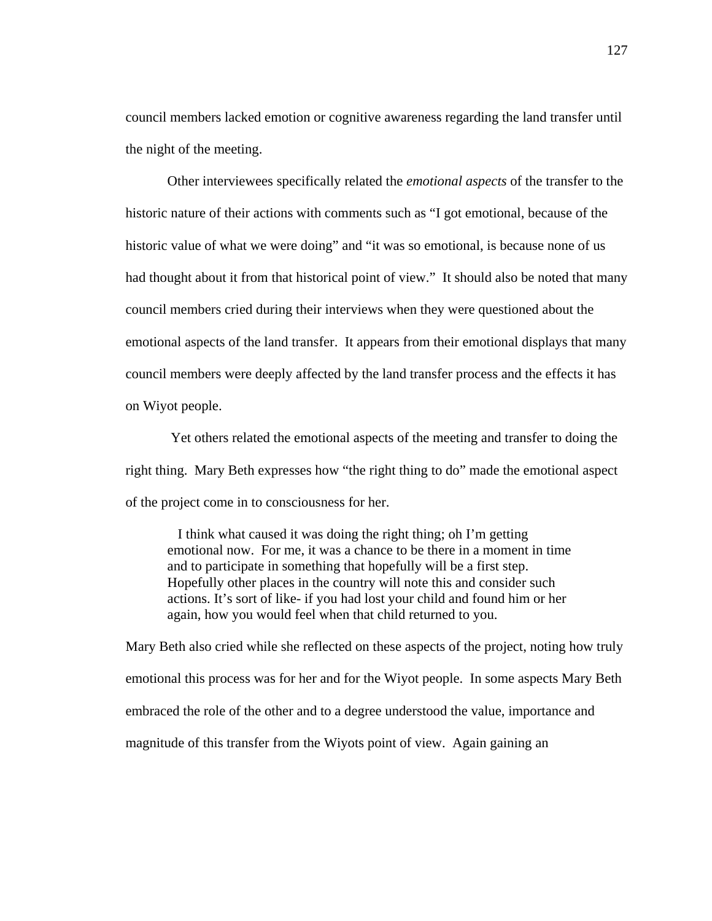council members lacked emotion or cognitive awareness regarding the land transfer until the night of the meeting.

Other interviewees specifically related the *emotional aspects* of the transfer to the historic nature of their actions with comments such as "I got emotional, because of the historic value of what we were doing" and "it was so emotional, is because none of us had thought about it from that historical point of view." It should also be noted that many council members cried during their interviews when they were questioned about the emotional aspects of the land transfer. It appears from their emotional displays that many council members were deeply affected by the land transfer process and the effects it has on Wiyot people.

Yet others related the emotional aspects of the meeting and transfer to doing the right thing. Mary Beth expresses how "the right thing to do" made the emotional aspect of the project come in to consciousness for her.

> I think what caused it was doing the right thing; oh I'm getting emotional now. For me, it was a chance to be there in a moment in time and to participate in something that hopefully will be a first step. Hopefully other places in the country will note this and consider such actions. It's sort of like- if you had lost your child and found him or her again, how you would feel when that child returned to you.

Mary Beth also cried while she reflected on these aspects of the project, noting how truly emotional this process was for her and for the Wiyot people. In some aspects Mary Beth embraced the role of the other and to a degree understood the value, importance and magnitude of this transfer from the Wiyots point of view. Again gaining an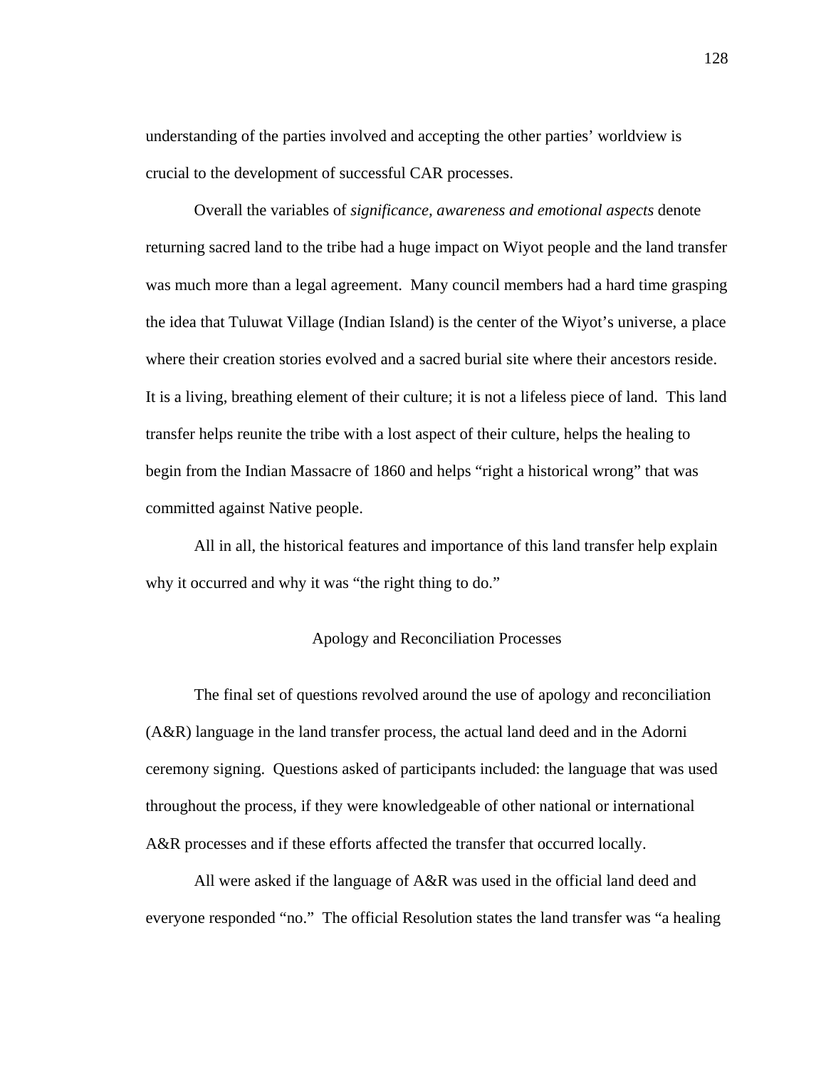understanding of the parties involved and accepting the other parties' worldview is crucial to the development of successful CAR processes.

Overall the variables of *significance, awareness and emotional aspects* denote returning sacred land to the tribe had a huge impact on Wiyot people and the land transfer was much more than a legal agreement. Many council members had a hard time grasping the idea that Tuluwat Village (Indian Island) is the center of the Wiyot's universe, a place where their creation stories evolved and a sacred burial site where their ancestors reside. It is a living, breathing element of their culture; it is not a lifeless piece of land. This land transfer helps reunite the tribe with a lost aspect of their culture, helps the healing to begin from the Indian Massacre of 1860 and helps "right a historical wrong" that was committed against Native people.

All in all, the historical features and importance of this land transfer help explain why it occurred and why it was "the right thing to do."

## Apology and Reconciliation Processes

The final set of questions revolved around the use of apology and reconciliation (A&R) language in the land transfer process, the actual land deed and in the Adorni ceremony signing. Questions asked of participants included: the language that was used throughout the process, if they were knowledgeable of other national or international A&R processes and if these efforts affected the transfer that occurred locally.

All were asked if the language of A&R was used in the official land deed and everyone responded "no." The official Resolution states the land transfer was "a healing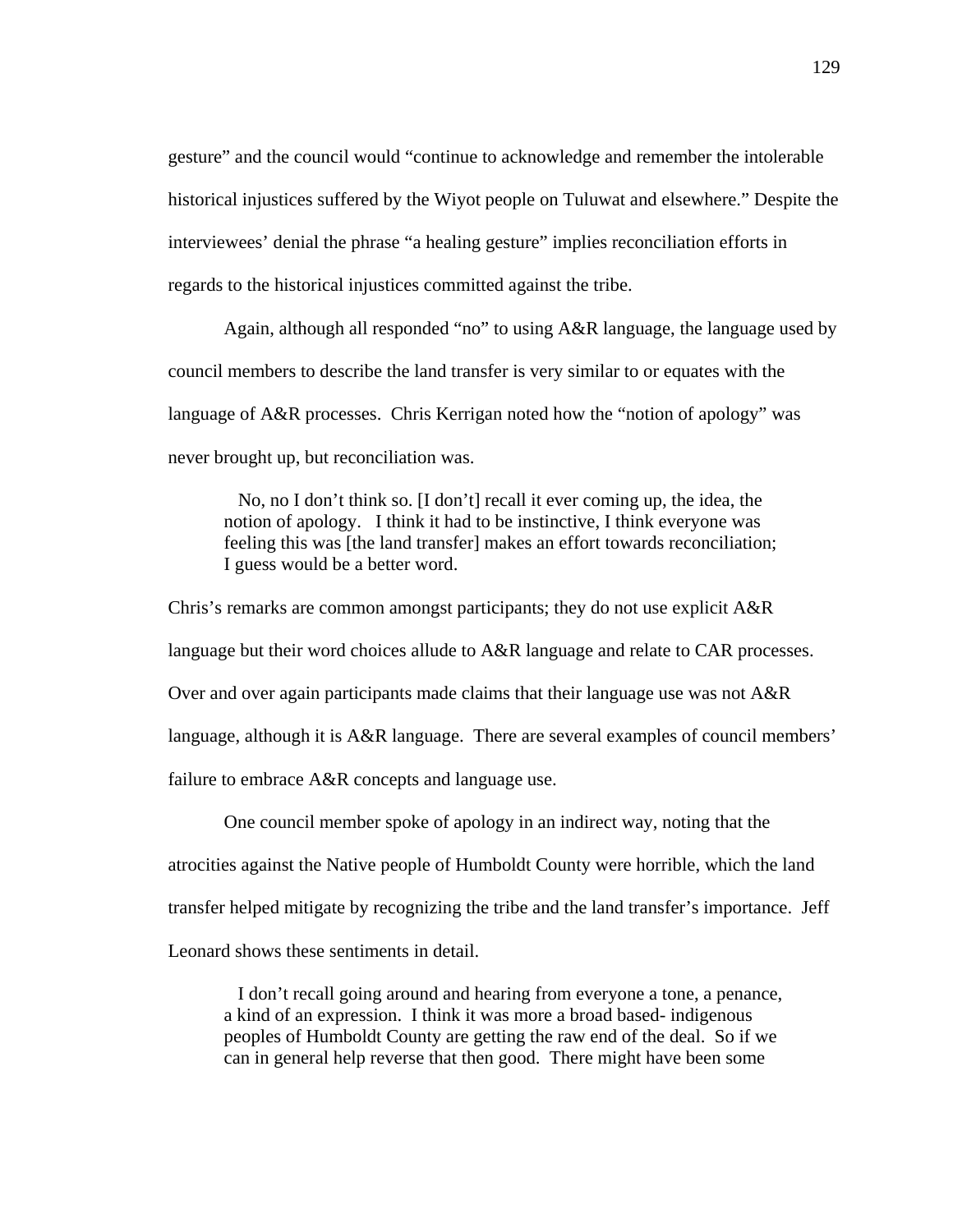gesture" and the council would "continue to acknowledge and remember the intolerable historical injustices suffered by the Wiyot people on Tuluwat and elsewhere." Despite the interviewees' denial the phrase "a healing gesture" implies reconciliation efforts in regards to the historical injustices committed against the tribe.

Again, although all responded "no" to using A&R language, the language used by council members to describe the land transfer is very similar to or equates with the language of A&R processes. Chris Kerrigan noted how the "notion of apology" was never brought up, but reconciliation was.

> No, no I don't think so. [I don't] recall it ever coming up, the idea, the notion of apology. I think it had to be instinctive, I think everyone was feeling this was [the land transfer] makes an effort towards reconciliation; I guess would be a better word.

Chris's remarks are common amongst participants; they do not use explicit A&R language but their word choices allude to A&R language and relate to CAR processes. Over and over again participants made claims that their language use was not A&R language, although it is A&R language. There are several examples of council members' failure to embrace A&R concepts and language use.

One council member spoke of apology in an indirect way, noting that the atrocities against the Native people of Humboldt County were horrible, which the land transfer helped mitigate by recognizing the tribe and the land transfer's importance. Jeff Leonard shows these sentiments in detail.

> I don't recall going around and hearing from everyone a tone, a penance, a kind of an expression. I think it was more a broad based- indigenous peoples of Humboldt County are getting the raw end of the deal. So if we can in general help reverse that then good. There might have been some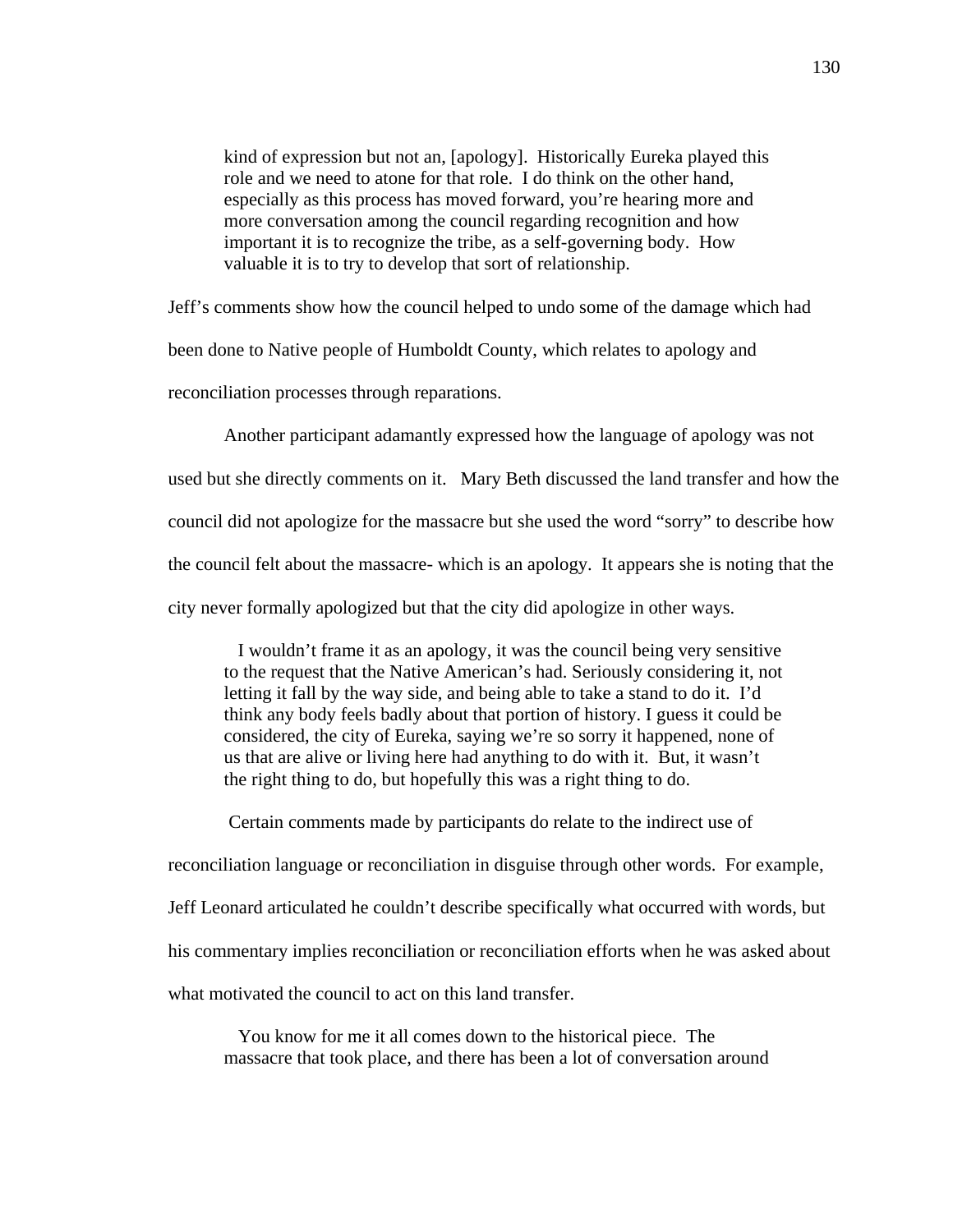> kind of expression but not an, [apology]. Historically Eureka played this role and we need to atone for that role. I do think on the other hand, especially as this process has moved forward, you're hearing more and more conversation among the council regarding recognition and how important it is to recognize the tribe, as a self-governing body. How valuable it is to try to develop that sort of relationship.

Jeff's comments show how the council helped to undo some of the damage which had been done to Native people of Humboldt County, which relates to apology and reconciliation processes through reparations.

Another participant adamantly expressed how the language of apology was not used but she directly comments on it. Mary Beth discussed the land transfer and how the council did not apologize for the massacre but she used the word "sorry" to describe how the council felt about the massacre- which is an apology. It appears she is noting that the city never formally apologized but that the city did apologize in other ways.

> I wouldn't frame it as an apology, it was the council being very sensitive to the request that the Native American's had. Seriously considering it, not letting it fall by the way side, and being able to take a stand to do it. I'd think any body feels badly about that portion of history. I guess it could be considered, the city of Eureka, saying we're so sorry it happened, none of us that are alive or living here had anything to do with it. But, it wasn't the right thing to do, but hopefully this was a right thing to do.

Certain comments made by participants do relate to the indirect use of reconciliation language or reconciliation in disguise through other words. For example, Jeff Leonard articulated he couldn't describe specifically what occurred with words, but his commentary implies reconciliation or reconciliation efforts when he was asked about what motivated the council to act on this land transfer.

> You know for me it all comes down to the historical piece. The massacre that took place, and there has been a lot of conversation around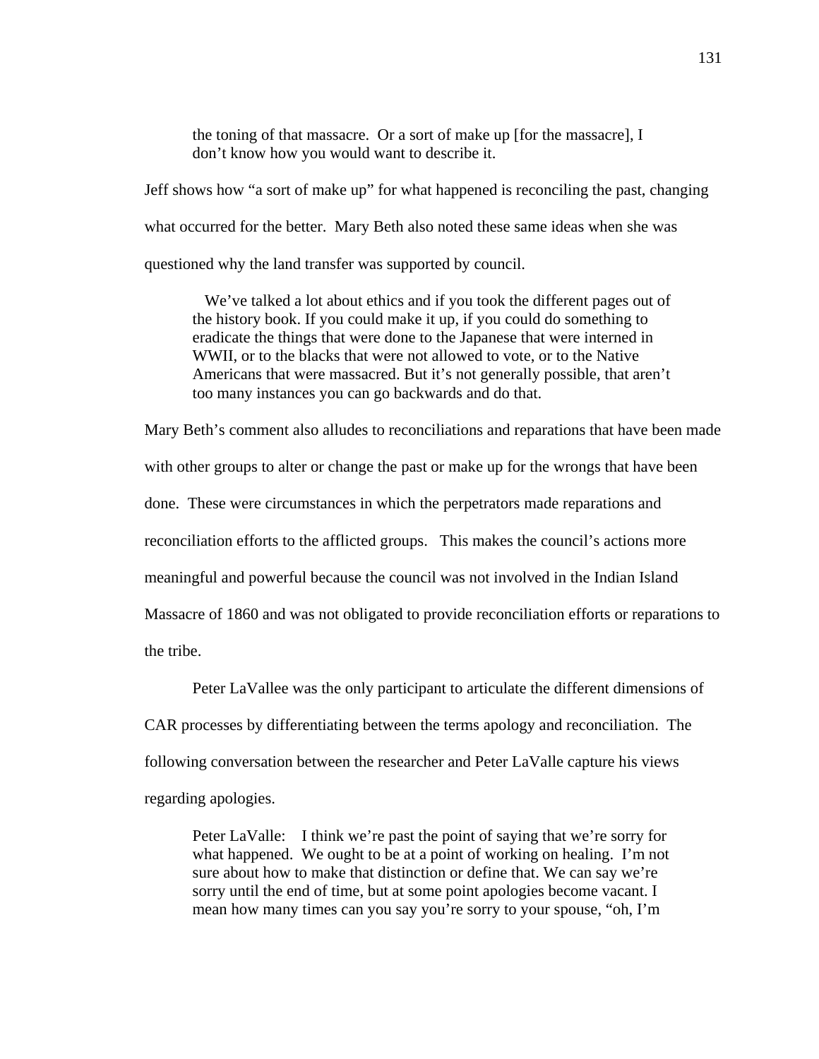> the toning of that massacre. Or a sort of make up [for the massacre], I don't know how you would want to describe it.

Jeff shows how "a sort of make up" for what happened is reconciling the past, changing what occurred for the better. Mary Beth also noted these same ideas when she was questioned why the land transfer was supported by council.

> We've talked a lot about ethics and if you took the different pages out of the history book. If you could make it up, if you could do something to eradicate the things that were done to the Japanese that were interned in WWII, or to the blacks that were not allowed to vote, or to the Native Americans that were massacred. But it's not generally possible, that aren't too many instances you can go backwards and do that.

Mary Beth's comment also alludes to reconciliations and reparations that have been made with other groups to alter or change the past or make up for the wrongs that have been done. These were circumstances in which the perpetrators made reparations and reconciliation efforts to the afflicted groups. This makes the council's actions more meaningful and powerful because the council was not involved in the Indian Island Massacre of 1860 and was not obligated to provide reconciliation efforts or reparations to the tribe.

Peter LaVallee was the only participant to articulate the different dimensions of CAR processes by differentiating between the terms apology and reconciliation. The following conversation between the researcher and Peter LaValle capture his views regarding apologies.

> Peter LaValle: I think we're past the point of saying that we're sorry for what happened. We ought to be at a point of working on healing. I'm not sure about how to make that distinction or define that. We can say we're sorry until the end of time, but at some point apologies become vacant. I mean how many times can you say you're sorry to your spouse, "oh, I'm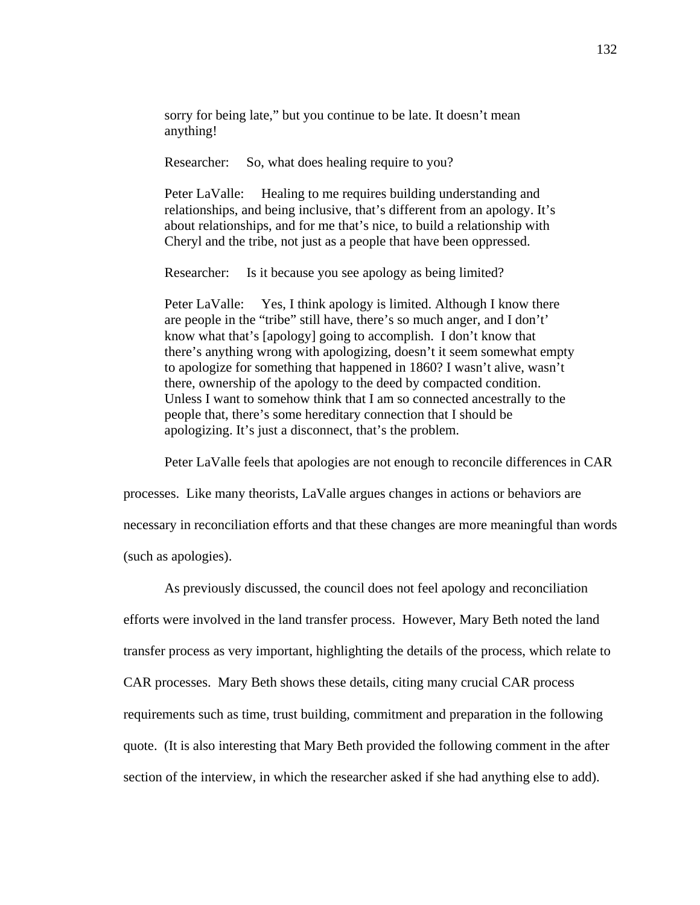sorry for being late," but you continue to be late. It doesn't mean anything!

Researcher: So, what does healing require to you?

Peter LaValle: Healing to me requires building understanding and relationships, and being inclusive, that's different from an apology. It's about relationships, and for me that's nice, to build a relationship with Cheryl and the tribe, not just as a people that have been oppressed.

Researcher: Is it because you see apology as being limited?

Peter LaValle: Yes, I think apology is limited. Although I know there are people in the "tribe" still have, there's so much anger, and I don't' know what that's [apology] going to accomplish. I don't know that there's anything wrong with apologizing, doesn't it seem somewhat empty to apologize for something that happened in 1860? I wasn't alive, wasn't there, ownership of the apology to the deed by compacted condition. Unless I want to somehow think that I am so connected ancestrally to the people that, there's some hereditary connection that I should be apologizing. It's just a disconnect, that's the problem.

Peter LaValle feels that apologies are not enough to reconcile differences in CAR processes. Like many theorists, LaValle argues changes in actions or behaviors are necessary in reconciliation efforts and that these changes are more meaningful than words (such as apologies).

As previously discussed, the council does not feel apology and reconciliation efforts were involved in the land transfer process. However, Mary Beth noted the land transfer process as very important, highlighting the details of the process, which relate to CAR processes. Mary Beth shows these details, citing many crucial CAR process requirements such as time, trust building, commitment and preparation in the following quote. (It is also interesting that Mary Beth provided the following comment in the after section of the interview, in which the researcher asked if she had anything else to add).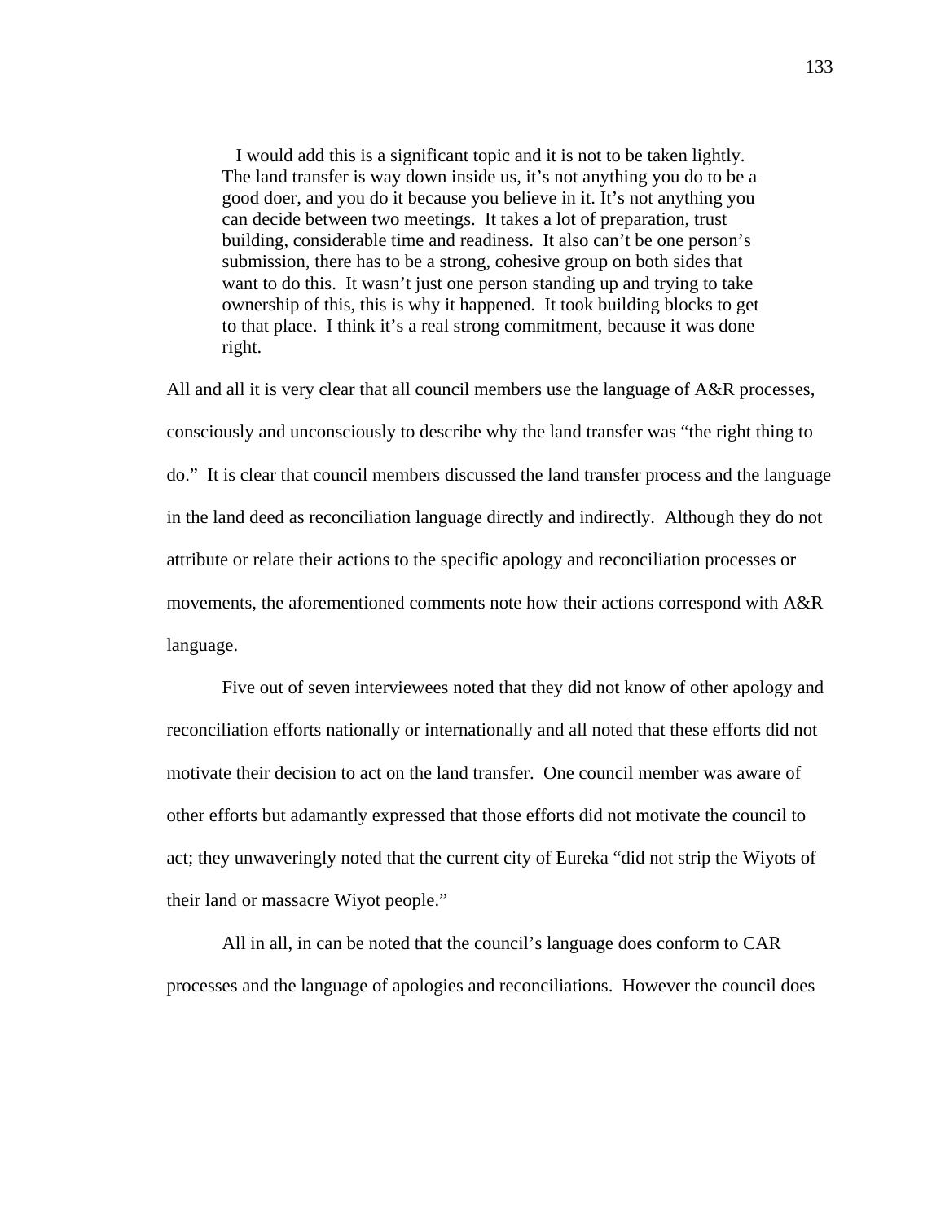> I would add this is a significant topic and it is not to be taken lightly. The land transfer is way down inside us, it's not anything you do to be a good doer, and you do it because you believe in it. It's not anything you can decide between two meetings. It takes a lot of preparation, trust building, considerable time and readiness. It also can't be one person's submission, there has to be a strong, cohesive group on both sides that want to do this. It wasn't just one person standing up and trying to take ownership of this, this is why it happened. It took building blocks to get to that place. I think it's a real strong commitment, because it was done right.

All and all it is very clear that all council members use the language of A&R processes, consciously and unconsciously to describe why the land transfer was "the right thing to do." It is clear that council members discussed the land transfer process and the language in the land deed as reconciliation language directly and indirectly. Although they do not attribute or relate their actions to the specific apology and reconciliation processes or movements, the aforementioned comments note how their actions correspond with A&R language.

Five out of seven interviewees noted that they did not know of other apology and reconciliation efforts nationally or internationally and all noted that these efforts did not motivate their decision to act on the land transfer. One council member was aware of other efforts but adamantly expressed that those efforts did not motivate the council to act; they unwaveringly noted that the current city of Eureka "did not strip the Wiyots of their land or massacre Wiyot people."

All in all, in can be noted that the council's language does conform to CAR processes and the language of apologies and reconciliations. However the council does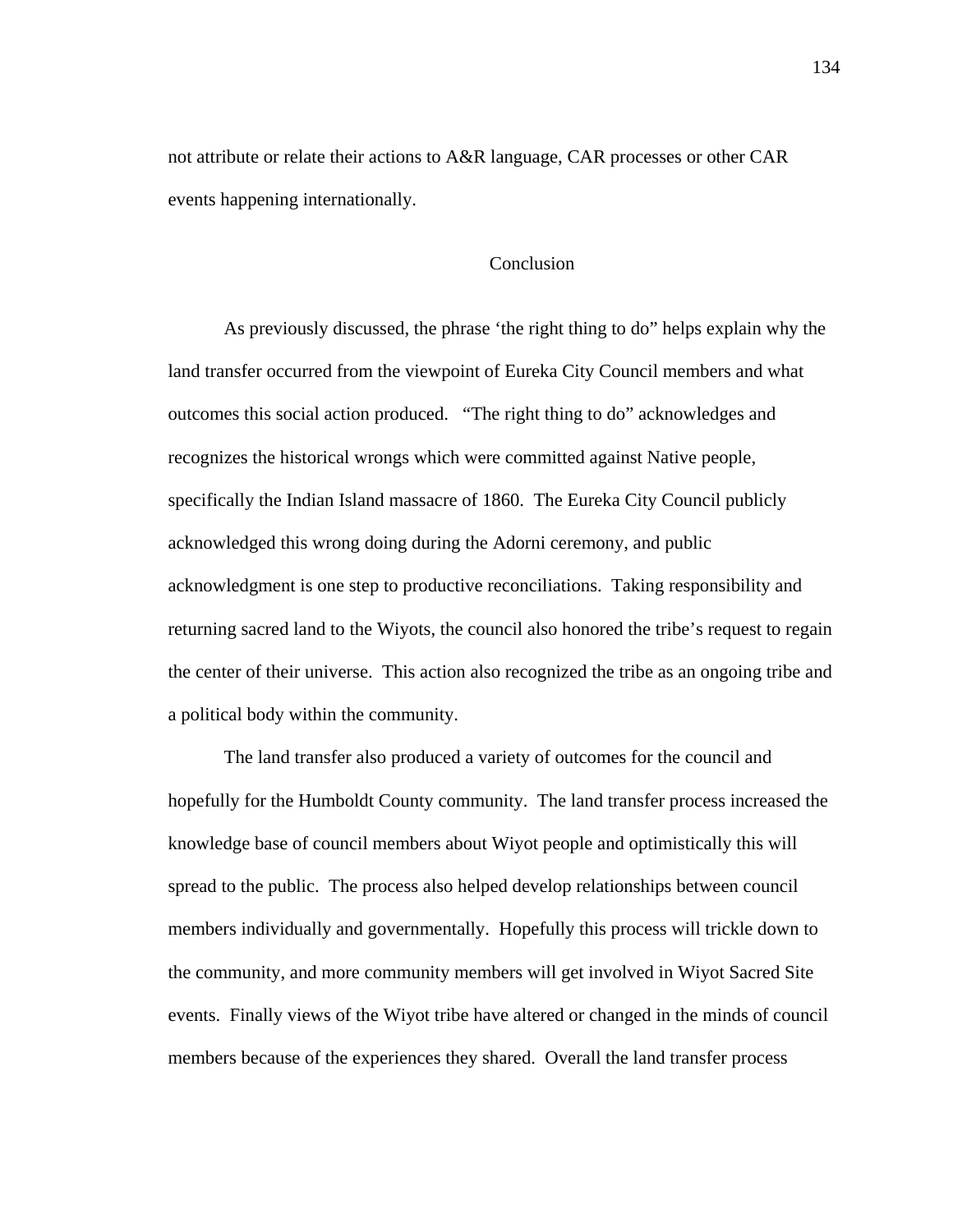not attribute or relate their actions to A&R language, CAR processes or other CAR events happening internationally.

## Conclusion

As previously discussed, the phrase ‘the right thing to do” helps explain why the land transfer occurred from the viewpoint of Eureka City Council members and what outcomes this social action produced. “The right thing to do” acknowledges and recognizes the historical wrongs which were committed against Native people, specifically the Indian Island massacre of 1860. The Eureka City Council publicly acknowledged this wrong doing during the Adorni ceremony, and public acknowledgment is one step to productive reconciliations. Taking responsibility and returning sacred land to the Wiyots, the council also honored the tribe’s request to regain the center of their universe. This action also recognized the tribe as an ongoing tribe and a political body within the community.

The land transfer also produced a variety of outcomes for the council and hopefully for the Humboldt County community. The land transfer process increased the knowledge base of council members about Wiyot people and optimistically this will spread to the public. The process also helped develop relationships between council members individually and governmentally. Hopefully this process will trickle down to the community, and more community members will get involved in Wiyot Sacred Site events. Finally views of the Wiyot tribe have altered or changed in the minds of council members because of the experiences they shared. Overall the land transfer process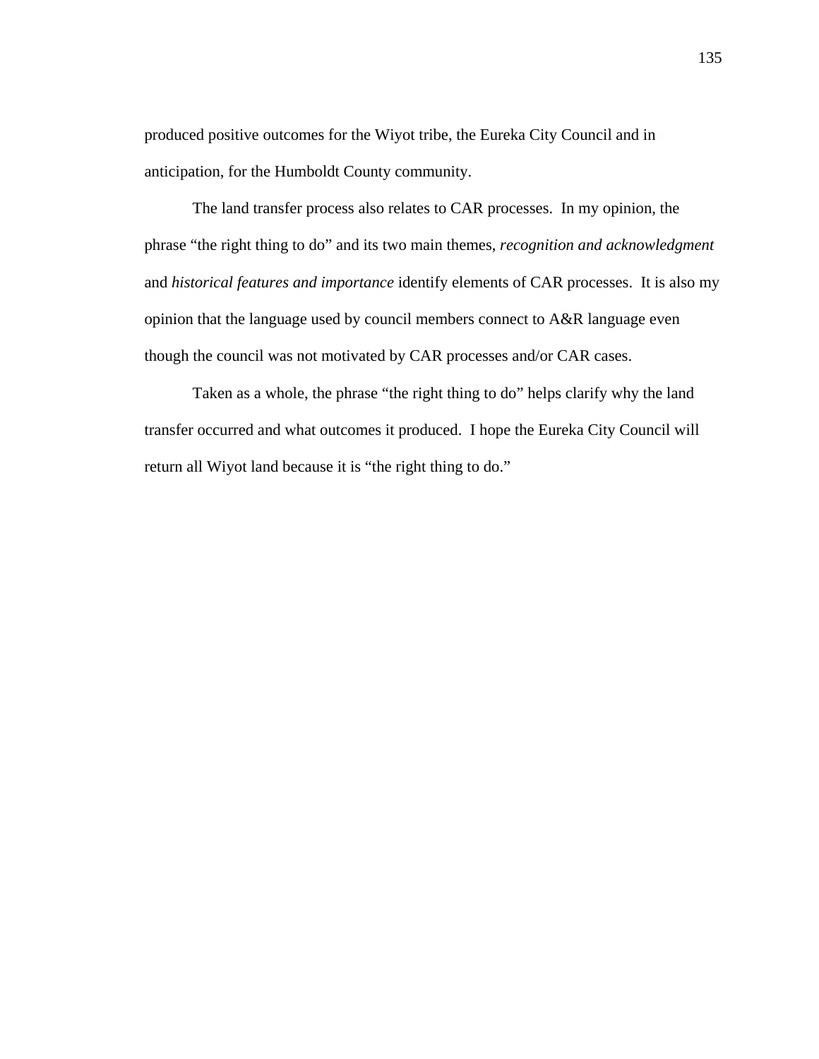produced positive outcomes for the Wiyot tribe, the Eureka City Council and in anticipation, for the Humboldt County community.

The land transfer process also relates to CAR processes. In my opinion, the phrase "the right thing to do" and its two main themes, *recognition and acknowledgment* and *historical features and importance* identify elements of CAR processes. It is also my opinion that the language used by council members connect to A&R language even though the council was not motivated by CAR processes and/or CAR cases.

Taken as a whole, the phrase "the right thing to do" helps clarify why the land transfer occurred and what outcomes it produced. I hope the Eureka City Council will return all Wiyot land because it is "the right thing to do."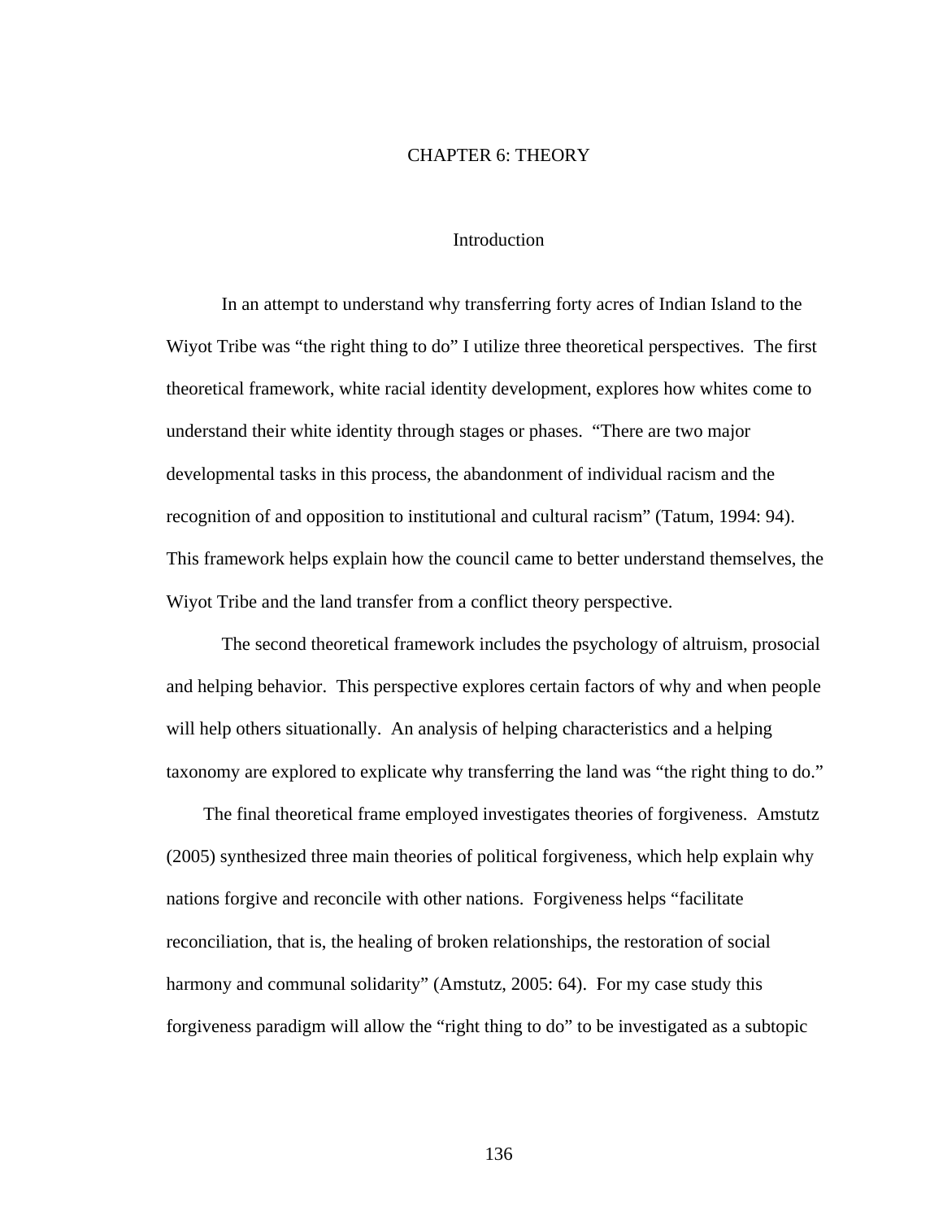# CHAPTER 6: THEORY

## Introduction

In an attempt to understand why transferring forty acres of Indian Island to the Wiyot Tribe was "the right thing to do" I utilize three theoretical perspectives. The first theoretical framework, white racial identity development, explores how whites come to understand their white identity through stages or phases. "There are two major developmental tasks in this process, the abandonment of individual racism and the recognition of and opposition to institutional and cultural racism" (Tatum, 1994: 94). This framework helps explain how the council came to better understand themselves, the Wiyot Tribe and the land transfer from a conflict theory perspective.

The second theoretical framework includes the psychology of altruism, prosocial and helping behavior. This perspective explores certain factors of why and when people will help others situationally. An analysis of helping characteristics and a helping taxonomy are explored to explicate why transferring the land was "the right thing to do."

The final theoretical frame employed investigates theories of forgiveness. Amstutz (2005) synthesized three main theories of political forgiveness, which help explain why nations forgive and reconcile with other nations. Forgiveness helps "facilitate reconciliation, that is, the healing of broken relationships, the restoration of social harmony and communal solidarity" (Amstutz, 2005: 64). For my case study this forgiveness paradigm will allow the "right thing to do" to be investigated as a subtopic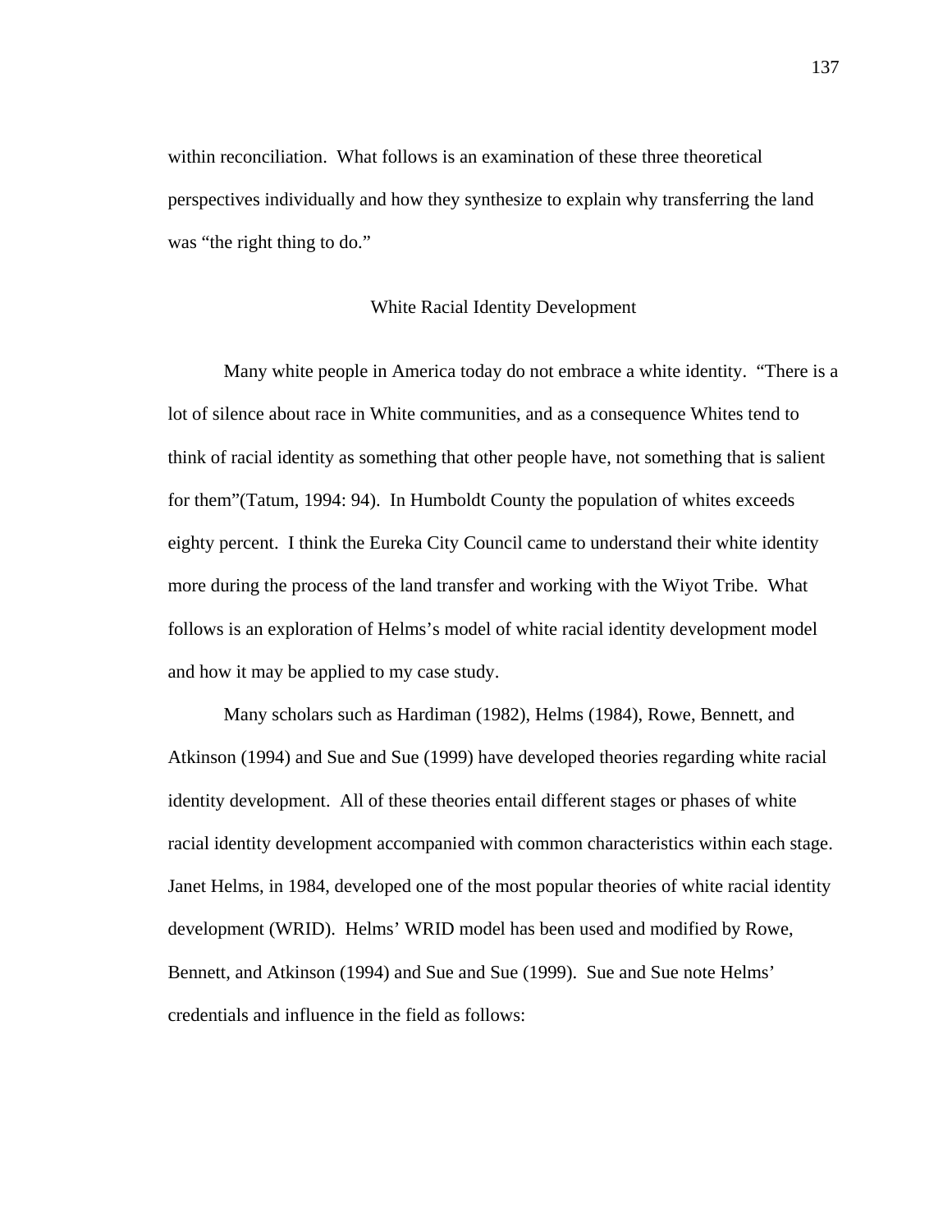within reconciliation. What follows is an examination of these three theoretical perspectives individually and how they synthesize to explain why transferring the land was "the right thing to do."

## White Racial Identity Development

Many white people in America today do not embrace a white identity. "There is a lot of silence about race in White communities, and as a consequence Whites tend to think of racial identity as something that other people have, not something that is salient for them"(Tatum, 1994: 94). In Humboldt County the population of whites exceeds eighty percent. I think the Eureka City Council came to understand their white identity more during the process of the land transfer and working with the Wiyot Tribe. What follows is an exploration of Helms's model of white racial identity development model and how it may be applied to my case study.

Many scholars such as Hardiman (1982), Helms (1984), Rowe, Bennett, and Atkinson (1994) and Sue and Sue (1999) have developed theories regarding white racial identity development. All of these theories entail different stages or phases of white racial identity development accompanied with common characteristics within each stage. Janet Helms, in 1984, developed one of the most popular theories of white racial identity development (WRID). Helms' WRID model has been used and modified by Rowe, Bennett, and Atkinson (1994) and Sue and Sue (1999). Sue and Sue note Helms' credentials and influence in the field as follows: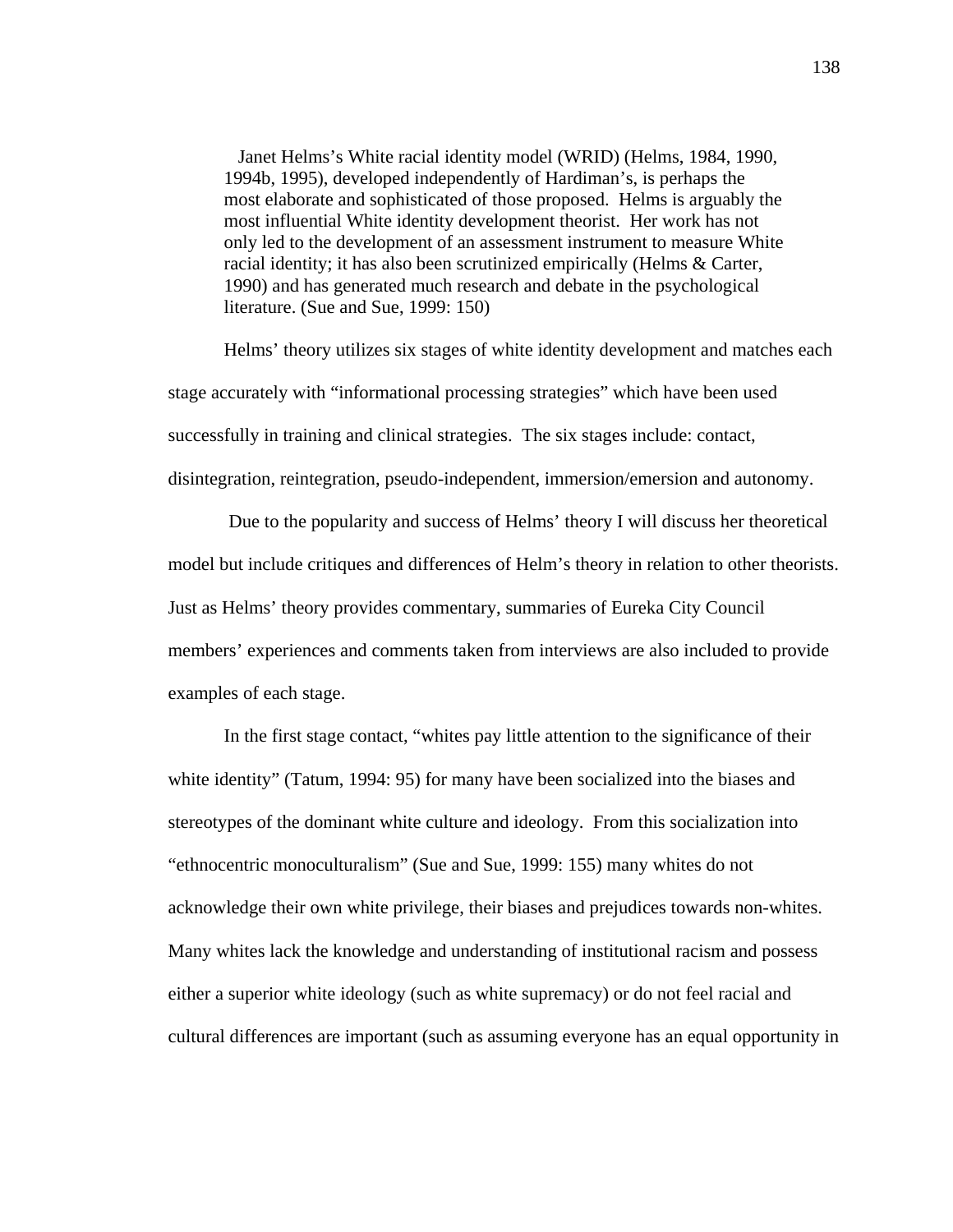> Janet Helms's White racial identity model (WRID) (Helms, 1984, 1990, 1994b, 1995), developed independently of Hardiman's, is perhaps the most elaborate and sophisticated of those proposed. Helms is arguably the most influential White identity development theorist. Her work has not only led to the development of an assessment instrument to measure White racial identity; it has also been scrutinized empirically (Helms & Carter, 1990) and has generated much research and debate in the psychological literature. (Sue and Sue, 1999: 150)

Helms' theory utilizes six stages of white identity development and matches each stage accurately with "informational processing strategies" which have been used successfully in training and clinical strategies. The six stages include: contact, disintegration, reintegration, pseudo-independent, immersion/emersion and autonomy.

Due to the popularity and success of Helms' theory I will discuss her theoretical model but include critiques and differences of Helm's theory in relation to other theorists. Just as Helms' theory provides commentary, summaries of Eureka City Council members' experiences and comments taken from interviews are also included to provide examples of each stage.

In the first stage contact, "whites pay little attention to the significance of their white identity" (Tatum, 1994: 95) for many have been socialized into the biases and stereotypes of the dominant white culture and ideology. From this socialization into "ethnocentric monoculturalism" (Sue and Sue, 1999: 155) many whites do not acknowledge their own white privilege, their biases and prejudices towards non-whites. Many whites lack the knowledge and understanding of institutional racism and possess either a superior white ideology (such as white supremacy) or do not feel racial and cultural differences are important (such as assuming everyone has an equal opportunity in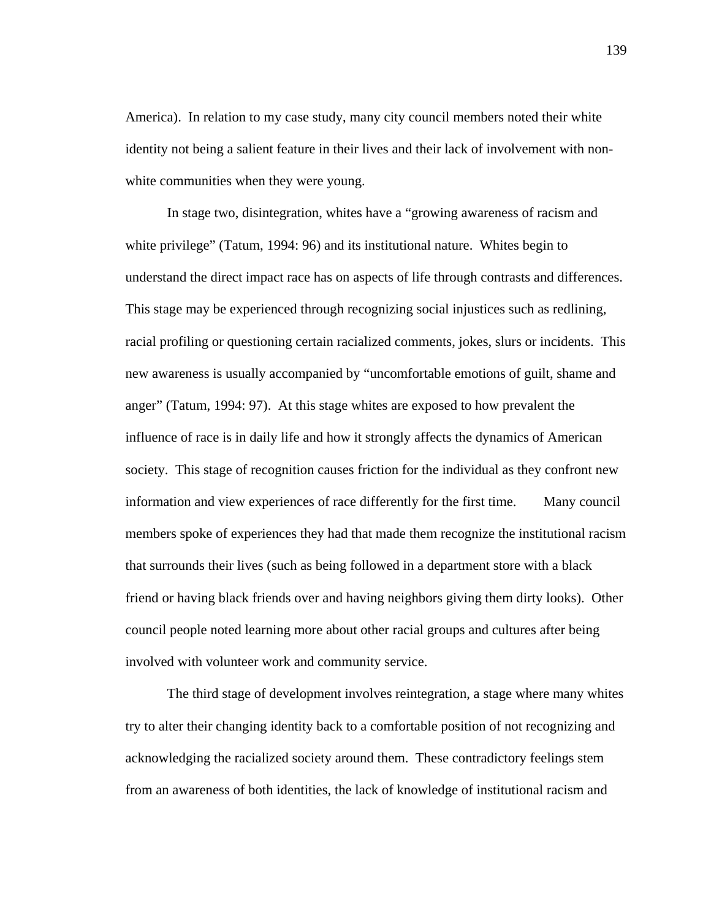America). In relation to my case study, many city council members noted their white identity not being a salient feature in their lives and their lack of involvement with non-white communities when they were young.

In stage two, disintegration, whites have a "growing awareness of racism and white privilege" (Tatum, 1994: 96) and its institutional nature. Whites begin to understand the direct impact race has on aspects of life through contrasts and differences. This stage may be experienced through recognizing social injustices such as redlining, racial profiling or questioning certain racialized comments, jokes, slurs or incidents. This new awareness is usually accompanied by "uncomfortable emotions of guilt, shame and anger" (Tatum, 1994: 97). At this stage whites are exposed to how prevalent the influence of race is in daily life and how it strongly affects the dynamics of American society. This stage of recognition causes friction for the individual as they confront new information and view experiences of race differently for the first time. Many council members spoke of experiences they had that made them recognize the institutional racism that surrounds their lives (such as being followed in a department store with a black friend or having black friends over and having neighbors giving them dirty looks). Other council people noted learning more about other racial groups and cultures after being involved with volunteer work and community service.

The third stage of development involves reintegration, a stage where many whites try to alter their changing identity back to a comfortable position of not recognizing and acknowledging the racialized society around them. These contradictory feelings stem from an awareness of both identities, the lack of knowledge of institutional racism and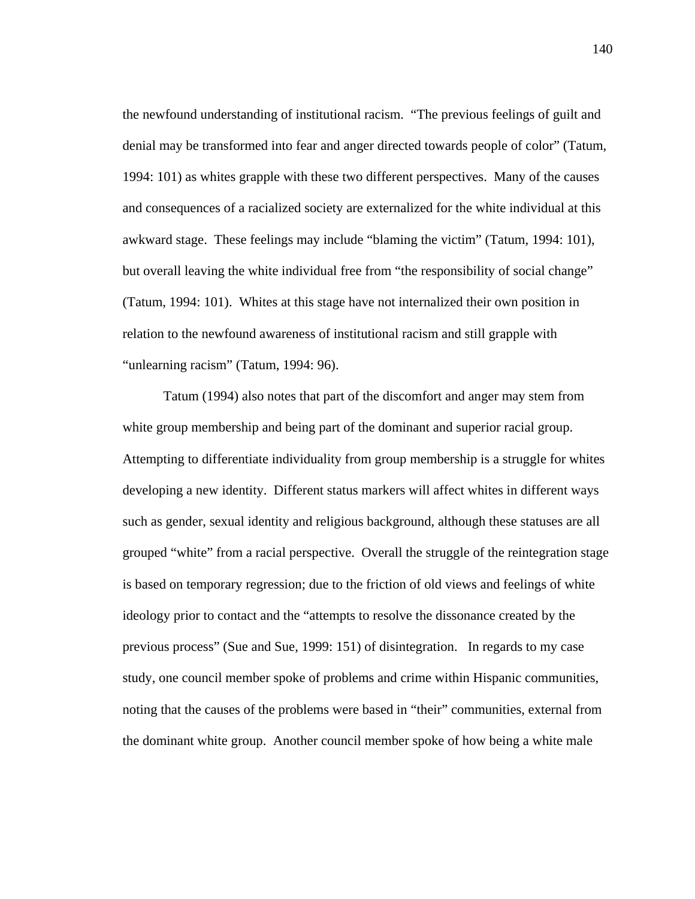the newfound understanding of institutional racism. "The previous feelings of guilt and denial may be transformed into fear and anger directed towards people of color" (Tatum, 1994: 101) as whites grapple with these two different perspectives. Many of the causes and consequences of a racialized society are externalized for the white individual at this awkward stage. These feelings may include "blaming the victim" (Tatum, 1994: 101), but overall leaving the white individual free from "the responsibility of social change" (Tatum, 1994: 101). Whites at this stage have not internalized their own position in relation to the newfound awareness of institutional racism and still grapple with "unlearning racism" (Tatum, 1994: 96).

Tatum (1994) also notes that part of the discomfort and anger may stem from white group membership and being part of the dominant and superior racial group. Attempting to differentiate individuality from group membership is a struggle for whites developing a new identity. Different status markers will affect whites in different ways such as gender, sexual identity and religious background, although these statuses are all grouped "white" from a racial perspective. Overall the struggle of the reintegration stage is based on temporary regression; due to the friction of old views and feelings of white ideology prior to contact and the "attempts to resolve the dissonance created by the previous process" (Sue and Sue, 1999: 151) of disintegration. In regards to my case study, one council member spoke of problems and crime within Hispanic communities, noting that the causes of the problems were based in "their" communities, external from the dominant white group. Another council member spoke of how being a white male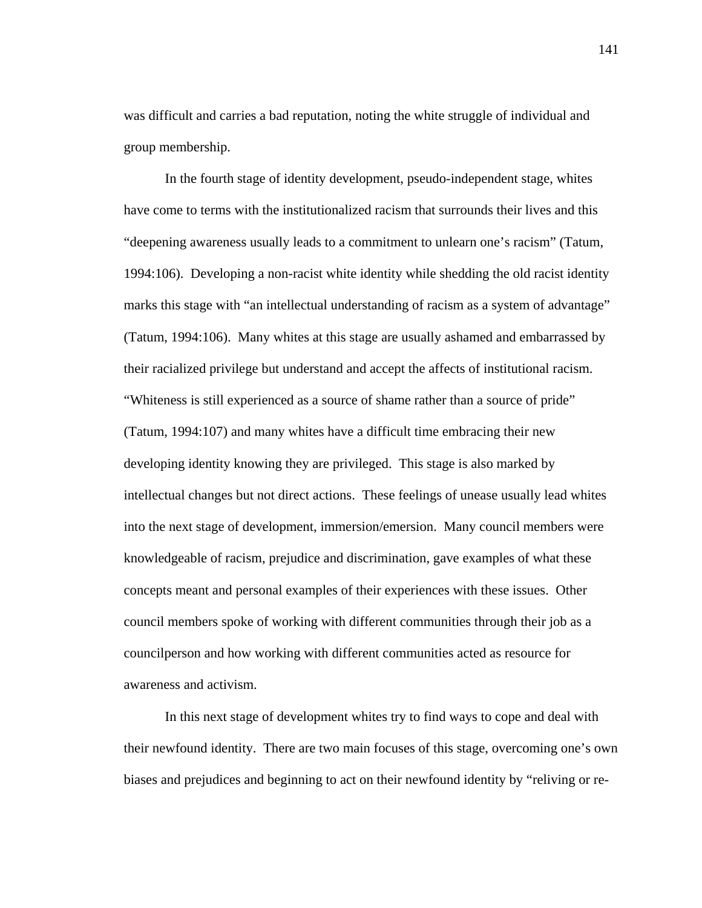was difficult and carries a bad reputation, noting the white struggle of individual and group membership.

In the fourth stage of identity development, pseudo-independent stage, whites have come to terms with the institutionalized racism that surrounds their lives and this "deepening awareness usually leads to a commitment to unlearn one's racism" (Tatum, 1994:106). Developing a non-racist white identity while shedding the old racist identity marks this stage with "an intellectual understanding of racism as a system of advantage" (Tatum, 1994:106). Many whites at this stage are usually ashamed and embarrassed by their racialized privilege but understand and accept the affects of institutional racism. "Whiteness is still experienced as a source of shame rather than a source of pride" (Tatum, 1994:107) and many whites have a difficult time embracing their new developing identity knowing they are privileged. This stage is also marked by intellectual changes but not direct actions. These feelings of unease usually lead whites into the next stage of development, immersion/emersion. Many council members were knowledgeable of racism, prejudice and discrimination, gave examples of what these concepts meant and personal examples of their experiences with these issues. Other council members spoke of working with different communities through their job as a councilperson and how working with different communities acted as resource for awareness and activism.

In this next stage of development whites try to find ways to cope and deal with their newfound identity. There are two main focuses of this stage, overcoming one's own biases and prejudices and beginning to act on their newfound identity by "reliving or re-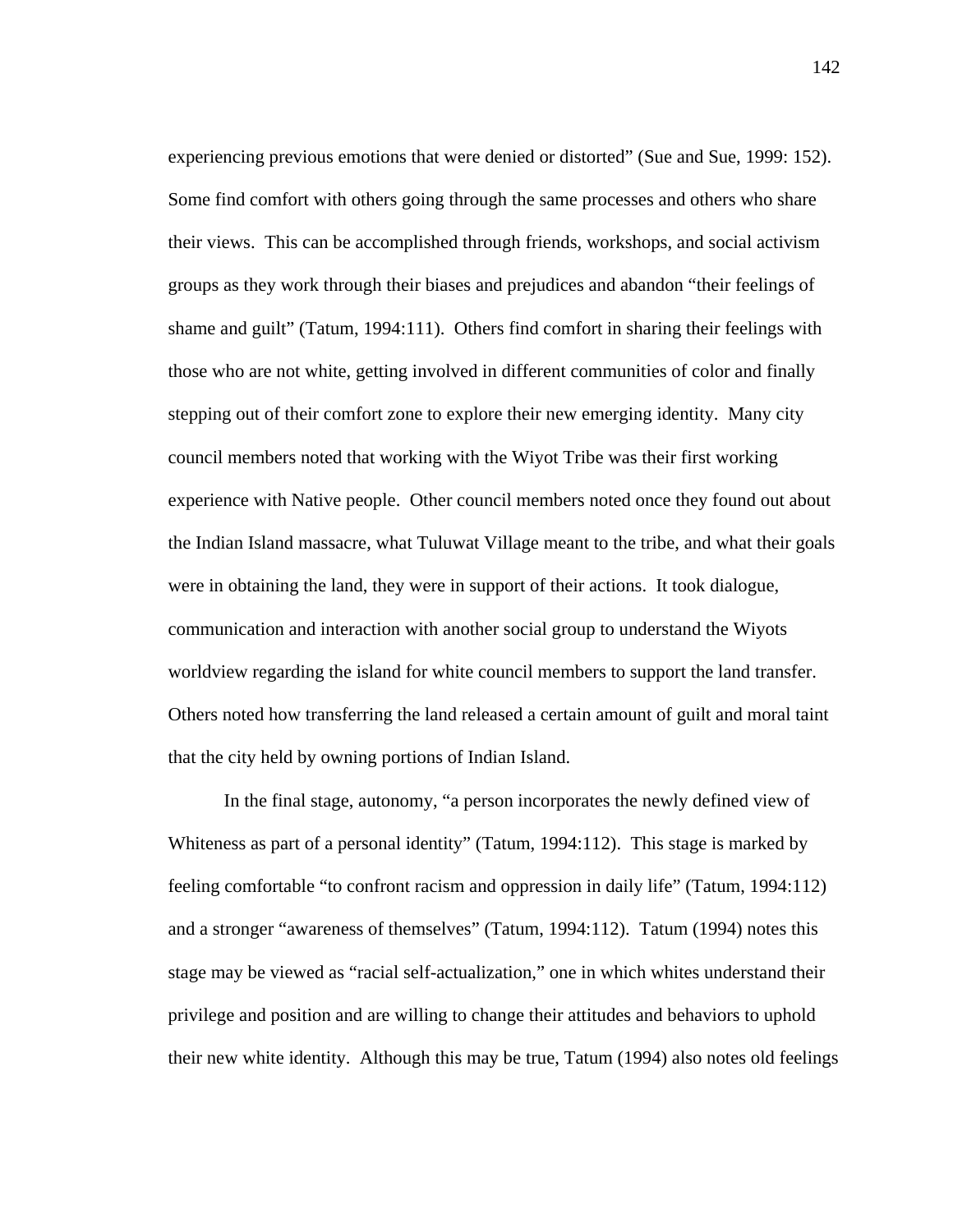experiencing previous emotions that were denied or distorted" (Sue and Sue, 1999: 152). Some find comfort with others going through the same processes and others who share their views. This can be accomplished through friends, workshops, and social activism groups as they work through their biases and prejudices and abandon "their feelings of shame and guilt" (Tatum, 1994:111). Others find comfort in sharing their feelings with those who are not white, getting involved in different communities of color and finally stepping out of their comfort zone to explore their new emerging identity. Many city council members noted that working with the Wiyot Tribe was their first working experience with Native people. Other council members noted once they found out about the Indian Island massacre, what Tuluwat Village meant to the tribe, and what their goals were in obtaining the land, they were in support of their actions. It took dialogue, communication and interaction with another social group to understand the Wiyots worldview regarding the island for white council members to support the land transfer. Others noted how transferring the land released a certain amount of guilt and moral taint that the city held by owning portions of Indian Island.

In the final stage, autonomy, "a person incorporates the newly defined view of Whiteness as part of a personal identity" (Tatum, 1994:112). This stage is marked by feeling comfortable "to confront racism and oppression in daily life" (Tatum, 1994:112) and a stronger "awareness of themselves" (Tatum, 1994:112). Tatum (1994) notes this stage may be viewed as "racial self-actualization," one in which whites understand their privilege and position and are willing to change their attitudes and behaviors to uphold their new white identity. Although this may be true, Tatum (1994) also notes old feelings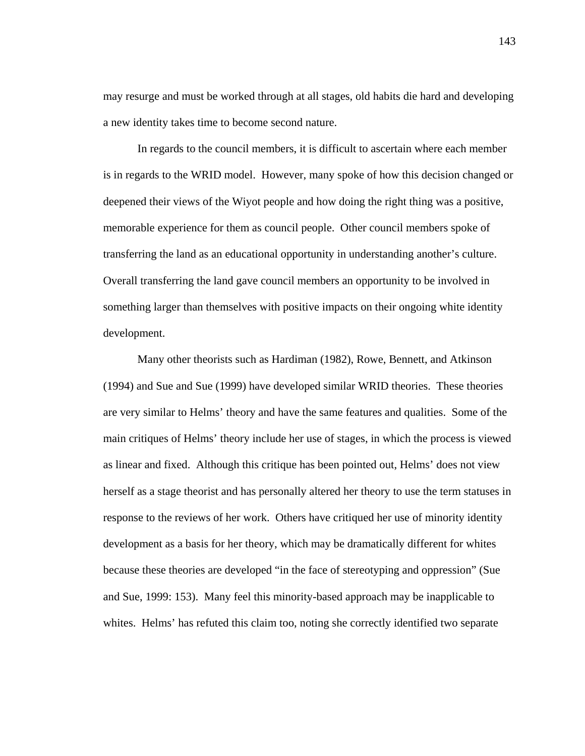may resurge and must be worked through at all stages, old habits die hard and developing a new identity takes time to become second nature.

In regards to the council members, it is difficult to ascertain where each member is in regards to the WRID model. However, many spoke of how this decision changed or deepened their views of the Wiyot people and how doing the right thing was a positive, memorable experience for them as council people. Other council members spoke of transferring the land as an educational opportunity in understanding another's culture. Overall transferring the land gave council members an opportunity to be involved in something larger than themselves with positive impacts on their ongoing white identity development.

Many other theorists such as Hardiman (1982), Rowe, Bennett, and Atkinson (1994) and Sue and Sue (1999) have developed similar WRID theories. These theories are very similar to Helms' theory and have the same features and qualities. Some of the main critiques of Helms' theory include her use of stages, in which the process is viewed as linear and fixed. Although this critique has been pointed out, Helms' does not view herself as a stage theorist and has personally altered her theory to use the term statuses in response to the reviews of her work. Others have critiqued her use of minority identity development as a basis for her theory, which may be dramatically different for whites because these theories are developed "in the face of stereotyping and oppression" (Sue and Sue, 1999: 153). Many feel this minority-based approach may be inapplicable to whites. Helms' has refuted this claim too, noting she correctly identified two separate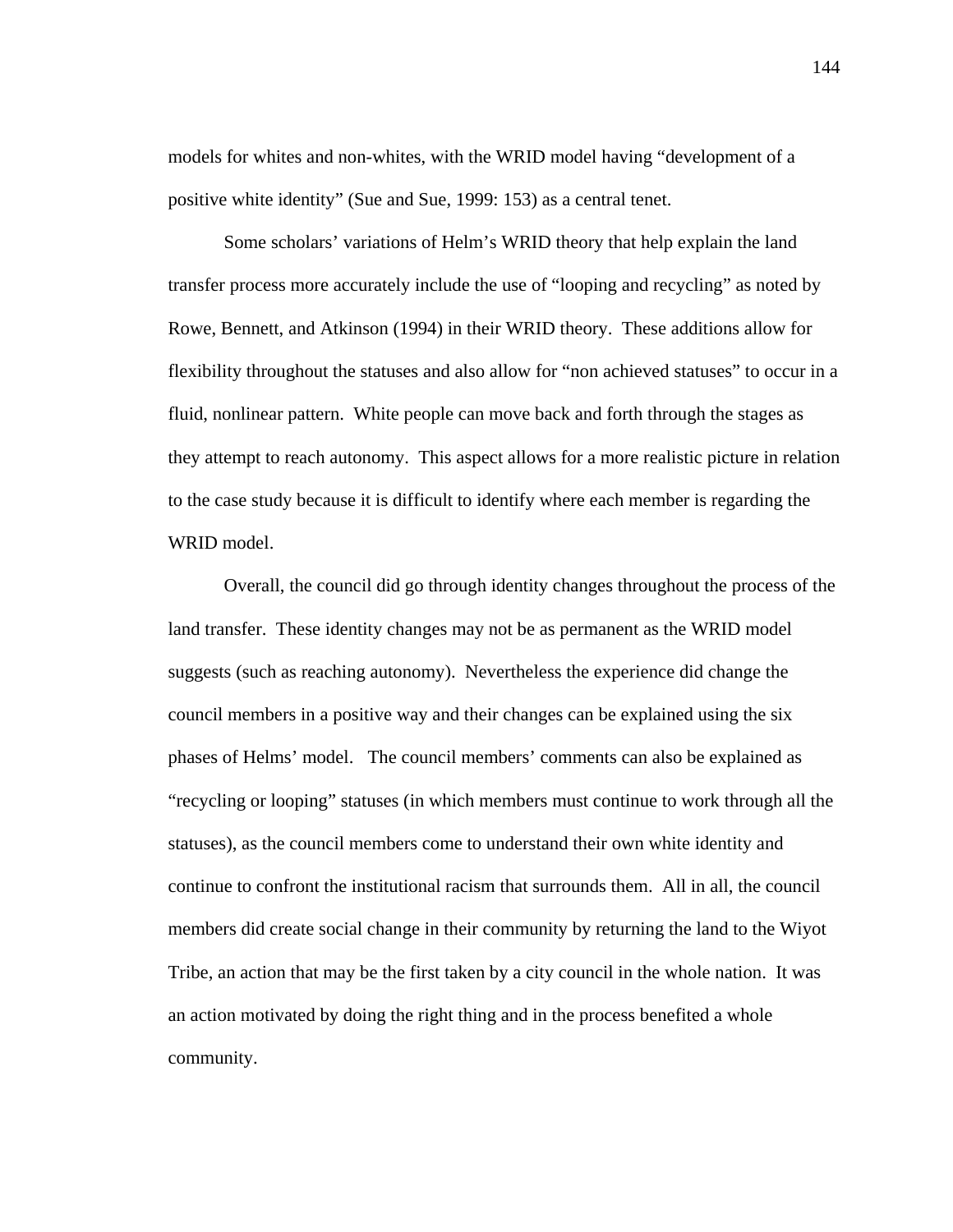models for whites and non-whites, with the WRID model having "development of a positive white identity" (Sue and Sue, 1999: 153) as a central tenet.

Some scholars' variations of Helm's WRID theory that help explain the land transfer process more accurately include the use of "looping and recycling" as noted by Rowe, Bennett, and Atkinson (1994) in their WRID theory. These additions allow for flexibility throughout the statuses and also allow for "non achieved statuses" to occur in a fluid, nonlinear pattern. White people can move back and forth through the stages as they attempt to reach autonomy. This aspect allows for a more realistic picture in relation to the case study because it is difficult to identify where each member is regarding the WRID model.

Overall, the council did go through identity changes throughout the process of the land transfer. These identity changes may not be as permanent as the WRID model suggests (such as reaching autonomy). Nevertheless the experience did change the council members in a positive way and their changes can be explained using the six phases of Helms' model. The council members' comments can also be explained as "recycling or looping" statuses (in which members must continue to work through all the statuses), as the council members come to understand their own white identity and continue to confront the institutional racism that surrounds them. All in all, the council members did create social change in their community by returning the land to the Wiyot Tribe, an action that may be the first taken by a city council in the whole nation. It was an action motivated by doing the right thing and in the process benefited a whole community.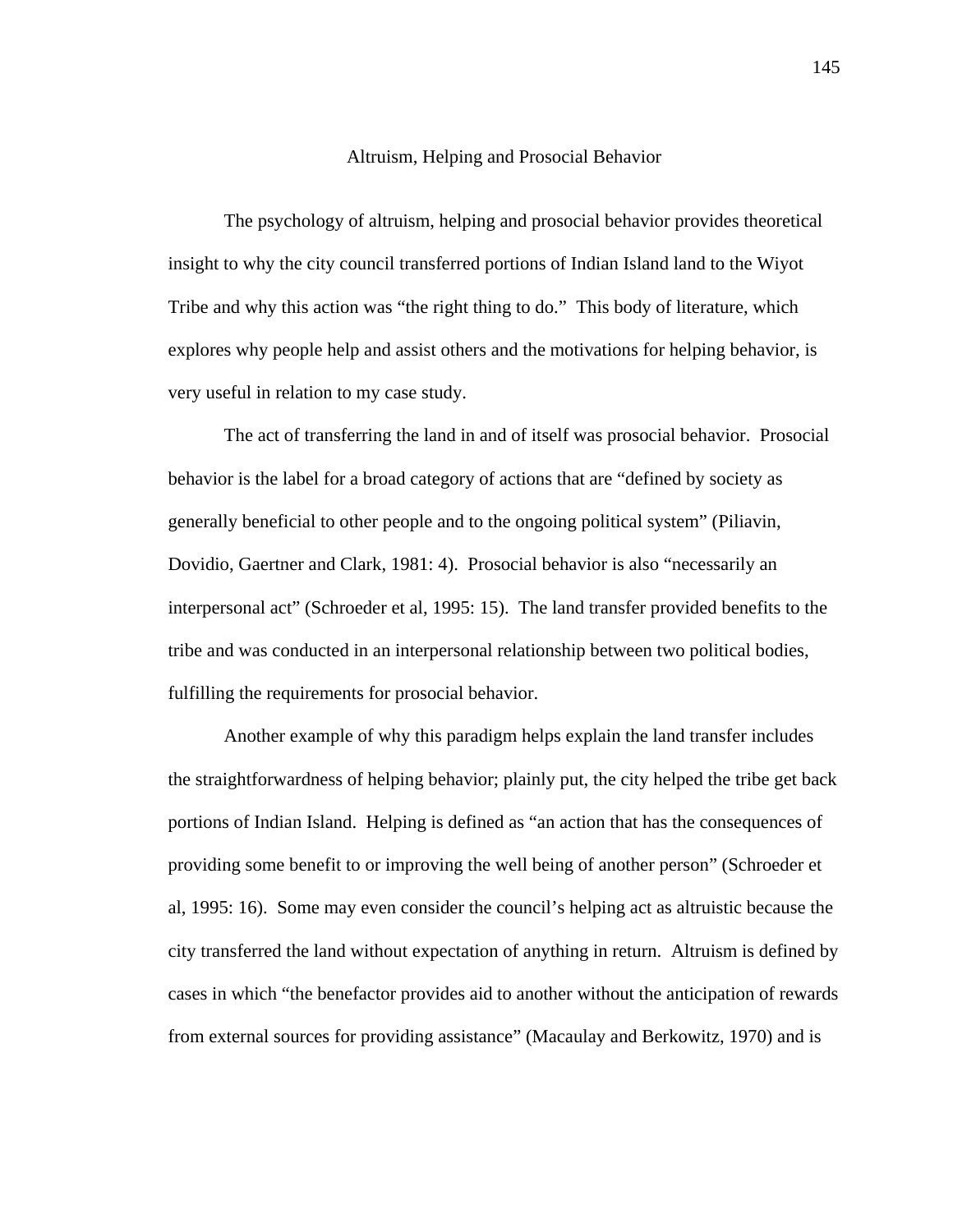## Altruism, Helping and Prosocial Behavior

The psychology of altruism, helping and prosocial behavior provides theoretical insight to why the city council transferred portions of Indian Island land to the Wiyot Tribe and why this action was "the right thing to do." This body of literature, which explores why people help and assist others and the motivations for helping behavior, is very useful in relation to my case study.

The act of transferring the land in and of itself was prosocial behavior. Prosocial behavior is the label for a broad category of actions that are "defined by society as generally beneficial to other people and to the ongoing political system" (Piliavin, Dovidio, Gaertner and Clark, 1981: 4). Prosocial behavior is also "necessarily an interpersonal act" (Schroeder et al, 1995: 15). The land transfer provided benefits to the tribe and was conducted in an interpersonal relationship between two political bodies, fulfilling the requirements for prosocial behavior.

Another example of why this paradigm helps explain the land transfer includes the straightforwardness of helping behavior; plainly put, the city helped the tribe get back portions of Indian Island. Helping is defined as "an action that has the consequences of providing some benefit to or improving the well being of another person" (Schroeder et al, 1995: 16). Some may even consider the council's helping act as altruistic because the city transferred the land without expectation of anything in return. Altruism is defined by cases in which "the benefactor provides aid to another without the anticipation of rewards from external sources for providing assistance" (Macaulay and Berkowitz, 1970) and is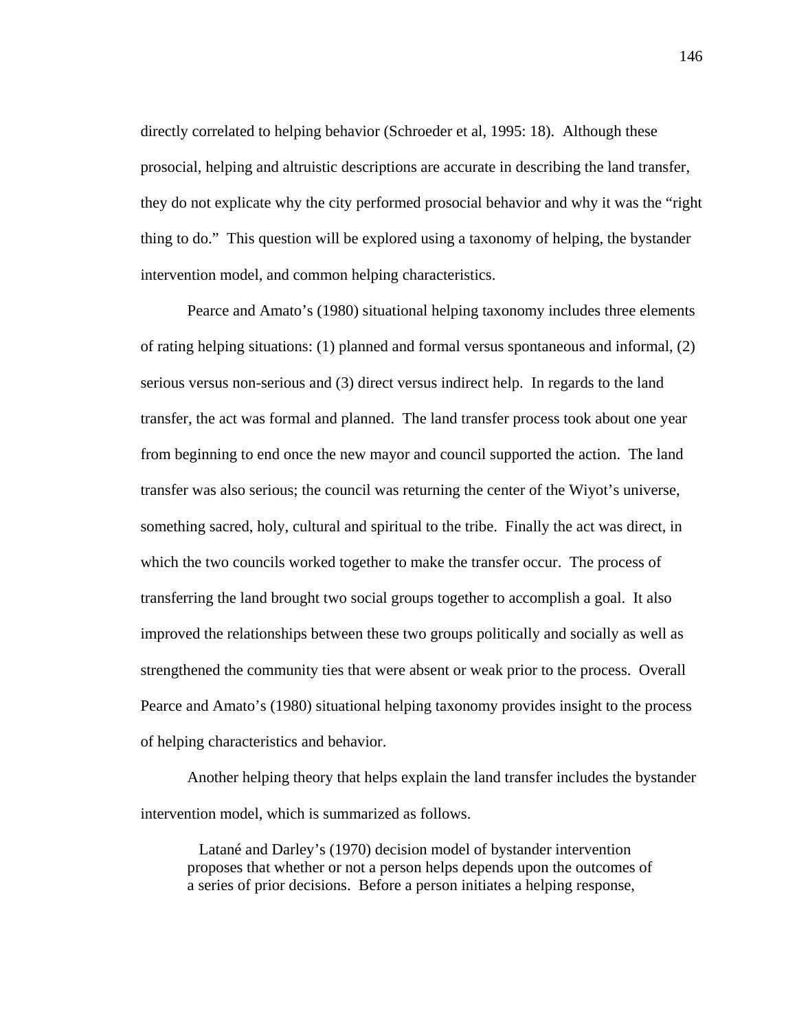directly correlated to helping behavior (Schroeder et al, 1995: 18). Although these prosocial, helping and altruistic descriptions are accurate in describing the land transfer, they do not explicate why the city performed prosocial behavior and why it was the "right thing to do." This question will be explored using a taxonomy of helping, the bystander intervention model, and common helping characteristics.

Pearce and Amato's (1980) situational helping taxonomy includes three elements of rating helping situations: (1) planned and formal versus spontaneous and informal, (2) serious versus non-serious and (3) direct versus indirect help. In regards to the land transfer, the act was formal and planned. The land transfer process took about one year from beginning to end once the new mayor and council supported the action. The land transfer was also serious; the council was returning the center of the Wiyot's universe, something sacred, holy, cultural and spiritual to the tribe. Finally the act was direct, in which the two councils worked together to make the transfer occur. The process of transferring the land brought two social groups together to accomplish a goal. It also improved the relationships between these two groups politically and socially as well as strengthened the community ties that were absent or weak prior to the process. Overall Pearce and Amato's (1980) situational helping taxonomy provides insight to the process of helping characteristics and behavior.

Another helping theory that helps explain the land transfer includes the bystander intervention model, which is summarized as follows.

> Latané and Darley's (1970) decision model of bystander intervention proposes that whether or not a person helps depends upon the outcomes of a series of prior decisions. Before a person initiates a helping response,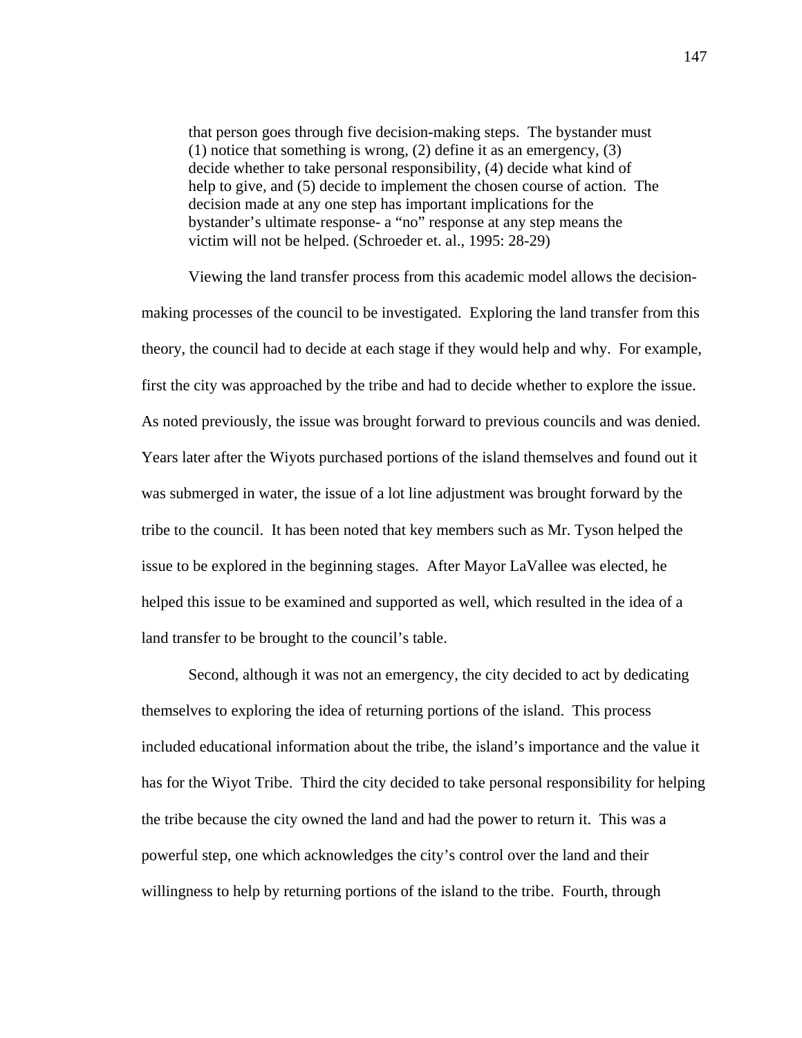> that person goes through five decision-making steps. The bystander must (1) notice that something is wrong, (2) define it as an emergency, (3) decide whether to take personal responsibility, (4) decide what kind of help to give, and (5) decide to implement the chosen course of action. The decision made at any one step has important implications for the bystander's ultimate response- a "no" response at any step means the victim will not be helped. (Schroeder et. al., 1995: 28-29)

Viewing the land transfer process from this academic model allows the decision-making processes of the council to be investigated. Exploring the land transfer from this theory, the council had to decide at each stage if they would help and why. For example, first the city was approached by the tribe and had to decide whether to explore the issue. As noted previously, the issue was brought forward to previous councils and was denied. Years later after the Wiyots purchased portions of the island themselves and found out it was submerged in water, the issue of a lot line adjustment was brought forward by the tribe to the council. It has been noted that key members such as Mr. Tyson helped the issue to be explored in the beginning stages. After Mayor LaVallee was elected, he helped this issue to be examined and supported as well, which resulted in the idea of a land transfer to be brought to the council's table.

Second, although it was not an emergency, the city decided to act by dedicating themselves to exploring the idea of returning portions of the island. This process included educational information about the tribe, the island's importance and the value it has for the Wiyot Tribe. Third the city decided to take personal responsibility for helping the tribe because the city owned the land and had the power to return it. This was a powerful step, one which acknowledges the city's control over the land and their willingness to help by returning portions of the island to the tribe. Fourth, through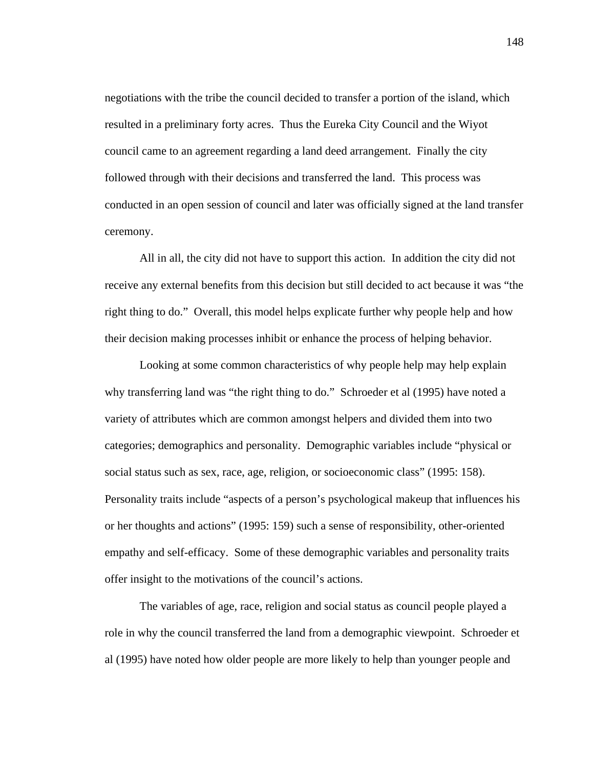negotiations with the tribe the council decided to transfer a portion of the island, which resulted in a preliminary forty acres. Thus the Eureka City Council and the Wiyot council came to an agreement regarding a land deed arrangement. Finally the city followed through with their decisions and transferred the land. This process was conducted in an open session of council and later was officially signed at the land transfer ceremony.

All in all, the city did not have to support this action. In addition the city did not receive any external benefits from this decision but still decided to act because it was "the right thing to do." Overall, this model helps explicate further why people help and how their decision making processes inhibit or enhance the process of helping behavior.

Looking at some common characteristics of why people help may help explain why transferring land was "the right thing to do." Schroeder et al (1995) have noted a variety of attributes which are common amongst helpers and divided them into two categories; demographics and personality. Demographic variables include "physical or social status such as sex, race, age, religion, or socioeconomic class" (1995: 158). Personality traits include "aspects of a person's psychological makeup that influences his or her thoughts and actions" (1995: 159) such a sense of responsibility, other-oriented empathy and self-efficacy. Some of these demographic variables and personality traits offer insight to the motivations of the council's actions.

The variables of age, race, religion and social status as council people played a role in why the council transferred the land from a demographic viewpoint. Schroeder et al (1995) have noted how older people are more likely to help than younger people and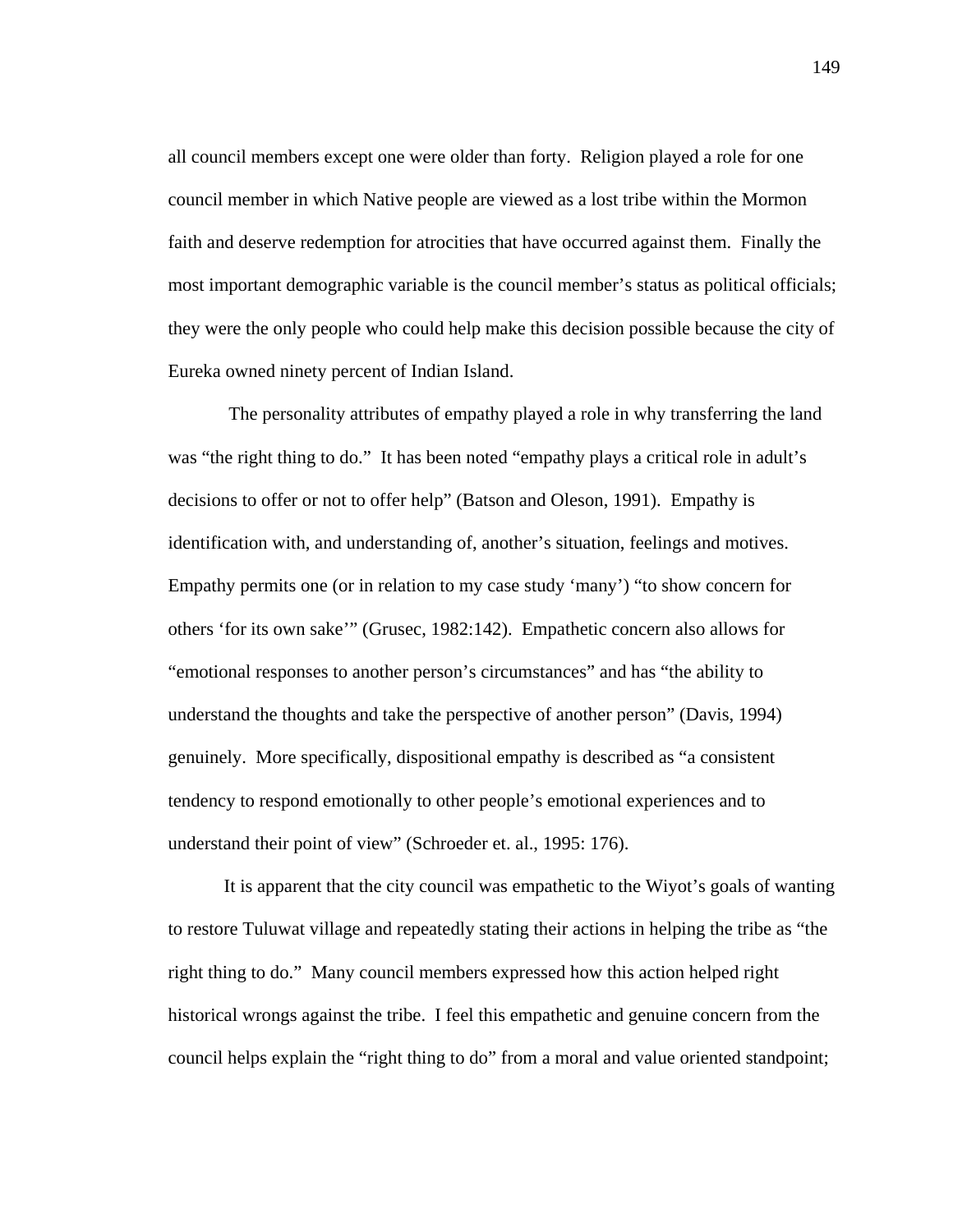all council members except one were older than forty. Religion played a role for one council member in which Native people are viewed as a lost tribe within the Mormon faith and deserve redemption for atrocities that have occurred against them. Finally the most important demographic variable is the council member's status as political officials; they were the only people who could help make this decision possible because the city of Eureka owned ninety percent of Indian Island.

The personality attributes of empathy played a role in why transferring the land was "the right thing to do." It has been noted "empathy plays a critical role in adult's decisions to offer or not to offer help" (Batson and Oleson, 1991). Empathy is identification with, and understanding of, another's situation, feelings and motives. Empathy permits one (or in relation to my case study 'many') "to show concern for others 'for its own sake'" (Grusec, 1982:142). Empathetic concern also allows for "emotional responses to another person's circumstances" and has "the ability to understand the thoughts and take the perspective of another person" (Davis, 1994) genuinely. More specifically, dispositional empathy is described as "a consistent tendency to respond emotionally to other people's emotional experiences and to understand their point of view" (Schroeder et. al., 1995: 176).

It is apparent that the city council was empathetic to the Wiyot's goals of wanting to restore Tuluwat village and repeatedly stating their actions in helping the tribe as "the right thing to do." Many council members expressed how this action helped right historical wrongs against the tribe. I feel this empathetic and genuine concern from the council helps explain the "right thing to do" from a moral and value oriented standpoint;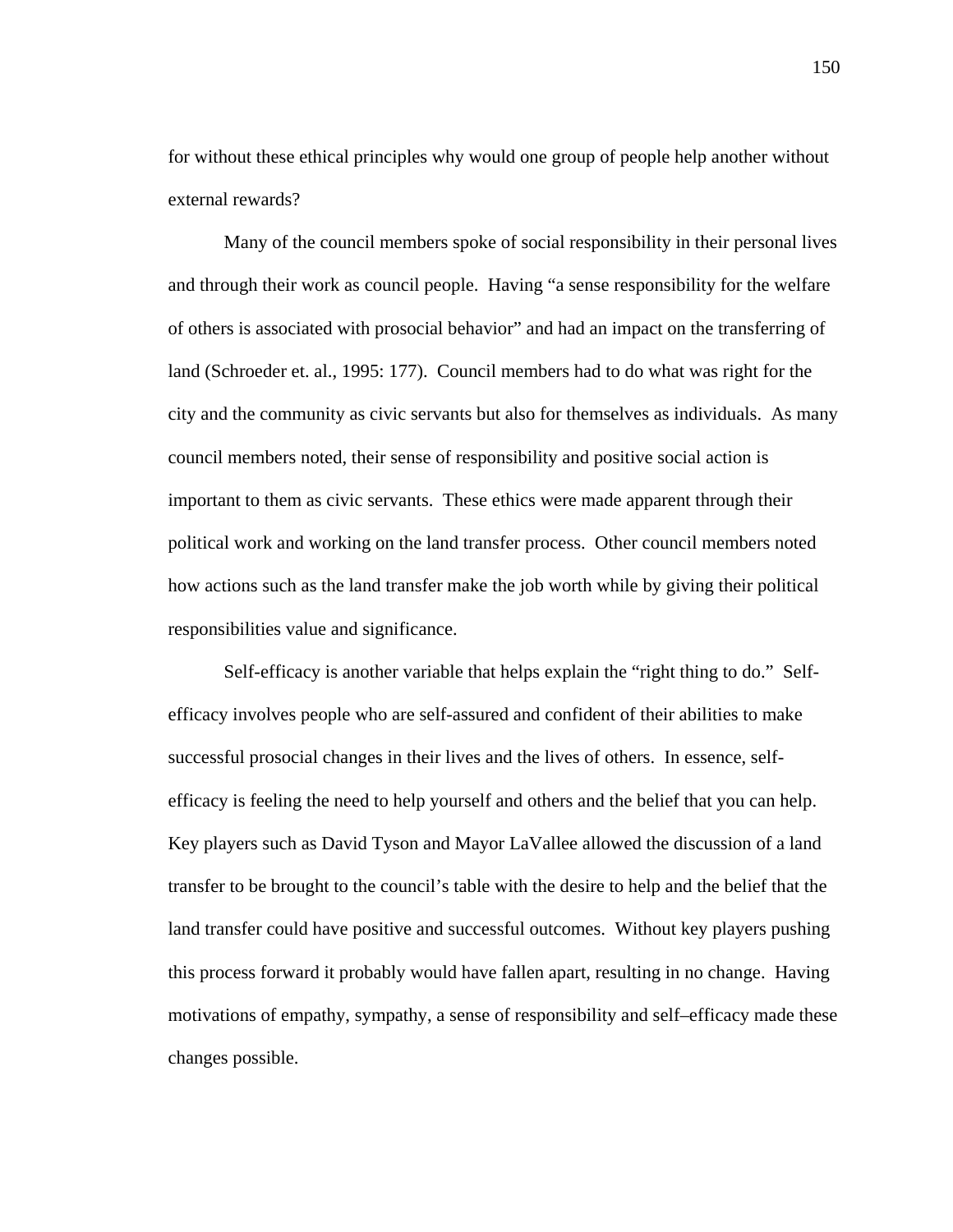for without these ethical principles why would one group of people help another without external rewards?

Many of the council members spoke of social responsibility in their personal lives and through their work as council people. Having "a sense responsibility for the welfare of others is associated with prosocial behavior" and had an impact on the transferring of land (Schroeder et. al., 1995: 177). Council members had to do what was right for the city and the community as civic servants but also for themselves as individuals. As many council members noted, their sense of responsibility and positive social action is important to them as civic servants. These ethics were made apparent through their political work and working on the land transfer process. Other council members noted how actions such as the land transfer make the job worth while by giving their political responsibilities value and significance.

Self-efficacy is another variable that helps explain the "right thing to do." Self-efficacy involves people who are self-assured and confident of their abilities to make successful prosocial changes in their lives and the lives of others. In essence, self-efficacy is feeling the need to help yourself and others and the belief that you can help. Key players such as David Tyson and Mayor LaVallee allowed the discussion of a land transfer to be brought to the council's table with the desire to help and the belief that the land transfer could have positive and successful outcomes. Without key players pushing this process forward it probably would have fallen apart, resulting in no change. Having motivations of empathy, sympathy, a sense of responsibility and self–efficacy made these changes possible.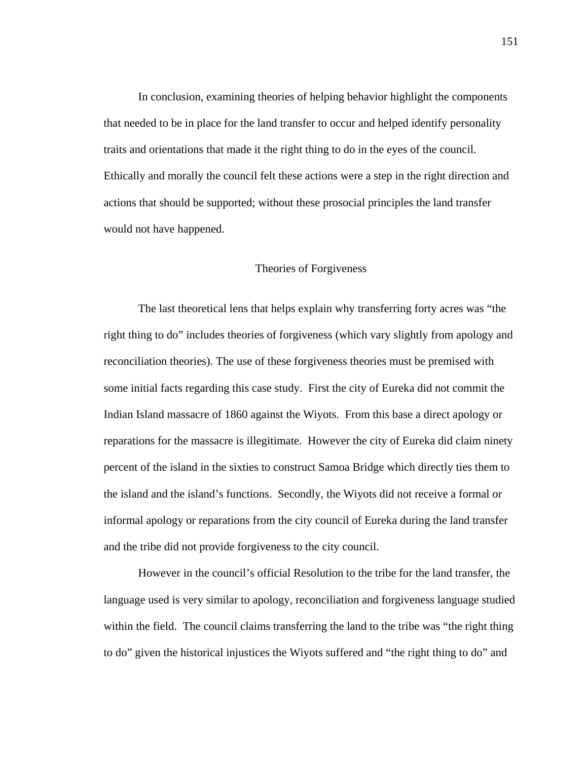In conclusion, examining theories of helping behavior highlight the components that needed to be in place for the land transfer to occur and helped identify personality traits and orientations that made it the right thing to do in the eyes of the council. Ethically and morally the council felt these actions were a step in the right direction and actions that should be supported; without these prosocial principles the land transfer would not have happened.

## Theories of Forgiveness

The last theoretical lens that helps explain why transferring forty acres was "the right thing to do" includes theories of forgiveness (which vary slightly from apology and reconciliation theories). The use of these forgiveness theories must be premised with some initial facts regarding this case study. First the city of Eureka did not commit the Indian Island massacre of 1860 against the Wiyots. From this base a direct apology or reparations for the massacre is illegitimate. However the city of Eureka did claim ninety percent of the island in the sixties to construct Samoa Bridge which directly ties them to the island and the island's functions. Secondly, the Wiyots did not receive a formal or informal apology or reparations from the city council of Eureka during the land transfer and the tribe did not provide forgiveness to the city council.

However in the council's official Resolution to the tribe for the land transfer, the language used is very similar to apology, reconciliation and forgiveness language studied within the field. The council claims transferring the land to the tribe was "the right thing to do" given the historical injustices the Wiyots suffered and "the right thing to do" and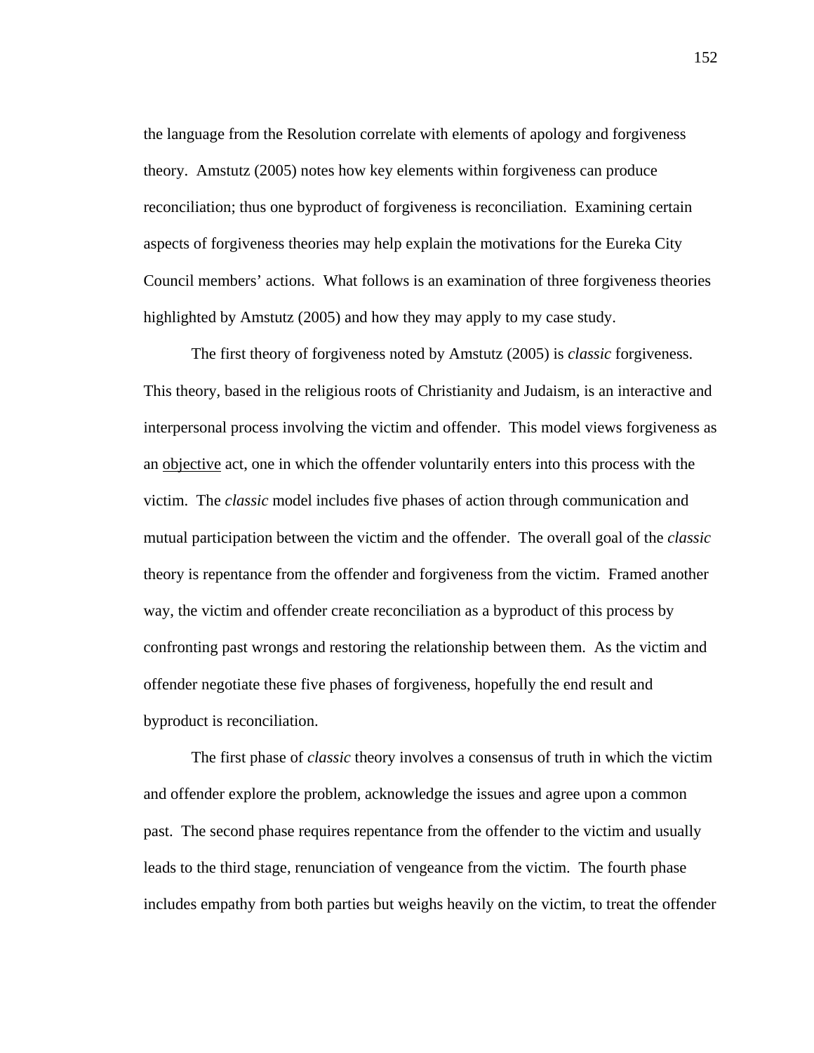the language from the Resolution correlate with elements of apology and forgiveness theory. Amstutz (2005) notes how key elements within forgiveness can produce reconciliation; thus one byproduct of forgiveness is reconciliation. Examining certain aspects of forgiveness theories may help explain the motivations for the Eureka City Council members' actions. What follows is an examination of three forgiveness theories highlighted by Amstutz (2005) and how they may apply to my case study.

The first theory of forgiveness noted by Amstutz (2005) is *classic* forgiveness. This theory, based in the religious roots of Christianity and Judaism, is an interactive and interpersonal process involving the victim and offender. This model views forgiveness as an <u>objective</u> act, one in which the offender voluntarily enters into this process with the victim. The *classic* model includes five phases of action through communication and mutual participation between the victim and the offender. The overall goal of the *classic* theory is repentance from the offender and forgiveness from the victim. Framed another way, the victim and offender create reconciliation as a byproduct of this process by confronting past wrongs and restoring the relationship between them. As the victim and offender negotiate these five phases of forgiveness, hopefully the end result and byproduct is reconciliation.

The first phase of *classic* theory involves a consensus of truth in which the victim and offender explore the problem, acknowledge the issues and agree upon a common past. The second phase requires repentance from the offender to the victim and usually leads to the third stage, renunciation of vengeance from the victim. The fourth phase includes empathy from both parties but weighs heavily on the victim, to treat the offender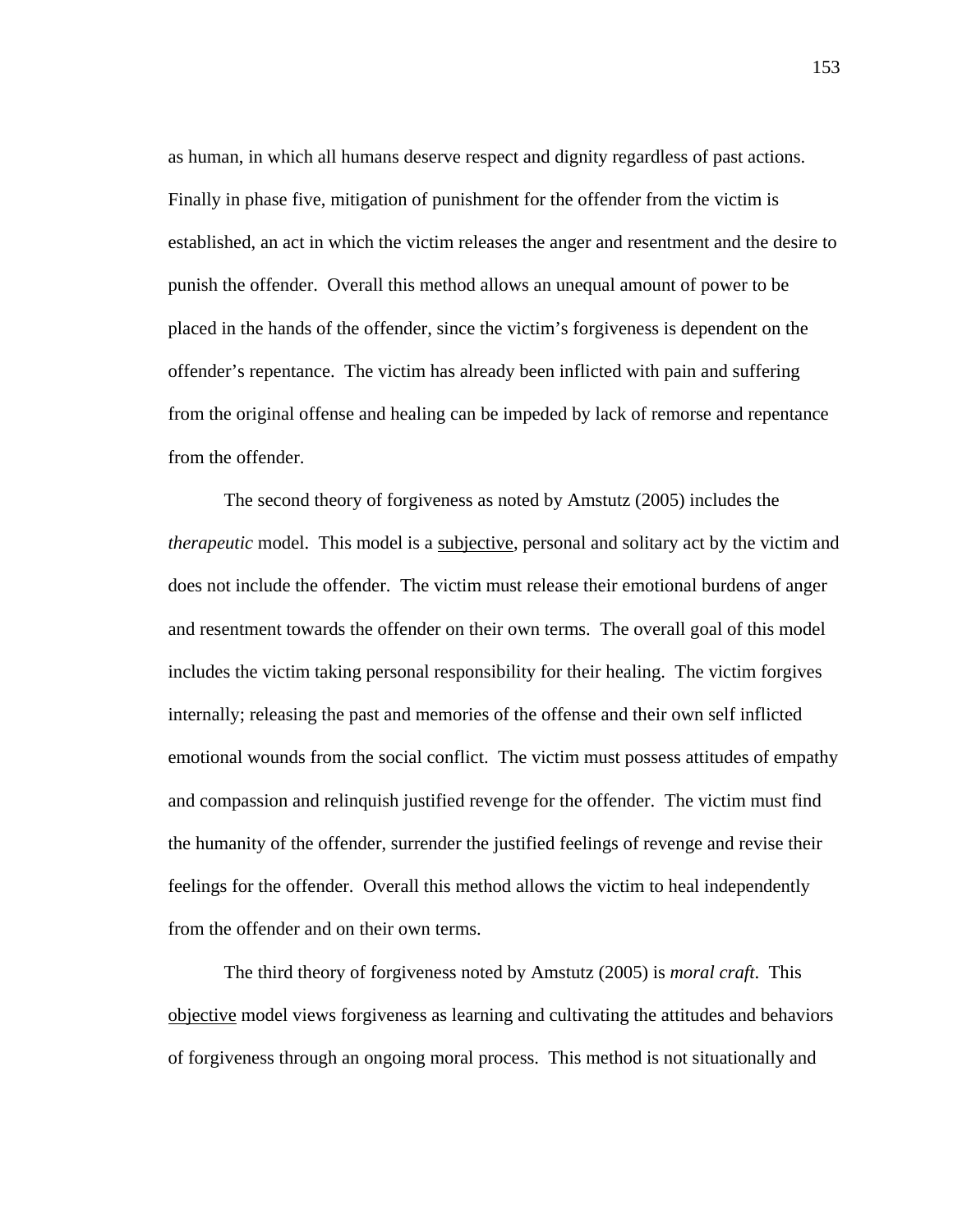as human, in which all humans deserve respect and dignity regardless of past actions. Finally in phase five, mitigation of punishment for the offender from the victim is established, an act in which the victim releases the anger and resentment and the desire to punish the offender. Overall this method allows an unequal amount of power to be placed in the hands of the offender, since the victim's forgiveness is dependent on the offender's repentance. The victim has already been inflicted with pain and suffering from the original offense and healing can be impeded by lack of remorse and repentance from the offender.

The second theory of forgiveness as noted by Amstutz (2005) includes the *therapeutic* model. This model is a <u>subjective</u>, personal and solitary act by the victim and does not include the offender. The victim must release their emotional burdens of anger and resentment towards the offender on their own terms. The overall goal of this model includes the victim taking personal responsibility for their healing. The victim forgives internally; releasing the past and memories of the offense and their own self inflicted emotional wounds from the social conflict. The victim must possess attitudes of empathy and compassion and relinquish justified revenge for the offender. The victim must find the humanity of the offender, surrender the justified feelings of revenge and revise their feelings for the offender. Overall this method allows the victim to heal independently from the offender and on their own terms.

The third theory of forgiveness noted by Amstutz (2005) is *moral craft*. This <u>objective</u> model views forgiveness as learning and cultivating the attitudes and behaviors of forgiveness through an ongoing moral process. This method is not situationally and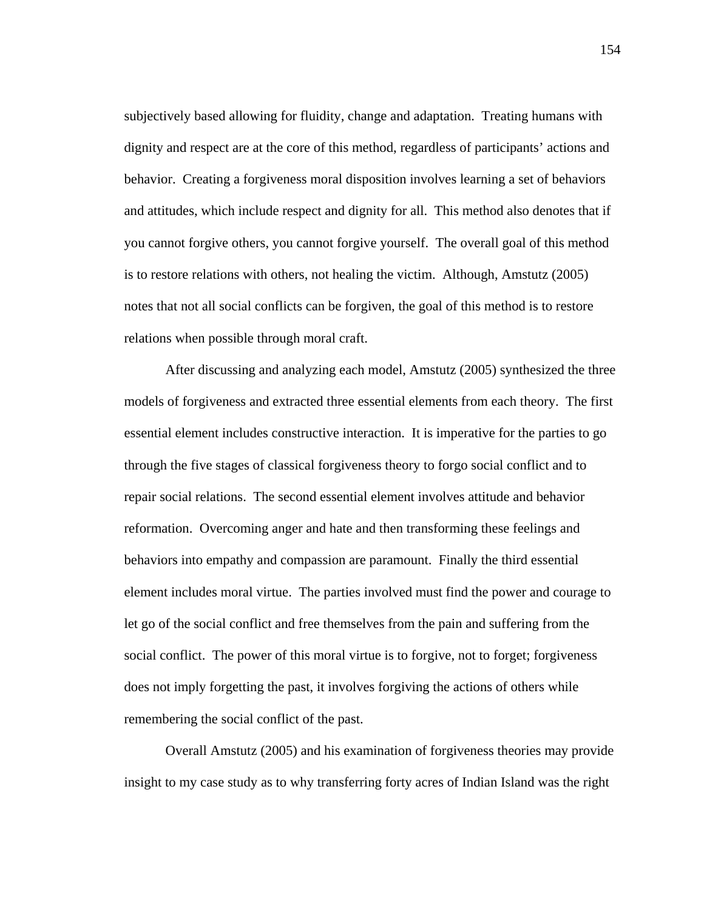subjectively based allowing for fluidity, change and adaptation. Treating humans with dignity and respect are at the core of this method, regardless of participants' actions and behavior. Creating a forgiveness moral disposition involves learning a set of behaviors and attitudes, which include respect and dignity for all. This method also denotes that if you cannot forgive others, you cannot forgive yourself. The overall goal of this method is to restore relations with others, not healing the victim. Although, Amstutz (2005) notes that not all social conflicts can be forgiven, the goal of this method is to restore relations when possible through moral craft.

After discussing and analyzing each model, Amstutz (2005) synthesized the three models of forgiveness and extracted three essential elements from each theory. The first essential element includes constructive interaction. It is imperative for the parties to go through the five stages of classical forgiveness theory to forgo social conflict and to repair social relations. The second essential element involves attitude and behavior reformation. Overcoming anger and hate and then transforming these feelings and behaviors into empathy and compassion are paramount. Finally the third essential element includes moral virtue. The parties involved must find the power and courage to let go of the social conflict and free themselves from the pain and suffering from the social conflict. The power of this moral virtue is to forgive, not to forget; forgiveness does not imply forgetting the past, it involves forgiving the actions of others while remembering the social conflict of the past.

Overall Amstutz (2005) and his examination of forgiveness theories may provide insight to my case study as to why transferring forty acres of Indian Island was the right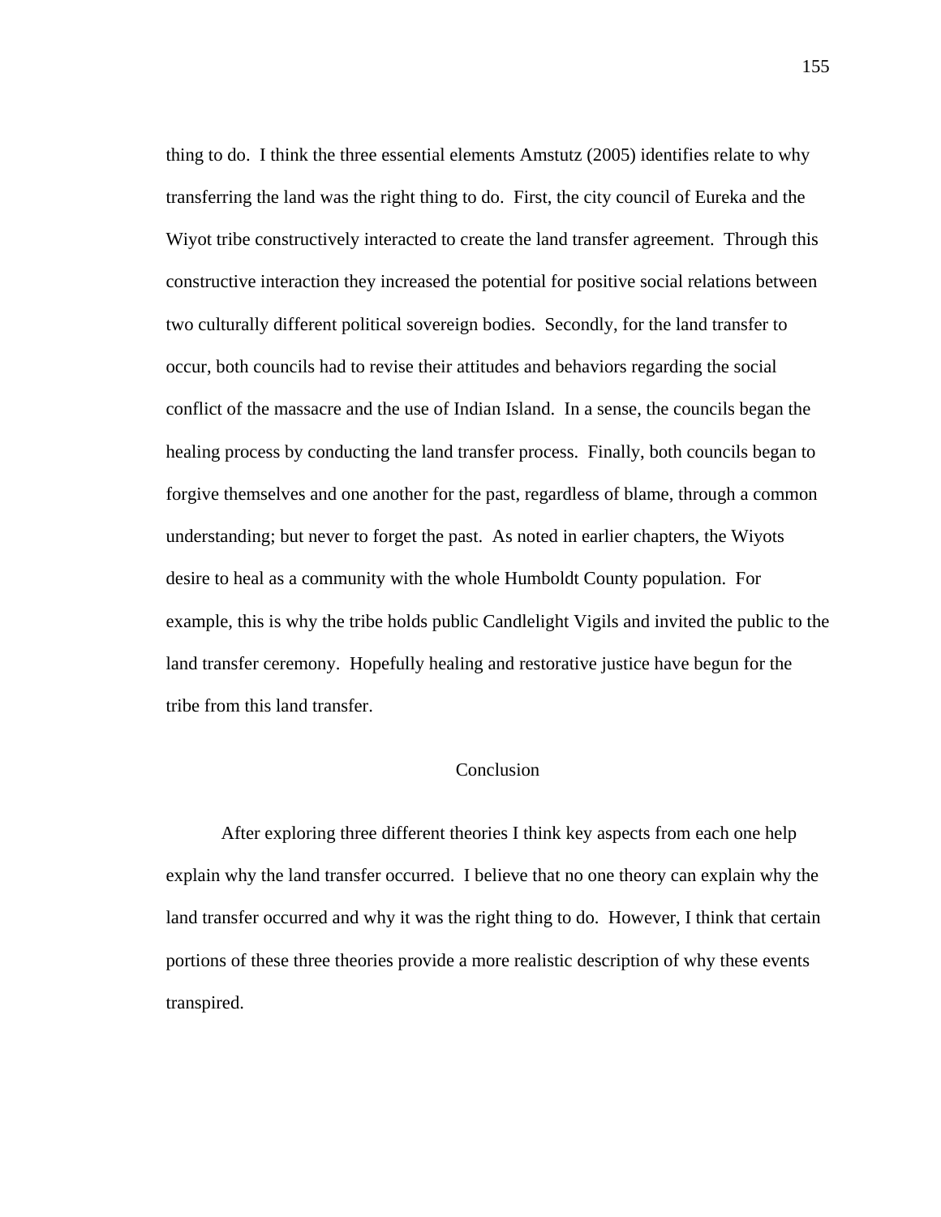thing to do. I think the three essential elements Amstutz (2005) identifies relate to why transferring the land was the right thing to do. First, the city council of Eureka and the Wiyot tribe constructively interacted to create the land transfer agreement. Through this constructive interaction they increased the potential for positive social relations between two culturally different political sovereign bodies. Secondly, for the land transfer to occur, both councils had to revise their attitudes and behaviors regarding the social conflict of the massacre and the use of Indian Island. In a sense, the councils began the healing process by conducting the land transfer process. Finally, both councils began to forgive themselves and one another for the past, regardless of blame, through a common understanding; but never to forget the past. As noted in earlier chapters, the Wiyots desire to heal as a community with the whole Humboldt County population. For example, this is why the tribe holds public Candlelight Vigils and invited the public to the land transfer ceremony. Hopefully healing and restorative justice have begun for the tribe from this land transfer.

## Conclusion

After exploring three different theories I think key aspects from each one help explain why the land transfer occurred. I believe that no one theory can explain why the land transfer occurred and why it was the right thing to do. However, I think that certain portions of these three theories provide a more realistic description of why these events transpired.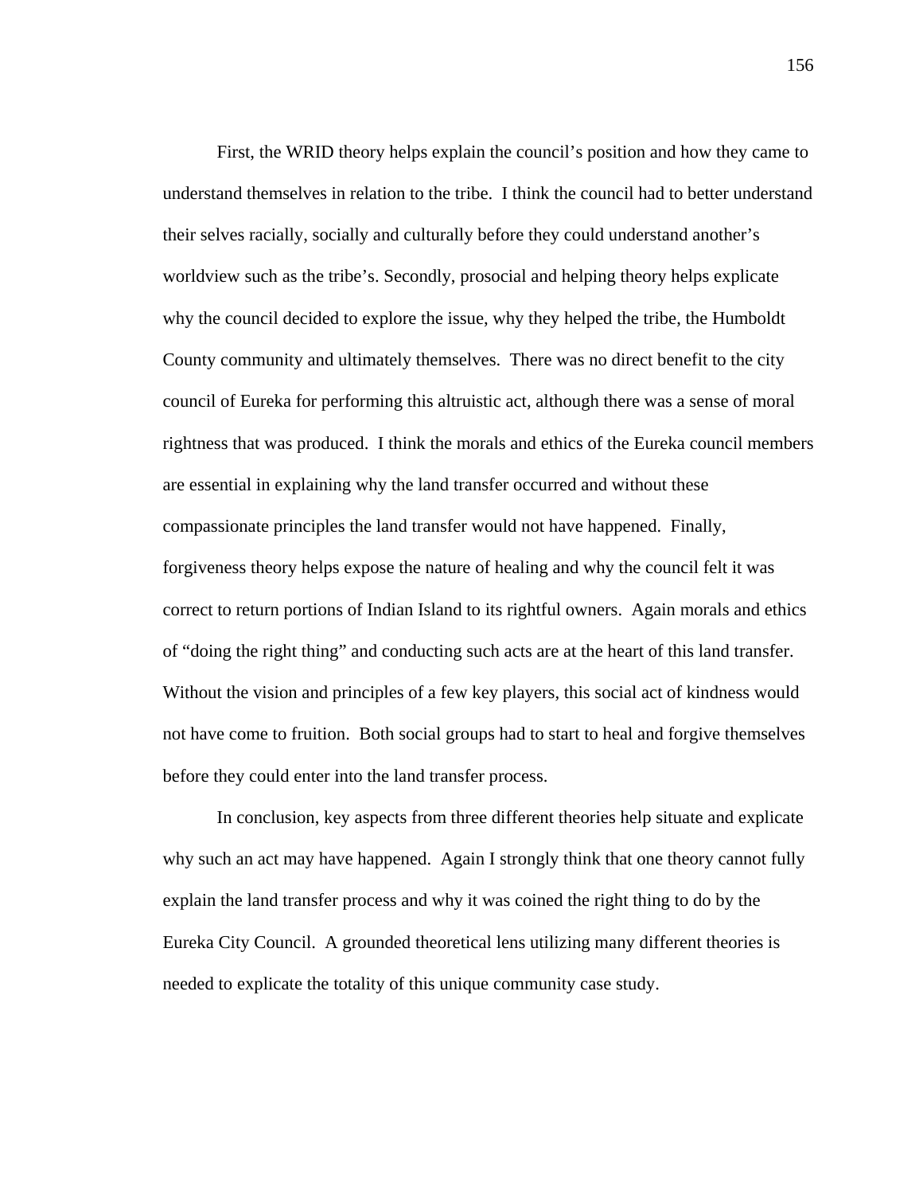First, the WRID theory helps explain the council's position and how they came to understand themselves in relation to the tribe. I think the council had to better understand their selves racially, socially and culturally before they could understand another's worldview such as the tribe's. Secondly, prosocial and helping theory helps explicate why the council decided to explore the issue, why they helped the tribe, the Humboldt County community and ultimately themselves. There was no direct benefit to the city council of Eureka for performing this altruistic act, although there was a sense of moral rightness that was produced. I think the morals and ethics of the Eureka council members are essential in explaining why the land transfer occurred and without these compassionate principles the land transfer would not have happened. Finally, forgiveness theory helps expose the nature of healing and why the council felt it was correct to return portions of Indian Island to its rightful owners. Again morals and ethics of "doing the right thing" and conducting such acts are at the heart of this land transfer. Without the vision and principles of a few key players, this social act of kindness would not have come to fruition. Both social groups had to start to heal and forgive themselves before they could enter into the land transfer process.

In conclusion, key aspects from three different theories help situate and explicate why such an act may have happened. Again I strongly think that one theory cannot fully explain the land transfer process and why it was coined the right thing to do by the Eureka City Council. A grounded theoretical lens utilizing many different theories is needed to explicate the totality of this unique community case study.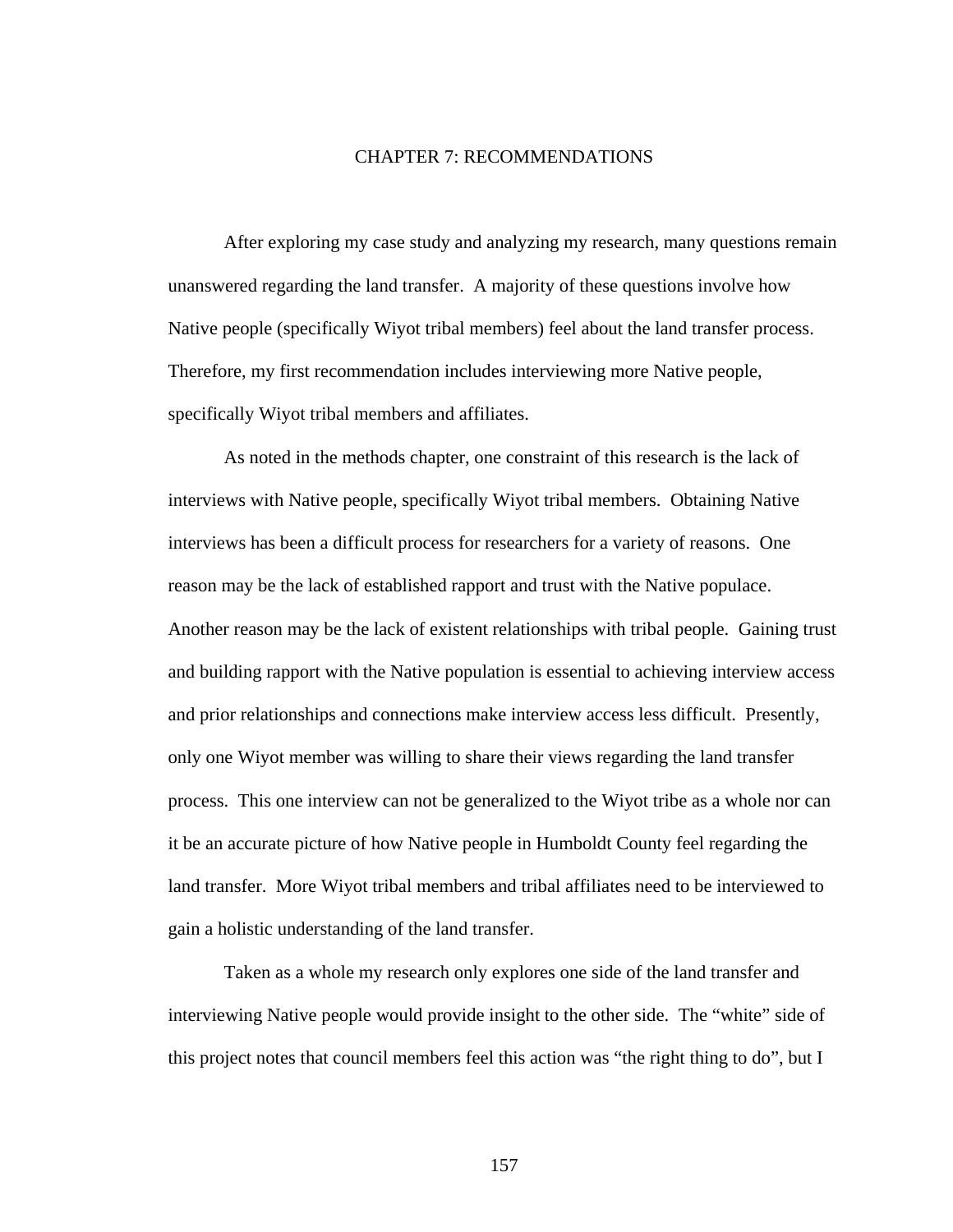# CHAPTER 7: RECOMMENDATIONS

After exploring my case study and analyzing my research, many questions remain unanswered regarding the land transfer. A majority of these questions involve how Native people (specifically Wiyot tribal members) feel about the land transfer process. Therefore, my first recommendation includes interviewing more Native people, specifically Wiyot tribal members and affiliates.

As noted in the methods chapter, one constraint of this research is the lack of interviews with Native people, specifically Wiyot tribal members. Obtaining Native interviews has been a difficult process for researchers for a variety of reasons. One reason may be the lack of established rapport and trust with the Native populace. Another reason may be the lack of existent relationships with tribal people. Gaining trust and building rapport with the Native population is essential to achieving interview access and prior relationships and connections make interview access less difficult. Presently, only one Wiyot member was willing to share their views regarding the land transfer process. This one interview can not be generalized to the Wiyot tribe as a whole nor can it be an accurate picture of how Native people in Humboldt County feel regarding the land transfer. More Wiyot tribal members and tribal affiliates need to be interviewed to gain a holistic understanding of the land transfer.

Taken as a whole my research only explores one side of the land transfer and interviewing Native people would provide insight to the other side. The "white" side of this project notes that council members feel this action was "the right thing to do", but I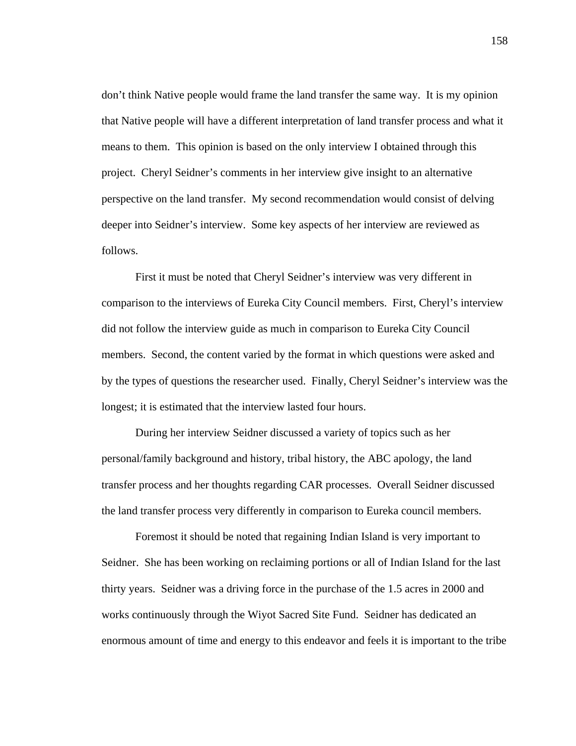don't think Native people would frame the land transfer the same way. It is my opinion that Native people will have a different interpretation of land transfer process and what it means to them. This opinion is based on the only interview I obtained through this project. Cheryl Seidner's comments in her interview give insight to an alternative perspective on the land transfer. My second recommendation would consist of delving deeper into Seidner's interview. Some key aspects of her interview are reviewed as follows.

First it must be noted that Cheryl Seidner's interview was very different in comparison to the interviews of Eureka City Council members. First, Cheryl's interview did not follow the interview guide as much in comparison to Eureka City Council members. Second, the content varied by the format in which questions were asked and by the types of questions the researcher used. Finally, Cheryl Seidner's interview was the longest; it is estimated that the interview lasted four hours.

During her interview Seidner discussed a variety of topics such as her personal/family background and history, tribal history, the ABC apology, the land transfer process and her thoughts regarding CAR processes. Overall Seidner discussed the land transfer process very differently in comparison to Eureka council members.

Foremost it should be noted that regaining Indian Island is very important to Seidner. She has been working on reclaiming portions or all of Indian Island for the last thirty years. Seidner was a driving force in the purchase of the 1.5 acres in 2000 and works continuously through the Wiyot Sacred Site Fund. Seidner has dedicated an enormous amount of time and energy to this endeavor and feels it is important to the tribe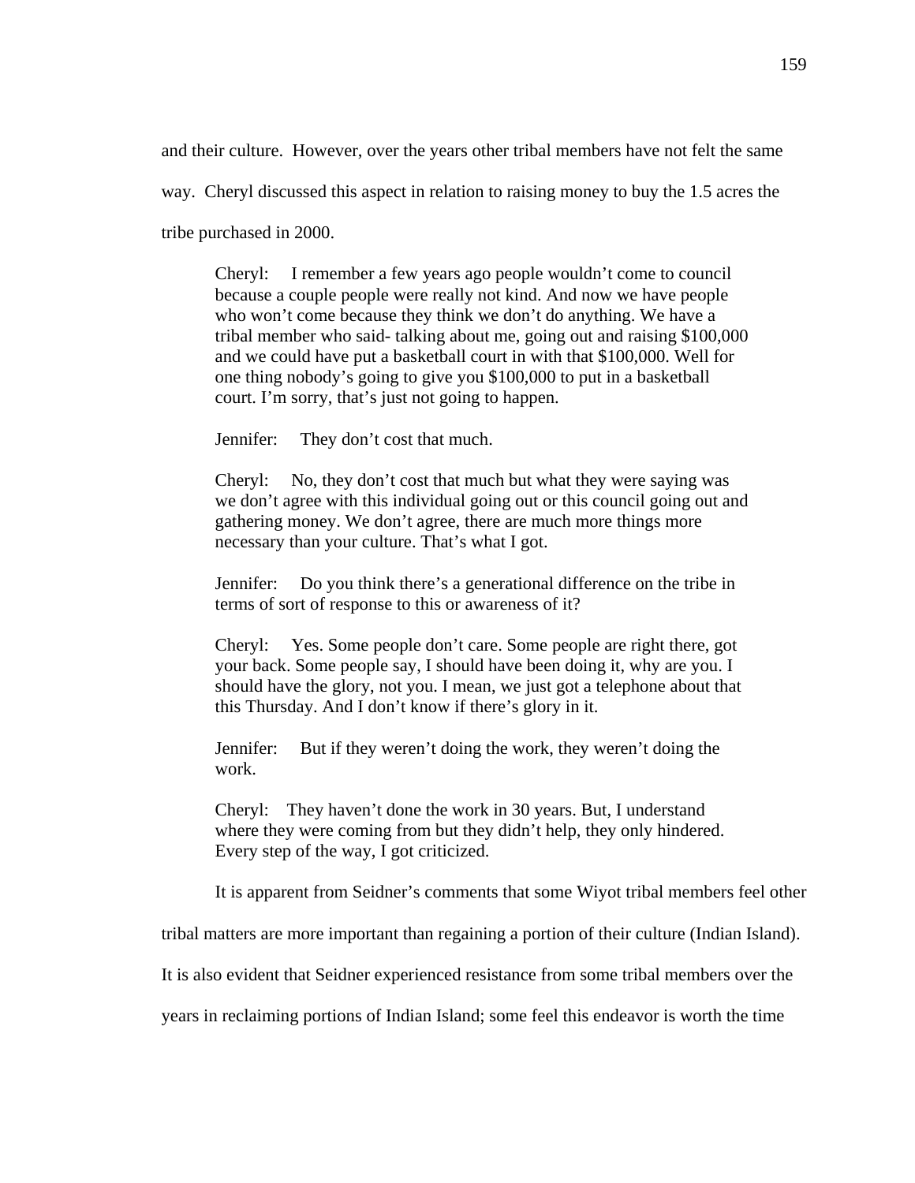and their culture. However, over the years other tribal members have not felt the same way. Cheryl discussed this aspect in relation to raising money to buy the 1.5 acres the tribe purchased in 2000.

> Cheryl: I remember a few years ago people wouldn't come to council because a couple people were really not kind. And now we have people who won't come because they think we don't do anything. We have a tribal member who said- talking about me, going out and raising $100,000 and we could have put a basketball court in with that $100,000. Well for one thing nobody's going to give you $100,000 to put in a basketball court. I'm sorry, that's just not going to happen.
>
> Jennifer: They don't cost that much.
>
> Cheryl: No, they don't cost that much but what they were saying was we don't agree with this individual going out or this council going out and gathering money. We don't agree, there are much more things more necessary than your culture. That's what I got.
>
> Jennifer: Do you think there's a generational difference on the tribe in terms of sort of response to this or awareness of it?
>
> Cheryl: Yes. Some people don't care. Some people are right there, got your back. Some people say, I should have been doing it, why are you. I should have the glory, not you. I mean, we just got a telephone about that this Thursday. And I don't know if there's glory in it.
>
> Jennifer: But if they weren't doing the work, they weren't doing the work.
>
> Cheryl: They haven't done the work in 30 years. But, I understand where they were coming from but they didn't help, they only hindered. Every step of the way, I got criticized.

It is apparent from Seidner's comments that some Wiyot tribal members feel other tribal matters are more important than regaining a portion of their culture (Indian Island). It is also evident that Seidner experienced resistance from some tribal members over the years in reclaiming portions of Indian Island; some feel this endeavor is worth the time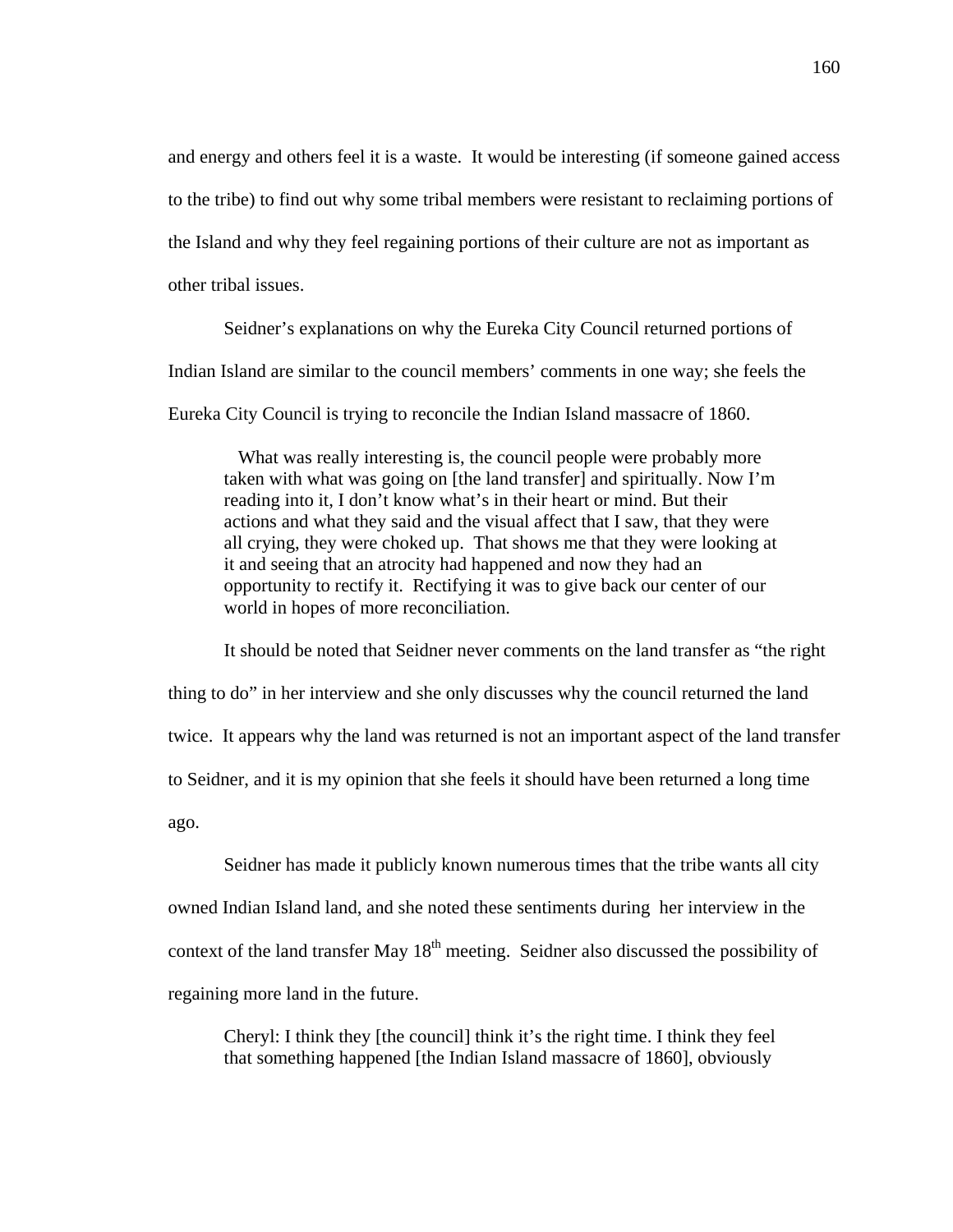and energy and others feel it is a waste. It would be interesting (if someone gained access to the tribe) to find out why some tribal members were resistant to reclaiming portions of the Island and why they feel regaining portions of their culture are not as important as other tribal issues.

Seidner's explanations on why the Eureka City Council returned portions of Indian Island are similar to the council members' comments in one way; she feels the Eureka City Council is trying to reconcile the Indian Island massacre of 1860.

> What was really interesting is, the council people were probably more taken with what was going on [the land transfer] and spiritually. Now I'm reading into it, I don't know what's in their heart or mind. But their actions and what they said and the visual affect that I saw, that they were all crying, they were choked up. That shows me that they were looking at it and seeing that an atrocity had happened and now they had an opportunity to rectify it. Rectifying it was to give back our center of our world in hopes of more reconciliation.

It should be noted that Seidner never comments on the land transfer as "the right thing to do" in her interview and she only discusses why the council returned the land twice. It appears why the land was returned is not an important aspect of the land transfer to Seidner, and it is my opinion that she feels it should have been returned a long time ago.

Seidner has made it publicly known numerous times that the tribe wants all city owned Indian Island land, and she noted these sentiments during her interview in the context of the land transfer May 18th meeting. Seidner also discussed the possibility of regaining more land in the future.

> Cheryl: I think they [the council] think it's the right time. I think they feel that something happened [the Indian Island massacre of 1860], obviously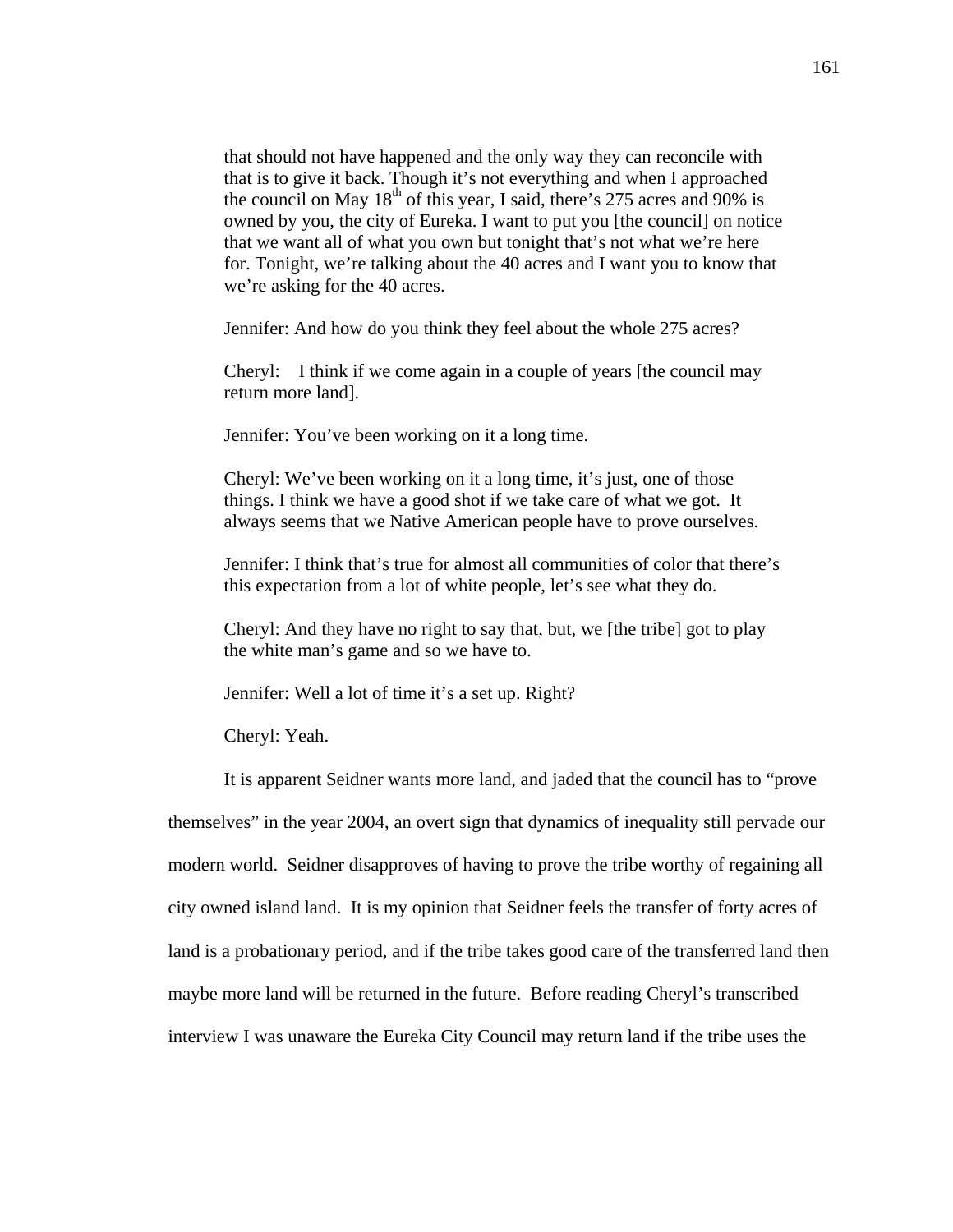that should not have happened and the only way they can reconcile with that is to give it back. Though it's not everything and when I approached the council on May 18th of this year, I said, there's 275 acres and 90% is owned by you, the city of Eureka. I want to put you [the council] on notice that we want all of what you own but tonight that's not what we're here for. Tonight, we're talking about the 40 acres and I want you to know that we're asking for the 40 acres.

> Jennifer: And how do you think they feel about the whole 275 acres?
>
> Cheryl: I think if we come again in a couple of years [the council may return more land].
>
> Jennifer: You've been working on it a long time.
>
> Cheryl: We've been working on it a long time, it's just, one of those things. I think we have a good shot if we take care of what we got. It always seems that we Native American people have to prove ourselves.
>
> Jennifer: I think that's true for almost all communities of color that there's this expectation from a lot of white people, let's see what they do.
>
> Cheryl: And they have no right to say that, but, we [the tribe] got to play the white man's game and so we have to.
>
> Jennifer: Well a lot of time it's a set up. Right?
>
> Cheryl: Yeah.

It is apparent Seidner wants more land, and jaded that the council has to "prove themselves" in the year 2004, an overt sign that dynamics of inequality still pervade our modern world. Seidner disapproves of having to prove the tribe worthy of regaining all city owned island land. It is my opinion that Seidner feels the transfer of forty acres of land is a probationary period, and if the tribe takes good care of the transferred land then maybe more land will be returned in the future. Before reading Cheryl's transcribed interview I was unaware the Eureka City Council may return land if the tribe uses the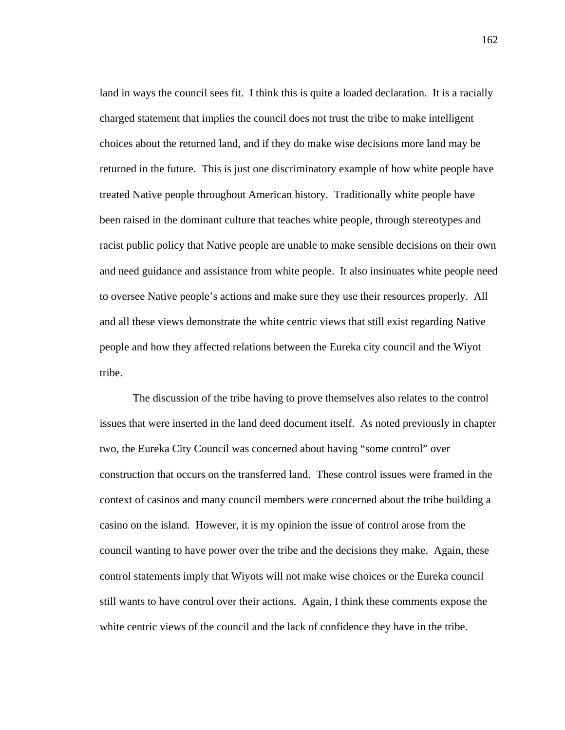land in ways the council sees fit. I think this is quite a loaded declaration. It is a racially charged statement that implies the council does not trust the tribe to make intelligent choices about the returned land, and if they do make wise decisions more land may be returned in the future. This is just one discriminatory example of how white people have treated Native people throughout American history. Traditionally white people have been raised in the dominant culture that teaches white people, through stereotypes and racist public policy that Native people are unable to make sensible decisions on their own and need guidance and assistance from white people. It also insinuates white people need to oversee Native people's actions and make sure they use their resources properly. All and all these views demonstrate the white centric views that still exist regarding Native people and how they affected relations between the Eureka city council and the Wiyot tribe.

The discussion of the tribe having to prove themselves also relates to the control issues that were inserted in the land deed document itself. As noted previously in chapter two, the Eureka City Council was concerned about having "some control" over construction that occurs on the transferred land. These control issues were framed in the context of casinos and many council members were concerned about the tribe building a casino on the island. However, it is my opinion the issue of control arose from the council wanting to have power over the tribe and the decisions they make. Again, these control statements imply that Wiyots will not make wise choices or the Eureka council still wants to have control over their actions. Again, I think these comments expose the white centric views of the council and the lack of confidence they have in the tribe.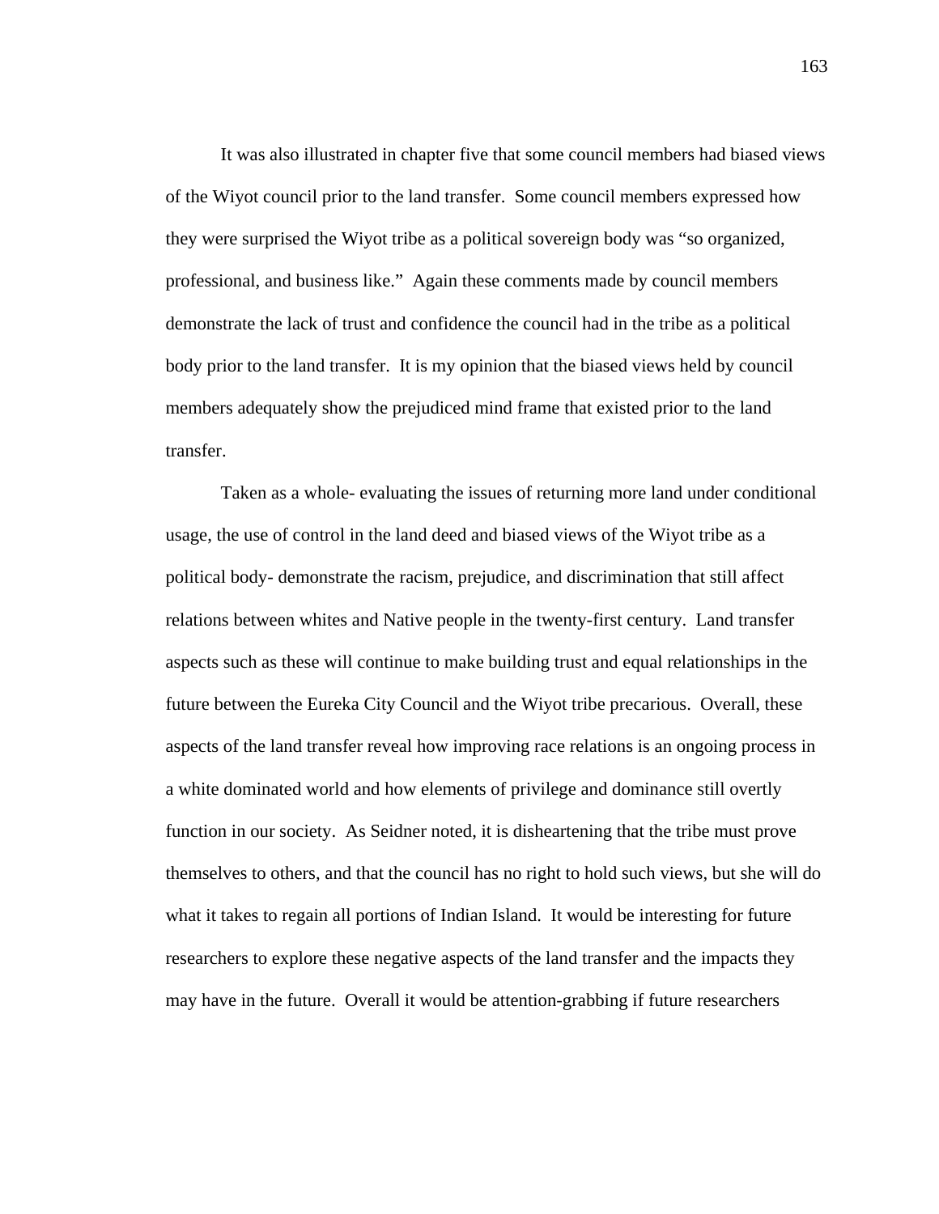It was also illustrated in chapter five that some council members had biased views of the Wiyot council prior to the land transfer. Some council members expressed how they were surprised the Wiyot tribe as a political sovereign body was "so organized, professional, and business like." Again these comments made by council members demonstrate the lack of trust and confidence the council had in the tribe as a political body prior to the land transfer. It is my opinion that the biased views held by council members adequately show the prejudiced mind frame that existed prior to the land transfer.

Taken as a whole- evaluating the issues of returning more land under conditional usage, the use of control in the land deed and biased views of the Wiyot tribe as a political body- demonstrate the racism, prejudice, and discrimination that still affect relations between whites and Native people in the twenty-first century. Land transfer aspects such as these will continue to make building trust and equal relationships in the future between the Eureka City Council and the Wiyot tribe precarious. Overall, these aspects of the land transfer reveal how improving race relations is an ongoing process in a white dominated world and how elements of privilege and dominance still overtly function in our society. As Seidner noted, it is disheartening that the tribe must prove themselves to others, and that the council has no right to hold such views, but she will do what it takes to regain all portions of Indian Island. It would be interesting for future researchers to explore these negative aspects of the land transfer and the impacts they may have in the future. Overall it would be attention-grabbing if future researchers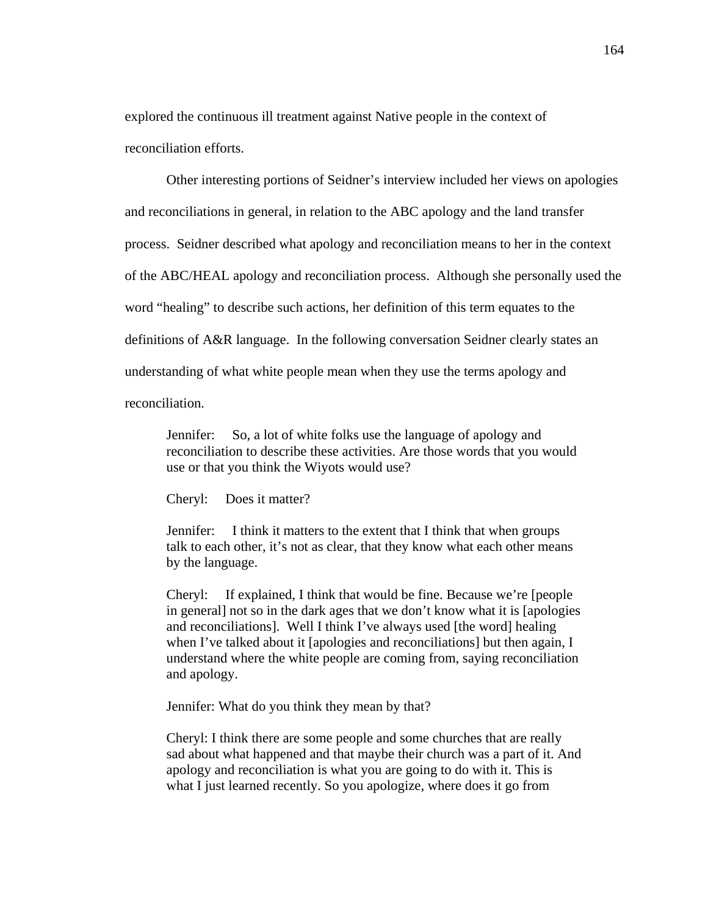explored the continuous ill treatment against Native people in the context of reconciliation efforts.

Other interesting portions of Seidner's interview included her views on apologies and reconciliations in general, in relation to the ABC apology and the land transfer process. Seidner described what apology and reconciliation means to her in the context of the ABC/HEAL apology and reconciliation process. Although she personally used the word "healing" to describe such actions, her definition of this term equates to the definitions of A&R language. In the following conversation Seidner clearly states an understanding of what white people mean when they use the terms apology and reconciliation.

> Jennifer: So, a lot of white folks use the language of apology and reconciliation to describe these activities. Are those words that you would use or that you think the Wiyots would use?
>
> Cheryl: Does it matter?
>
> Jennifer: I think it matters to the extent that I think that when groups talk to each other, it's not as clear, that they know what each other means by the language.
>
> Cheryl: If explained, I think that would be fine. Because we're [people in general] not so in the dark ages that we don't know what it is [apologies and reconciliations]. Well I think I've always used [the word] healing when I've talked about it [apologies and reconciliations] but then again, I understand where the white people are coming from, saying reconciliation and apology.
>
> Jennifer: What do you think they mean by that?
>
> Cheryl: I think there are some people and some churches that are really sad about what happened and that maybe their church was a part of it. And apology and reconciliation is what you are going to do with it. This is what I just learned recently. So you apologize, where does it go from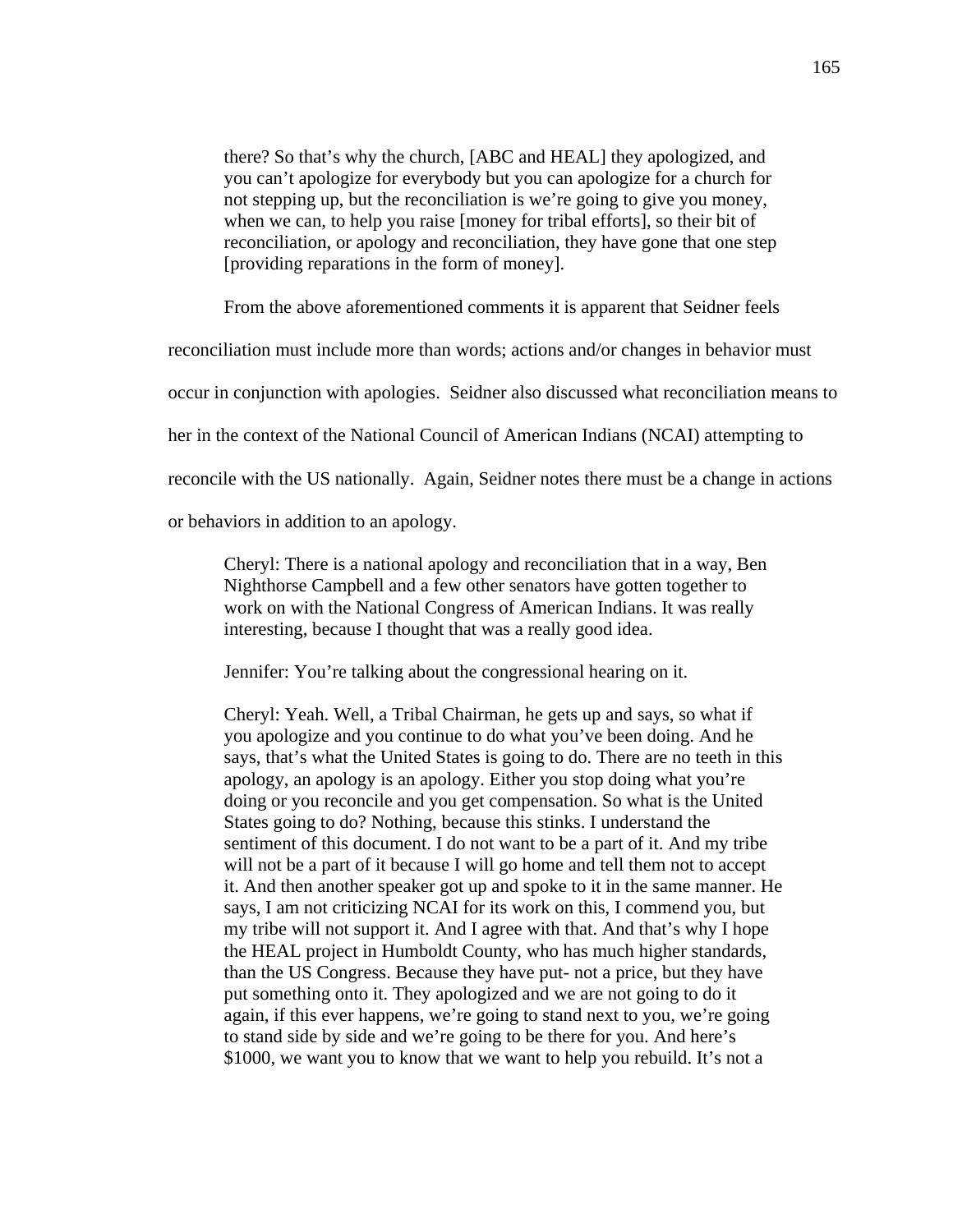there? So that's why the church, [ABC and HEAL] they apologized, and you can't apologize for everybody but you can apologize for a church for not stepping up, but the reconciliation is we're going to give you money, when we can, to help you raise [money for tribal efforts], so their bit of reconciliation, or apology and reconciliation, they have gone that one step [providing reparations in the form of money].

From the above aforementioned comments it is apparent that Seidner feels reconciliation must include more than words; actions and/or changes in behavior must occur in conjunction with apologies. Seidner also discussed what reconciliation means to her in the context of the National Council of American Indians (NCAI) attempting to reconcile with the US nationally. Again, Seidner notes there must be a change in actions or behaviors in addition to an apology.

> Cheryl: There is a national apology and reconciliation that in a way, Ben Nighthorse Campbell and a few other senators have gotten together to work on with the National Congress of American Indians. It was really interesting, because I thought that was a really good idea.
>
> Jennifer: You're talking about the congressional hearing on it.
>
> Cheryl: Yeah. Well, a Tribal Chairman, he gets up and says, so what if you apologize and you continue to do what you've been doing. And he says, that's what the United States is going to do. There are no teeth in this apology, an apology is an apology. Either you stop doing what you're doing or you reconcile and you get compensation. So what is the United States going to do? Nothing, because this stinks. I understand the sentiment of this document. I do not want to be a part of it. And my tribe will not be a part of it because I will go home and tell them not to accept it. And then another speaker got up and spoke to it in the same manner. He says, I am not criticizing NCAI for its work on this, I commend you, but my tribe will not support it. And I agree with that. And that's why I hope the HEAL project in Humboldt County, who has much higher standards, than the US Congress. Because they have put- not a price, but they have put something onto it. They apologized and we are not going to do it again, if this ever happens, we're going to stand next to you, we're going to stand side by side and we're going to be there for you. And here's $1000, we want you to know that we want to help you rebuild. It's not a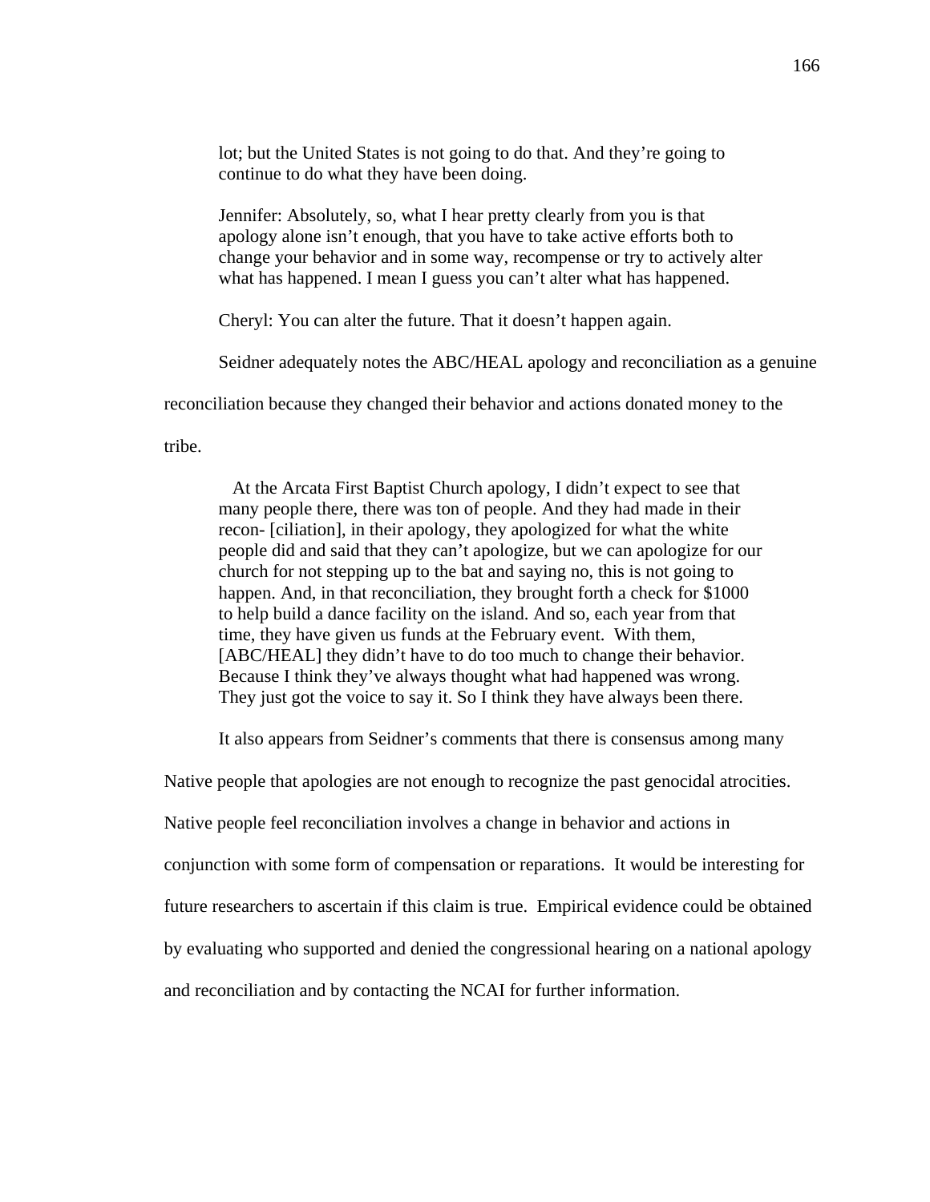> lot; but the United States is not going to do that. And they're going to continue to do what they have been doing.
>
> Jennifer: Absolutely, so, what I hear pretty clearly from you is that apology alone isn't enough, that you have to take active efforts both to change your behavior and in some way, recompense or try to actively alter what has happened. I mean I guess you can't alter what has happened.
>
> Cheryl: You can alter the future. That it doesn't happen again.

Seidner adequately notes the ABC/HEAL apology and reconciliation as a genuine reconciliation because they changed their behavior and actions donated money to the tribe.

> At the Arcata First Baptist Church apology, I didn't expect to see that many people there, there was ton of people. And they had made in their recon- [ciliation], in their apology, they apologized for what the white people did and said that they can't apologize, but we can apologize for our church for not stepping up to the bat and saying no, this is not going to happen. And, in that reconciliation, they brought forth a check for $1000 to help build a dance facility on the island. And so, each year from that time, they have given us funds at the February event. With them, [ABC/HEAL] they didn't have to do too much to change their behavior. Because I think they've always thought what had happened was wrong. They just got the voice to say it. So I think they have always been there.

It also appears from Seidner's comments that there is consensus among many Native people that apologies are not enough to recognize the past genocidal atrocities. Native people feel reconciliation involves a change in behavior and actions in conjunction with some form of compensation or reparations. It would be interesting for future researchers to ascertain if this claim is true. Empirical evidence could be obtained by evaluating who supported and denied the congressional hearing on a national apology and reconciliation and by contacting the NCAI for further information.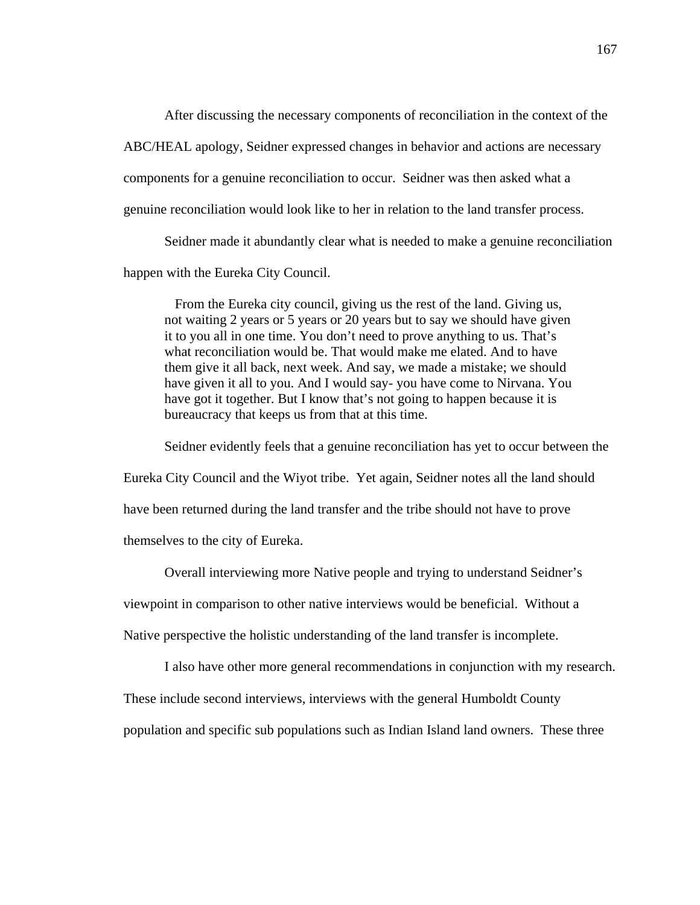After discussing the necessary components of reconciliation in the context of the ABC/HEAL apology, Seidner expressed changes in behavior and actions are necessary components for a genuine reconciliation to occur. Seidner was then asked what a genuine reconciliation would look like to her in relation to the land transfer process.

Seidner made it abundantly clear what is needed to make a genuine reconciliation happen with the Eureka City Council.

> From the Eureka city council, giving us the rest of the land. Giving us, not waiting 2 years or 5 years or 20 years but to say we should have given it to you all in one time. You don't need to prove anything to us. That's what reconciliation would be. That would make me elated. And to have them give it all back, next week. And say, we made a mistake; we should have given it all to you. And I would say- you have come to Nirvana. You have got it together. But I know that's not going to happen because it is bureaucracy that keeps us from that at this time.

Seidner evidently feels that a genuine reconciliation has yet to occur between the Eureka City Council and the Wiyot tribe. Yet again, Seidner notes all the land should have been returned during the land transfer and the tribe should not have to prove themselves to the city of Eureka.

Overall interviewing more Native people and trying to understand Seidner's viewpoint in comparison to other native interviews would be beneficial. Without a Native perspective the holistic understanding of the land transfer is incomplete.

I also have other more general recommendations in conjunction with my research. These include second interviews, interviews with the general Humboldt County population and specific sub populations such as Indian Island land owners. These three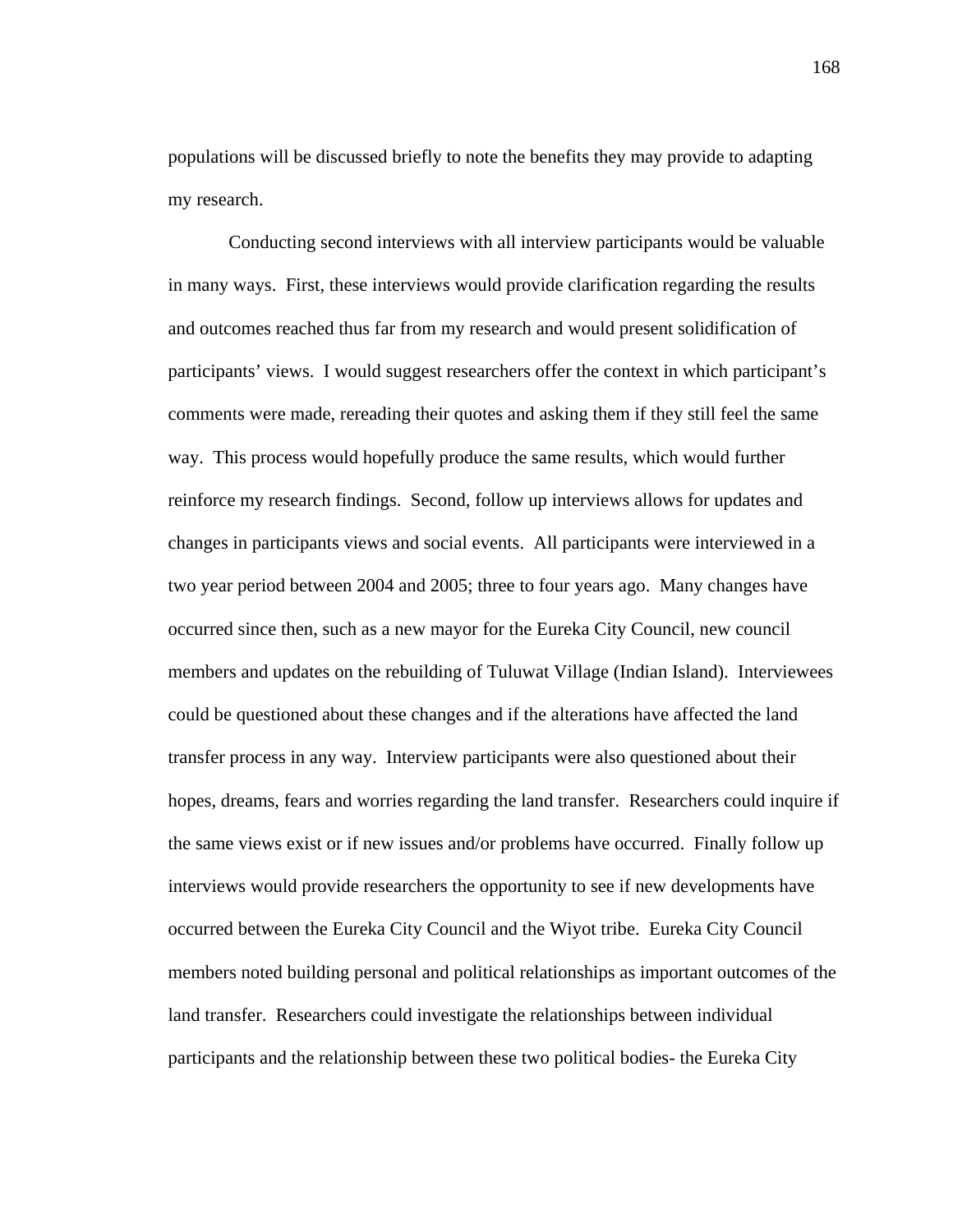populations will be discussed briefly to note the benefits they may provide to adapting my research.

Conducting second interviews with all interview participants would be valuable in many ways. First, these interviews would provide clarification regarding the results and outcomes reached thus far from my research and would present solidification of participants' views. I would suggest researchers offer the context in which participant's comments were made, rereading their quotes and asking them if they still feel the same way. This process would hopefully produce the same results, which would further reinforce my research findings. Second, follow up interviews allows for updates and changes in participants views and social events. All participants were interviewed in a two year period between 2004 and 2005; three to four years ago. Many changes have occurred since then, such as a new mayor for the Eureka City Council, new council members and updates on the rebuilding of Tuluwat Village (Indian Island). Interviewees could be questioned about these changes and if the alterations have affected the land transfer process in any way. Interview participants were also questioned about their hopes, dreams, fears and worries regarding the land transfer. Researchers could inquire if the same views exist or if new issues and/or problems have occurred. Finally follow up interviews would provide researchers the opportunity to see if new developments have occurred between the Eureka City Council and the Wiyot tribe. Eureka City Council members noted building personal and political relationships as important outcomes of the land transfer. Researchers could investigate the relationships between individual participants and the relationship between these two political bodies- the Eureka City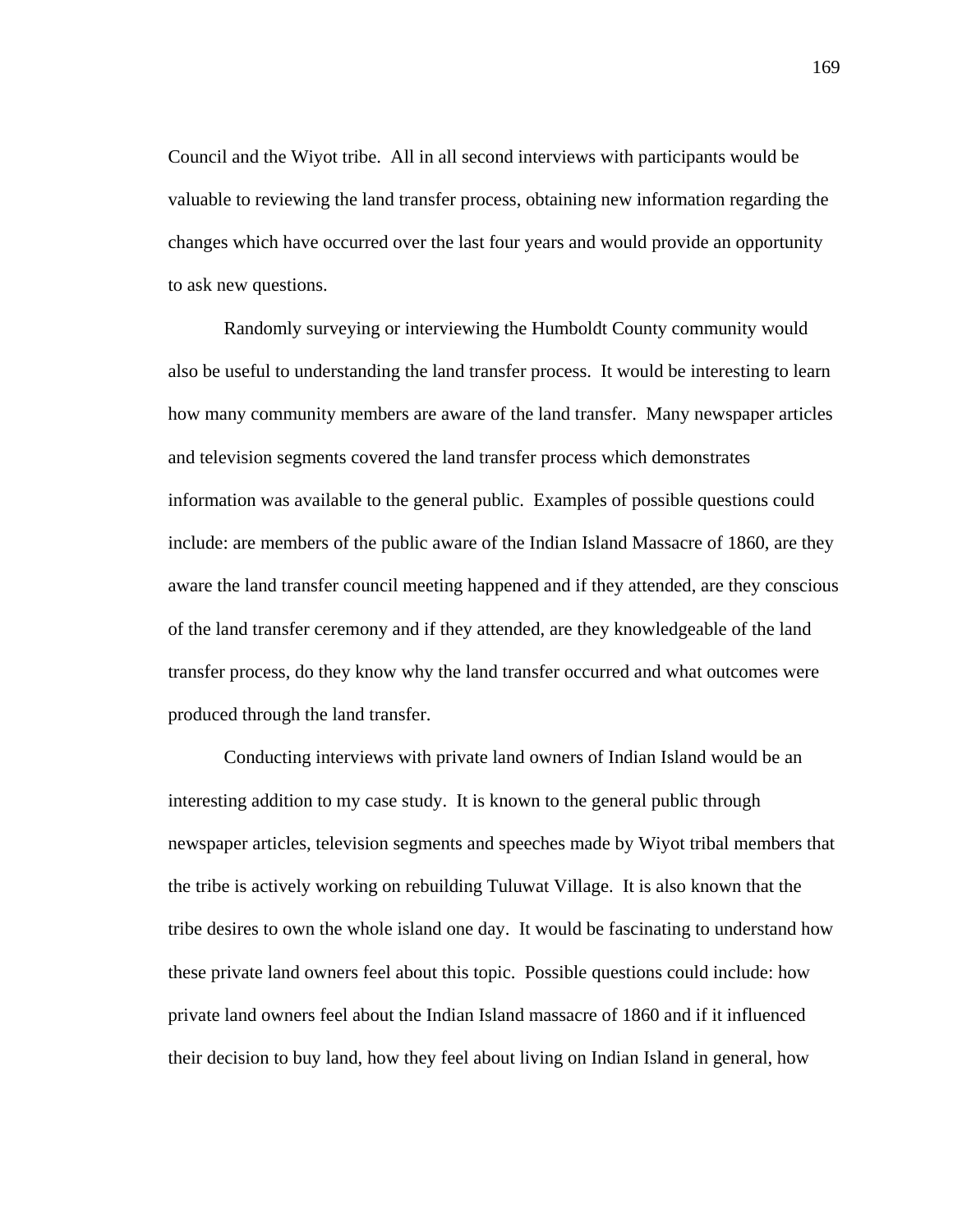Council and the Wiyot tribe. All in all second interviews with participants would be valuable to reviewing the land transfer process, obtaining new information regarding the changes which have occurred over the last four years and would provide an opportunity to ask new questions.

Randomly surveying or interviewing the Humboldt County community would also be useful to understanding the land transfer process. It would be interesting to learn how many community members are aware of the land transfer. Many newspaper articles and television segments covered the land transfer process which demonstrates information was available to the general public. Examples of possible questions could include: are members of the public aware of the Indian Island Massacre of 1860, are they aware the land transfer council meeting happened and if they attended, are they conscious of the land transfer ceremony and if they attended, are they knowledgeable of the land transfer process, do they know why the land transfer occurred and what outcomes were produced through the land transfer.

Conducting interviews with private land owners of Indian Island would be an interesting addition to my case study. It is known to the general public through newspaper articles, television segments and speeches made by Wiyot tribal members that the tribe is actively working on rebuilding Tuluwat Village. It is also known that the tribe desires to own the whole island one day. It would be fascinating to understand how these private land owners feel about this topic. Possible questions could include: how private land owners feel about the Indian Island massacre of 1860 and if it influenced their decision to buy land, how they feel about living on Indian Island in general, how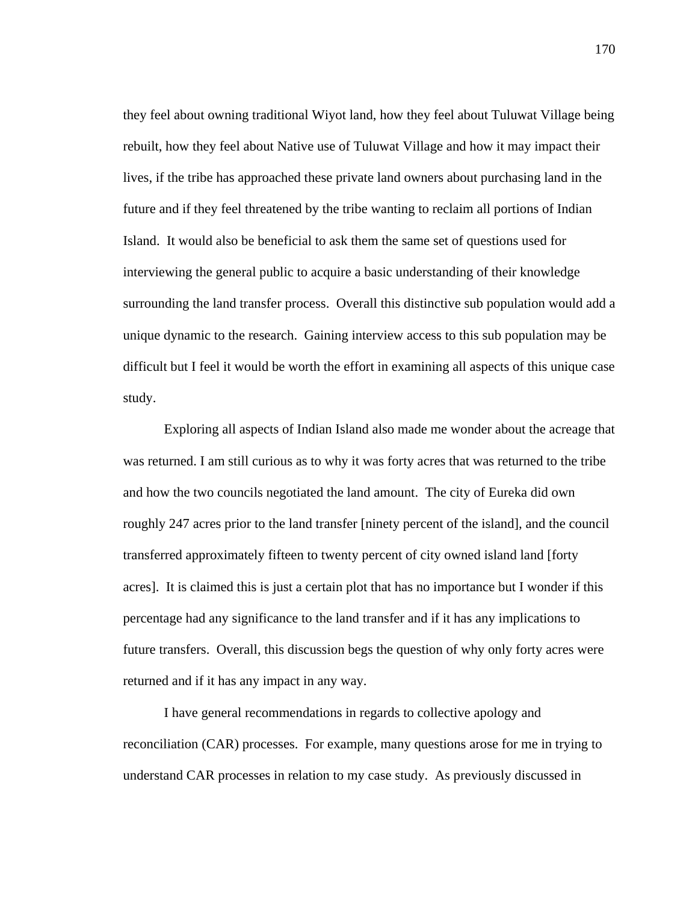they feel about owning traditional Wiyot land, how they feel about Tuluwat Village being rebuilt, how they feel about Native use of Tuluwat Village and how it may impact their lives, if the tribe has approached these private land owners about purchasing land in the future and if they feel threatened by the tribe wanting to reclaim all portions of Indian Island. It would also be beneficial to ask them the same set of questions used for interviewing the general public to acquire a basic understanding of their knowledge surrounding the land transfer process. Overall this distinctive sub population would add a unique dynamic to the research. Gaining interview access to this sub population may be difficult but I feel it would be worth the effort in examining all aspects of this unique case study.

Exploring all aspects of Indian Island also made me wonder about the acreage that was returned. I am still curious as to why it was forty acres that was returned to the tribe and how the two councils negotiated the land amount. The city of Eureka did own roughly 247 acres prior to the land transfer [ninety percent of the island], and the council transferred approximately fifteen to twenty percent of city owned island land [forty acres]. It is claimed this is just a certain plot that has no importance but I wonder if this percentage had any significance to the land transfer and if it has any implications to future transfers. Overall, this discussion begs the question of why only forty acres were returned and if it has any impact in any way.

I have general recommendations in regards to collective apology and reconciliation (CAR) processes. For example, many questions arose for me in trying to understand CAR processes in relation to my case study. As previously discussed in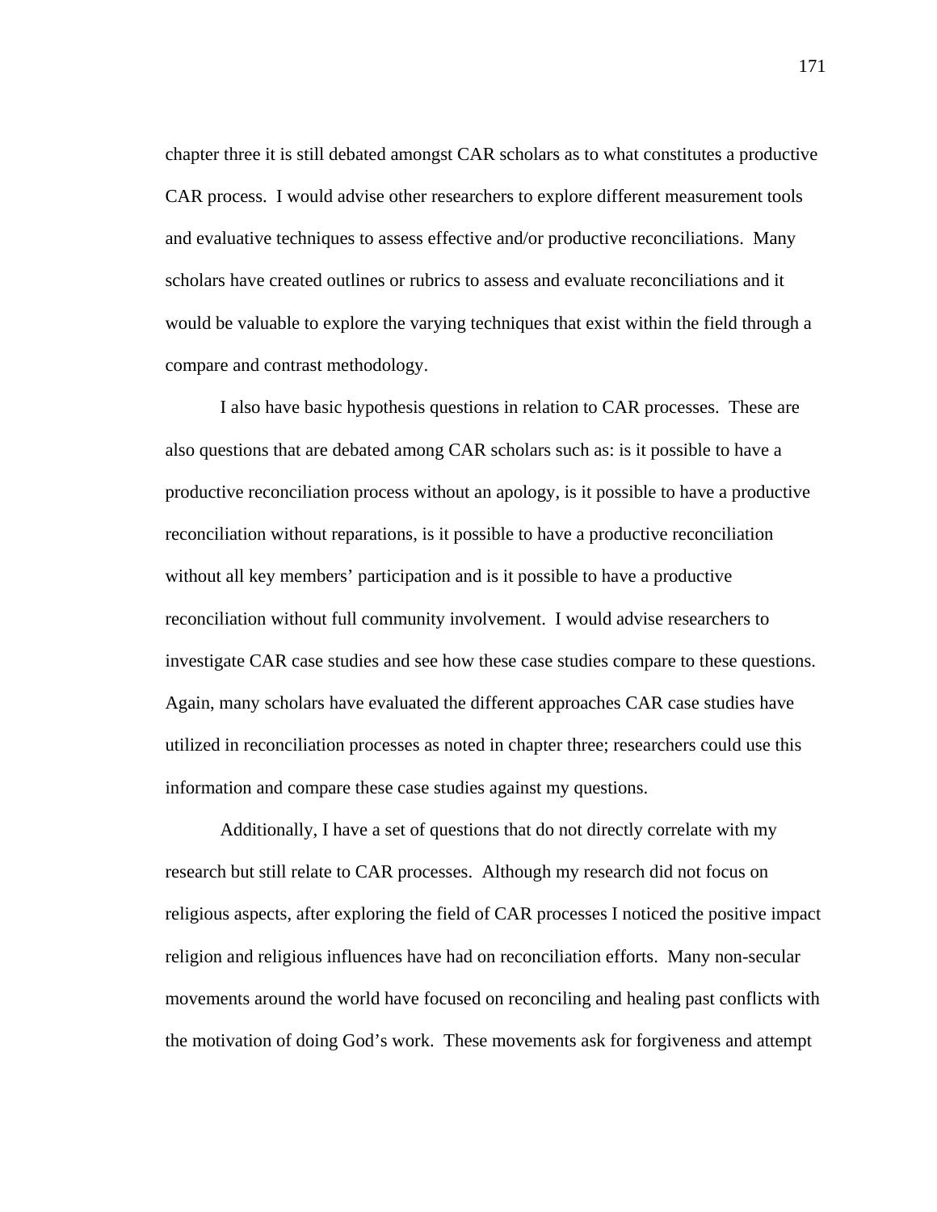chapter three it is still debated amongst CAR scholars as to what constitutes a productive CAR process. I would advise other researchers to explore different measurement tools and evaluative techniques to assess effective and/or productive reconciliations. Many scholars have created outlines or rubrics to assess and evaluate reconciliations and it would be valuable to explore the varying techniques that exist within the field through a compare and contrast methodology.

I also have basic hypothesis questions in relation to CAR processes. These are also questions that are debated among CAR scholars such as: is it possible to have a productive reconciliation process without an apology, is it possible to have a productive reconciliation without reparations, is it possible to have a productive reconciliation without all key members' participation and is it possible to have a productive reconciliation without full community involvement. I would advise researchers to investigate CAR case studies and see how these case studies compare to these questions. Again, many scholars have evaluated the different approaches CAR case studies have utilized in reconciliation processes as noted in chapter three; researchers could use this information and compare these case studies against my questions.

Additionally, I have a set of questions that do not directly correlate with my research but still relate to CAR processes. Although my research did not focus on religious aspects, after exploring the field of CAR processes I noticed the positive impact religion and religious influences have had on reconciliation efforts. Many non-secular movements around the world have focused on reconciling and healing past conflicts with the motivation of doing God's work. These movements ask for forgiveness and attempt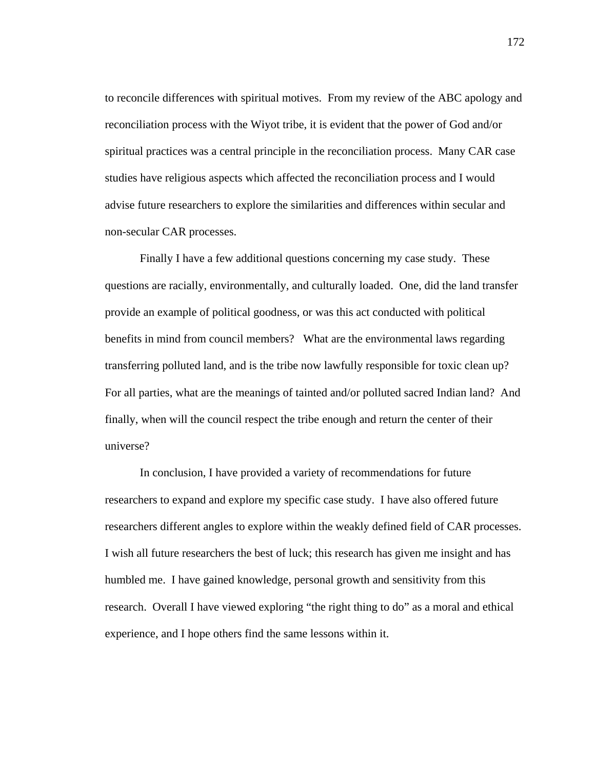to reconcile differences with spiritual motives. From my review of the ABC apology and reconciliation process with the Wiyot tribe, it is evident that the power of God and/or spiritual practices was a central principle in the reconciliation process. Many CAR case studies have religious aspects which affected the reconciliation process and I would advise future researchers to explore the similarities and differences within secular and non-secular CAR processes.

Finally I have a few additional questions concerning my case study. These questions are racially, environmentally, and culturally loaded. One, did the land transfer provide an example of political goodness, or was this act conducted with political benefits in mind from council members? What are the environmental laws regarding transferring polluted land, and is the tribe now lawfully responsible for toxic clean up? For all parties, what are the meanings of tainted and/or polluted sacred Indian land? And finally, when will the council respect the tribe enough and return the center of their universe?

In conclusion, I have provided a variety of recommendations for future researchers to expand and explore my specific case study. I have also offered future researchers different angles to explore within the weakly defined field of CAR processes. I wish all future researchers the best of luck; this research has given me insight and has humbled me. I have gained knowledge, personal growth and sensitivity from this research. Overall I have viewed exploring "the right thing to do" as a moral and ethical experience, and I hope others find the same lessons within it.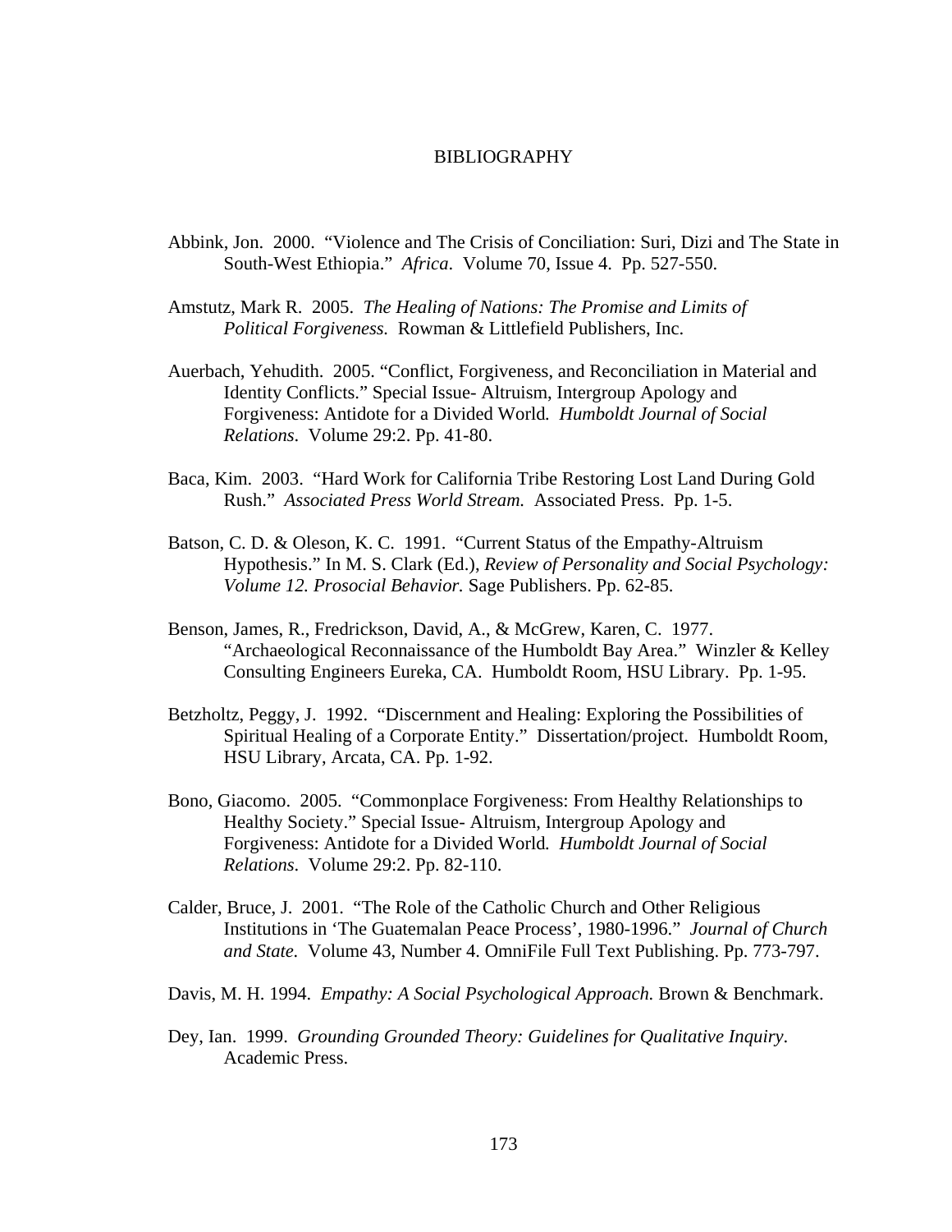# BIBLIOGRAPHY

Abbink, Jon. 2000. "Violence and The Crisis of Conciliation: Suri, Dizi and The State in South-West Ethiopia." *Africa*. Volume 70, Issue 4. Pp. 527-550.

Amstutz, Mark R. 2005. *The Healing of Nations: The Promise and Limits of Political Forgiveness.* Rowman & Littlefield Publishers, Inc.

Auerbach, Yehudith. 2005. "Conflict, Forgiveness, and Reconciliation in Material and Identity Conflicts." Special Issue- Altruism, Intergroup Apology and Forgiveness: Antidote for a Divided World*. Humboldt Journal of Social Relations*. Volume 29:2. Pp. 41-80.

Baca, Kim. 2003. "Hard Work for California Tribe Restoring Lost Land During Gold Rush." *Associated Press World Stream.* Associated Press. Pp. 1-5.

Batson, C. D. & Oleson, K. C. 1991. "Current Status of the Empathy-Altruism Hypothesis." In M. S. Clark (Ed.), *Review of Personality and Social Psychology: Volume 12. Prosocial Behavior.* Sage Publishers. Pp. 62-85.

Benson, James, R., Fredrickson, David, A., & McGrew, Karen, C. 1977. "Archaeological Reconnaissance of the Humboldt Bay Area." Winzler & Kelley Consulting Engineers Eureka, CA. Humboldt Room, HSU Library. Pp. 1-95.

Betzholtz, Peggy, J. 1992. "Discernment and Healing: Exploring the Possibilities of Spiritual Healing of a Corporate Entity." Dissertation/project. Humboldt Room, HSU Library, Arcata, CA. Pp. 1-92.

Bono, Giacomo. 2005. "Commonplace Forgiveness: From Healthy Relationships to Healthy Society." Special Issue- Altruism, Intergroup Apology and Forgiveness: Antidote for a Divided World*. Humboldt Journal of Social Relations*. Volume 29:2. Pp. 82-110.

Calder, Bruce, J. 2001. "The Role of the Catholic Church and Other Religious Institutions in 'The Guatemalan Peace Process', 1980-1996." *Journal of Church and State.* Volume 43, Number 4. OmniFile Full Text Publishing. Pp. 773-797.

Davis, M. H. 1994. *Empathy: A Social Psychological Approach.* Brown & Benchmark.

Dey, Ian. 1999. *Grounding Grounded Theory: Guidelines for Qualitative Inquiry*. Academic Press.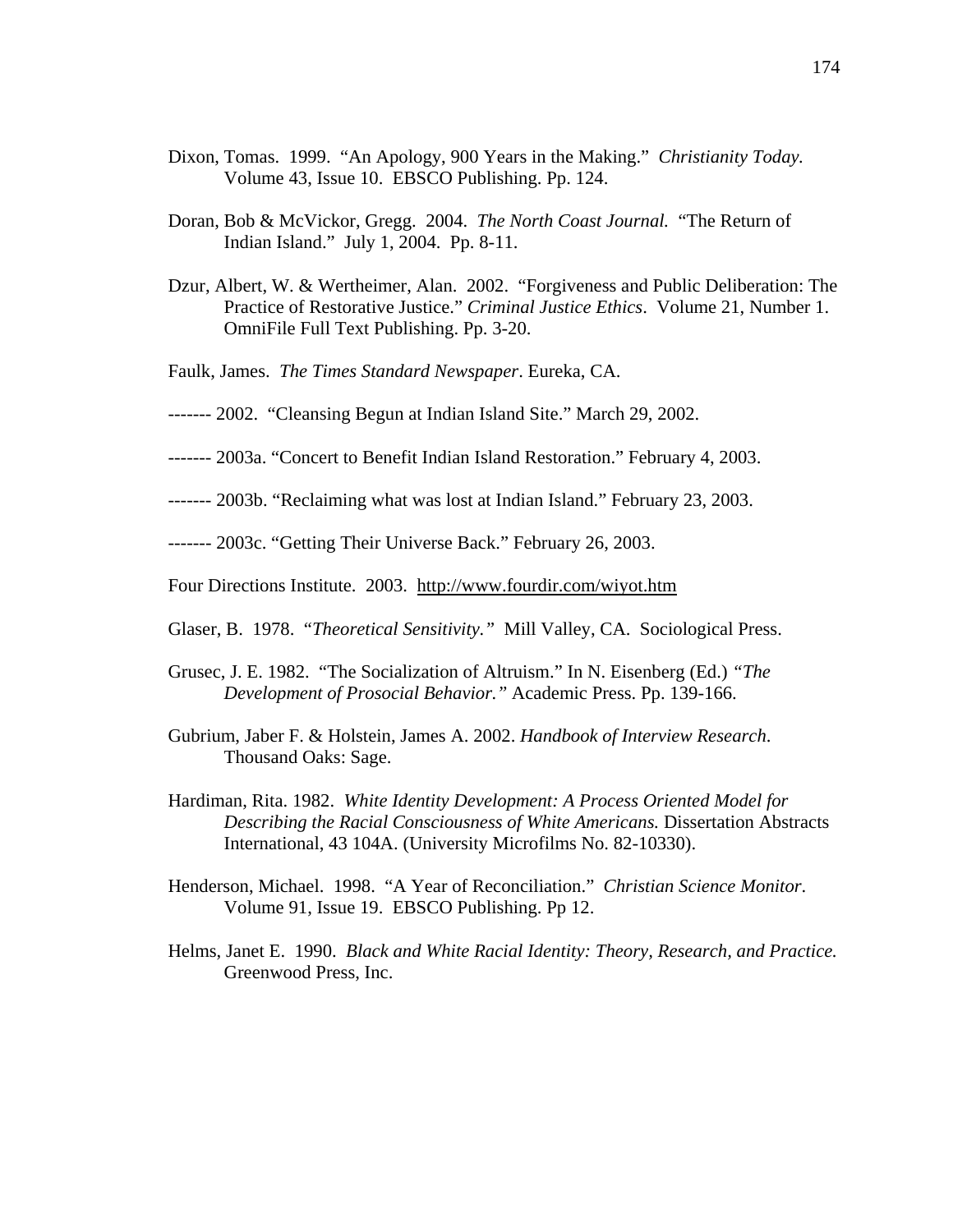Dixon, Tomas. 1999. "An Apology, 900 Years in the Making." *Christianity Today.* Volume 43, Issue 10. EBSCO Publishing. Pp. 124.

Doran, Bob & McVickor, Gregg. 2004. *The North Coast Journal.* "The Return of Indian Island." July 1, 2004. Pp. 8-11.

Dzur, Albert, W. & Wertheimer, Alan. 2002. "Forgiveness and Public Deliberation: The Practice of Restorative Justice." *Criminal Justice Ethics*. Volume 21, Number 1. OmniFile Full Text Publishing. Pp. 3-20.

Faulk, James. *The Times Standard Newspaper*. Eureka, CA.

------- 2002. "Cleansing Begun at Indian Island Site." March 29, 2002.

------- 2003a. "Concert to Benefit Indian Island Restoration." February 4, 2003.

------- 2003b. "Reclaiming what was lost at Indian Island." February 23, 2003.

------- 2003c. "Getting Their Universe Back." February 26, 2003.

Four Directions Institute. 2003. http://www.fourdir.com/wiyot.htm

Glaser, B. 1978. "*Theoretical Sensitivity.*" Mill Valley, CA. Sociological Press.

Grusec, J. E. 1982. "The Socialization of Altruism." In N. Eisenberg (Ed.) *"The Development of Prosocial Behavior."* Academic Press. Pp. 139-166.

Gubrium, Jaber F. & Holstein, James A. 2002. *Handbook of Interview Research*. Thousand Oaks: Sage.

Hardiman, Rita. 1982. *White Identity Development: A Process Oriented Model for Describing the Racial Consciousness of White Americans.* Dissertation Abstracts International, 43 104A. (University Microfilms No. 82-10330).

Henderson, Michael. 1998. "A Year of Reconciliation." *Christian Science Monitor*. Volume 91, Issue 19. EBSCO Publishing. Pp 12.

Helms, Janet E. 1990. *Black and White Racial Identity: Theory, Research, and Practice.* Greenwood Press, Inc.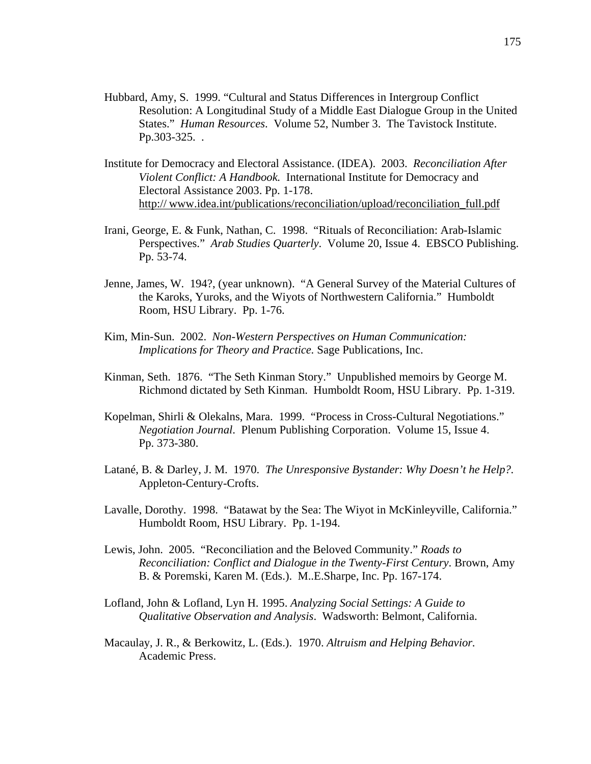Hubbard, Amy, S. 1999. "Cultural and Status Differences in Intergroup Conflict Resolution: A Longitudinal Study of a Middle East Dialogue Group in the United States." *Human Resources*. Volume 52, Number 3. The Tavistock Institute. Pp.303-325. .

Institute for Democracy and Electoral Assistance. (IDEA). 2003. *Reconciliation After Violent Conflict: A Handbook.* International Institute for Democracy and Electoral Assistance 2003. Pp. 1-178. http:// www.idea.int/publications/reconciliation/upload/reconciliation_full.pdf

Irani, George, E. & Funk, Nathan, C. 1998. "Rituals of Reconciliation: Arab-Islamic Perspectives." *Arab Studies Quarterly*. Volume 20, Issue 4. EBSCO Publishing. Pp. 53-74.

Jenne, James, W. 194?, (year unknown). "A General Survey of the Material Cultures of the Karoks, Yuroks, and the Wiyots of Northwestern California." Humboldt Room, HSU Library. Pp. 1-76.

Kim, Min-Sun. 2002. *Non-Western Perspectives on Human Communication: Implications for Theory and Practice.* Sage Publications, Inc.

Kinman, Seth. 1876. "The Seth Kinman Story." Unpublished memoirs by George M. Richmond dictated by Seth Kinman. Humboldt Room, HSU Library. Pp. 1-319.

Kopelman, Shirli & Olekalns, Mara. 1999. "Process in Cross-Cultural Negotiations." *Negotiation Journal*. Plenum Publishing Corporation. Volume 15, Issue 4. Pp. 373-380.

Latané, B. & Darley, J. M. 1970. *The Unresponsive Bystander: Why Doesn't he Help?.* Appleton-Century-Crofts.

Lavalle, Dorothy. 1998. "Batawat by the Sea: The Wiyot in McKinleyville, California." Humboldt Room, HSU Library. Pp. 1-194.

Lewis, John. 2005. "Reconciliation and the Beloved Community." *Roads to Reconciliation: Conflict and Dialogue in the Twenty-First Century*. Brown, Amy B. & Poremski, Karen M. (Eds.). M..E.Sharpe, Inc. Pp. 167-174.

Lofland, John & Lofland, Lyn H. 1995. *Analyzing Social Settings: A Guide to Qualitative Observation and Analysis*. Wadsworth: Belmont, California.

Macaulay, J. R., & Berkowitz, L. (Eds.). 1970. *Altruism and Helping Behavior.* Academic Press.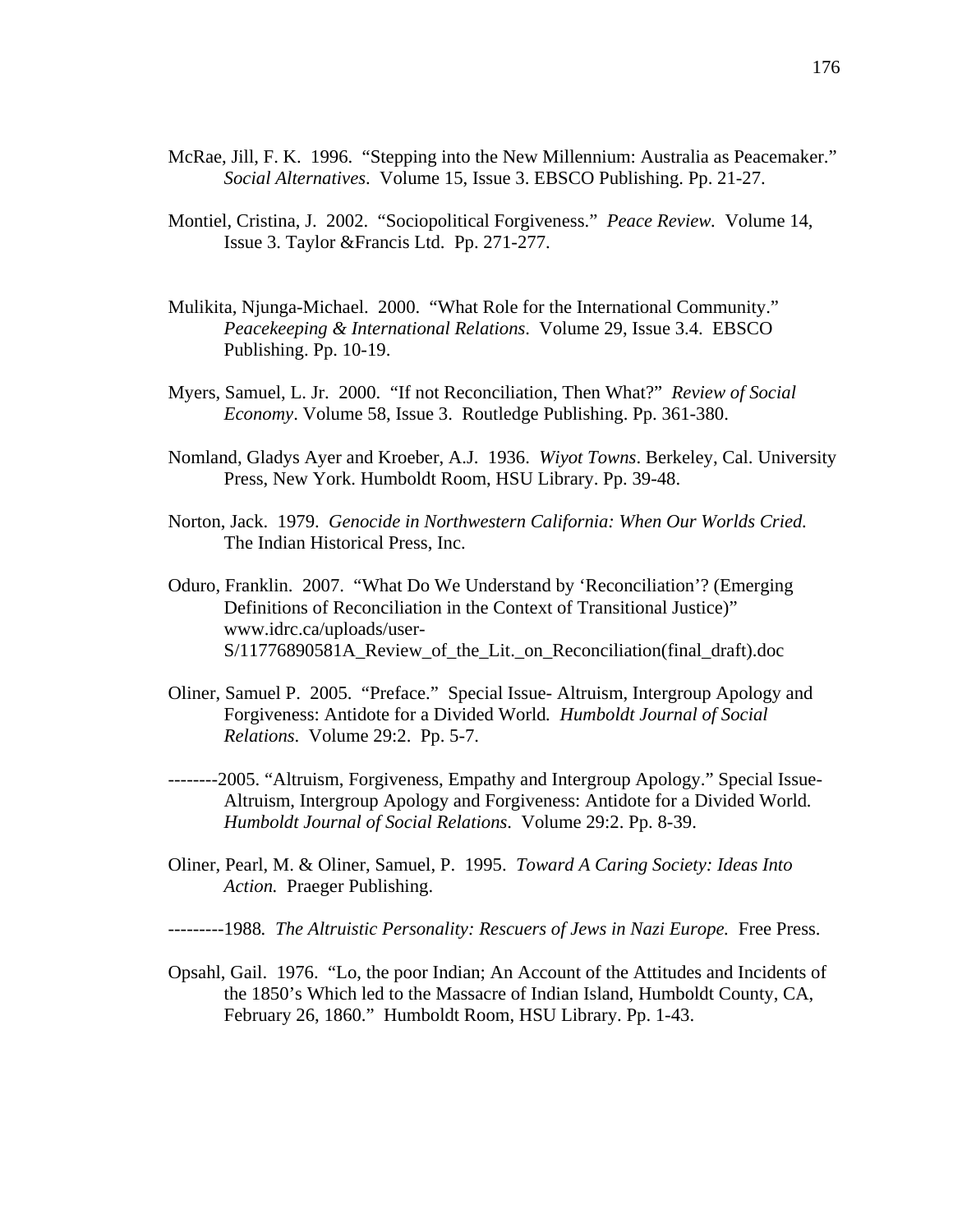McRae, Jill, F. K. 1996. "Stepping into the New Millennium: Australia as Peacemaker." *Social Alternatives*. Volume 15, Issue 3. EBSCO Publishing. Pp. 21-27.

Montiel, Cristina, J. 2002. "Sociopolitical Forgiveness." *Peace Review*. Volume 14, Issue 3. Taylor &Francis Ltd. Pp. 271-277.

Mulikita, Njunga-Michael. 2000. "What Role for the International Community." *Peacekeeping & International Relations*. Volume 29, Issue 3.4. EBSCO Publishing. Pp. 10-19.

Myers, Samuel, L. Jr. 2000. "If not Reconciliation, Then What?" *Review of Social Economy*. Volume 58, Issue 3. Routledge Publishing. Pp. 361-380.

Nomland, Gladys Ayer and Kroeber, A.J. 1936. *Wiyot Towns*. Berkeley, Cal. University Press, New York. Humboldt Room, HSU Library. Pp. 39-48.

Norton, Jack. 1979. *Genocide in Northwestern California: When Our Worlds Cried.* The Indian Historical Press, Inc.

Oduro, Franklin. 2007. "What Do We Understand by 'Reconciliation'? (Emerging Definitions of Reconciliation in the Context of Transitional Justice)" www.idrc.ca/uploads/user-S/11776890581A_Review_of_the_Lit._on_Reconciliation(final_draft).doc

Oliner, Samuel P. 2005. "Preface." Special Issue- Altruism, Intergroup Apology and Forgiveness: Antidote for a Divided World. *Humboldt Journal of Social Relations*. Volume 29:2. Pp. 5-7.

--------2005. "Altruism, Forgiveness, Empathy and Intergroup Apology." Special Issue- Altruism, Intergroup Apology and Forgiveness: Antidote for a Divided World. *Humboldt Journal of Social Relations*. Volume 29:2. Pp. 8-39.

Oliner, Pearl, M. & Oliner, Samuel, P. 1995. *Toward A Caring Society: Ideas Into Action.* Praeger Publishing.

---------1988. *The Altruistic Personality: Rescuers of Jews in Nazi Europe.* Free Press.

Opsahl, Gail. 1976. "Lo, the poor Indian; An Account of the Attitudes and Incidents of the 1850's Which led to the Massacre of Indian Island, Humboldt County, CA, February 26, 1860." Humboldt Room, HSU Library. Pp. 1-43.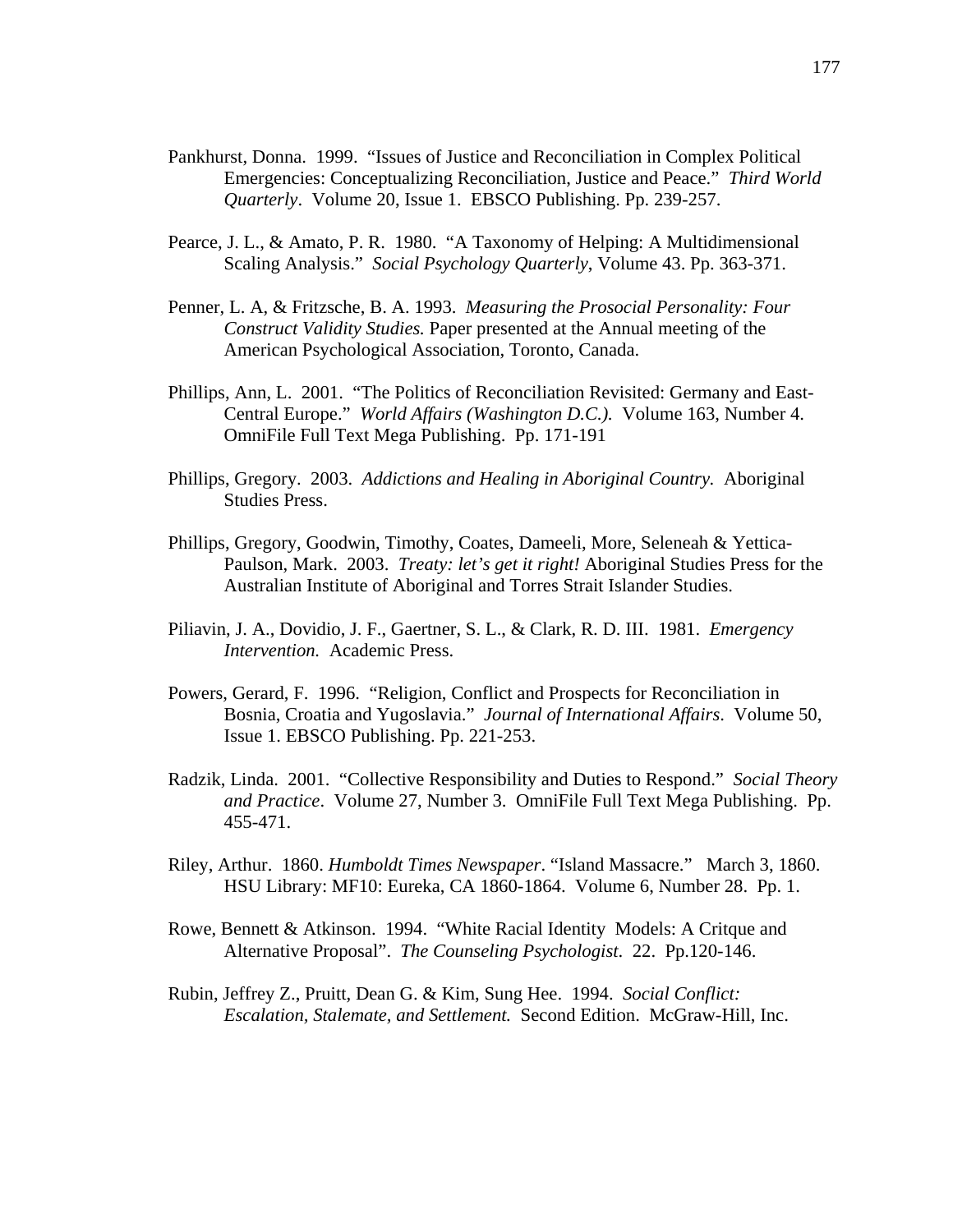Pankhurst, Donna. 1999. "Issues of Justice and Reconciliation in Complex Political Emergencies: Conceptualizing Reconciliation, Justice and Peace." *Third World Quarterly*. Volume 20, Issue 1. EBSCO Publishing. Pp. 239-257.

Pearce, J. L., & Amato, P. R. 1980. "A Taxonomy of Helping: A Multidimensional Scaling Analysis." *Social Psychology Quarterly*, Volume 43. Pp. 363-371.

Penner, L. A, & Fritzsche, B. A. 1993. *Measuring the Prosocial Personality: Four Construct Validity Studies.* Paper presented at the Annual meeting of the American Psychological Association, Toronto, Canada.

Phillips, Ann, L. 2001. "The Politics of Reconciliation Revisited: Germany and East-Central Europe." *World Affairs (Washington D.C.).* Volume 163, Number 4. OmniFile Full Text Mega Publishing. Pp. 171-191

Phillips, Gregory. 2003. *Addictions and Healing in Aboriginal Country.* Aboriginal Studies Press.

Phillips, Gregory, Goodwin, Timothy, Coates, Dameeli, More, Seleneah & Yettica-Paulson, Mark. 2003. *Treaty: let's get it right!* Aboriginal Studies Press for the Australian Institute of Aboriginal and Torres Strait Islander Studies.

Piliavin, J. A., Dovidio, J. F., Gaertner, S. L., & Clark, R. D. III. 1981. *Emergency Intervention.* Academic Press.

Powers, Gerard, F. 1996. "Religion, Conflict and Prospects for Reconciliation in Bosnia, Croatia and Yugoslavia." *Journal of International Affairs*. Volume 50, Issue 1. EBSCO Publishing. Pp. 221-253.

Radzik, Linda. 2001. "Collective Responsibility and Duties to Respond." *Social Theory and Practice*. Volume 27, Number 3. OmniFile Full Text Mega Publishing. Pp. 455-471.

Riley, Arthur. 1860. *Humboldt Times Newspaper*. "Island Massacre." March 3, 1860. HSU Library: MF10: Eureka, CA 1860-1864. Volume 6, Number 28. Pp. 1.

Rowe, Bennett & Atkinson. 1994. "White Racial Identity Models: A Critque and Alternative Proposal". *The Counseling Psychologist*. 22. Pp.120-146.

Rubin, Jeffrey Z., Pruitt, Dean G. & Kim, Sung Hee. 1994. *Social Conflict: Escalation, Stalemate, and Settlement.* Second Edition. McGraw-Hill, Inc.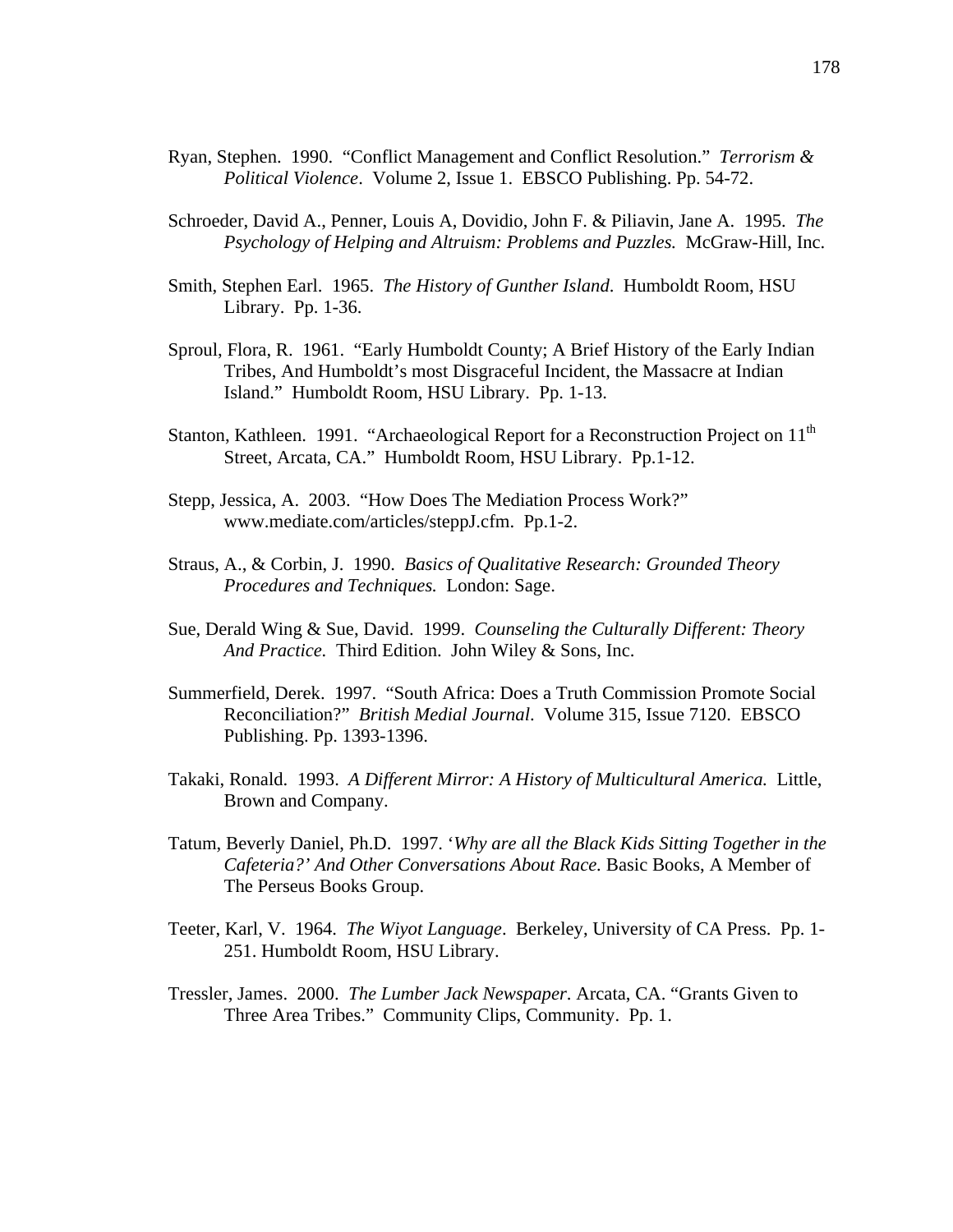Ryan, Stephen. 1990. "Conflict Management and Conflict Resolution." *Terrorism & Political Violence*. Volume 2, Issue 1. EBSCO Publishing. Pp. 54-72.

Schroeder, David A., Penner, Louis A, Dovidio, John F. & Piliavin, Jane A. 1995. *The Psychology of Helping and Altruism: Problems and Puzzles.* McGraw-Hill, Inc.

Smith, Stephen Earl. 1965. *The History of Gunther Island*. Humboldt Room, HSU Library. Pp. 1-36.

Sproul, Flora, R. 1961. "Early Humboldt County; A Brief History of the Early Indian Tribes, And Humboldt's most Disgraceful Incident, the Massacre at Indian Island." Humboldt Room, HSU Library. Pp. 1-13.

Stanton, Kathleen. 1991. "Archaeological Report for a Reconstruction Project on 11th Street, Arcata, CA." Humboldt Room, HSU Library. Pp.1-12.

Stepp, Jessica, A. 2003. "How Does The Mediation Process Work?" www.mediate.com/articles/steppJ.cfm. Pp.1-2.

Straus, A., & Corbin, J. 1990. *Basics of Qualitative Research: Grounded Theory Procedures and Techniques.* London: Sage.

Sue, Derald Wing & Sue, David. 1999. *Counseling the Culturally Different: Theory And Practice.* Third Edition. John Wiley & Sons, Inc.

Summerfield, Derek. 1997. "South Africa: Does a Truth Commission Promote Social Reconciliation?" *British Medial Journal*. Volume 315, Issue 7120. EBSCO Publishing. Pp. 1393-1396.

Takaki, Ronald. 1993. *A Different Mirror: A History of Multicultural America.* Little, Brown and Company.

Tatum, Beverly Daniel, Ph.D. 1997. '*Why are all the Black Kids Sitting Together in the Cafeteria?' And Other Conversations About Race.* Basic Books, A Member of The Perseus Books Group.

Teeter, Karl, V. 1964. *The Wiyot Language*. Berkeley, University of CA Press. Pp. 1-251. Humboldt Room, HSU Library.

Tressler, James. 2000. *The Lumber Jack Newspaper*. Arcata, CA. "Grants Given to Three Area Tribes." Community Clips, Community. Pp. 1.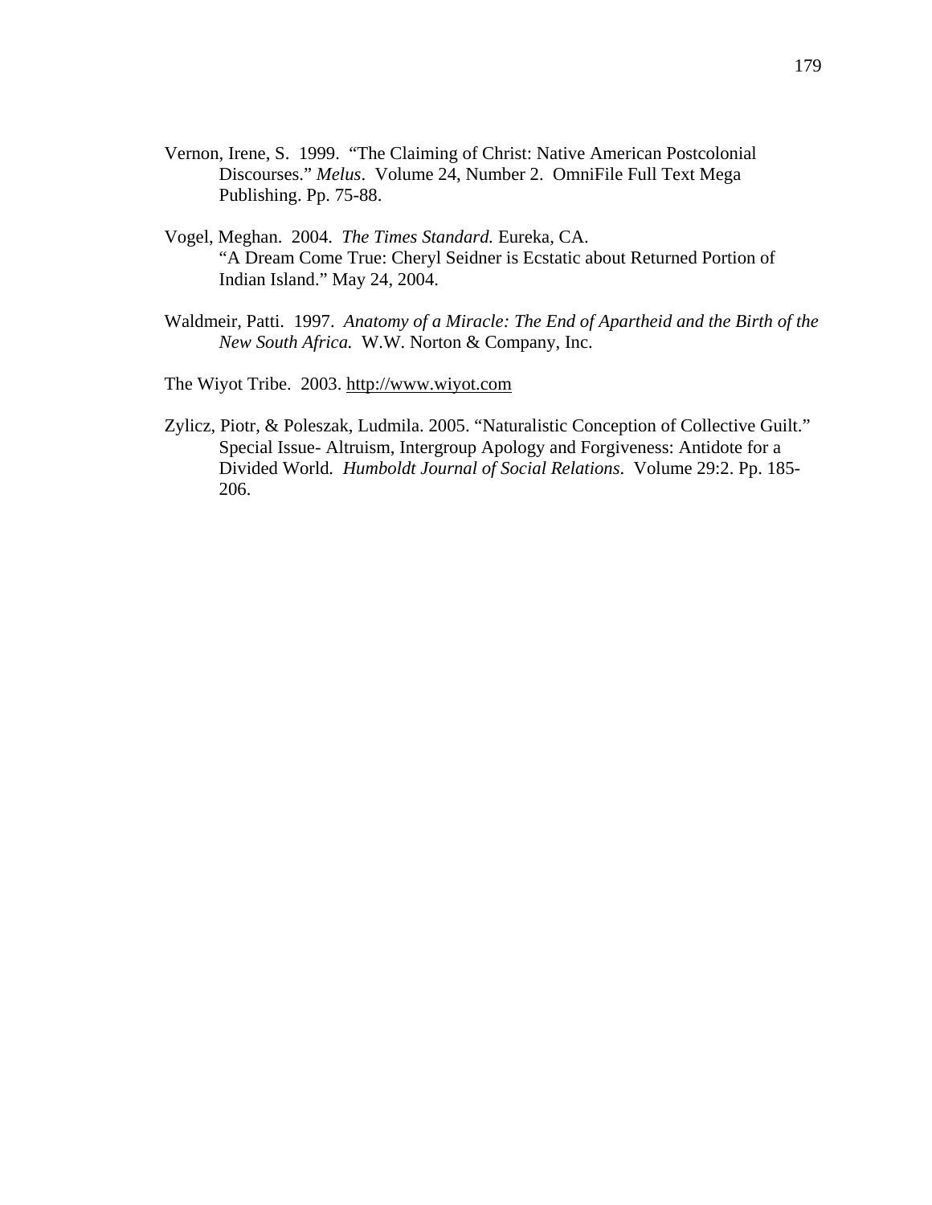Vernon, Irene, S. 1999. "The Claiming of Christ: Native American Postcolonial Discourses." *Melus*. Volume 24, Number 2. OmniFile Full Text Mega Publishing. Pp. 75-88.

Vogel, Meghan. 2004. *The Times Standard.* Eureka, CA. "A Dream Come True: Cheryl Seidner is Ecstatic about Returned Portion of Indian Island." May 24, 2004.

Waldmeir, Patti. 1997. *Anatomy of a Miracle: The End of Apartheid and the Birth of the New South Africa.* W.W. Norton & Company, Inc.

The Wiyot Tribe. 2003. http://www.wiyot.com

Zylicz, Piotr, & Poleszak, Ludmila. 2005. "Naturalistic Conception of Collective Guilt." Special Issue- Altruism, Intergroup Apology and Forgiveness: Antidote for a Divided World. *Humboldt Journal of Social Relations*. Volume 29:2. Pp. 185-206.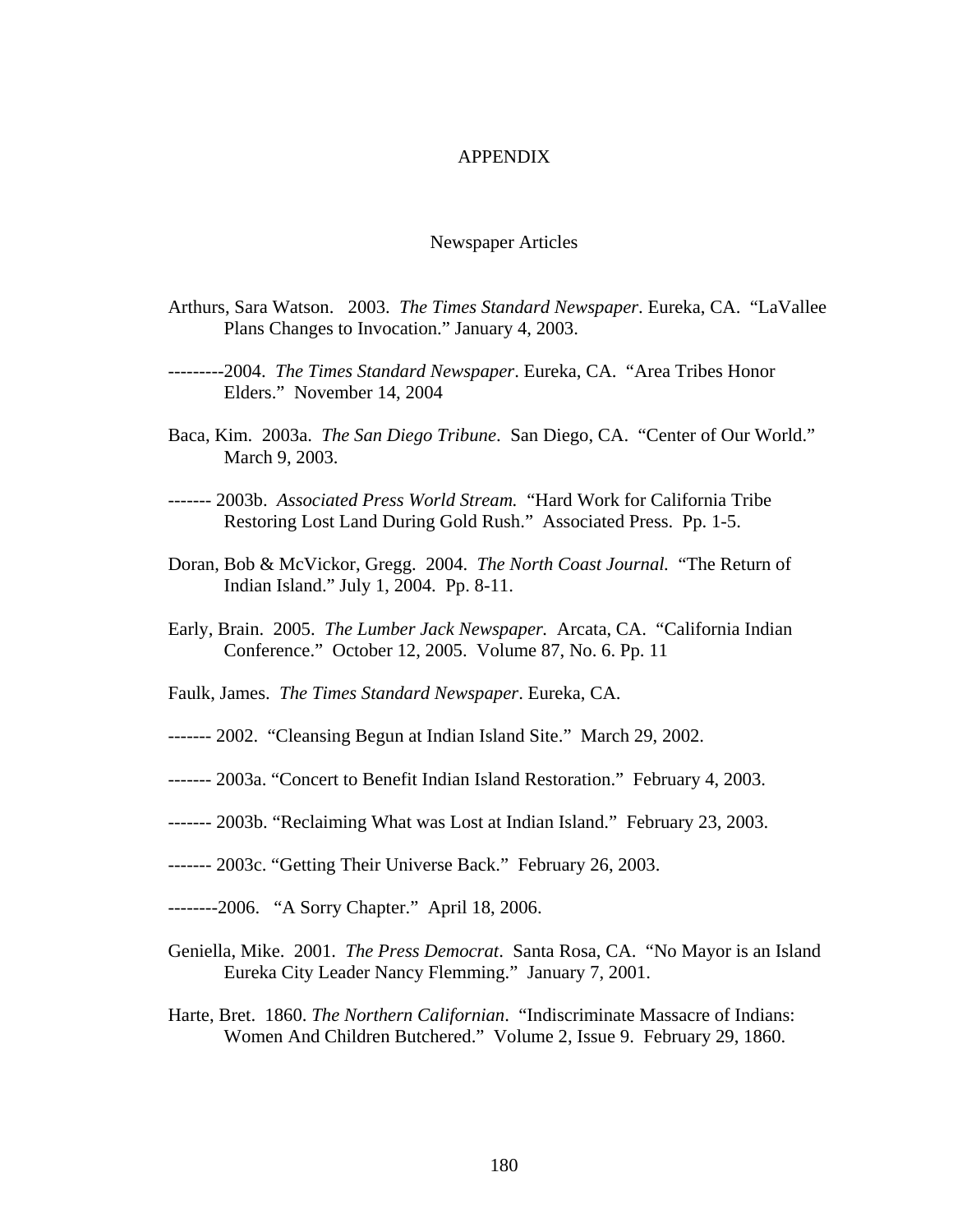# APPENDIX

## Newspaper Articles

Arthurs, Sara Watson. 2003. *The Times Standard Newspaper*. Eureka, CA. "LaVallee Plans Changes to Invocation." January 4, 2003.

---------2004. *The Times Standard Newspaper*. Eureka, CA. "Area Tribes Honor Elders." November 14, 2004

Baca, Kim. 2003a. *The San Diego Tribune*. San Diego, CA. "Center of Our World." March 9, 2003.

------- 2003b. *Associated Press World Stream.* "Hard Work for California Tribe Restoring Lost Land During Gold Rush." Associated Press. Pp. 1-5.

Doran, Bob & McVickor, Gregg. 2004. *The North Coast Journal.* "The Return of Indian Island." July 1, 2004. Pp. 8-11.

Early, Brain. 2005. *The Lumber Jack Newspaper.* Arcata, CA. "California Indian Conference." October 12, 2005. Volume 87, No. 6. Pp. 11

Faulk, James. *The Times Standard Newspaper*. Eureka, CA.

------- 2002. "Cleansing Begun at Indian Island Site." March 29, 2002.

------- 2003a. "Concert to Benefit Indian Island Restoration." February 4, 2003.

------- 2003b. "Reclaiming What was Lost at Indian Island." February 23, 2003.

------- 2003c. "Getting Their Universe Back." February 26, 2003.

--------2006. "A Sorry Chapter." April 18, 2006.

Geniella, Mike. 2001. *The Press Democrat*. Santa Rosa, CA. "No Mayor is an Island Eureka City Leader Nancy Flemming." January 7, 2001.

Harte, Bret. 1860. *The Northern Californian*. "Indiscriminate Massacre of Indians: Women And Children Butchered." Volume 2, Issue 9. February 29, 1860.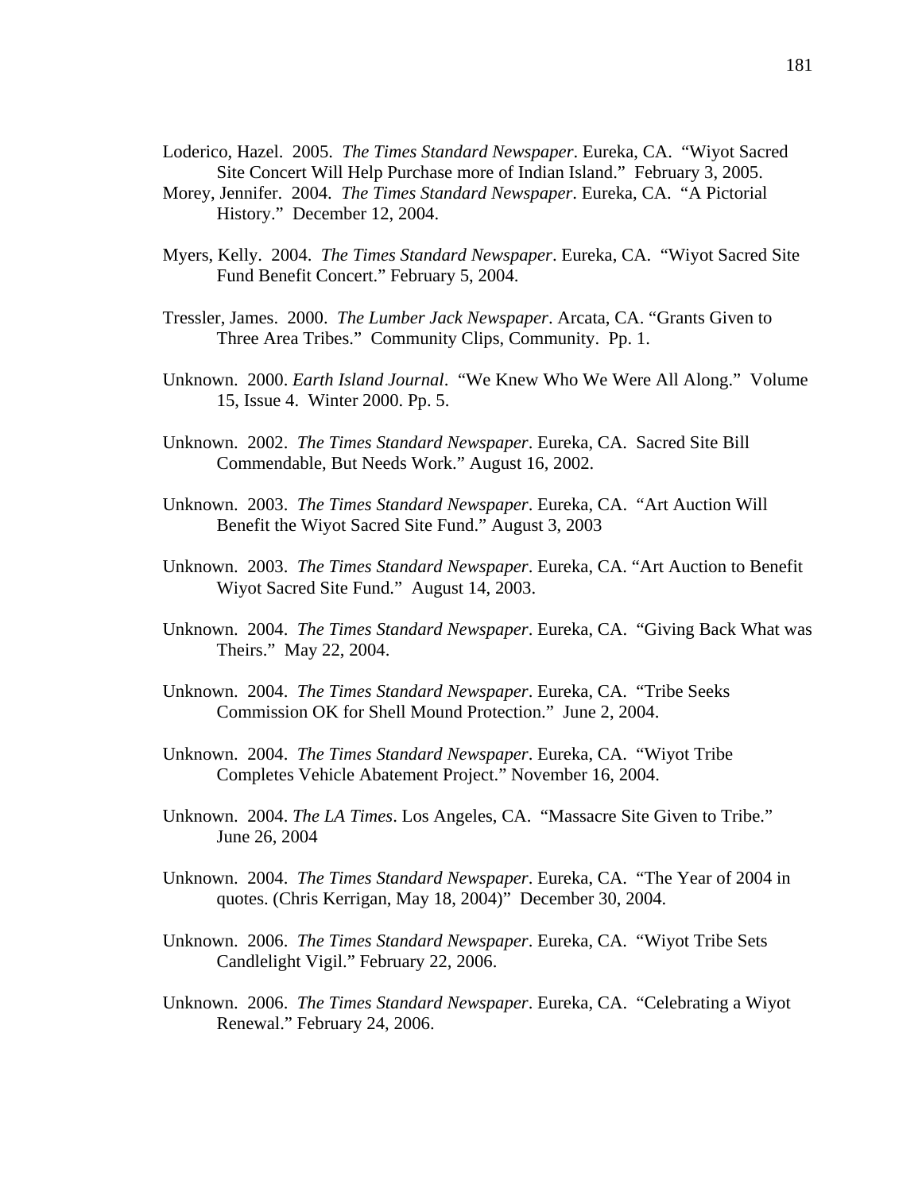Loderico, Hazel. 2005. *The Times Standard Newspaper*. Eureka, CA. "Wiyot Sacred Site Concert Will Help Purchase more of Indian Island." February 3, 2005.

Morey, Jennifer. 2004. *The Times Standard Newspaper*. Eureka, CA. "A Pictorial History." December 12, 2004.

Myers, Kelly. 2004. *The Times Standard Newspaper*. Eureka, CA. "Wiyot Sacred Site Fund Benefit Concert." February 5, 2004.

Tressler, James. 2000. *The Lumber Jack Newspaper*. Arcata, CA. "Grants Given to Three Area Tribes." Community Clips, Community. Pp. 1.

Unknown. 2000. *Earth Island Journal*. "We Knew Who We Were All Along." Volume 15, Issue 4. Winter 2000. Pp. 5.

Unknown. 2002. *The Times Standard Newspaper*. Eureka, CA. Sacred Site Bill Commendable, But Needs Work." August 16, 2002.

Unknown. 2003. *The Times Standard Newspaper*. Eureka, CA. "Art Auction Will Benefit the Wiyot Sacred Site Fund." August 3, 2003

Unknown. 2003. *The Times Standard Newspaper*. Eureka, CA. "Art Auction to Benefit Wiyot Sacred Site Fund." August 14, 2003.

Unknown. 2004. *The Times Standard Newspaper*. Eureka, CA. "Giving Back What was Theirs." May 22, 2004.

Unknown. 2004. *The Times Standard Newspaper*. Eureka, CA. "Tribe Seeks Commission OK for Shell Mound Protection." June 2, 2004.

Unknown. 2004. *The Times Standard Newspaper*. Eureka, CA. "Wiyot Tribe Completes Vehicle Abatement Project." November 16, 2004.

Unknown. 2004. *The LA Times*. Los Angeles, CA. "Massacre Site Given to Tribe." June 26, 2004

Unknown. 2004. *The Times Standard Newspaper*. Eureka, CA. "The Year of 2004 in quotes. (Chris Kerrigan, May 18, 2004)" December 30, 2004.

Unknown. 2006. *The Times Standard Newspaper*. Eureka, CA. "Wiyot Tribe Sets Candlelight Vigil." February 22, 2006.

Unknown. 2006. *The Times Standard Newspaper*. Eureka, CA. "Celebrating a Wiyot Renewal." February 24, 2006.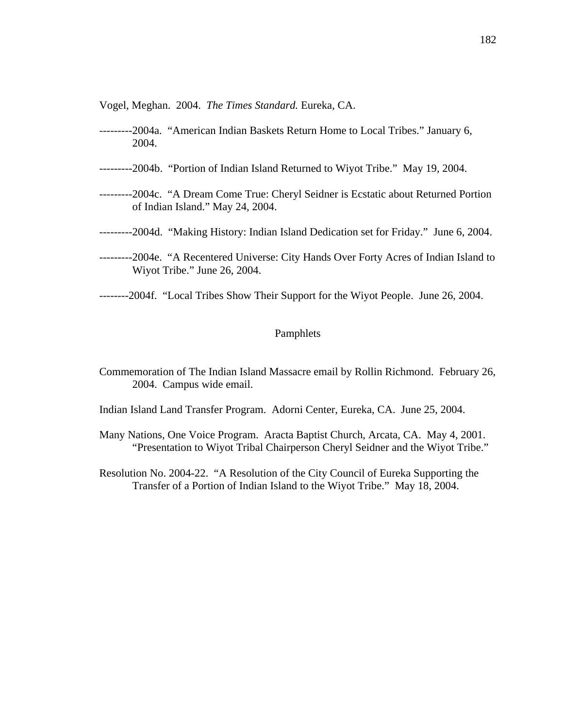Vogel, Meghan. 2004. *The Times Standard.* Eureka, CA.

---------2004a. "American Indian Baskets Return Home to Local Tribes." January 6, 2004.

---------2004b. "Portion of Indian Island Returned to Wiyot Tribe." May 19, 2004.

---------2004c. "A Dream Come True: Cheryl Seidner is Ecstatic about Returned Portion of Indian Island." May 24, 2004.

---------2004d. "Making History: Indian Island Dedication set for Friday." June 6, 2004.

---------2004e. "A Recentered Universe: City Hands Over Forty Acres of Indian Island to Wiyot Tribe." June 26, 2004.

--------2004f. "Local Tribes Show Their Support for the Wiyot People. June 26, 2004.

## Pamphlets

Commemoration of The Indian Island Massacre email by Rollin Richmond. February 26, 2004. Campus wide email.

Indian Island Land Transfer Program. Adorni Center, Eureka, CA. June 25, 2004.

Many Nations, One Voice Program. Aracta Baptist Church, Arcata, CA. May 4, 2001. "Presentation to Wiyot Tribal Chairperson Cheryl Seidner and the Wiyot Tribe."

Resolution No. 2004-22. "A Resolution of the City Council of Eureka Supporting the Transfer of a Portion of Indian Island to the Wiyot Tribe." May 18, 2004.